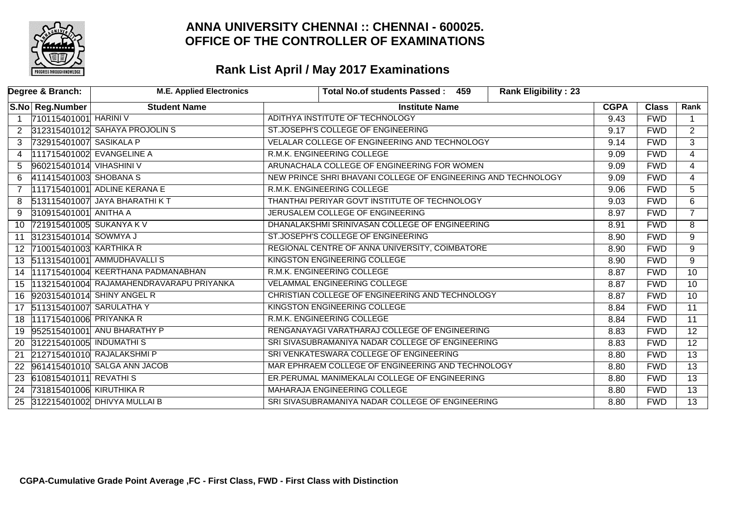# ANNA UNIVERSITY CHENNAI :: CHENNAI - 600025.
# OFFICE OF THE CONTROLLER OF EXAMINATIONS

## Rank List April / May 2017 Examinations

| Degree & Branch: | M.E. Applied Electronics | Total No.of students Passed : 459 | Rank Eligibility : 23 | | | |
|---|---|---|---|---|---|---|
| **S.No** | **Reg.Number** | **Student Name** | **Institute Name** | **CGPA** | **Class** | **Rank** |
| 1 | 710115401001 | HARINI V | ADITHYA INSTITUTE OF TECHNOLOGY | 9.43 | FWD | 1 |
| 2 | 312315401012 | SAHAYA PROJOLIN S | ST.JOSEPH'S COLLEGE OF ENGINEERING | 9.17 | FWD | 2 |
| 3 | 732915401007 | SASIKALA P | VELALAR COLLEGE OF ENGINEERING AND TECHNOLOGY | 9.14 | FWD | 3 |
| 4 | 111715401002 | EVANGELINE A | R.M.K. ENGINEERING COLLEGE | 9.09 | FWD | 4 |
| 5 | 960215401014 | VIHASHINI V | ARUNACHALA COLLEGE OF ENGINEERING FOR WOMEN | 9.09 | FWD | 4 |
| 6 | 411415401003 | SHOBANA S | NEW PRINCE SHRI BHAVANI COLLEGE OF ENGINEERING AND TECHNOLOGY | 9.09 | FWD | 4 |
| 7 | 111715401001 | ADLINE KERANA E | R.M.K. ENGINEERING COLLEGE | 9.06 | FWD | 5 |
| 8 | 513115401007 | JAYA BHARATHI K T | THANTHAI PERIYAR GOVT INSTITUTE OF TECHNOLOGY | 9.03 | FWD | 6 |
| 9 | 310915401001 | ANITHA A | JERUSALEM COLLEGE OF ENGINEERING | 8.97 | FWD | 7 |
| 10 | 721915401005 | SUKANYA K V | DHANALAKSHMI SRINIVASAN COLLEGE OF ENGINEERING | 8.91 | FWD | 8 |
| 11 | 312315401014 | SOWMYA J | ST.JOSEPH'S COLLEGE OF ENGINEERING | 8.90 | FWD | 9 |
| 12 | 710015401003 | KARTHIKA R | REGIONAL CENTRE OF ANNA UNIVERSITY, COIMBATORE | 8.90 | FWD | 9 |
| 13 | 511315401001 | AMMUDHAVALLI S | KINGSTON ENGINEERING COLLEGE | 8.90 | FWD | 9 |
| 14 | 111715401004 | KEERTHANA PADMANABHAN | R.M.K. ENGINEERING COLLEGE | 8.87 | FWD | 10 |
| 15 | 113215401004 | RAJAMAHENDRAVARAPU PRIYANKA | VELAMMAL ENGINEERING COLLEGE | 8.87 | FWD | 10 |
| 16 | 920315401014 | SHINY ANGEL R | CHRISTIAN COLLEGE OF ENGINEERING AND TECHNOLOGY | 8.87 | FWD | 10 |
| 17 | 511315401007 | SARULATHA Y | KINGSTON ENGINEERING COLLEGE | 8.84 | FWD | 11 |
| 18 | 111715401006 | PRIYANKA R | R.M.K. ENGINEERING COLLEGE | 8.84 | FWD | 11 |
| 19 | 952515401001 | ANU BHARATHY P | RENGANAYAGI VARATHARAJ COLLEGE OF ENGINEERING | 8.83 | FWD | 12 |
| 20 | 312215401005 | INDUMATHI S | SRI SIVASUBRAMANIYA NADAR COLLEGE OF ENGINEERING | 8.83 | FWD | 12 |
| 21 | 212715401010 | RAJALAKSHMI P | SRI VENKATESWARA COLLEGE OF ENGINEERING | 8.80 | FWD | 13 |
| 22 | 961415401010 | SALGA ANN JACOB | MAR EPHRAEM COLLEGE OF ENGINEERING AND TECHNOLOGY | 8.80 | FWD | 13 |
| 23 | 610815401011 | REVATHI S | ER.PERUMAL MANIMEKALAI COLLEGE OF ENGINEERING | 8.80 | FWD | 13 |
| 24 | 731815401006 | KIRUTHIKA R | MAHARAJA ENGINEERING COLLEGE | 8.80 | FWD | 13 |
| 25 | 312215401002 | DHIVYA MULLAI B | SRI SIVASUBRAMANIYA NADAR COLLEGE OF ENGINEERING | 8.80 | FWD | 13 |

**CGPA-Cumulative Grade Point Average ,FC - First Class, FWD - First Class with Distinction**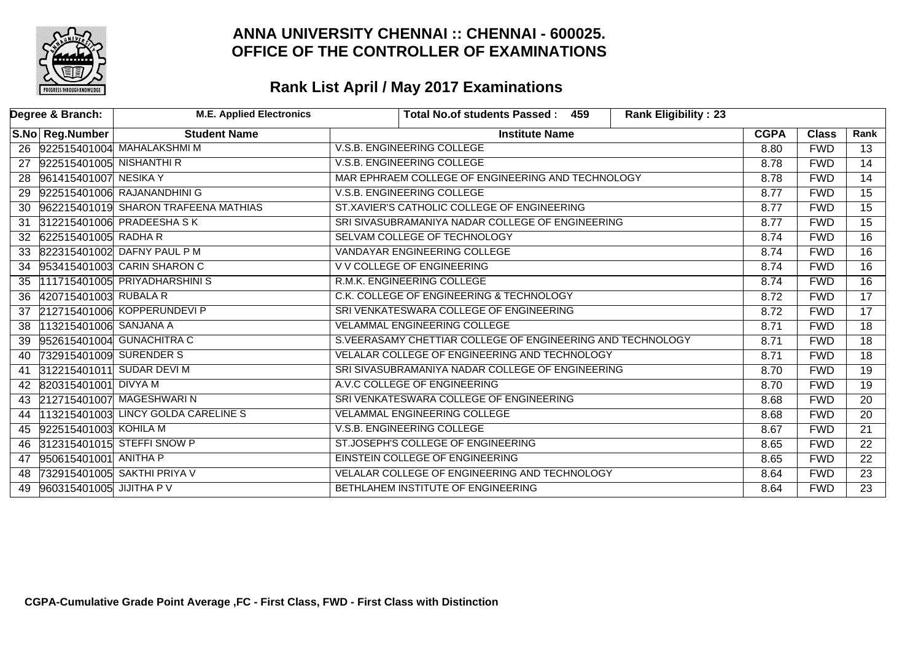# ANNA UNIVERSITY CHENNAI :: CHENNAI - 600025.
# OFFICE OF THE CONTROLLER OF EXAMINATIONS

## Rank List April / May 2017 Examinations

| Degree & Branch: | | M.E. Applied Electronics | Total No.of students Passed : 459 | Rank Eligibility : 23 | | |
|---|---|---|---|---|---|---|
| **S.No** | **Reg.Number** | **Student Name** | **Institute Name** | **CGPA** | **Class** | **Rank** |
| 26 | 922515401004 | MAHALAKSHMI M | V.S.B. ENGINEERING COLLEGE | 8.80 | FWD | 13 |
| 27 | 922515401005 | NISHANTHI R | V.S.B. ENGINEERING COLLEGE | 8.78 | FWD | 14 |
| 28 | 961415401007 | NESIKA Y | MAR EPHRAEM COLLEGE OF ENGINEERING AND TECHNOLOGY | 8.78 | FWD | 14 |
| 29 | 922515401006 | RAJANANDHINI G | V.S.B. ENGINEERING COLLEGE | 8.77 | FWD | 15 |
| 30 | 962215401019 | SHARON TRAFEENA MATHIAS | ST.XAVIER'S CATHOLIC COLLEGE OF ENGINEERING | 8.77 | FWD | 15 |
| 31 | 312215401006 | PRADEESHA S K | SRI SIVASUBRAMANIYA NADAR COLLEGE OF ENGINEERING | 8.77 | FWD | 15 |
| 32 | 622515401005 | RADHA R | SELVAM COLLEGE OF TECHNOLOGY | 8.74 | FWD | 16 |
| 33 | 822315401002 | DAFNY PAUL P M | VANDAYAR ENGINEERING COLLEGE | 8.74 | FWD | 16 |
| 34 | 953415401003 | CARIN SHARON C | V V COLLEGE OF ENGINEERING | 8.74 | FWD | 16 |
| 35 | 111715401005 | PRIYADHARSHINI S | R.M.K. ENGINEERING COLLEGE | 8.74 | FWD | 16 |
| 36 | 420715401003 | RUBALA R | C.K. COLLEGE OF ENGINEERING & TECHNOLOGY | 8.72 | FWD | 17 |
| 37 | 212715401006 | KOPPERUNDEVI P | SRI VENKATESWARA COLLEGE OF ENGINEERING | 8.72 | FWD | 17 |
| 38 | 113215401006 | SANJANA A | VELAMMAL ENGINEERING COLLEGE | 8.71 | FWD | 18 |
| 39 | 952615401004 | GUNACHITRA C | S.VEERASAMY CHETTIAR COLLEGE OF ENGINEERING AND TECHNOLOGY | 8.71 | FWD | 18 |
| 40 | 732915401009 | SURENDER S | VELALAR COLLEGE OF ENGINEERING AND TECHNOLOGY | 8.71 | FWD | 18 |
| 41 | 312215401011 | SUDAR DEVI M | SRI SIVASUBRAMANIYA NADAR COLLEGE OF ENGINEERING | 8.70 | FWD | 19 |
| 42 | 820315401001 | DIVYA M | A.V.C COLLEGE OF ENGINEERING | 8.70 | FWD | 19 |
| 43 | 212715401007 | MAGESHWARI N | SRI VENKATESWARA COLLEGE OF ENGINEERING | 8.68 | FWD | 20 |
| 44 | 113215401003 | LINCY GOLDA CARELINE S | VELAMMAL ENGINEERING COLLEGE | 8.68 | FWD | 20 |
| 45 | 922515401003 | KOHILA M | V.S.B. ENGINEERING COLLEGE | 8.67 | FWD | 21 |
| 46 | 312315401015 | STEFFI SNOW P | ST.JOSEPH'S COLLEGE OF ENGINEERING | 8.65 | FWD | 22 |
| 47 | 950615401001 | ANITHA P | EINSTEIN COLLEGE OF ENGINEERING | 8.65 | FWD | 22 |
| 48 | 732915401005 | SAKTHI PRIYA V | VELALAR COLLEGE OF ENGINEERING AND TECHNOLOGY | 8.64 | FWD | 23 |
| 49 | 960315401005 | JIJITHA P V | BETHLAHEM INSTITUTE OF ENGINEERING | 8.64 | FWD | 23 |

**CGPA-Cumulative Grade Point Average ,FC - First Class, FWD - First Class with Distinction**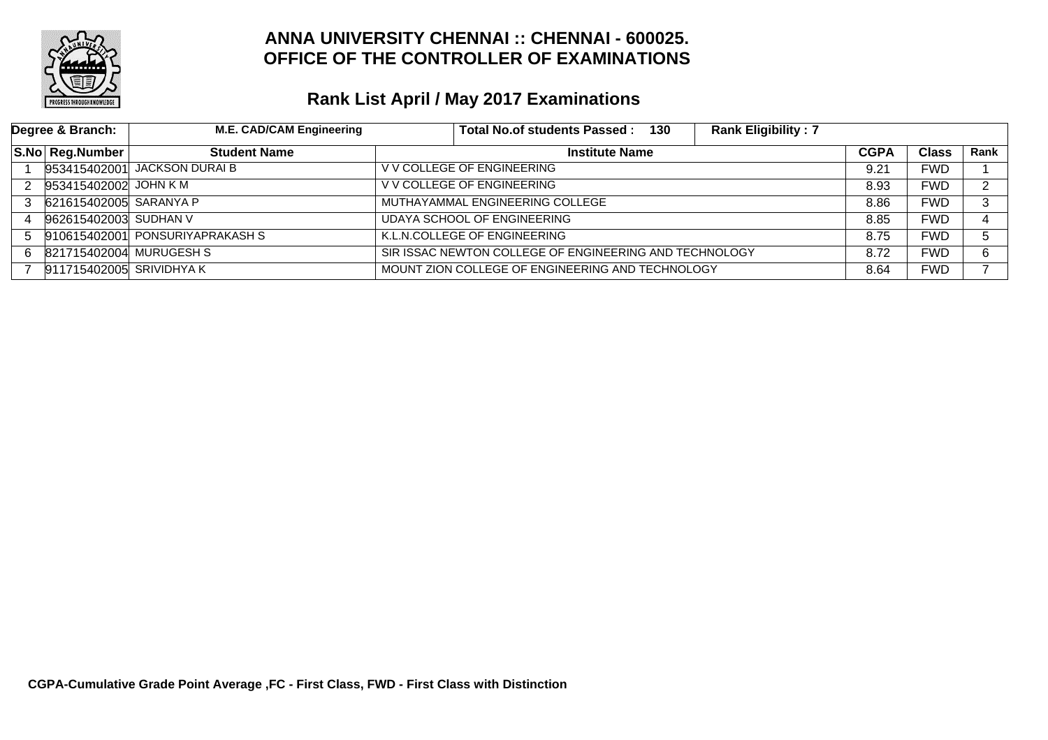# ANNA UNIVERSITY CHENNAI :: CHENNAI - 600025.
# OFFICE OF THE CONTROLLER OF EXAMINATIONS

## Rank List April / May 2017 Examinations

| Degree & Branch: | M.E. CAD/CAM Engineering | Total No.of students Passed : 130 | Rank Eligibility : 7 | | | |
|---|---|---|---|---|---|---|
| **S.No** | **Reg.Number** | **Student Name** | **Institute Name** | **CGPA** | **Class** | **Rank** |
| 1 | 953415402001 | JACKSON DURAI B | V V COLLEGE OF ENGINEERING | 9.21 | FWD | 1 |
| 2 | 953415402002 | JOHN K M | V V COLLEGE OF ENGINEERING | 8.93 | FWD | 2 |
| 3 | 621615402005 | SARANYA P | MUTHAYAMMAL ENGINEERING COLLEGE | 8.86 | FWD | 3 |
| 4 | 962615402003 | SUDHAN V | UDAYA SCHOOL OF ENGINEERING | 8.85 | FWD | 4 |
| 5 | 910615402001 | PONSURIYAPRAKASH S | K.L.N.COLLEGE OF ENGINEERING | 8.75 | FWD | 5 |
| 6 | 821715402004 | MURUGESH S | SIR ISSAC NEWTON COLLEGE OF ENGINEERING AND TECHNOLOGY | 8.72 | FWD | 6 |
| 7 | 911715402005 | SRIVIDHYA K | MOUNT ZION COLLEGE OF ENGINEERING AND TECHNOLOGY | 8.64 | FWD | 7 |

**CGPA-Cumulative Grade Point Average ,FC - First Class, FWD - First Class with Distinction**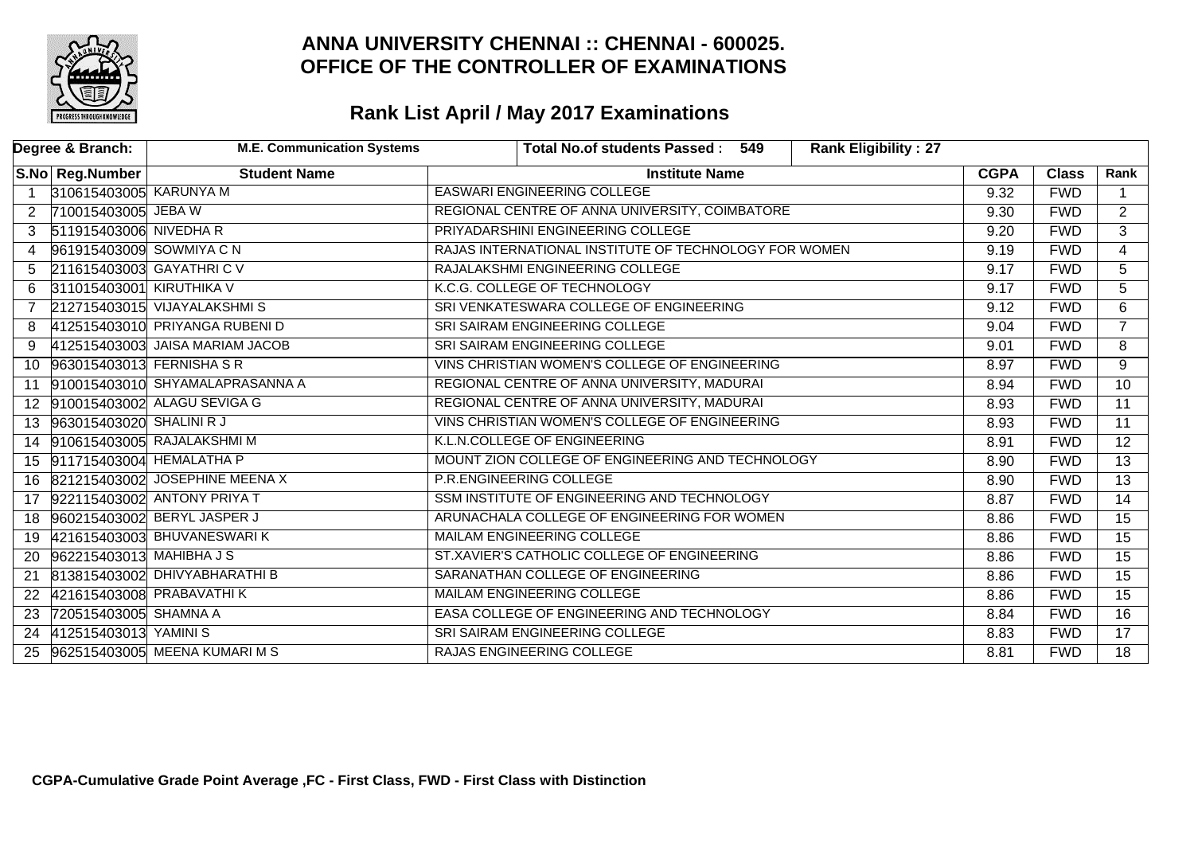# ANNA UNIVERSITY CHENNAI :: CHENNAI - 600025.
# OFFICE OF THE CONTROLLER OF EXAMINATIONS

## Rank List April / May 2017 Examinations

| Degree & Branch: | M.E. Communication Systems | Total No.of students Passed : 549 | Rank Eligibility : 27 | | | |
|---|---|---|---|---|---|---|
| **S.No** | **Reg.Number** | **Student Name** | **Institute Name** | **CGPA** | **Class** | **Rank** |
| 1 | 310615403005 | KARUNYA M | EASWARI ENGINEERING COLLEGE | 9.32 | FWD | 1 |
| 2 | 710015403005 | JEBA W | REGIONAL CENTRE OF ANNA UNIVERSITY, COIMBATORE | 9.30 | FWD | 2 |
| 3 | 511915403006 | NIVEDHA R | PRIYADARSHINI ENGINEERING COLLEGE | 9.20 | FWD | 3 |
| 4 | 961915403009 | SOWMIYA C N | RAJAS INTERNATIONAL INSTITUTE OF TECHNOLOGY FOR WOMEN | 9.19 | FWD | 4 |
| 5 | 211615403003 | GAYATHRI C V | RAJALAKSHMI ENGINEERING COLLEGE | 9.17 | FWD | 5 |
| 6 | 311015403001 | KIRUTHIKA V | K.C.G. COLLEGE OF TECHNOLOGY | 9.17 | FWD | 5 |
| 7 | 212715403015 | VIJAYALAKSHMI S | SRI VENKATESWARA COLLEGE OF ENGINEERING | 9.12 | FWD | 6 |
| 8 | 412515403010 | PRIYANGA RUBENI D | SRI SAIRAM ENGINEERING COLLEGE | 9.04 | FWD | 7 |
| 9 | 412515403003 | JAISA MARIAM JACOB | SRI SAIRAM ENGINEERING COLLEGE | 9.01 | FWD | 8 |
| 10 | 963015403013 | FERNISHA S R | VINS CHRISTIAN WOMEN'S COLLEGE OF ENGINEERING | 8.97 | FWD | 9 |
| 11 | 910015403010 | SHYAMALAPRASANNA A | REGIONAL CENTRE OF ANNA UNIVERSITY, MADURAI | 8.94 | FWD | 10 |
| 12 | 910015403002 | ALAGU SEVIGA G | REGIONAL CENTRE OF ANNA UNIVERSITY, MADURAI | 8.93 | FWD | 11 |
| 13 | 963015403020 | SHALINI R J | VINS CHRISTIAN WOMEN'S COLLEGE OF ENGINEERING | 8.93 | FWD | 11 |
| 14 | 910615403005 | RAJALAKSHMI M | K.L.N.COLLEGE OF ENGINEERING | 8.91 | FWD | 12 |
| 15 | 911715403004 | HEMALATHA P | MOUNT ZION COLLEGE OF ENGINEERING AND TECHNOLOGY | 8.90 | FWD | 13 |
| 16 | 821215403002 | JOSEPHINE MEENA X | P.R.ENGINEERING COLLEGE | 8.90 | FWD | 13 |
| 17 | 922115403002 | ANTONY PRIYA T | SSM INSTITUTE OF ENGINEERING AND TECHNOLOGY | 8.87 | FWD | 14 |
| 18 | 960215403002 | BERYL JASPER J | ARUNACHALA COLLEGE OF ENGINEERING FOR WOMEN | 8.86 | FWD | 15 |
| 19 | 421615403003 | BHUVANESWARI K | MAILAM ENGINEERING COLLEGE | 8.86 | FWD | 15 |
| 20 | 962215403013 | MAHIBHA J S | ST.XAVIER'S CATHOLIC COLLEGE OF ENGINEERING | 8.86 | FWD | 15 |
| 21 | 813815403002 | DHIVYABHARATHI B | SARANATHAN COLLEGE OF ENGINEERING | 8.86 | FWD | 15 |
| 22 | 421615403008 | PRABAVATHI K | MAILAM ENGINEERING COLLEGE | 8.86 | FWD | 15 |
| 23 | 720515403005 | SHAMNA A | EASA COLLEGE OF ENGINEERING AND TECHNOLOGY | 8.84 | FWD | 16 |
| 24 | 412515403013 | YAMINI S | SRI SAIRAM ENGINEERING COLLEGE | 8.83 | FWD | 17 |
| 25 | 962515403005 | MEENA KUMARI M S | RAJAS ENGINEERING COLLEGE | 8.81 | FWD | 18 |

**CGPA-Cumulative Grade Point Average ,FC - First Class, FWD - First Class with Distinction**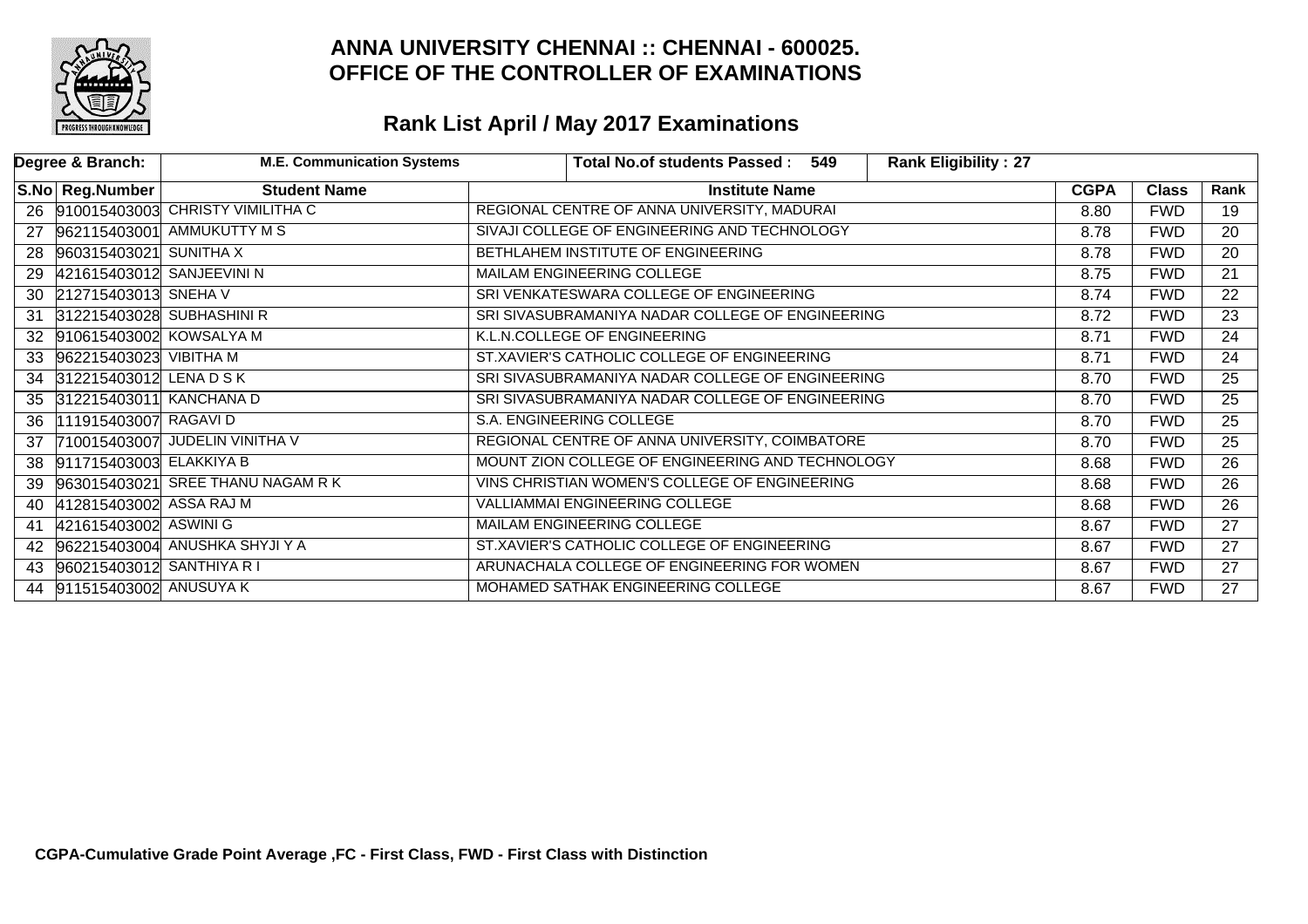# ANNA UNIVERSITY CHENNAI :: CHENNAI - 600025.
# OFFICE OF THE CONTROLLER OF EXAMINATIONS

## Rank List April / May 2017 Examinations

| Degree & Branch: | M.E. Communication Systems | Total No.of students Passed : 549 | Rank Eligibility : 27 | | | |
|---|---|---|---|---|---|---|
| **S.No** | **Reg.Number** | **Student Name** | **Institute Name** | **CGPA** | **Class** | **Rank** |
| 26 | 910015403003 | CHRISTY VIMILITHA C | REGIONAL CENTRE OF ANNA UNIVERSITY, MADURAI | 8.80 | FWD | 19 |
| 27 | 962115403001 | AMMUKUTTY M S | SIVAJI COLLEGE OF ENGINEERING AND TECHNOLOGY | 8.78 | FWD | 20 |
| 28 | 960315403021 | SUNITHA X | BETHLAHEM INSTITUTE OF ENGINEERING | 8.78 | FWD | 20 |
| 29 | 421615403012 | SANJEEVINI N | MAILAM ENGINEERING COLLEGE | 8.75 | FWD | 21 |
| 30 | 212715403013 | SNEHA V | SRI VENKATESWARA COLLEGE OF ENGINEERING | 8.74 | FWD | 22 |
| 31 | 312215403028 | SUBHASHINI R | SRI SIVASUBRAMANIYA NADAR COLLEGE OF ENGINEERING | 8.72 | FWD | 23 |
| 32 | 910615403002 | KOWSALYA M | K.L.N.COLLEGE OF ENGINEERING | 8.71 | FWD | 24 |
| 33 | 962215403023 | VIBITHA M | ST.XAVIER'S CATHOLIC COLLEGE OF ENGINEERING | 8.71 | FWD | 24 |
| 34 | 312215403012 | LENA D S K | SRI SIVASUBRAMANIYA NADAR COLLEGE OF ENGINEERING | 8.70 | FWD | 25 |
| 35 | 312215403011 | KANCHANA D | SRI SIVASUBRAMANIYA NADAR COLLEGE OF ENGINEERING | 8.70 | FWD | 25 |
| 36 | 111915403007 | RAGAVI D | S.A. ENGINEERING COLLEGE | 8.70 | FWD | 25 |
| 37 | 710015403007 | JUDELIN VINITHA V | REGIONAL CENTRE OF ANNA UNIVERSITY, COIMBATORE | 8.70 | FWD | 25 |
| 38 | 911715403003 | ELAKKIYA B | MOUNT ZION COLLEGE OF ENGINEERING AND TECHNOLOGY | 8.68 | FWD | 26 |
| 39 | 963015403021 | SREE THANU NAGAM R K | VINS CHRISTIAN WOMEN'S COLLEGE OF ENGINEERING | 8.68 | FWD | 26 |
| 40 | 412815403002 | ASSA RAJ M | VALLIAMMAI ENGINEERING COLLEGE | 8.68 | FWD | 26 |
| 41 | 421615403002 | ASWINI G | MAILAM ENGINEERING COLLEGE | 8.67 | FWD | 27 |
| 42 | 962215403004 | ANUSHKA SHYJI Y A | ST.XAVIER'S CATHOLIC COLLEGE OF ENGINEERING | 8.67 | FWD | 27 |
| 43 | 960215403012 | SANTHIYA R I | ARUNACHALA COLLEGE OF ENGINEERING FOR WOMEN | 8.67 | FWD | 27 |
| 44 | 911515403002 | ANUSUYA K | MOHAMED SATHAK ENGINEERING COLLEGE | 8.67 | FWD | 27 |

**CGPA-Cumulative Grade Point Average ,FC - First Class, FWD - First Class with Distinction**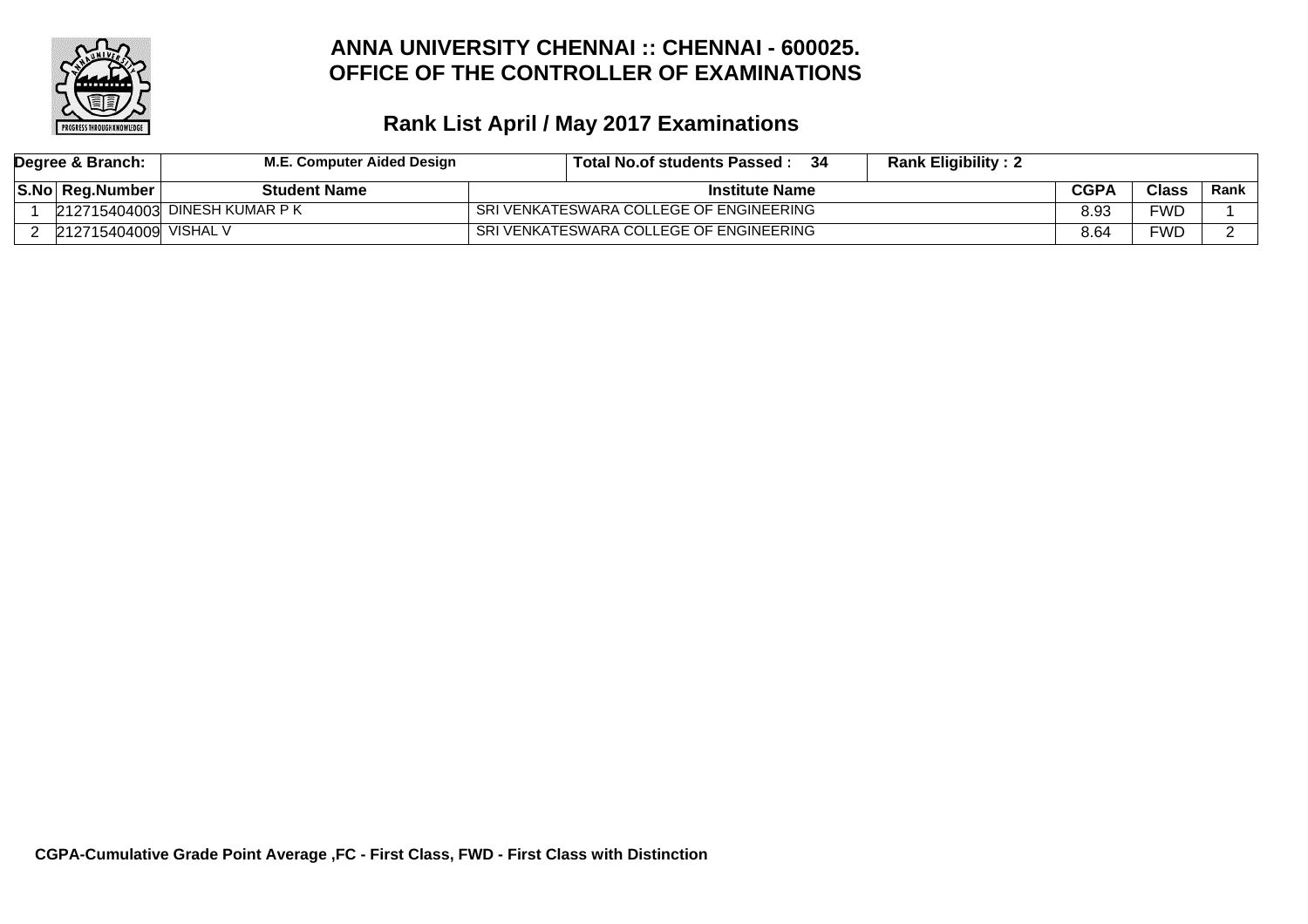# ANNA UNIVERSITY CHENNAI :: CHENNAI - 600025.
# OFFICE OF THE CONTROLLER OF EXAMINATIONS

## Rank List April / May 2017 Examinations

| Degree & Branch: | M.E. Computer Aided Design | Total No.of students Passed : 34 | Rank Eligibility : 2 | | | |
|---|---|---|---|---|---|---|
| **S.No** | **Reg.Number** | **Student Name** | **Institute Name** | **CGPA** | **Class** | **Rank** |
| 1 | 212715404003 | DINESH KUMAR P K | SRI VENKATESWARA COLLEGE OF ENGINEERING | 8.93 | FWD | 1 |
| 2 | 212715404009 | VISHAL V | SRI VENKATESWARA COLLEGE OF ENGINEERING | 8.64 | FWD | 2 |

**CGPA-Cumulative Grade Point Average ,FC - First Class, FWD - First Class with Distinction**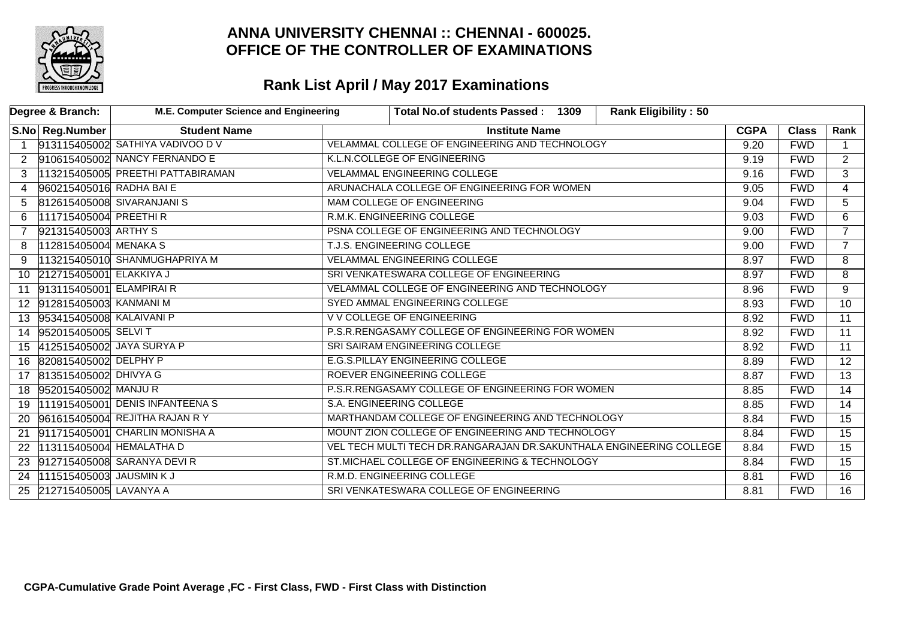# ANNA UNIVERSITY CHENNAI :: CHENNAI - 600025.
# OFFICE OF THE CONTROLLER OF EXAMINATIONS

## Rank List April / May 2017 Examinations

| Degree & Branch: | M.E. Computer Science and Engineering | Total No.of students Passed : 1309 | Rank Eligibility : 50 | | | |
|---|---|---|---|---|---|---|

| S.No | Reg.Number | Student Name | Institute Name | CGPA | Class | Rank |
|---|---|---|---|---|---|---|
| 1 | 913115405002 | SATHIYA VADIVOO D V | VELAMMAL COLLEGE OF ENGINEERING AND TECHNOLOGY | 9.20 | FWD | 1 |
| 2 | 910615405002 | NANCY FERNANDO E | K.L.N.COLLEGE OF ENGINEERING | 9.19 | FWD | 2 |
| 3 | 113215405005 | PREETHI PATTABIRAMAN | VELAMMAL ENGINEERING COLLEGE | 9.16 | FWD | 3 |
| 4 | 960215405016 | RADHA BAI E | ARUNACHALA COLLEGE OF ENGINEERING FOR WOMEN | 9.05 | FWD | 4 |
| 5 | 812615405008 | SIVARANJANI S | MAM COLLEGE OF ENGINEERING | 9.04 | FWD | 5 |
| 6 | 111715405004 | PREETHI R | R.M.K. ENGINEERING COLLEGE | 9.03 | FWD | 6 |
| 7 | 921315405003 | ARTHY S | PSNA COLLEGE OF ENGINEERING AND TECHNOLOGY | 9.00 | FWD | 7 |
| 8 | 112815405004 | MENAKA S | T.J.S. ENGINEERING COLLEGE | 9.00 | FWD | 7 |
| 9 | 113215405010 | SHANMUGHAPRIYA M | VELAMMAL ENGINEERING COLLEGE | 8.97 | FWD | 8 |
| 10 | 212715405001 | ELAKKIYA J | SRI VENKATESWARA COLLEGE OF ENGINEERING | 8.97 | FWD | 8 |
| 11 | 913115405001 | ELAMPIRAI R | VELAMMAL COLLEGE OF ENGINEERING AND TECHNOLOGY | 8.96 | FWD | 9 |
| 12 | 912815405003 | KANMANI M | SYED AMMAL ENGINEERING COLLEGE | 8.93 | FWD | 10 |
| 13 | 953415405008 | KALAIVANI P | V V COLLEGE OF ENGINEERING | 8.92 | FWD | 11 |
| 14 | 952015405005 | SELVI T | P.S.R.RENGASAMY COLLEGE OF ENGINEERING FOR WOMEN | 8.92 | FWD | 11 |
| 15 | 412515405002 | JAYA SURYA P | SRI SAIRAM ENGINEERING COLLEGE | 8.92 | FWD | 11 |
| 16 | 820815405002 | DELPHY P | E.G.S.PILLAY ENGINEERING COLLEGE | 8.89 | FWD | 12 |
| 17 | 813515405002 | DHIVYA G | ROEVER ENGINEERING COLLEGE | 8.87 | FWD | 13 |
| 18 | 952015405002 | MANJU R | P.S.R.RENGASAMY COLLEGE OF ENGINEERING FOR WOMEN | 8.85 | FWD | 14 |
| 19 | 111915405001 | DENIS INFANTEENA S | S.A. ENGINEERING COLLEGE | 8.85 | FWD | 14 |
| 20 | 961615405004 | REJITHA RAJAN R Y | MARTHANDAM COLLEGE OF ENGINEERING AND TECHNOLOGY | 8.84 | FWD | 15 |
| 21 | 911715405001 | CHARLIN MONISHA A | MOUNT ZION COLLEGE OF ENGINEERING AND TECHNOLOGY | 8.84 | FWD | 15 |
| 22 | 113115405004 | HEMALATHA D | VEL TECH MULTI TECH DR.RANGARAJAN DR.SAKUNTHALA ENGINEERING COLLEGE | 8.84 | FWD | 15 |
| 23 | 912715405008 | SARANYA DEVI R | ST.MICHAEL COLLEGE OF ENGINEERING & TECHNOLOGY | 8.84 | FWD | 15 |
| 24 | 111515405003 | JAUSMIN K J | R.M.D. ENGINEERING COLLEGE | 8.81 | FWD | 16 |
| 25 | 212715405005 | LAVANYA A | SRI VENKATESWARA COLLEGE OF ENGINEERING | 8.81 | FWD | 16 |

**CGPA-Cumulative Grade Point Average ,FC - First Class, FWD - First Class with Distinction**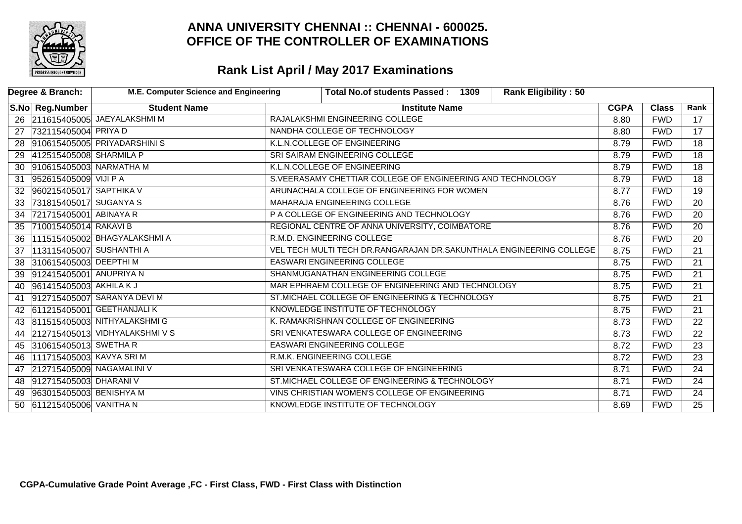# ANNA UNIVERSITY CHENNAI :: CHENNAI - 600025.
# OFFICE OF THE CONTROLLER OF EXAMINATIONS

## Rank List April / May 2017 Examinations

| Degree & Branch: | M.E. Computer Science and Engineering | Total No.of students Passed : 1309 | Rank Eligibility : 50 | | | |
|---|---|---|---|---|---|---|
| **S.No** | **Reg.Number** | **Student Name** | **Institute Name** | **CGPA** | **Class** | **Rank** |
| 26 | 211615405005 | JAEYALAKSHMI M | RAJALAKSHMI ENGINEERING COLLEGE | 8.80 | FWD | 17 |
| 27 | 732115405004 | PRIYA D | NANDHA COLLEGE OF TECHNOLOGY | 8.80 | FWD | 17 |
| 28 | 910615405005 | PRIYADARSHINI S | K.L.N.COLLEGE OF ENGINEERING | 8.79 | FWD | 18 |
| 29 | 412515405008 | SHARMILA P | SRI SAIRAM ENGINEERING COLLEGE | 8.79 | FWD | 18 |
| 30 | 910615405003 | NARMATHA M | K.L.N.COLLEGE OF ENGINEERING | 8.79 | FWD | 18 |
| 31 | 952615405009 | VIJI P A | S.VEERASAMY CHETTIAR COLLEGE OF ENGINEERING AND TECHNOLOGY | 8.79 | FWD | 18 |
| 32 | 960215405017 | SAPTHIKA V | ARUNACHALA COLLEGE OF ENGINEERING FOR WOMEN | 8.77 | FWD | 19 |
| 33 | 731815405017 | SUGANYA S | MAHARAJA ENGINEERING COLLEGE | 8.76 | FWD | 20 |
| 34 | 721715405001 | ABINAYA R | P A COLLEGE OF ENGINEERING AND TECHNOLOGY | 8.76 | FWD | 20 |
| 35 | 710015405014 | RAKAVI B | REGIONAL CENTRE OF ANNA UNIVERSITY, COIMBATORE | 8.76 | FWD | 20 |
| 36 | 111515405002 | BHAGYALAKSHMI A | R.M.D. ENGINEERING COLLEGE | 8.76 | FWD | 20 |
| 37 | 113115405007 | SUSHANTHI A | VEL TECH MULTI TECH DR.RANGARAJAN DR.SAKUNTHALA ENGINEERING COLLEGE | 8.75 | FWD | 21 |
| 38 | 310615405003 | DEEPTHI M | EASWARI ENGINEERING COLLEGE | 8.75 | FWD | 21 |
| 39 | 912415405001 | ANUPRIYA N | SHANMUGANATHAN ENGINEERING COLLEGE | 8.75 | FWD | 21 |
| 40 | 961415405003 | AKHILA K J | MAR EPHRAEM COLLEGE OF ENGINEERING AND TECHNOLOGY | 8.75 | FWD | 21 |
| 41 | 912715405007 | SARANYA DEVI M | ST.MICHAEL COLLEGE OF ENGINEERING & TECHNOLOGY | 8.75 | FWD | 21 |
| 42 | 611215405001 | GEETHANJALI K | KNOWLEDGE INSTITUTE OF TECHNOLOGY | 8.75 | FWD | 21 |
| 43 | 811515405003 | NITHYALAKSHMI G | K. RAMAKRISHNAN COLLEGE OF ENGINEERING | 8.73 | FWD | 22 |
| 44 | 212715405013 | VIDHYALAKSHMI V S | SRI VENKATESWARA COLLEGE OF ENGINEERING | 8.73 | FWD | 22 |
| 45 | 310615405013 | SWETHA R | EASWARI ENGINEERING COLLEGE | 8.72 | FWD | 23 |
| 46 | 111715405003 | KAVYA SRI M | R.M.K. ENGINEERING COLLEGE | 8.72 | FWD | 23 |
| 47 | 212715405009 | NAGAMALINI V | SRI VENKATESWARA COLLEGE OF ENGINEERING | 8.71 | FWD | 24 |
| 48 | 912715405003 | DHARANI V | ST.MICHAEL COLLEGE OF ENGINEERING & TECHNOLOGY | 8.71 | FWD | 24 |
| 49 | 963015405003 | BENISHYA M | VINS CHRISTIAN WOMEN'S COLLEGE OF ENGINEERING | 8.71 | FWD | 24 |
| 50 | 611215405006 | VANITHA N | KNOWLEDGE INSTITUTE OF TECHNOLOGY | 8.69 | FWD | 25 |

**CGPA-Cumulative Grade Point Average ,FC - First Class, FWD - First Class with Distinction**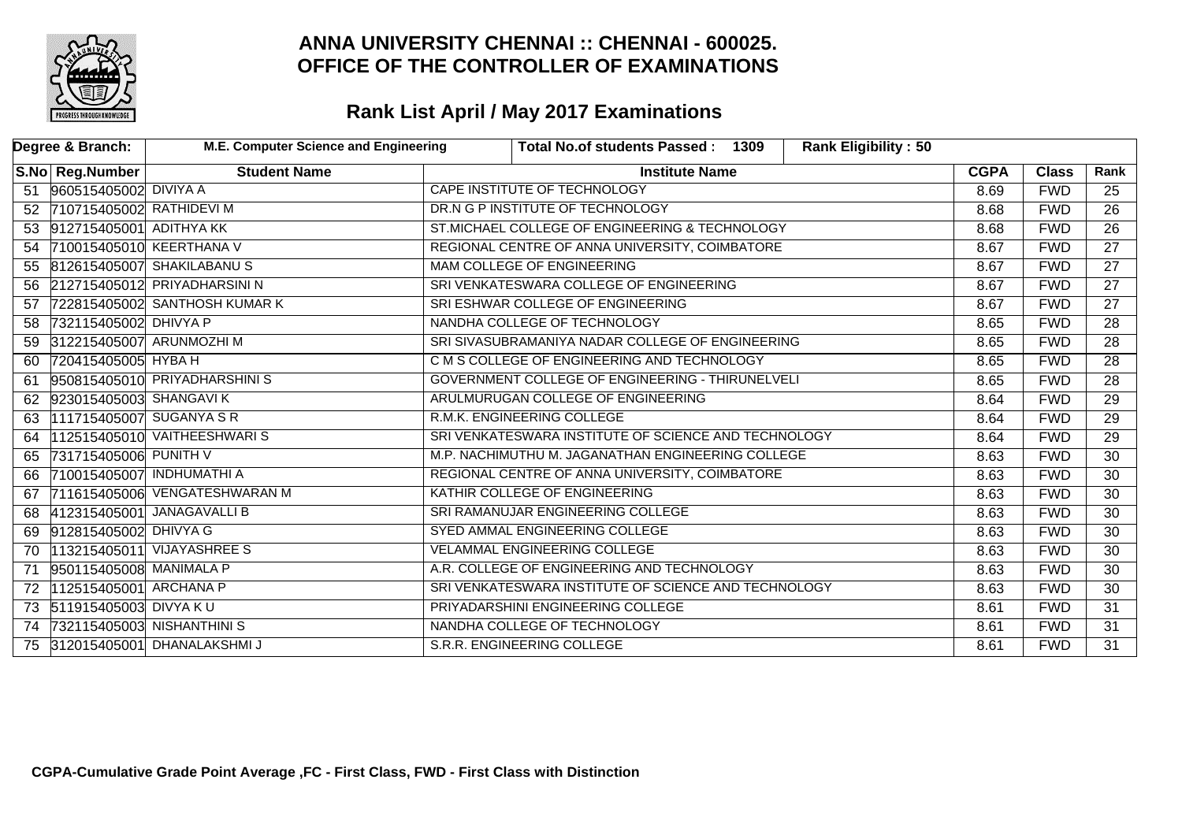# ANNA UNIVERSITY CHENNAI :: CHENNAI - 600025.
# OFFICE OF THE CONTROLLER OF EXAMINATIONS

## Rank List April / May 2017 Examinations

| Degree & Branch: | M.E. Computer Science and Engineering | Total No.of students Passed : 1309 | Rank Eligibility : 50 | | | |
|---|---|---|---|---|---|---|
| **S.No** | **Reg.Number** | **Student Name** | **Institute Name** | **CGPA** | **Class** | **Rank** |
| 51 | 960515405002 | DIVIYA A | CAPE INSTITUTE OF TECHNOLOGY | 8.69 | FWD | 25 |
| 52 | 710715405002 | RATHIDEVI M | DR.N G P INSTITUTE OF TECHNOLOGY | 8.68 | FWD | 26 |
| 53 | 912715405001 | ADITHYA KK | ST.MICHAEL COLLEGE OF ENGINEERING & TECHNOLOGY | 8.68 | FWD | 26 |
| 54 | 710015405010 | KEERTHANA V | REGIONAL CENTRE OF ANNA UNIVERSITY, COIMBATORE | 8.67 | FWD | 27 |
| 55 | 812615405007 | SHAKILABANU S | MAM COLLEGE OF ENGINEERING | 8.67 | FWD | 27 |
| 56 | 212715405012 | PRIYADHARSINI N | SRI VENKATESWARA COLLEGE OF ENGINEERING | 8.67 | FWD | 27 |
| 57 | 722815405002 | SANTHOSH KUMAR K | SRI ESHWAR COLLEGE OF ENGINEERING | 8.67 | FWD | 27 |
| 58 | 732115405002 | DHIVYA P | NANDHA COLLEGE OF TECHNOLOGY | 8.65 | FWD | 28 |
| 59 | 312215405007 | ARUNMOZHI M | SRI SIVASUBRAMANIYA NADAR COLLEGE OF ENGINEERING | 8.65 | FWD | 28 |
| 60 | 720415405005 | HYBA H | C M S COLLEGE OF ENGINEERING AND TECHNOLOGY | 8.65 | FWD | 28 |
| 61 | 950815405010 | PRIYADHARSHINI S | GOVERNMENT COLLEGE OF ENGINEERING - THIRUNELVELI | 8.65 | FWD | 28 |
| 62 | 923015405003 | SHANGAVI K | ARULMURUGAN COLLEGE OF ENGINEERING | 8.64 | FWD | 29 |
| 63 | 111715405007 | SUGANYA S R | R.M.K. ENGINEERING COLLEGE | 8.64 | FWD | 29 |
| 64 | 112515405010 | VAITHEESHWARI S | SRI VENKATESWARA INSTITUTE OF SCIENCE AND TECHNOLOGY | 8.64 | FWD | 29 |
| 65 | 731715405006 | PUNITH V | M.P. NACHIMUTHU M. JAGANATHAN ENGINEERING COLLEGE | 8.63 | FWD | 30 |
| 66 | 710015405007 | INDHUMATHI A | REGIONAL CENTRE OF ANNA UNIVERSITY, COIMBATORE | 8.63 | FWD | 30 |
| 67 | 711615405006 | VENGATESHWARAN M | KATHIR COLLEGE OF ENGINEERING | 8.63 | FWD | 30 |
| 68 | 412315405001 | JANAGAVALLI B | SRI RAMANUJAR ENGINEERING COLLEGE | 8.63 | FWD | 30 |
| 69 | 912815405002 | DHIVYA G | SYED AMMAL ENGINEERING COLLEGE | 8.63 | FWD | 30 |
| 70 | 113215405011 | VIJAYASHREE S | VELAMMAL ENGINEERING COLLEGE | 8.63 | FWD | 30 |
| 71 | 950115405008 | MANIMALA P | A.R. COLLEGE OF ENGINEERING AND TECHNOLOGY | 8.63 | FWD | 30 |
| 72 | 112515405001 | ARCHANA P | SRI VENKATESWARA INSTITUTE OF SCIENCE AND TECHNOLOGY | 8.63 | FWD | 30 |
| 73 | 511915405003 | DIVYA K U | PRIYADARSHINI ENGINEERING COLLEGE | 8.61 | FWD | 31 |
| 74 | 732115405003 | NISHANTHINI S | NANDHA COLLEGE OF TECHNOLOGY | 8.61 | FWD | 31 |
| 75 | 312015405001 | DHANALAKSHMI J | S.R.R. ENGINEERING COLLEGE | 8.61 | FWD | 31 |

**CGPA-Cumulative Grade Point Average ,FC - First Class, FWD - First Class with Distinction**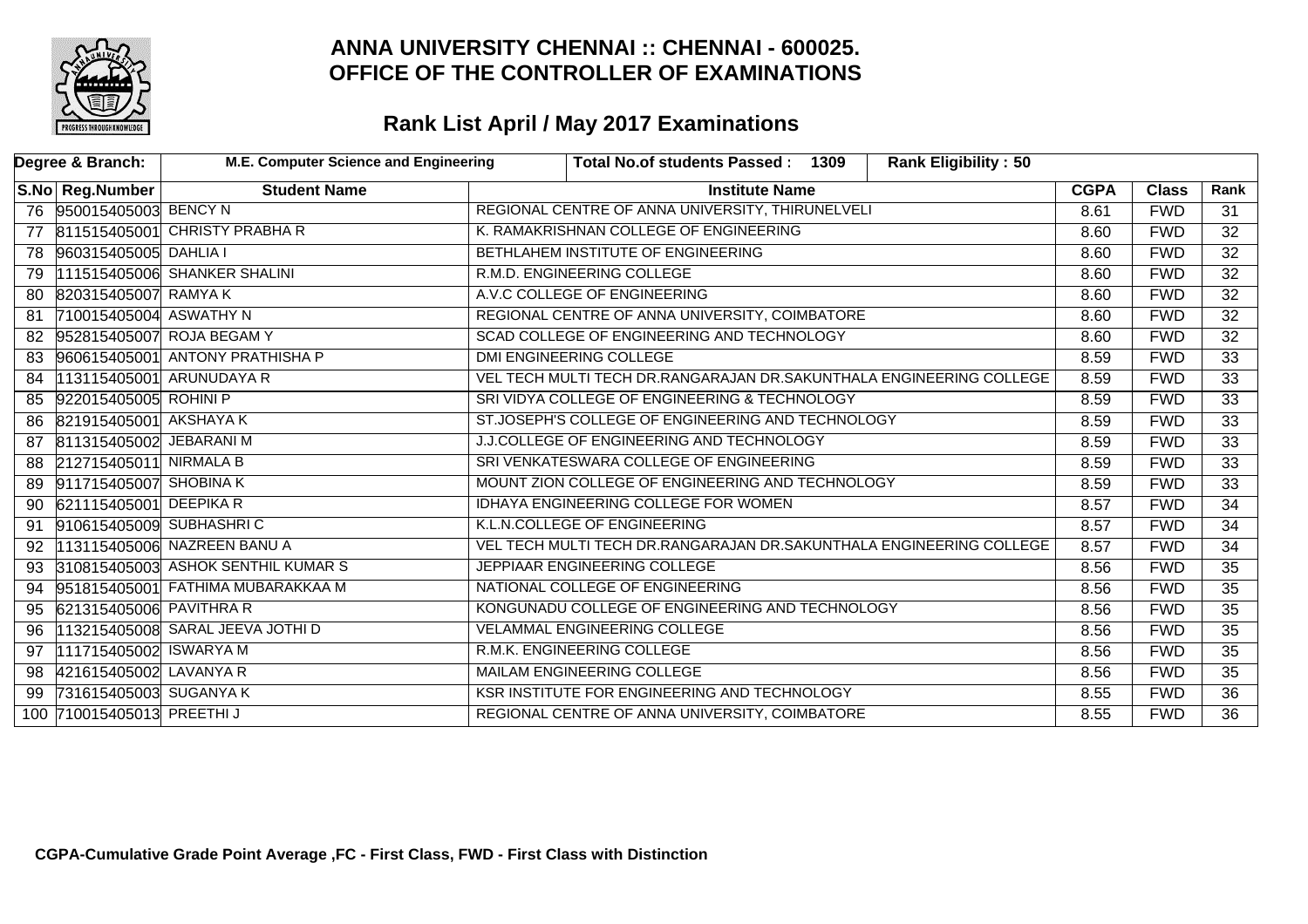# ANNA UNIVERSITY CHENNAI :: CHENNAI - 600025.
# OFFICE OF THE CONTROLLER OF EXAMINATIONS

## Rank List April / May 2017 Examinations

| Degree & Branch: | M.E. Computer Science and Engineering | Total No.of students Passed : 1309 | Rank Eligibility : 50 | | | |
|---|---|---|---|---|---|---|
| **S.No** | **Reg.Number** | **Student Name** | **Institute Name** | **CGPA** | **Class** | **Rank** |
| 76 | 950015405003 | BENCY N | REGIONAL CENTRE OF ANNA UNIVERSITY, THIRUNELVELI | 8.61 | FWD | 31 |
| 77 | 811515405001 | CHRISTY PRABHA R | K. RAMAKRISHNAN COLLEGE OF ENGINEERING | 8.60 | FWD | 32 |
| 78 | 960315405005 | DAHLIA I | BETHLAHEM INSTITUTE OF ENGINEERING | 8.60 | FWD | 32 |
| 79 | 111515405006 | SHANKER SHALINI | R.M.D. ENGINEERING COLLEGE | 8.60 | FWD | 32 |
| 80 | 820315405007 | RAMYA K | A.V.C COLLEGE OF ENGINEERING | 8.60 | FWD | 32 |
| 81 | 710015405004 | ASWATHY N | REGIONAL CENTRE OF ANNA UNIVERSITY, COIMBATORE | 8.60 | FWD | 32 |
| 82 | 952815405007 | ROJA BEGAM Y | SCAD COLLEGE OF ENGINEERING AND TECHNOLOGY | 8.60 | FWD | 32 |
| 83 | 960615405001 | ANTONY PRATHISHA P | DMI ENGINEERING COLLEGE | 8.59 | FWD | 33 |
| 84 | 113115405001 | ARUNUDAYA R | VEL TECH MULTI TECH DR.RANGARAJAN DR.SAKUNTHALA ENGINEERING COLLEGE | 8.59 | FWD | 33 |
| 85 | 922015405005 | ROHINI P | SRI VIDYA COLLEGE OF ENGINEERING & TECHNOLOGY | 8.59 | FWD | 33 |
| 86 | 821915405001 | AKSHAYA K | ST.JOSEPH'S COLLEGE OF ENGINEERING AND TECHNOLOGY | 8.59 | FWD | 33 |
| 87 | 811315405002 | JEBARANI M | J.J.COLLEGE OF ENGINEERING AND TECHNOLOGY | 8.59 | FWD | 33 |
| 88 | 212715405011 | NIRMALA B | SRI VENKATESWARA COLLEGE OF ENGINEERING | 8.59 | FWD | 33 |
| 89 | 911715405007 | SHOBINA K | MOUNT ZION COLLEGE OF ENGINEERING AND TECHNOLOGY | 8.59 | FWD | 33 |
| 90 | 621115405001 | DEEPIKA R | IDHAYA ENGINEERING COLLEGE FOR WOMEN | 8.57 | FWD | 34 |
| 91 | 910615405009 | SUBHASHRI C | K.L.N.COLLEGE OF ENGINEERING | 8.57 | FWD | 34 |
| 92 | 113115405006 | NAZREEN BANU A | VEL TECH MULTI TECH DR.RANGARAJAN DR.SAKUNTHALA ENGINEERING COLLEGE | 8.57 | FWD | 34 |
| 93 | 310815405003 | ASHOK SENTHIL KUMAR S | JEPPIAAR ENGINEERING COLLEGE | 8.56 | FWD | 35 |
| 94 | 951815405001 | FATHIMA MUBARAKKAA M | NATIONAL COLLEGE OF ENGINEERING | 8.56 | FWD | 35 |
| 95 | 621315405006 | PAVITHRA R | KONGUNADU COLLEGE OF ENGINEERING AND TECHNOLOGY | 8.56 | FWD | 35 |
| 96 | 113215405008 | SARAL JEEVA JOTHI D | VELAMMAL ENGINEERING COLLEGE | 8.56 | FWD | 35 |
| 97 | 111715405002 | ISWARYA M | R.M.K. ENGINEERING COLLEGE | 8.56 | FWD | 35 |
| 98 | 421615405002 | LAVANYA R | MAILAM ENGINEERING COLLEGE | 8.56 | FWD | 35 |
| 99 | 731615405003 | SUGANYA K | KSR INSTITUTE FOR ENGINEERING AND TECHNOLOGY | 8.55 | FWD | 36 |
| 100 | 710015405013 | PREETHI J | REGIONAL CENTRE OF ANNA UNIVERSITY, COIMBATORE | 8.55 | FWD | 36 |

**CGPA-Cumulative Grade Point Average ,FC - First Class, FWD - First Class with Distinction**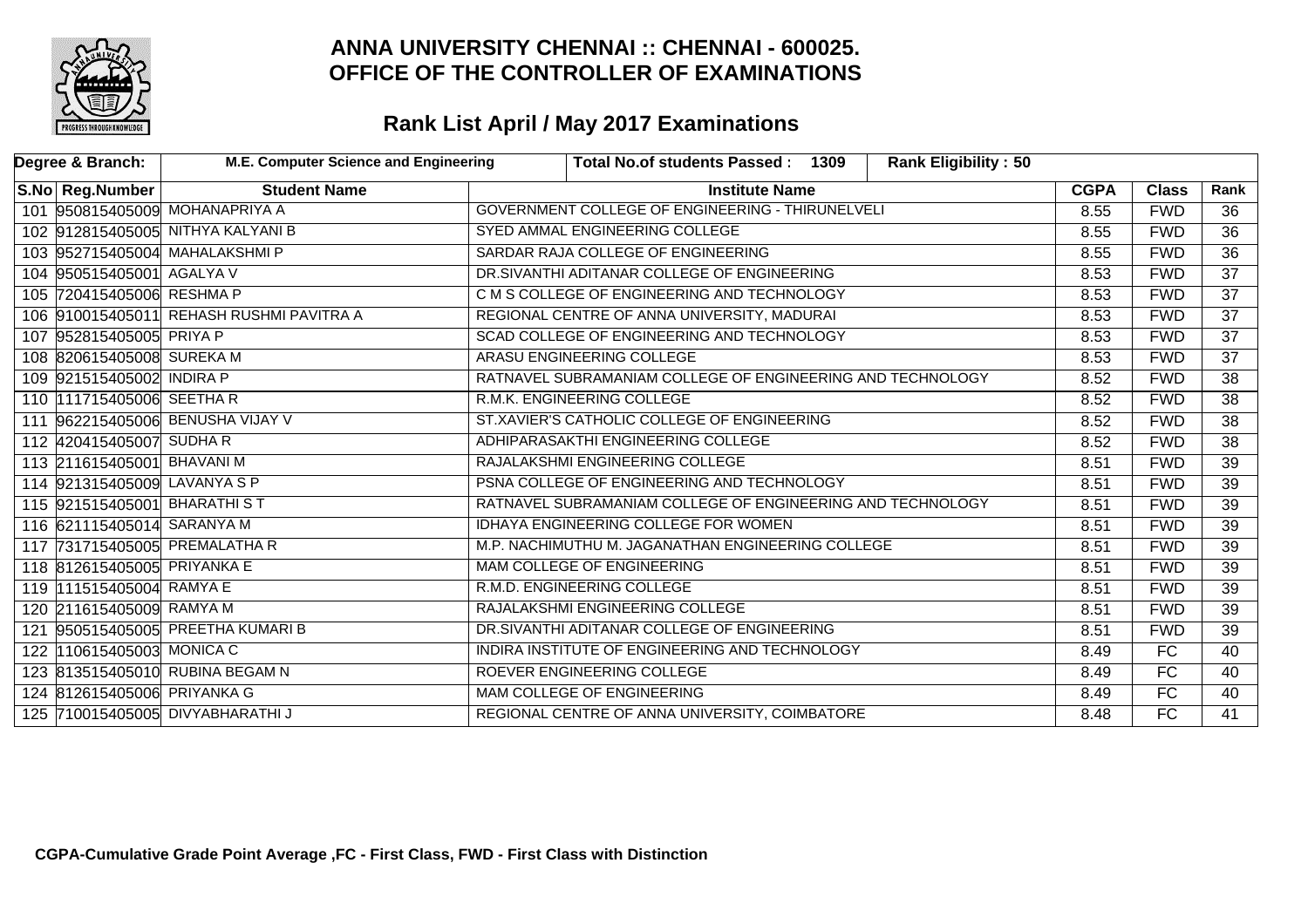# ANNA UNIVERSITY CHENNAI :: CHENNAI - 600025.
# OFFICE OF THE CONTROLLER OF EXAMINATIONS

## Rank List April / May 2017 Examinations

| Degree & Branch: | M.E. Computer Science and Engineering | Total No.of students Passed : 1309 | Rank Eligibility : 50 | | | |
|---|---|---|---|---|---|---|
| **S.No** | **Reg.Number** | **Student Name** | **Institute Name** | **CGPA** | **Class** | **Rank** |
| 101 | 950815405009 | MOHANAPRIYA A | GOVERNMENT COLLEGE OF ENGINEERING - THIRUNELVELI | 8.55 | FWD | 36 |
| 102 | 912815405005 | NITHYA KALYANI B | SYED AMMAL ENGINEERING COLLEGE | 8.55 | FWD | 36 |
| 103 | 952715405004 | MAHALAKSHMI P | SARDAR RAJA COLLEGE OF ENGINEERING | 8.55 | FWD | 36 |
| 104 | 950515405001 | AGALYA V | DR.SIVANTHI ADITANAR COLLEGE OF ENGINEERING | 8.53 | FWD | 37 |
| 105 | 720415405006 | RESHMA P | C M S COLLEGE OF ENGINEERING AND TECHNOLOGY | 8.53 | FWD | 37 |
| 106 | 910015405011 | REHASH RUSHMI PAVITRA A | REGIONAL CENTRE OF ANNA UNIVERSITY, MADURAI | 8.53 | FWD | 37 |
| 107 | 952815405005 | PRIYA P | SCAD COLLEGE OF ENGINEERING AND TECHNOLOGY | 8.53 | FWD | 37 |
| 108 | 820615405008 | SUREKA M | ARASU ENGINEERING COLLEGE | 8.53 | FWD | 37 |
| 109 | 921515405002 | INDIRA P | RATNAVEL SUBRAMANIAM COLLEGE OF ENGINEERING AND TECHNOLOGY | 8.52 | FWD | 38 |
| 110 | 111715405006 | SEETHA R | R.M.K. ENGINEERING COLLEGE | 8.52 | FWD | 38 |
| 111 | 962215405006 | BENUSHA VIJAY V | ST.XAVIER'S CATHOLIC COLLEGE OF ENGINEERING | 8.52 | FWD | 38 |
| 112 | 420415405007 | SUDHA R | ADHIPARASAKTHI ENGINEERING COLLEGE | 8.52 | FWD | 38 |
| 113 | 211615405001 | BHAVANI M | RAJALAKSHMI ENGINEERING COLLEGE | 8.51 | FWD | 39 |
| 114 | 921315405009 | LAVANYA S P | PSNA COLLEGE OF ENGINEERING AND TECHNOLOGY | 8.51 | FWD | 39 |
| 115 | 921515405001 | BHARATHI S T | RATNAVEL SUBRAMANIAM COLLEGE OF ENGINEERING AND TECHNOLOGY | 8.51 | FWD | 39 |
| 116 | 621115405014 | SARANYA M | IDHAYA ENGINEERING COLLEGE FOR WOMEN | 8.51 | FWD | 39 |
| 117 | 731715405005 | PREMALATHA R | M.P. NACHIMUTHU M. JAGANATHAN ENGINEERING COLLEGE | 8.51 | FWD | 39 |
| 118 | 812615405005 | PRIYANKA E | MAM COLLEGE OF ENGINEERING | 8.51 | FWD | 39 |
| 119 | 111515405004 | RAMYA E | R.M.D. ENGINEERING COLLEGE | 8.51 | FWD | 39 |
| 120 | 211615405009 | RAMYA M | RAJALAKSHMI ENGINEERING COLLEGE | 8.51 | FWD | 39 |
| 121 | 950515405005 | PREETHA KUMARI B | DR.SIVANTHI ADITANAR COLLEGE OF ENGINEERING | 8.51 | FWD | 39 |
| 122 | 110615405003 | MONICA C | INDIRA INSTITUTE OF ENGINEERING AND TECHNOLOGY | 8.49 | FC | 40 |
| 123 | 813515405010 | RUBINA BEGAM N | ROEVER ENGINEERING COLLEGE | 8.49 | FC | 40 |
| 124 | 812615405006 | PRIYANKA G | MAM COLLEGE OF ENGINEERING | 8.49 | FC | 40 |
| 125 | 710015405005 | DIVYABHARATHI J | REGIONAL CENTRE OF ANNA UNIVERSITY, COIMBATORE | 8.48 | FC | 41 |

**CGPA-Cumulative Grade Point Average ,FC - First Class, FWD - First Class with Distinction**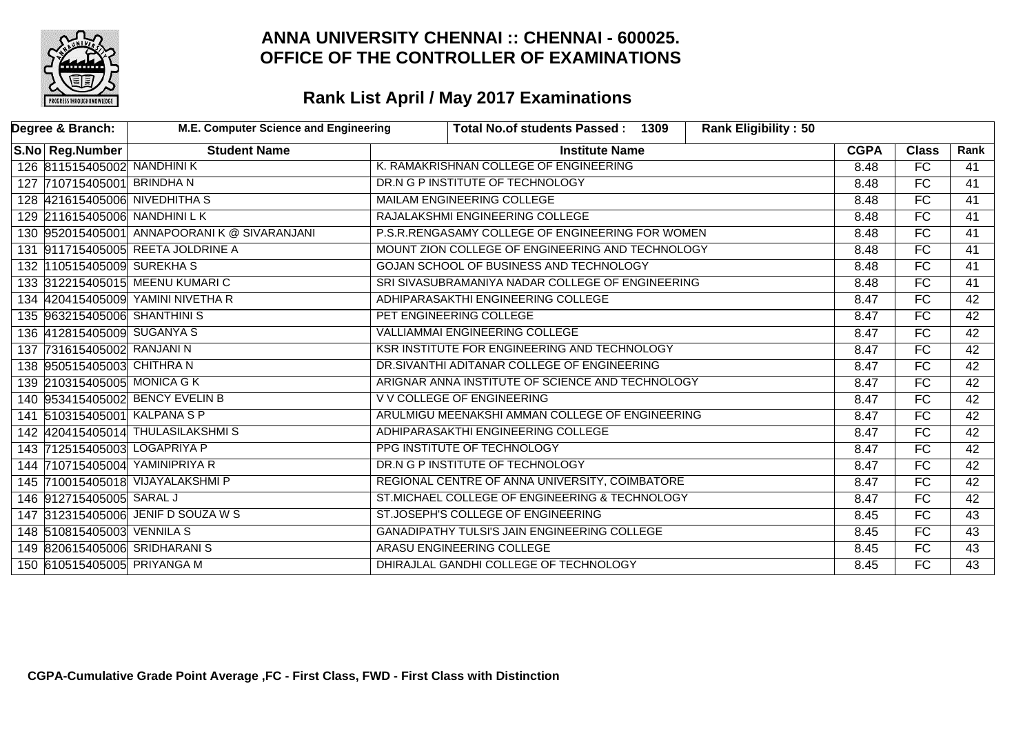# ANNA UNIVERSITY CHENNAI :: CHENNAI - 600025.
# OFFICE OF THE CONTROLLER OF EXAMINATIONS

## Rank List April / May 2017 Examinations

| Degree & Branch: | M.E. Computer Science and Engineering | Total No.of students Passed : 1309 | Rank Eligibility : 50 | | | |
|---|---|---|---|---|---|---|
| **S.No** | **Reg.Number** | **Student Name** | **Institute Name** | **CGPA** | **Class** | **Rank** |
| 126 | 811515405002 | NANDHINI K | K. RAMAKRISHNAN COLLEGE OF ENGINEERING | 8.48 | FC | 41 |
| 127 | 710715405001 | BRINDHA N | DR.N G P INSTITUTE OF TECHNOLOGY | 8.48 | FC | 41 |
| 128 | 421615405006 | NIVEDHITHA S | MAILAM ENGINEERING COLLEGE | 8.48 | FC | 41 |
| 129 | 211615405006 | NANDHINI L K | RAJALAKSHMI ENGINEERING COLLEGE | 8.48 | FC | 41 |
| 130 | 952015405001 | ANNAPOORANI K @ SIVARANJANI | P.S.R.RENGASAMY COLLEGE OF ENGINEERING FOR WOMEN | 8.48 | FC | 41 |
| 131 | 911715405005 | REETA JOLDRINE A | MOUNT ZION COLLEGE OF ENGINEERING AND TECHNOLOGY | 8.48 | FC | 41 |
| 132 | 110515405009 | SUREKHA S | GOJAN SCHOOL OF BUSINESS AND TECHNOLOGY | 8.48 | FC | 41 |
| 133 | 312215405015 | MEENU KUMARI C | SRI SIVASUBRAMANIYA NADAR COLLEGE OF ENGINEERING | 8.48 | FC | 41 |
| 134 | 420415405009 | YAMINI NIVETHA R | ADHIPARASAKTHI ENGINEERING COLLEGE | 8.47 | FC | 42 |
| 135 | 963215405006 | SHANTHINI S | PET ENGINEERING COLLEGE | 8.47 | FC | 42 |
| 136 | 412815405009 | SUGANYA S | VALLIAMMAI ENGINEERING COLLEGE | 8.47 | FC | 42 |
| 137 | 731615405002 | RANJANI N | KSR INSTITUTE FOR ENGINEERING AND TECHNOLOGY | 8.47 | FC | 42 |
| 138 | 950515405003 | CHITHRA N | DR.SIVANTHI ADITANAR COLLEGE OF ENGINEERING | 8.47 | FC | 42 |
| 139 | 210315405005 | MONICA G K | ARIGNAR ANNA INSTITUTE OF SCIENCE AND TECHNOLOGY | 8.47 | FC | 42 |
| 140 | 953415405002 | BENCY EVELIN B | V V COLLEGE OF ENGINEERING | 8.47 | FC | 42 |
| 141 | 510315405001 | KALPANA S P | ARULMIGU MEENAKSHI AMMAN COLLEGE OF ENGINEERING | 8.47 | FC | 42 |
| 142 | 420415405014 | THULASILAKSHMI S | ADHIPARASAKTHI ENGINEERING COLLEGE | 8.47 | FC | 42 |
| 143 | 712515405003 | LOGAPRIYA P | PPG INSTITUTE OF TECHNOLOGY | 8.47 | FC | 42 |
| 144 | 710715405004 | YAMINIPRIYA R | DR.N G P INSTITUTE OF TECHNOLOGY | 8.47 | FC | 42 |
| 145 | 710015405018 | VIJAYALAKSHMI P | REGIONAL CENTRE OF ANNA UNIVERSITY, COIMBATORE | 8.47 | FC | 42 |
| 146 | 912715405005 | SARAL J | ST.MICHAEL COLLEGE OF ENGINEERING & TECHNOLOGY | 8.47 | FC | 42 |
| 147 | 312315405006 | JENIF D SOUZA W S | ST.JOSEPH'S COLLEGE OF ENGINEERING | 8.45 | FC | 43 |
| 148 | 510815405003 | VENNILA S | GANADIPATHY TULSI'S JAIN ENGINEERING COLLEGE | 8.45 | FC | 43 |
| 149 | 820615405006 | SRIDHARANI S | ARASU ENGINEERING COLLEGE | 8.45 | FC | 43 |
| 150 | 610515405005 | PRIYANGA M | DHIRAJLAL GANDHI COLLEGE OF TECHNOLOGY | 8.45 | FC | 43 |

**CGPA-Cumulative Grade Point Average ,FC - First Class, FWD - First Class with Distinction**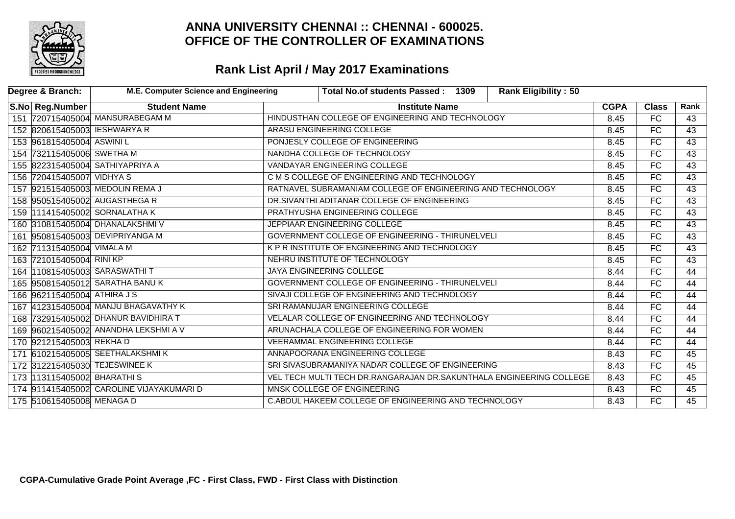# ANNA UNIVERSITY CHENNAI :: CHENNAI - 600025.
# OFFICE OF THE CONTROLLER OF EXAMINATIONS

## Rank List April / May 2017 Examinations

| Degree & Branch: | M.E. Computer Science and Engineering | Total No.of students Passed : 1309 | Rank Eligibility : 50 | | |
|---|---|---|---|---|---|

| S.No | Reg.Number | Student Name | Institute Name | CGPA | Class | Rank |
|---|---|---|---|---|---|---|
| 151 | 720715405004 | MANSURABEGAM M | HINDUSTHAN COLLEGE OF ENGINEERING AND TECHNOLOGY | 8.45 | FC | 43 |
| 152 | 820615405003 | IESHWARYA R | ARASU ENGINEERING COLLEGE | 8.45 | FC | 43 |
| 153 | 961815405004 | ASWINI L | PONJESLY COLLEGE OF ENGINEERING | 8.45 | FC | 43 |
| 154 | 732115405006 | SWETHA M | NANDHA COLLEGE OF TECHNOLOGY | 8.45 | FC | 43 |
| 155 | 822315405004 | SATHIYAPRIYA A | VANDAYAR ENGINEERING COLLEGE | 8.45 | FC | 43 |
| 156 | 720415405007 | VIDHYA S | C M S COLLEGE OF ENGINEERING AND TECHNOLOGY | 8.45 | FC | 43 |
| 157 | 921515405003 | MEDOLIN REMA J | RATNAVEL SUBRAMANIAM COLLEGE OF ENGINEERING AND TECHNOLOGY | 8.45 | FC | 43 |
| 158 | 950515405002 | AUGASTHEGA R | DR.SIVANTHI ADITANAR COLLEGE OF ENGINEERING | 8.45 | FC | 43 |
| 159 | 111415405002 | SORNALATHA K | PRATHYUSHA ENGINEERING COLLEGE | 8.45 | FC | 43 |
| 160 | 310815405004 | DHANALAKSHMI V | JEPPIAAR ENGINEERING COLLEGE | 8.45 | FC | 43 |
| 161 | 950815405003 | DEVIPRIYANGA M | GOVERNMENT COLLEGE OF ENGINEERING - THIRUNELVELI | 8.45 | FC | 43 |
| 162 | 711315405004 | VIMALA M | K P R INSTITUTE OF ENGINEERING AND TECHNOLOGY | 8.45 | FC | 43 |
| 163 | 721015405004 | RINI KP | NEHRU INSTITUTE OF TECHNOLOGY | 8.45 | FC | 43 |
| 164 | 110815405003 | SARASWATHI T | JAYA ENGINEERING COLLEGE | 8.44 | FC | 44 |
| 165 | 950815405012 | SARATHA BANU K | GOVERNMENT COLLEGE OF ENGINEERING - THIRUNELVELI | 8.44 | FC | 44 |
| 166 | 962115405004 | ATHIRA J S | SIVAJI COLLEGE OF ENGINEERING AND TECHNOLOGY | 8.44 | FC | 44 |
| 167 | 412315405004 | MANJU BHAGAVATHY K | SRI RAMANUJAR ENGINEERING COLLEGE | 8.44 | FC | 44 |
| 168 | 732915405002 | DHANUR BAVIDHIRA T | VELALAR COLLEGE OF ENGINEERING AND TECHNOLOGY | 8.44 | FC | 44 |
| 169 | 960215405002 | ANANDHA LEKSHMI A V | ARUNACHALA COLLEGE OF ENGINEERING FOR WOMEN | 8.44 | FC | 44 |
| 170 | 921215405003 | REKHA D | VEERAMMAL ENGINEERING COLLEGE | 8.44 | FC | 44 |
| 171 | 610215405005 | SEETHALAKSHMI K | ANNAPOORANA ENGINEERING COLLEGE | 8.43 | FC | 45 |
| 172 | 312215405030 | TEJESWINEE K | SRI SIVASUBRAMANIYA NADAR COLLEGE OF ENGINEERING | 8.43 | FC | 45 |
| 173 | 113115405002 | BHARATHI S | VEL TECH MULTI TECH DR.RANGARAJAN DR.SAKUNTHALA ENGINEERING COLLEGE | 8.43 | FC | 45 |
| 174 | 911415405002 | CAROLINE VIJAYAKUMARI D | MNSK COLLEGE OF ENGINEERING | 8.43 | FC | 45 |
| 175 | 510615405008 | MENAGA D | C.ABDUL HAKEEM COLLEGE OF ENGINEERING AND TECHNOLOGY | 8.43 | FC | 45 |

**CGPA-Cumulative Grade Point Average ,FC - First Class, FWD - First Class with Distinction**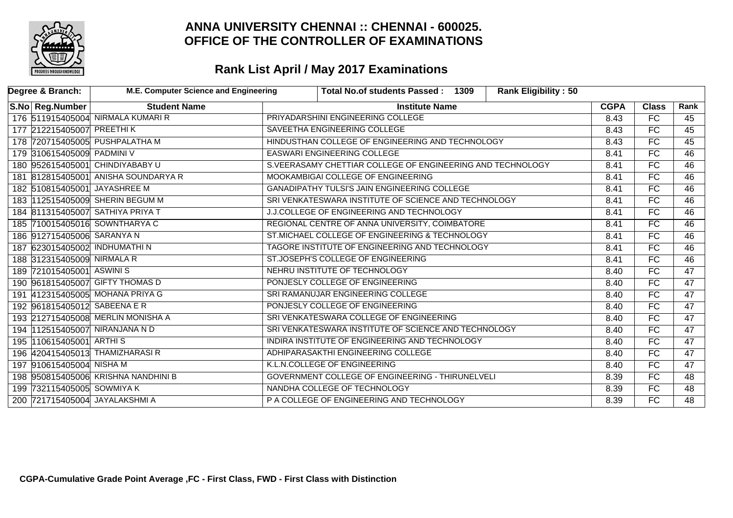# ANNA UNIVERSITY CHENNAI :: CHENNAI - 600025.
# OFFICE OF THE CONTROLLER OF EXAMINATIONS

## Rank List April / May 2017 Examinations

| Degree & Branch: | M.E. Computer Science and Engineering | Total No.of students Passed : 1309 | Rank Eligibility : 50 | | | |
|---|---|---|---|---|---|---|
| **S.No** | **Reg.Number** | **Student Name** | **Institute Name** | **CGPA** | **Class** | **Rank** |
| 176 | 511915405004 | NIRMALA KUMARI R | PRIYADARSHINI ENGINEERING COLLEGE | 8.43 | FC | 45 |
| 177 | 212215405007 | PREETHI K | SAVEETHA ENGINEERING COLLEGE | 8.43 | FC | 45 |
| 178 | 720715405005 | PUSHPALATHA M | HINDUSTHAN COLLEGE OF ENGINEERING AND TECHNOLOGY | 8.43 | FC | 45 |
| 179 | 310615405009 | PADMINI V | EASWARI ENGINEERING COLLEGE | 8.41 | FC | 46 |
| 180 | 952615405001 | CHINDIYABABY U | S.VEERASAMY CHETTIAR COLLEGE OF ENGINEERING AND TECHNOLOGY | 8.41 | FC | 46 |
| 181 | 812815405001 | ANISHA SOUNDARYA R | MOOKAMBIGAI COLLEGE OF ENGINEERING | 8.41 | FC | 46 |
| 182 | 510815405001 | JAYASHREE M | GANADIPATHY TULSI'S JAIN ENGINEERING COLLEGE | 8.41 | FC | 46 |
| 183 | 112515405009 | SHERIN BEGUM M | SRI VENKATESWARA INSTITUTE OF SCIENCE AND TECHNOLOGY | 8.41 | FC | 46 |
| 184 | 811315405007 | SATHIYA PRIYA T | J.J.COLLEGE OF ENGINEERING AND TECHNOLOGY | 8.41 | FC | 46 |
| 185 | 710015405016 | SOWNTHARYA C | REGIONAL CENTRE OF ANNA UNIVERSITY, COIMBATORE | 8.41 | FC | 46 |
| 186 | 912715405006 | SARANYA N | ST.MICHAEL COLLEGE OF ENGINEERING & TECHNOLOGY | 8.41 | FC | 46 |
| 187 | 623015405002 | INDHUMATHI N | TAGORE INSTITUTE OF ENGINEERING AND TECHNOLOGY | 8.41 | FC | 46 |
| 188 | 312315405009 | NIRMALA R | ST.JOSEPH'S COLLEGE OF ENGINEERING | 8.41 | FC | 46 |
| 189 | 721015405001 | ASWINI S | NEHRU INSTITUTE OF TECHNOLOGY | 8.40 | FC | 47 |
| 190 | 961815405007 | GIFTY THOMAS D | PONJESLY COLLEGE OF ENGINEERING | 8.40 | FC | 47 |
| 191 | 412315405005 | MOHANA PRIYA G | SRI RAMANUJAR ENGINEERING COLLEGE | 8.40 | FC | 47 |
| 192 | 961815405012 | SABEENA E R | PONJESLY COLLEGE OF ENGINEERING | 8.40 | FC | 47 |
| 193 | 212715405008 | MERLIN MONISHA A | SRI VENKATESWARA COLLEGE OF ENGINEERING | 8.40 | FC | 47 |
| 194 | 112515405007 | NIRANJANA N D | SRI VENKATESWARA INSTITUTE OF SCIENCE AND TECHNOLOGY | 8.40 | FC | 47 |
| 195 | 110615405001 | ARTHI S | INDIRA INSTITUTE OF ENGINEERING AND TECHNOLOGY | 8.40 | FC | 47 |
| 196 | 420415405013 | THAMIZHARASI R | ADHIPARASAKTHI ENGINEERING COLLEGE | 8.40 | FC | 47 |
| 197 | 910615405004 | NISHA M | K.L.N.COLLEGE OF ENGINEERING | 8.40 | FC | 47 |
| 198 | 950815405006 | KRISHNA NANDHINI B | GOVERNMENT COLLEGE OF ENGINEERING - THIRUNELVELI | 8.39 | FC | 48 |
| 199 | 732115405005 | SOWMIYA K | NANDHA COLLEGE OF TECHNOLOGY | 8.39 | FC | 48 |
| 200 | 721715405004 | JAYALAKSHMI A | P A COLLEGE OF ENGINEERING AND TECHNOLOGY | 8.39 | FC | 48 |

**CGPA-Cumulative Grade Point Average ,FC - First Class, FWD - First Class with Distinction**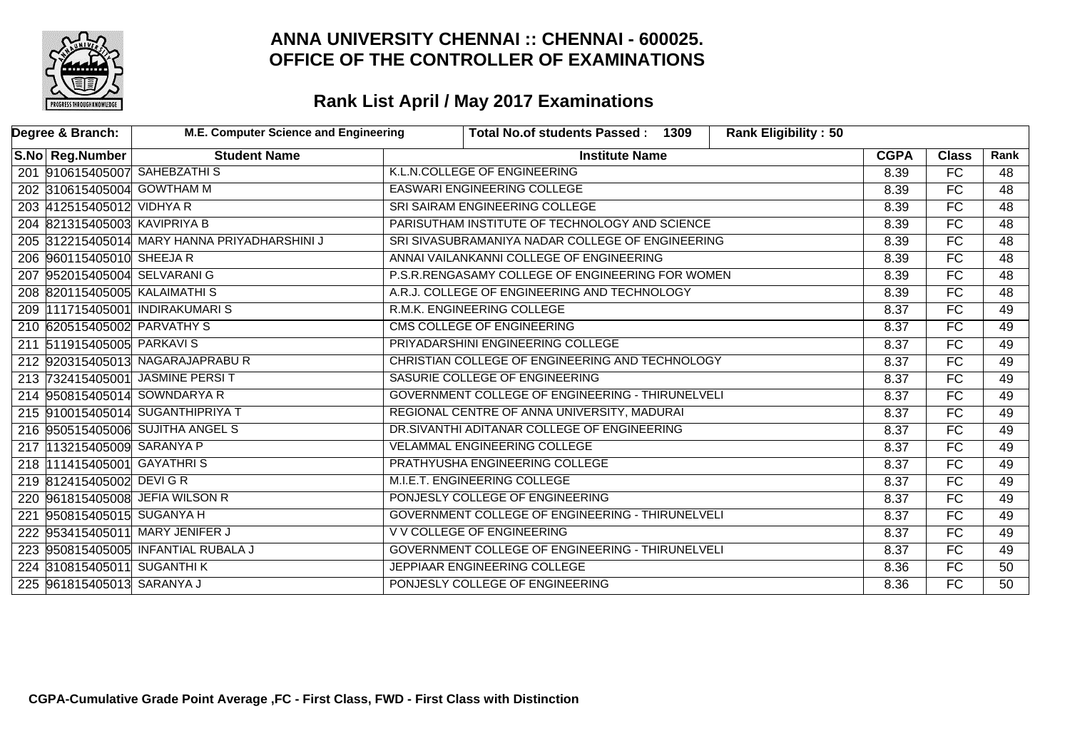# ANNA UNIVERSITY CHENNAI :: CHENNAI - 600025.
# OFFICE OF THE CONTROLLER OF EXAMINATIONS

## Rank List April / May 2017 Examinations

| Degree & Branch: | M.E. Computer Science and Engineering | Total No.of students Passed : 1309 | Rank Eligibility : 50 | | |
|---|---|---|---|---|---|

| S.No | Reg.Number | Student Name | Institute Name | CGPA | Class | Rank |
|---|---|---|---|---|---|---|
| 201 | 910615405007 | SAHEBZATHI S | K.L.N.COLLEGE OF ENGINEERING | 8.39 | FC | 48 |
| 202 | 310615405004 | GOWTHAM M | EASWARI ENGINEERING COLLEGE | 8.39 | FC | 48 |
| 203 | 412515405012 | VIDHYA R | SRI SAIRAM ENGINEERING COLLEGE | 8.39 | FC | 48 |
| 204 | 821315405003 | KAVIPRIYA B | PARISUTHAM INSTITUTE OF TECHNOLOGY AND SCIENCE | 8.39 | FC | 48 |
| 205 | 312215405014 | MARY HANNA PRIYADHARSHINI J | SRI SIVASUBRAMANIYA NADAR COLLEGE OF ENGINEERING | 8.39 | FC | 48 |
| 206 | 960115405010 | SHEEJA R | ANNAI VAILANKANNI COLLEGE OF ENGINEERING | 8.39 | FC | 48 |
| 207 | 952015405004 | SELVARANI G | P.S.R.RENGASAMY COLLEGE OF ENGINEERING FOR WOMEN | 8.39 | FC | 48 |
| 208 | 820115405005 | KALAIMATHI S | A.R.J. COLLEGE OF ENGINEERING AND TECHNOLOGY | 8.39 | FC | 48 |
| 209 | 111715405001 | INDIRAKUMARI S | R.M.K. ENGINEERING COLLEGE | 8.37 | FC | 49 |
| 210 | 620515405002 | PARVATHY S | CMS COLLEGE OF ENGINEERING | 8.37 | FC | 49 |
| 211 | 511915405005 | PARKAVI S | PRIYADARSHINI ENGINEERING COLLEGE | 8.37 | FC | 49 |
| 212 | 920315405013 | NAGARAJAPRABU R | CHRISTIAN COLLEGE OF ENGINEERING AND TECHNOLOGY | 8.37 | FC | 49 |
| 213 | 732415405001 | JASMINE PERSI T | SASURIE COLLEGE OF ENGINEERING | 8.37 | FC | 49 |
| 214 | 950815405014 | SOWNDARYA R | GOVERNMENT COLLEGE OF ENGINEERING - THIRUNELVELI | 8.37 | FC | 49 |
| 215 | 910015405014 | SUGANTHIPRIYA T | REGIONAL CENTRE OF ANNA UNIVERSITY, MADURAI | 8.37 | FC | 49 |
| 216 | 950515405006 | SUJITHA ANGEL S | DR.SIVANTHI ADITANAR COLLEGE OF ENGINEERING | 8.37 | FC | 49 |
| 217 | 113215405009 | SARANYA P | VELAMMAL ENGINEERING COLLEGE | 8.37 | FC | 49 |
| 218 | 111415405001 | GAYATHRI S | PRATHYUSHA ENGINEERING COLLEGE | 8.37 | FC | 49 |
| 219 | 812415405002 | DEVI G R | M.I.E.T. ENGINEERING COLLEGE | 8.37 | FC | 49 |
| 220 | 961815405008 | JEFIA WILSON R | PONJESLY COLLEGE OF ENGINEERING | 8.37 | FC | 49 |
| 221 | 950815405015 | SUGANYA H | GOVERNMENT COLLEGE OF ENGINEERING - THIRUNELVELI | 8.37 | FC | 49 |
| 222 | 953415405011 | MARY JENIFER J | V V COLLEGE OF ENGINEERING | 8.37 | FC | 49 |
| 223 | 950815405005 | INFANTIAL RUBALA J | GOVERNMENT COLLEGE OF ENGINEERING - THIRUNELVELI | 8.37 | FC | 49 |
| 224 | 310815405011 | SUGANTHI K | JEPPIAAR ENGINEERING COLLEGE | 8.36 | FC | 50 |
| 225 | 961815405013 | SARANYA J | PONJESLY COLLEGE OF ENGINEERING | 8.36 | FC | 50 |

**CGPA-Cumulative Grade Point Average ,FC - First Class, FWD - First Class with Distinction**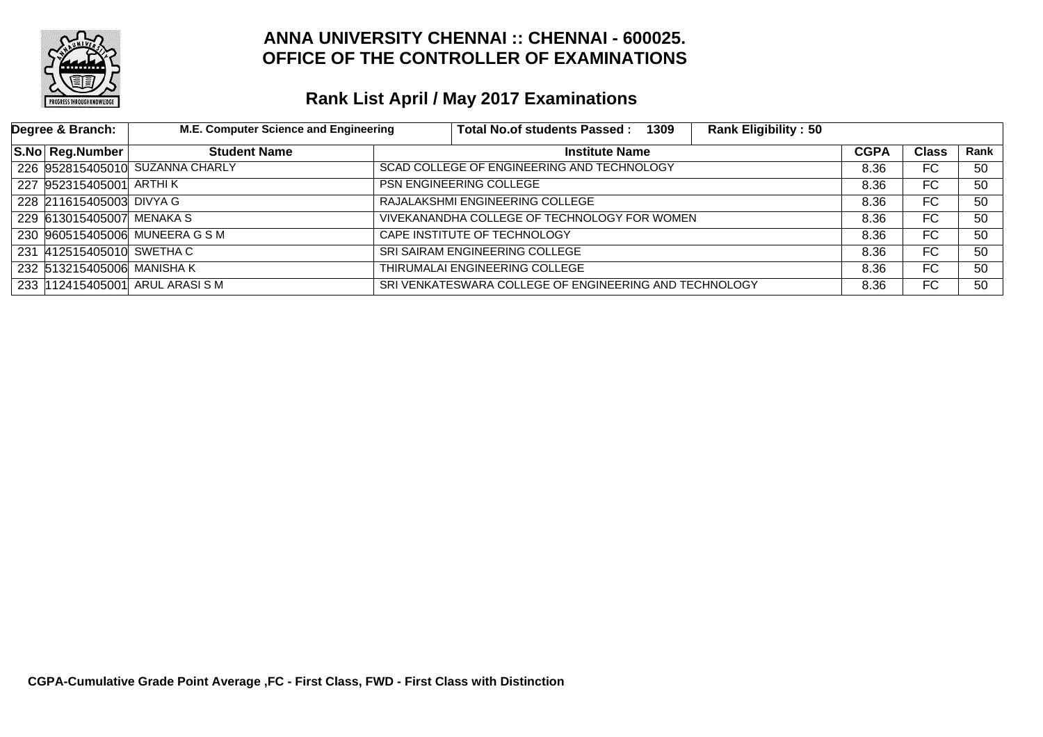# ANNA UNIVERSITY CHENNAI :: CHENNAI - 600025.
# OFFICE OF THE CONTROLLER OF EXAMINATIONS

## Rank List April / May 2017 Examinations

| Degree & Branch: | M.E. Computer Science and Engineering | Total No.of students Passed : 1309 | Rank Eligibility : 50 | | |
|---|---|---|---|---|---|

| S.No | Reg.Number | Student Name | Institute Name | CGPA | Class | Rank |
|---|---|---|---|---|---|---|
| 226 | 952815405010 | SUZANNA CHARLY | SCAD COLLEGE OF ENGINEERING AND TECHNOLOGY | 8.36 | FC | 50 |
| 227 | 952315405001 | ARTHI K | PSN ENGINEERING COLLEGE | 8.36 | FC | 50 |
| 228 | 211615405003 | DIVYA G | RAJALAKSHMI ENGINEERING COLLEGE | 8.36 | FC | 50 |
| 229 | 613015405007 | MENAKA S | VIVEKANANDHA COLLEGE OF TECHNOLOGY FOR WOMEN | 8.36 | FC | 50 |
| 230 | 960515405006 | MUNEERA G S M | CAPE INSTITUTE OF TECHNOLOGY | 8.36 | FC | 50 |
| 231 | 412515405010 | SWETHA C | SRI SAIRAM ENGINEERING COLLEGE | 8.36 | FC | 50 |
| 232 | 513215405006 | MANISHA K | THIRUMALAI ENGINEERING COLLEGE | 8.36 | FC | 50 |
| 233 | 112415405001 | ARUL ARASI S M | SRI VENKATESWARA COLLEGE OF ENGINEERING AND TECHNOLOGY | 8.36 | FC | 50 |

**CGPA-Cumulative Grade Point Average ,FC - First Class, FWD - First Class with Distinction**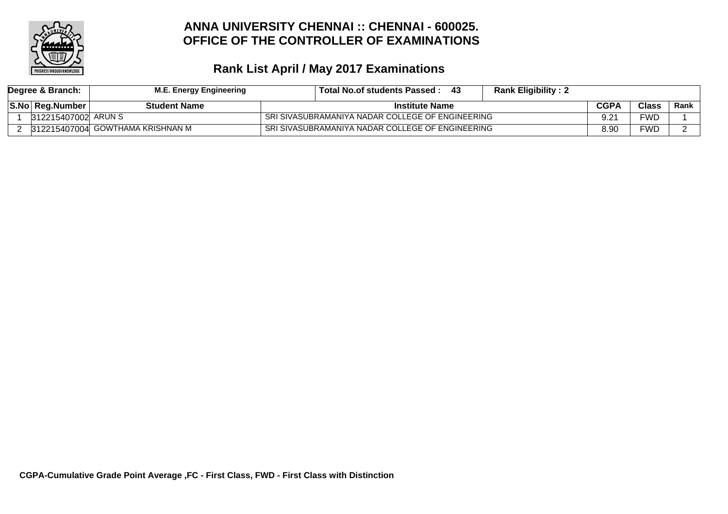# ANNA UNIVERSITY CHENNAI :: CHENNAI - 600025.
# OFFICE OF THE CONTROLLER OF EXAMINATIONS

## Rank List April / May 2017 Examinations

| Degree & Branch: | M.E. Energy Engineering | Total No.of students Passed : 43 | Rank Eligibility : 2 | | |
|---|---|---|---|---|---|
| **S.No** | **Reg.Number** | **Student Name** | **Institute Name** | **CGPA** | **Class** | **Rank** |
| 1 | 312215407002 | ARUN S | SRI SIVASUBRAMANIYA NADAR COLLEGE OF ENGINEERING | 9.21 | FWD | 1 |
| 2 | 312215407004 | GOWTHAMA KRISHNAN M | SRI SIVASUBRAMANIYA NADAR COLLEGE OF ENGINEERING | 8.90 | FWD | 2 |

**CGPA-Cumulative Grade Point Average ,FC - First Class, FWD - First Class with Distinction**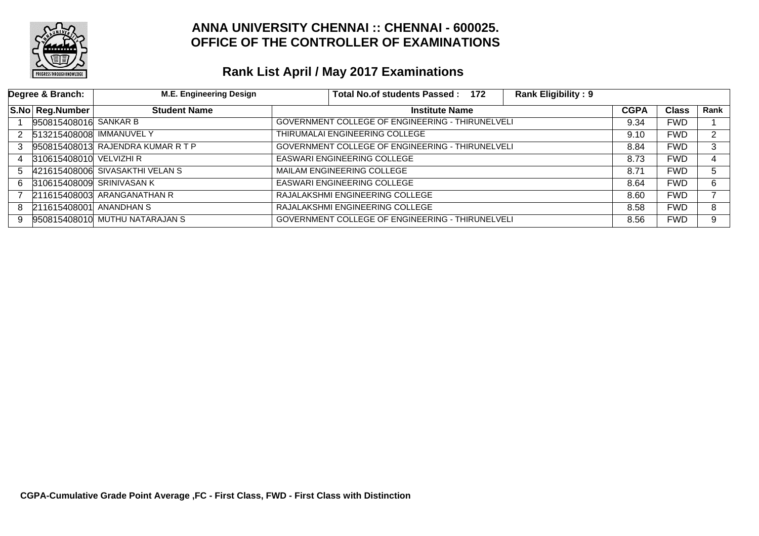# ANNA UNIVERSITY CHENNAI :: CHENNAI - 600025.
# OFFICE OF THE CONTROLLER OF EXAMINATIONS

## Rank List April / May 2017 Examinations

| Degree & Branch: | M.E. Engineering Design | Total No.of students Passed : 172 | Rank Eligibility : 9 | | | |
|---|---|---|---|---|---|---|
| **S.No** | **Reg.Number** | **Student Name** | **Institute Name** | **CGPA** | **Class** | **Rank** |
| 1 | 950815408016 | SANKAR B | GOVERNMENT COLLEGE OF ENGINEERING - THIRUNELVELI | 9.34 | FWD | 1 |
| 2 | 513215408008 | IMMANUVEL Y | THIRUMALAI ENGINEERING COLLEGE | 9.10 | FWD | 2 |
| 3 | 950815408013 | RAJENDRA KUMAR R T P | GOVERNMENT COLLEGE OF ENGINEERING - THIRUNELVELI | 8.84 | FWD | 3 |
| 4 | 310615408010 | VELVIZHI R | EASWARI ENGINEERING COLLEGE | 8.73 | FWD | 4 |
| 5 | 421615408006 | SIVASAKTHI VELAN S | MAILAM ENGINEERING COLLEGE | 8.71 | FWD | 5 |
| 6 | 310615408009 | SRINIVASAN K | EASWARI ENGINEERING COLLEGE | 8.64 | FWD | 6 |
| 7 | 211615408003 | ARANGANATHAN R | RAJALAKSHMI ENGINEERING COLLEGE | 8.60 | FWD | 7 |
| 8 | 211615408001 | ANANDHAN S | RAJALAKSHMI ENGINEERING COLLEGE | 8.58 | FWD | 8 |
| 9 | 950815408010 | MUTHU NATARAJAN S | GOVERNMENT COLLEGE OF ENGINEERING - THIRUNELVELI | 8.56 | FWD | 9 |

**CGPA-Cumulative Grade Point Average ,FC - First Class, FWD - First Class with Distinction**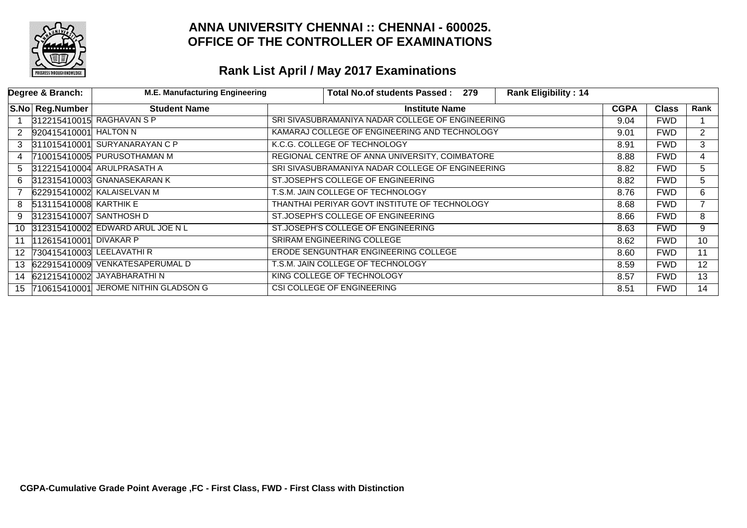# ANNA UNIVERSITY CHENNAI :: CHENNAI - 600025.
# OFFICE OF THE CONTROLLER OF EXAMINATIONS

## Rank List April / May 2017 Examinations

| Degree & Branch: | M.E. Manufacturing Engineering | Total No.of students Passed : 279 | Rank Eligibility : 14 | | | |
|---|---|---|---|---|---|---|

| S.No | Reg.Number | Student Name | Institute Name | CGPA | Class | Rank |
|---|---|---|---|---|---|---|
| 1 | 312215410015 | RAGHAVAN S P | SRI SIVASUBRAMANIYA NADAR COLLEGE OF ENGINEERING | 9.04 | FWD | 1 |
| 2 | 920415410001 | HALTON N | KAMARAJ COLLEGE OF ENGINEERING AND TECHNOLOGY | 9.01 | FWD | 2 |
| 3 | 311015410001 | SURYANARAYAN C P | K.C.G. COLLEGE OF TECHNOLOGY | 8.91 | FWD | 3 |
| 4 | 710015410005 | PURUSOTHAMAN M | REGIONAL CENTRE OF ANNA UNIVERSITY, COIMBATORE | 8.88 | FWD | 4 |
| 5 | 312215410004 | ARULPRASATH A | SRI SIVASUBRAMANIYA NADAR COLLEGE OF ENGINEERING | 8.82 | FWD | 5 |
| 6 | 312315410003 | GNANASEKARAN K | ST.JOSEPH'S COLLEGE OF ENGINEERING | 8.82 | FWD | 5 |
| 7 | 622915410002 | KALAISELVAN M | T.S.M. JAIN COLLEGE OF TECHNOLOGY | 8.76 | FWD | 6 |
| 8 | 513115410008 | KARTHIK E | THANTHAI PERIYAR GOVT INSTITUTE OF TECHNOLOGY | 8.68 | FWD | 7 |
| 9 | 312315410007 | SANTHOSH D | ST.JOSEPH'S COLLEGE OF ENGINEERING | 8.66 | FWD | 8 |
| 10 | 312315410002 | EDWARD ARUL JOE N L | ST.JOSEPH'S COLLEGE OF ENGINEERING | 8.63 | FWD | 9 |
| 11 | 112615410001 | DIVAKAR P | SRIRAM ENGINEERING COLLEGE | 8.62 | FWD | 10 |
| 12 | 730415410003 | LEELAVATHI R | ERODE SENGUNTHAR ENGINEERING COLLEGE | 8.60 | FWD | 11 |
| 13 | 622915410009 | VENKATESAPERUMAL D | T.S.M. JAIN COLLEGE OF TECHNOLOGY | 8.59 | FWD | 12 |
| 14 | 621215410002 | JAYABHARATHI N | KING COLLEGE OF TECHNOLOGY | 8.57 | FWD | 13 |
| 15 | 710615410001 | JEROME NITHIN GLADSON G | CSI COLLEGE OF ENGINEERING | 8.51 | FWD | 14 |

**CGPA-Cumulative Grade Point Average ,FC - First Class, FWD - First Class with Distinction**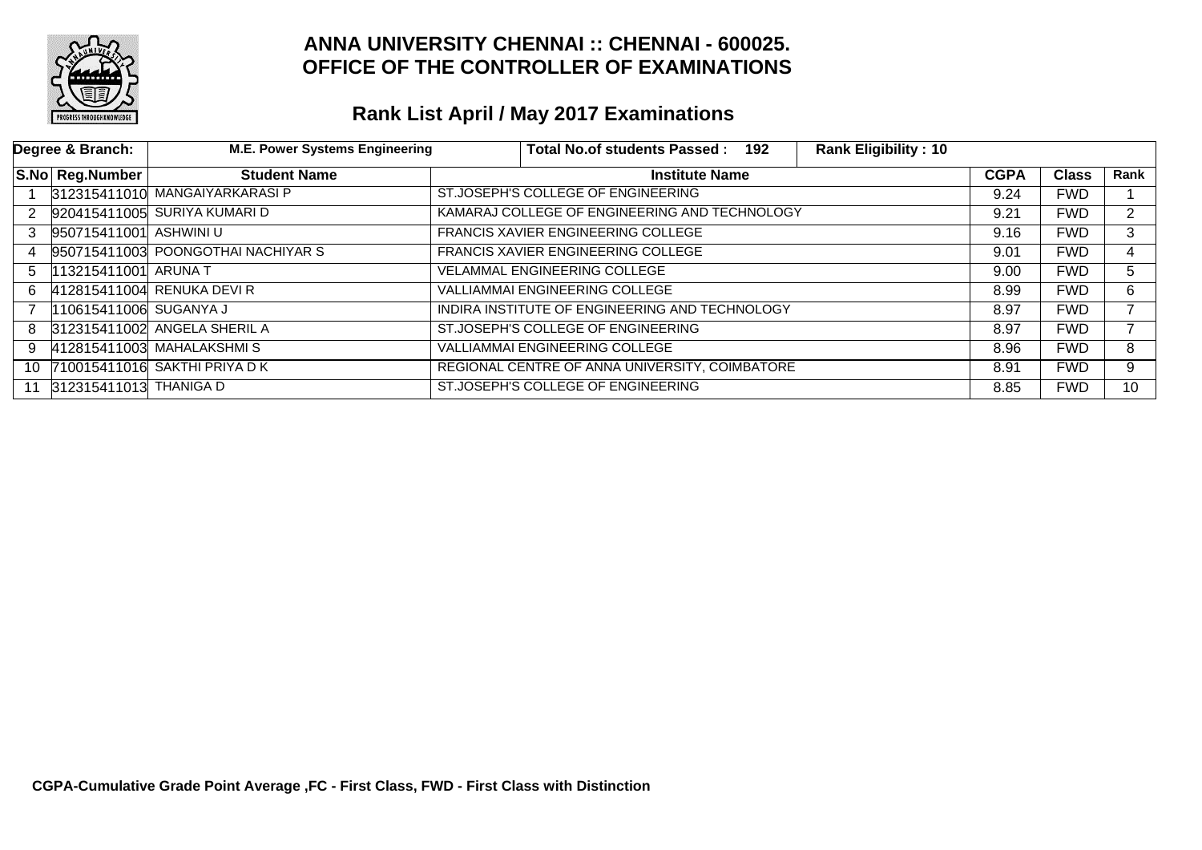# ANNA UNIVERSITY CHENNAI :: CHENNAI - 600025.
# OFFICE OF THE CONTROLLER OF EXAMINATIONS

## Rank List April / May 2017 Examinations

| Degree & Branch: | M.E. Power Systems Engineering | Total No.of students Passed : 192 | Rank Eligibility : 10 | | | |
|---|---|---|---|---|---|---|
| **S.No** | **Reg.Number** | **Student Name** | **Institute Name** | **CGPA** | **Class** | **Rank** |
| 1 | 312315411010 | MANGAIYARKARASI P | ST.JOSEPH'S COLLEGE OF ENGINEERING | 9.24 | FWD | 1 |
| 2 | 920415411005 | SURIYA KUMARI D | KAMARAJ COLLEGE OF ENGINEERING AND TECHNOLOGY | 9.21 | FWD | 2 |
| 3 | 950715411001 | ASHWINI U | FRANCIS XAVIER ENGINEERING COLLEGE | 9.16 | FWD | 3 |
| 4 | 950715411003 | POONGOTHAI NACHIYAR S | FRANCIS XAVIER ENGINEERING COLLEGE | 9.01 | FWD | 4 |
| 5 | 113215411001 | ARUNA T | VELAMMAL ENGINEERING COLLEGE | 9.00 | FWD | 5 |
| 6 | 412815411004 | RENUKA DEVI R | VALLIAMMAI ENGINEERING COLLEGE | 8.99 | FWD | 6 |
| 7 | 110615411006 | SUGANYA J | INDIRA INSTITUTE OF ENGINEERING AND TECHNOLOGY | 8.97 | FWD | 7 |
| 8 | 312315411002 | ANGELA SHERIL A | ST.JOSEPH'S COLLEGE OF ENGINEERING | 8.97 | FWD | 7 |
| 9 | 412815411003 | MAHALAKSHMI S | VALLIAMMAI ENGINEERING COLLEGE | 8.96 | FWD | 8 |
| 10 | 710015411016 | SAKTHI PRIYA D K | REGIONAL CENTRE OF ANNA UNIVERSITY, COIMBATORE | 8.91 | FWD | 9 |
| 11 | 312315411013 | THANIGA D | ST.JOSEPH'S COLLEGE OF ENGINEERING | 8.85 | FWD | 10 |

**CGPA-Cumulative Grade Point Average ,FC - First Class, FWD - First Class with Distinction**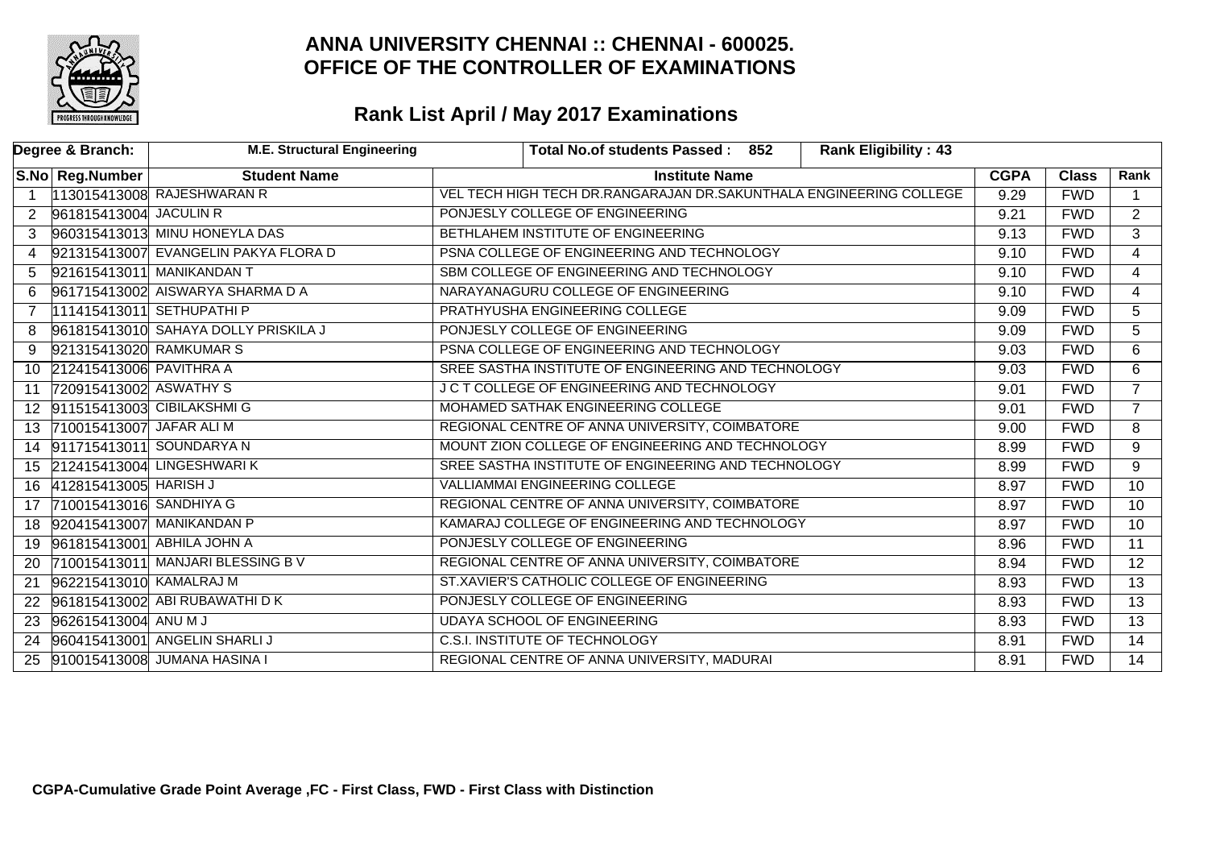# ANNA UNIVERSITY CHENNAI :: CHENNAI - 600025.
# OFFICE OF THE CONTROLLER OF EXAMINATIONS

## Rank List April / May 2017 Examinations

| Degree & Branch: | M.E. Structural Engineering | Total No.of students Passed : 852 | Rank Eligibility : 43 | | | |
|---|---|---|---|---|---|---|
| **S.No** | **Reg.Number** | **Student Name** | **Institute Name** | **CGPA** | **Class** | **Rank** |
| 1 | 113015413008 | RAJESHWARAN R | VEL TECH HIGH TECH DR.RANGARAJAN DR.SAKUNTHALA ENGINEERING COLLEGE | 9.29 | FWD | 1 |
| 2 | 961815413004 | JACULIN R | PONJESLY COLLEGE OF ENGINEERING | 9.21 | FWD | 2 |
| 3 | 960315413013 | MINU HONEYLA DAS | BETHLAHEM INSTITUTE OF ENGINEERING | 9.13 | FWD | 3 |
| 4 | 921315413007 | EVANGELIN PAKYA FLORA D | PSNA COLLEGE OF ENGINEERING AND TECHNOLOGY | 9.10 | FWD | 4 |
| 5 | 921615413011 | MANIKANDAN T | SBM COLLEGE OF ENGINEERING AND TECHNOLOGY | 9.10 | FWD | 4 |
| 6 | 961715413002 | AISWARYA SHARMA D A | NARAYANAGURU COLLEGE OF ENGINEERING | 9.10 | FWD | 4 |
| 7 | 111415413011 | SETHUPATHI P | PRATHYUSHA ENGINEERING COLLEGE | 9.09 | FWD | 5 |
| 8 | 961815413010 | SAHAYA DOLLY PRISKILA J | PONJESLY COLLEGE OF ENGINEERING | 9.09 | FWD | 5 |
| 9 | 921315413020 | RAMKUMAR S | PSNA COLLEGE OF ENGINEERING AND TECHNOLOGY | 9.03 | FWD | 6 |
| 10 | 212415413006 | PAVITHRA A | SREE SASTHA INSTITUTE OF ENGINEERING AND TECHNOLOGY | 9.03 | FWD | 6 |
| 11 | 720915413002 | ASWATHY S | J C T COLLEGE OF ENGINEERING AND TECHNOLOGY | 9.01 | FWD | 7 |
| 12 | 911515413003 | CIBILAKSHMI G | MOHAMED SATHAK ENGINEERING COLLEGE | 9.01 | FWD | 7 |
| 13 | 710015413007 | JAFAR ALI M | REGIONAL CENTRE OF ANNA UNIVERSITY, COIMBATORE | 9.00 | FWD | 8 |
| 14 | 911715413011 | SOUNDARYA N | MOUNT ZION COLLEGE OF ENGINEERING AND TECHNOLOGY | 8.99 | FWD | 9 |
| 15 | 212415413004 | LINGESHWARI K | SREE SASTHA INSTITUTE OF ENGINEERING AND TECHNOLOGY | 8.99 | FWD | 9 |
| 16 | 412815413005 | HARISH J | VALLIAMMAI ENGINEERING COLLEGE | 8.97 | FWD | 10 |
| 17 | 710015413016 | SANDHIYA G | REGIONAL CENTRE OF ANNA UNIVERSITY, COIMBATORE | 8.97 | FWD | 10 |
| 18 | 920415413007 | MANIKANDAN P | KAMARAJ COLLEGE OF ENGINEERING AND TECHNOLOGY | 8.97 | FWD | 10 |
| 19 | 961815413001 | ABHILA JOHN A | PONJESLY COLLEGE OF ENGINEERING | 8.96 | FWD | 11 |
| 20 | 710015413011 | MANJARI BLESSING B V | REGIONAL CENTRE OF ANNA UNIVERSITY, COIMBATORE | 8.94 | FWD | 12 |
| 21 | 962215413010 | KAMALRAJ M | ST.XAVIER'S CATHOLIC COLLEGE OF ENGINEERING | 8.93 | FWD | 13 |
| 22 | 961815413002 | ABI RUBAWATHI D K | PONJESLY COLLEGE OF ENGINEERING | 8.93 | FWD | 13 |
| 23 | 962615413004 | ANU M J | UDAYA SCHOOL OF ENGINEERING | 8.93 | FWD | 13 |
| 24 | 960415413001 | ANGELIN SHARLI J | C.S.I. INSTITUTE OF TECHNOLOGY | 8.91 | FWD | 14 |
| 25 | 910015413008 | JUMANA HASINA I | REGIONAL CENTRE OF ANNA UNIVERSITY, MADURAI | 8.91 | FWD | 14 |

**CGPA-Cumulative Grade Point Average ,FC - First Class, FWD - First Class with Distinction**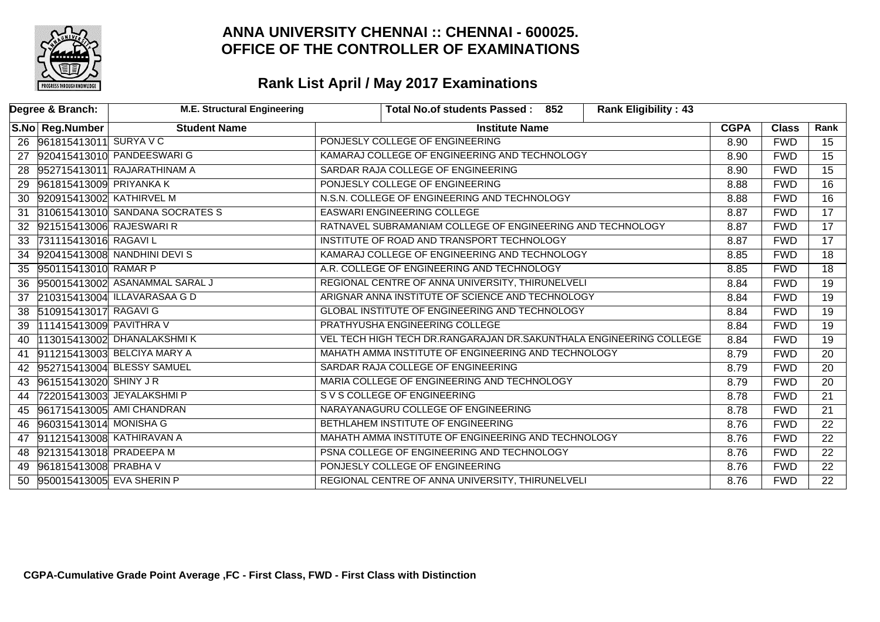# ANNA UNIVERSITY CHENNAI :: CHENNAI - 600025.
# OFFICE OF THE CONTROLLER OF EXAMINATIONS

## Rank List April / May 2017 Examinations

| Degree & Branch: | | M.E. Structural Engineering | Total No.of students Passed : 852 | Rank Eligibility : 43 | | |
|---|---|---|---|---|---|---|
| **S.No** | **Reg.Number** | **Student Name** | **Institute Name** | **CGPA** | **Class** | **Rank** |
| 26 | 961815413011 | SURYA V C | PONJESLY COLLEGE OF ENGINEERING | 8.90 | FWD | 15 |
| 27 | 920415413010 | PANDEESWARI G | KAMARAJ COLLEGE OF ENGINEERING AND TECHNOLOGY | 8.90 | FWD | 15 |
| 28 | 952715413011 | RAJARATHINAM A | SARDAR RAJA COLLEGE OF ENGINEERING | 8.90 | FWD | 15 |
| 29 | 961815413009 | PRIYANKA K | PONJESLY COLLEGE OF ENGINEERING | 8.88 | FWD | 16 |
| 30 | 920915413002 | KATHIRVEL M | N.S.N. COLLEGE OF ENGINEERING AND TECHNOLOGY | 8.88 | FWD | 16 |
| 31 | 310615413010 | SANDANA SOCRATES S | EASWARI ENGINEERING COLLEGE | 8.87 | FWD | 17 |
| 32 | 921515413006 | RAJESWARI R | RATNAVEL SUBRAMANIAM COLLEGE OF ENGINEERING AND TECHNOLOGY | 8.87 | FWD | 17 |
| 33 | 731115413016 | RAGAVI L | INSTITUTE OF ROAD AND TRANSPORT TECHNOLOGY | 8.87 | FWD | 17 |
| 34 | 920415413008 | NANDHINI DEVI S | KAMARAJ COLLEGE OF ENGINEERING AND TECHNOLOGY | 8.85 | FWD | 18 |
| 35 | 950115413010 | RAMAR P | A.R. COLLEGE OF ENGINEERING AND TECHNOLOGY | 8.85 | FWD | 18 |
| 36 | 950015413002 | ASANAMMAL SARAL J | REGIONAL CENTRE OF ANNA UNIVERSITY, THIRUNELVELI | 8.84 | FWD | 19 |
| 37 | 210315413004 | ILLAVARASAA G D | ARIGNAR ANNA INSTITUTE OF SCIENCE AND TECHNOLOGY | 8.84 | FWD | 19 |
| 38 | 510915413017 | RAGAVI G | GLOBAL INSTITUTE OF ENGINEERING AND TECHNOLOGY | 8.84 | FWD | 19 |
| 39 | 111415413009 | PAVITHRA V | PRATHYUSHA ENGINEERING COLLEGE | 8.84 | FWD | 19 |
| 40 | 113015413002 | DHANALAKSHMI K | VEL TECH HIGH TECH DR.RANGARAJAN DR.SAKUNTHALA ENGINEERING COLLEGE | 8.84 | FWD | 19 |
| 41 | 911215413003 | BELCIYA MARY A | MAHATH AMMA INSTITUTE OF ENGINEERING AND TECHNOLOGY | 8.79 | FWD | 20 |
| 42 | 952715413004 | BLESSY SAMUEL | SARDAR RAJA COLLEGE OF ENGINEERING | 8.79 | FWD | 20 |
| 43 | 961515413020 | SHINY J R | MARIA COLLEGE OF ENGINEERING AND TECHNOLOGY | 8.79 | FWD | 20 |
| 44 | 722015413003 | JEYALAKSHMI P | S V S COLLEGE OF ENGINEERING | 8.78 | FWD | 21 |
| 45 | 961715413005 | AMI CHANDRAN | NARAYANAGURU COLLEGE OF ENGINEERING | 8.78 | FWD | 21 |
| 46 | 960315413014 | MONISHA G | BETHLAHEM INSTITUTE OF ENGINEERING | 8.76 | FWD | 22 |
| 47 | 911215413008 | KATHIRAVAN A | MAHATH AMMA INSTITUTE OF ENGINEERING AND TECHNOLOGY | 8.76 | FWD | 22 |
| 48 | 921315413018 | PRADEEPA M | PSNA COLLEGE OF ENGINEERING AND TECHNOLOGY | 8.76 | FWD | 22 |
| 49 | 961815413008 | PRABHA V | PONJESLY COLLEGE OF ENGINEERING | 8.76 | FWD | 22 |
| 50 | 950015413005 | EVA SHERIN P | REGIONAL CENTRE OF ANNA UNIVERSITY, THIRUNELVELI | 8.76 | FWD | 22 |

**CGPA-Cumulative Grade Point Average ,FC - First Class, FWD - First Class with Distinction**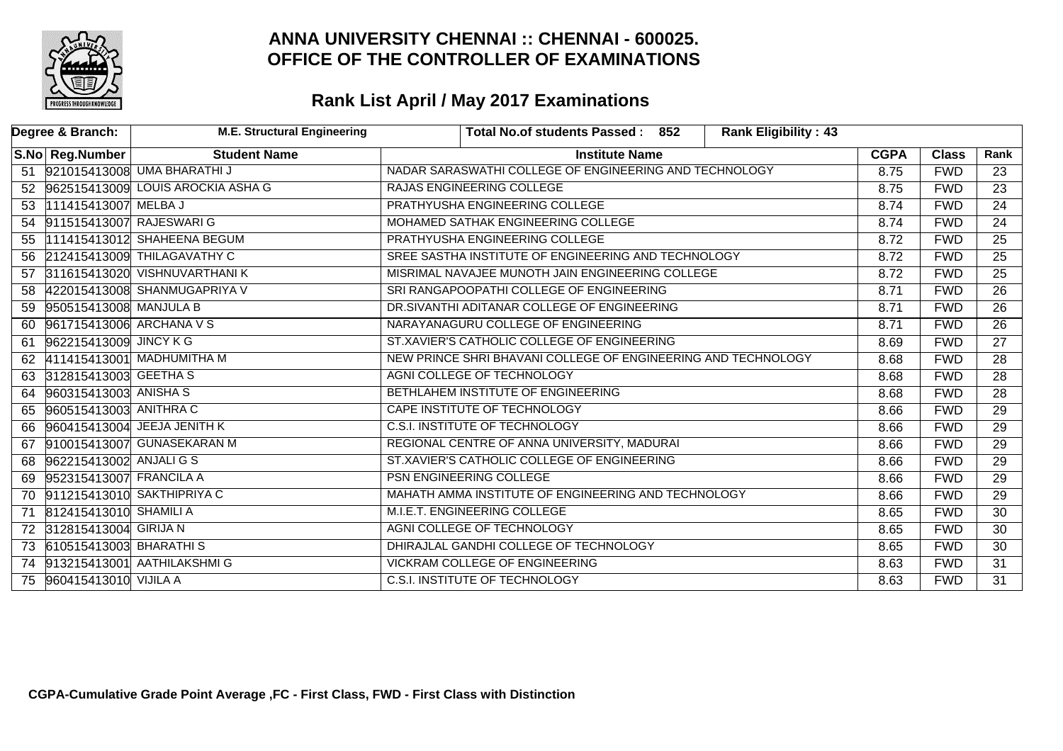# ANNA UNIVERSITY CHENNAI :: CHENNAI - 600025.
# OFFICE OF THE CONTROLLER OF EXAMINATIONS

## Rank List April / May 2017 Examinations

| Degree & Branch: | M.E. Structural Engineering | Total No.of students Passed : 852 | Rank Eligibility : 43 | | |
|---|---|---|---|---|---|

| S.No | Reg.Number | Student Name | Institute Name | CGPA | Class | Rank |
|---|---|---|---|---|---|---|
| 51 | 921015413008 | UMA BHARATHI J | NADAR SARASWATHI COLLEGE OF ENGINEERING AND TECHNOLOGY | 8.75 | FWD | 23 |
| 52 | 962515413009 | LOUIS AROCKIA ASHA G | RAJAS ENGINEERING COLLEGE | 8.75 | FWD | 23 |
| 53 | 111415413007 | MELBA J | PRATHYUSHA ENGINEERING COLLEGE | 8.74 | FWD | 24 |
| 54 | 911515413007 | RAJESWARI G | MOHAMED SATHAK ENGINEERING COLLEGE | 8.74 | FWD | 24 |
| 55 | 111415413012 | SHAHEENA BEGUM | PRATHYUSHA ENGINEERING COLLEGE | 8.72 | FWD | 25 |
| 56 | 212415413009 | THILAGAVATHY C | SREE SASTHA INSTITUTE OF ENGINEERING AND TECHNOLOGY | 8.72 | FWD | 25 |
| 57 | 311615413020 | VISHNUVARTHANI K | MISRIMAL NAVAJEE MUNOTH JAIN ENGINEERING COLLEGE | 8.72 | FWD | 25 |
| 58 | 422015413008 | SHANMUGAPRIYA V | SRI RANGAPOOPATHI COLLEGE OF ENGINEERING | 8.71 | FWD | 26 |
| 59 | 950515413008 | MANJULA B | DR.SIVANTHI ADITANAR COLLEGE OF ENGINEERING | 8.71 | FWD | 26 |
| 60 | 961715413006 | ARCHANA V S | NARAYANAGURU COLLEGE OF ENGINEERING | 8.71 | FWD | 26 |
| 61 | 962215413009 | JINCY K G | ST.XAVIER'S CATHOLIC COLLEGE OF ENGINEERING | 8.69 | FWD | 27 |
| 62 | 411415413001 | MADHUMITHA M | NEW PRINCE SHRI BHAVANI COLLEGE OF ENGINEERING AND TECHNOLOGY | 8.68 | FWD | 28 |
| 63 | 312815413003 | GEETHA S | AGNI COLLEGE OF TECHNOLOGY | 8.68 | FWD | 28 |
| 64 | 960315413003 | ANISHA S | BETHLAHEM INSTITUTE OF ENGINEERING | 8.68 | FWD | 28 |
| 65 | 960515413003 | ANITHRA C | CAPE INSTITUTE OF TECHNOLOGY | 8.66 | FWD | 29 |
| 66 | 960415413004 | JEEJA JENITH K | C.S.I. INSTITUTE OF TECHNOLOGY | 8.66 | FWD | 29 |
| 67 | 910015413007 | GUNASEKARAN M | REGIONAL CENTRE OF ANNA UNIVERSITY, MADURAI | 8.66 | FWD | 29 |
| 68 | 962215413002 | ANJALI G S | ST.XAVIER'S CATHOLIC COLLEGE OF ENGINEERING | 8.66 | FWD | 29 |
| 69 | 952315413007 | FRANCILA A | PSN ENGINEERING COLLEGE | 8.66 | FWD | 29 |
| 70 | 911215413010 | SAKTHIPRIYA C | MAHATH AMMA INSTITUTE OF ENGINEERING AND TECHNOLOGY | 8.66 | FWD | 29 |
| 71 | 812415413010 | SHAMILI A | M.I.E.T. ENGINEERING COLLEGE | 8.65 | FWD | 30 |
| 72 | 312815413004 | GIRIJA N | AGNI COLLEGE OF TECHNOLOGY | 8.65 | FWD | 30 |
| 73 | 610515413003 | BHARATHI S | DHIRAJLAL GANDHI COLLEGE OF TECHNOLOGY | 8.65 | FWD | 30 |
| 74 | 913215413001 | AATHILAKSHMI G | VICKRAM COLLEGE OF ENGINEERING | 8.63 | FWD | 31 |
| 75 | 960415413010 | VIJILA A | C.S.I. INSTITUTE OF TECHNOLOGY | 8.63 | FWD | 31 |

**CGPA-Cumulative Grade Point Average ,FC - First Class, FWD - First Class with Distinction**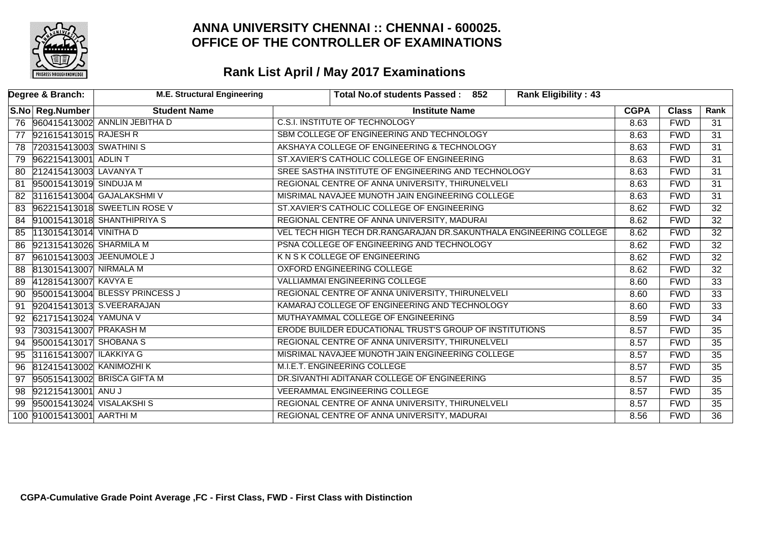# ANNA UNIVERSITY CHENNAI :: CHENNAI - 600025.
## OFFICE OF THE CONTROLLER OF EXAMINATIONS

## Rank List April / May 2017 Examinations

| Degree & Branch: | M.E. Structural Engineering | Total No.of students Passed : 852 | Rank Eligibility : 43 | | | |
|---|---|---|---|---|---|---|
| **S.No** | **Reg.Number** | **Student Name** | **Institute Name** | **CGPA** | **Class** | **Rank** |
| 76 | 960415413002 | ANNLIN JEBITHA D | C.S.I. INSTITUTE OF TECHNOLOGY | 8.63 | FWD | 31 |
| 77 | 921615413015 | RAJESH R | SBM COLLEGE OF ENGINEERING AND TECHNOLOGY | 8.63 | FWD | 31 |
| 78 | 720315413003 | SWATHINI S | AKSHAYA COLLEGE OF ENGINEERING & TECHNOLOGY | 8.63 | FWD | 31 |
| 79 | 962215413001 | ADLIN T | ST.XAVIER'S CATHOLIC COLLEGE OF ENGINEERING | 8.63 | FWD | 31 |
| 80 | 212415413003 | LAVANYA T | SREE SASTHA INSTITUTE OF ENGINEERING AND TECHNOLOGY | 8.63 | FWD | 31 |
| 81 | 950015413019 | SINDUJA M | REGIONAL CENTRE OF ANNA UNIVERSITY, THIRUNELVELI | 8.63 | FWD | 31 |
| 82 | 311615413004 | GAJALAKSHMI V | MISRIMAL NAVAJEE MUNOTH JAIN ENGINEERING COLLEGE | 8.63 | FWD | 31 |
| 83 | 962215413018 | SWEETLIN ROSE V | ST.XAVIER'S CATHOLIC COLLEGE OF ENGINEERING | 8.62 | FWD | 32 |
| 84 | 910015413018 | SHANTHIPRIYA S | REGIONAL CENTRE OF ANNA UNIVERSITY, MADURAI | 8.62 | FWD | 32 |
| 85 | 113015413014 | VINITHA D | VEL TECH HIGH TECH DR.RANGARAJAN DR.SAKUNTHALA ENGINEERING COLLEGE | 8.62 | FWD | 32 |
| 86 | 921315413026 | SHARMILA M | PSNA COLLEGE OF ENGINEERING AND TECHNOLOGY | 8.62 | FWD | 32 |
| 87 | 961015413003 | JEENUMOLE J | K N S K COLLEGE OF ENGINEERING | 8.62 | FWD | 32 |
| 88 | 813015413007 | NIRMALA M | OXFORD ENGINEERING COLLEGE | 8.62 | FWD | 32 |
| 89 | 412815413007 | KAVYA E | VALLIAMMAI ENGINEERING COLLEGE | 8.60 | FWD | 33 |
| 90 | 950015413004 | BLESSY PRINCESS J | REGIONAL CENTRE OF ANNA UNIVERSITY, THIRUNELVELI | 8.60 | FWD | 33 |
| 91 | 920415413013 | S.VEERARAJAN | KAMARAJ COLLEGE OF ENGINEERING AND TECHNOLOGY | 8.60 | FWD | 33 |
| 92 | 621715413024 | YAMUNA V | MUTHAYAMMAL COLLEGE OF ENGINEERING | 8.59 | FWD | 34 |
| 93 | 730315413007 | PRAKASH M | ERODE BUILDER EDUCATIONAL TRUST'S GROUP OF INSTITUTIONS | 8.57 | FWD | 35 |
| 94 | 950015413017 | SHOBANA S | REGIONAL CENTRE OF ANNA UNIVERSITY, THIRUNELVELI | 8.57 | FWD | 35 |
| 95 | 311615413007 | ILAKKIYA G | MISRIMAL NAVAJEE MUNOTH JAIN ENGINEERING COLLEGE | 8.57 | FWD | 35 |
| 96 | 812415413002 | KANIMOZHI K | M.I.E.T. ENGINEERING COLLEGE | 8.57 | FWD | 35 |
| 97 | 950515413002 | BRISCA GIFTA M | DR.SIVANTHI ADITANAR COLLEGE OF ENGINEERING | 8.57 | FWD | 35 |
| 98 | 921215413001 | ANU J | VEERAMMAL ENGINEERING COLLEGE | 8.57 | FWD | 35 |
| 99 | 950015413024 | VISALAKSHI S | REGIONAL CENTRE OF ANNA UNIVERSITY, THIRUNELVELI | 8.57 | FWD | 35 |
| 100 | 910015413001 | AARTHI M | REGIONAL CENTRE OF ANNA UNIVERSITY, MADURAI | 8.56 | FWD | 36 |

**CGPA-Cumulative Grade Point Average ,FC - First Class, FWD - First Class with Distinction**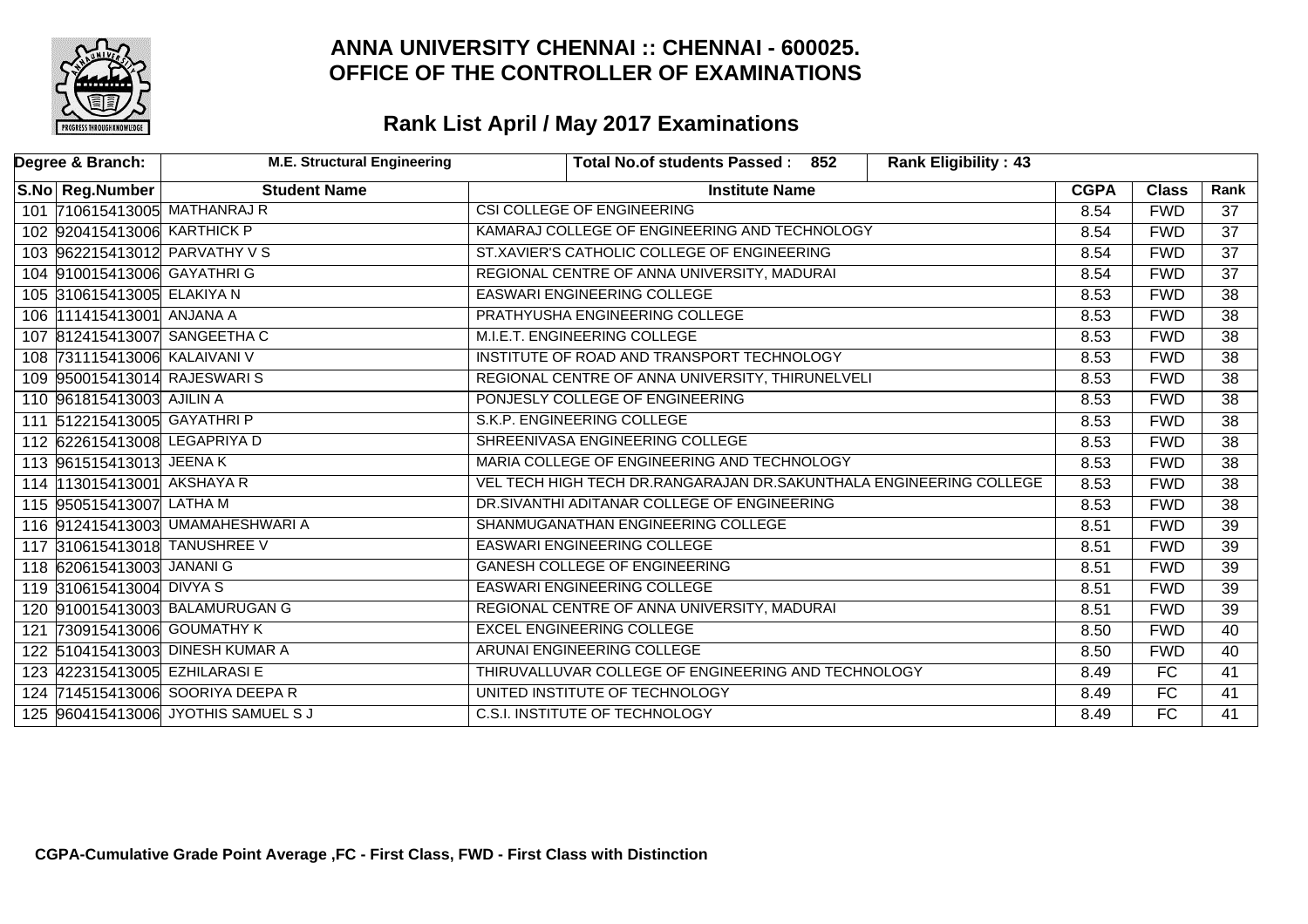# ANNA UNIVERSITY CHENNAI :: CHENNAI - 600025.
# OFFICE OF THE CONTROLLER OF EXAMINATIONS

## Rank List April / May 2017 Examinations

| Degree & Branch: | M.E. Structural Engineering | Total No.of students Passed : 852 | Rank Eligibility : 43 | | | |
|---|---|---|---|---|---|---|
| **S.No** | **Reg.Number** | **Student Name** | **Institute Name** | **CGPA** | **Class** | **Rank** |
| 101 | 710615413005 | MATHANRAJ R | CSI COLLEGE OF ENGINEERING | 8.54 | FWD | 37 |
| 102 | 920415413006 | KARTHICK P | KAMARAJ COLLEGE OF ENGINEERING AND TECHNOLOGY | 8.54 | FWD | 37 |
| 103 | 962215413012 | PARVATHY V S | ST.XAVIER'S CATHOLIC COLLEGE OF ENGINEERING | 8.54 | FWD | 37 |
| 104 | 910015413006 | GAYATHRI G | REGIONAL CENTRE OF ANNA UNIVERSITY, MADURAI | 8.54 | FWD | 37 |
| 105 | 310615413005 | ELAKIYA N | EASWARI ENGINEERING COLLEGE | 8.53 | FWD | 38 |
| 106 | 111415413001 | ANJANA A | PRATHYUSHA ENGINEERING COLLEGE | 8.53 | FWD | 38 |
| 107 | 812415413007 | SANGEETHA C | M.I.E.T. ENGINEERING COLLEGE | 8.53 | FWD | 38 |
| 108 | 731115413006 | KALAIVANI V | INSTITUTE OF ROAD AND TRANSPORT TECHNOLOGY | 8.53 | FWD | 38 |
| 109 | 950015413014 | RAJESWARI S | REGIONAL CENTRE OF ANNA UNIVERSITY, THIRUNELVELI | 8.53 | FWD | 38 |
| 110 | 961815413003 | AJILIN A | PONJESLY COLLEGE OF ENGINEERING | 8.53 | FWD | 38 |
| 111 | 512215413005 | GAYATHRI P | S.K.P. ENGINEERING COLLEGE | 8.53 | FWD | 38 |
| 112 | 622615413008 | LEGAPRIYA D | SHREENIVASA ENGINEERING COLLEGE | 8.53 | FWD | 38 |
| 113 | 961515413013 | JEENA K | MARIA COLLEGE OF ENGINEERING AND TECHNOLOGY | 8.53 | FWD | 38 |
| 114 | 113015413001 | AKSHAYA R | VEL TECH HIGH TECH DR.RANGARAJAN DR.SAKUNTHALA ENGINEERING COLLEGE | 8.53 | FWD | 38 |
| 115 | 950515413007 | LATHA M | DR.SIVANTHI ADITANAR COLLEGE OF ENGINEERING | 8.53 | FWD | 38 |
| 116 | 912415413003 | UMAMAHESHWARI A | SHANMUGANATHAN ENGINEERING COLLEGE | 8.51 | FWD | 39 |
| 117 | 310615413018 | TANUSHREE V | EASWARI ENGINEERING COLLEGE | 8.51 | FWD | 39 |
| 118 | 620615413003 | JANANI G | GANESH COLLEGE OF ENGINEERING | 8.51 | FWD | 39 |
| 119 | 310615413004 | DIVYA S | EASWARI ENGINEERING COLLEGE | 8.51 | FWD | 39 |
| 120 | 910015413003 | BALAMURUGAN G | REGIONAL CENTRE OF ANNA UNIVERSITY, MADURAI | 8.51 | FWD | 39 |
| 121 | 730915413006 | GOUMATHY K | EXCEL ENGINEERING COLLEGE | 8.50 | FWD | 40 |
| 122 | 510415413003 | DINESH KUMAR A | ARUNAI ENGINEERING COLLEGE | 8.50 | FWD | 40 |
| 123 | 422315413005 | EZHILARASI E | THIRUVALLUVAR COLLEGE OF ENGINEERING AND TECHNOLOGY | 8.49 | FC | 41 |
| 124 | 714515413006 | SOORIYA DEEPA R | UNITED INSTITUTE OF TECHNOLOGY | 8.49 | FC | 41 |
| 125 | 960415413006 | JYOTHIS SAMUEL S J | C.S.I. INSTITUTE OF TECHNOLOGY | 8.49 | FC | 41 |

**CGPA-Cumulative Grade Point Average ,FC - First Class, FWD - First Class with Distinction**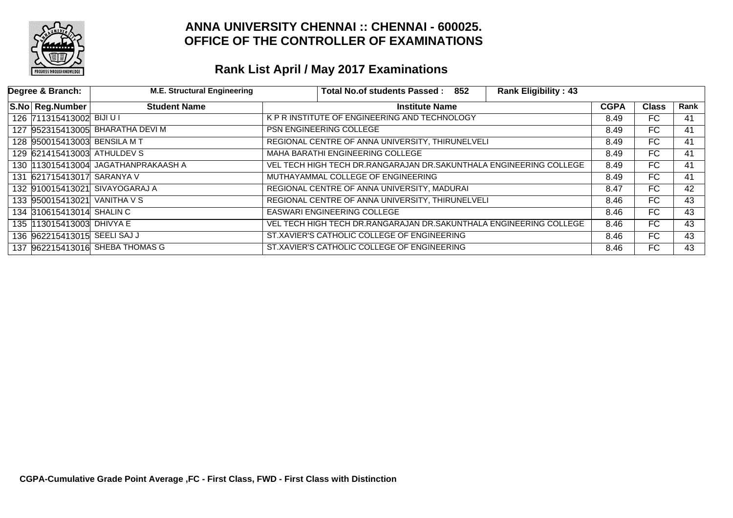# ANNA UNIVERSITY CHENNAI :: CHENNAI - 600025.
# OFFICE OF THE CONTROLLER OF EXAMINATIONS

## Rank List April / May 2017 Examinations

| Degree & Branch: | M.E. Structural Engineering | Total No.of students Passed : 852 | Rank Eligibility : 43 | | |
|---|---|---|---|---|---|

| S.No | Reg.Number | Student Name | Institute Name | CGPA | Class | Rank |
|---|---|---|---|---|---|---|
| 126 | 711315413002 | BIJI U I | K P R INSTITUTE OF ENGINEERING AND TECHNOLOGY | 8.49 | FC | 41 |
| 127 | 952315413005 | BHARATHA DEVI M | PSN ENGINEERING COLLEGE | 8.49 | FC | 41 |
| 128 | 950015413003 | BENSILA M T | REGIONAL CENTRE OF ANNA UNIVERSITY, THIRUNELVELI | 8.49 | FC | 41 |
| 129 | 621415413003 | ATHULDEV S | MAHA BARATHI ENGINEERING COLLEGE | 8.49 | FC | 41 |
| 130 | 113015413004 | JAGATHANPRAKAASH A | VEL TECH HIGH TECH DR.RANGARAJAN DR.SAKUNTHALA ENGINEERING COLLEGE | 8.49 | FC | 41 |
| 131 | 621715413017 | SARANYA V | MUTHAYAMMAL COLLEGE OF ENGINEERING | 8.49 | FC | 41 |
| 132 | 910015413021 | SIVAYOGARAJ A | REGIONAL CENTRE OF ANNA UNIVERSITY, MADURAI | 8.47 | FC | 42 |
| 133 | 950015413021 | VANITHA V S | REGIONAL CENTRE OF ANNA UNIVERSITY, THIRUNELVELI | 8.46 | FC | 43 |
| 134 | 310615413014 | SHALIN C | EASWARI ENGINEERING COLLEGE | 8.46 | FC | 43 |
| 135 | 113015413003 | DHIVYA E | VEL TECH HIGH TECH DR.RANGARAJAN DR.SAKUNTHALA ENGINEERING COLLEGE | 8.46 | FC | 43 |
| 136 | 962215413015 | SEELI SAJ J | ST.XAVIER'S CATHOLIC COLLEGE OF ENGINEERING | 8.46 | FC | 43 |
| 137 | 962215413016 | SHEBA THOMAS G | ST.XAVIER'S CATHOLIC COLLEGE OF ENGINEERING | 8.46 | FC | 43 |

**CGPA-Cumulative Grade Point Average ,FC - First Class, FWD - First Class with Distinction**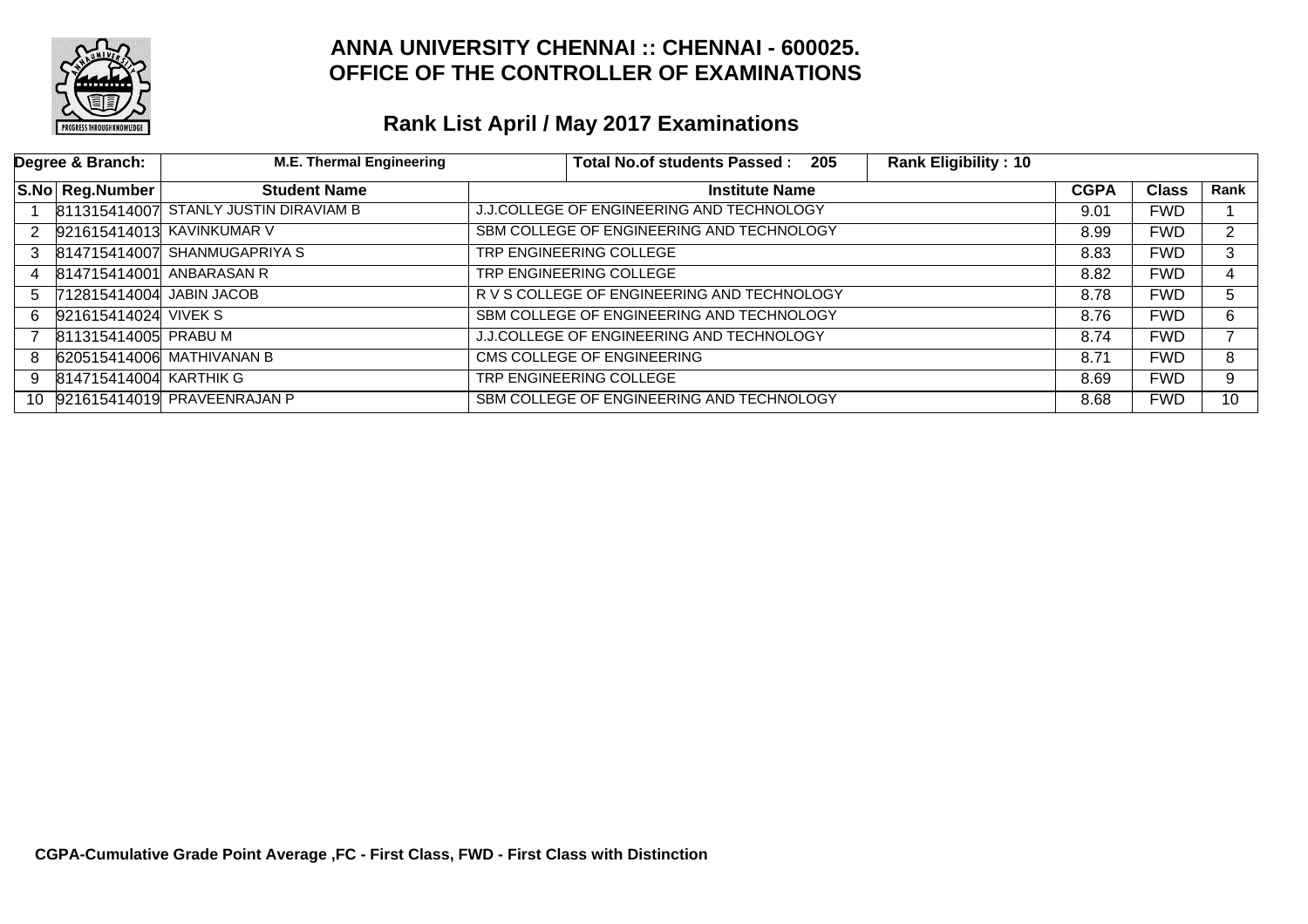# ANNA UNIVERSITY CHENNAI :: CHENNAI - 600025.
# OFFICE OF THE CONTROLLER OF EXAMINATIONS

## Rank List April / May 2017 Examinations

| Degree & Branch: | M.E. Thermal Engineering | Total No.of students Passed : 205 | Rank Eligibility : 10 | | |
|---|---|---|---|---|---|

| S.No | Reg.Number | Student Name | Institute Name | CGPA | Class | Rank |
|---|---|---|---|---|---|---|
| 1 | 811315414007 | STANLY JUSTIN DIRAVIAM B | J.J.COLLEGE OF ENGINEERING AND TECHNOLOGY | 9.01 | FWD | 1 |
| 2 | 921615414013 | KAVINKUMAR V | SBM COLLEGE OF ENGINEERING AND TECHNOLOGY | 8.99 | FWD | 2 |
| 3 | 814715414007 | SHANMUGAPRIYA S | TRP ENGINEERING COLLEGE | 8.83 | FWD | 3 |
| 4 | 814715414001 | ANBARASAN R | TRP ENGINEERING COLLEGE | 8.82 | FWD | 4 |
| 5 | 712815414004 | JABIN JACOB | R V S COLLEGE OF ENGINEERING AND TECHNOLOGY | 8.78 | FWD | 5 |
| 6 | 921615414024 | VIVEK S | SBM COLLEGE OF ENGINEERING AND TECHNOLOGY | 8.76 | FWD | 6 |
| 7 | 811315414005 | PRABU M | J.J.COLLEGE OF ENGINEERING AND TECHNOLOGY | 8.74 | FWD | 7 |
| 8 | 620515414006 | MATHIVANAN B | CMS COLLEGE OF ENGINEERING | 8.71 | FWD | 8 |
| 9 | 814715414004 | KARTHIK G | TRP ENGINEERING COLLEGE | 8.69 | FWD | 9 |
| 10 | 921615414019 | PRAVEENRAJAN P | SBM COLLEGE OF ENGINEERING AND TECHNOLOGY | 8.68 | FWD | 10 |

**CGPA-Cumulative Grade Point Average ,FC - First Class, FWD - First Class with Distinction**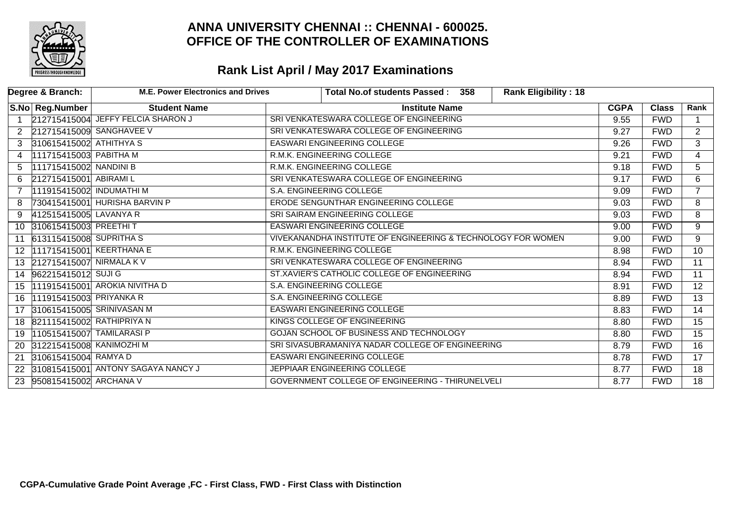# ANNA UNIVERSITY CHENNAI :: CHENNAI - 600025.
# OFFICE OF THE CONTROLLER OF EXAMINATIONS

## Rank List April / May 2017 Examinations

| Degree & Branch: | M.E. Power Electronics and Drives | | Total No.of students Passed : 358 | Rank Eligibility : 18 | | |
|---|---|---|---|---|---|---|
| **S.No** | **Reg.Number** | **Student Name** | **Institute Name** | **CGPA** | **Class** | **Rank** |
| 1 | 212715415004 | JEFFY FELCIA SHARON J | SRI VENKATESWARA COLLEGE OF ENGINEERING | 9.55 | FWD | 1 |
| 2 | 212715415009 | SANGHAVEE V | SRI VENKATESWARA COLLEGE OF ENGINEERING | 9.27 | FWD | 2 |
| 3 | 310615415002 | ATHITHYA S | EASWARI ENGINEERING COLLEGE | 9.26 | FWD | 3 |
| 4 | 111715415003 | PABITHA M | R.M.K. ENGINEERING COLLEGE | 9.21 | FWD | 4 |
| 5 | 111715415002 | NANDINI B | R.M.K. ENGINEERING COLLEGE | 9.18 | FWD | 5 |
| 6 | 212715415001 | ABIRAMI L | SRI VENKATESWARA COLLEGE OF ENGINEERING | 9.17 | FWD | 6 |
| 7 | 111915415002 | INDUMATHI M | S.A. ENGINEERING COLLEGE | 9.09 | FWD | 7 |
| 8 | 730415415001 | HURISHA BARVIN P | ERODE SENGUNTHAR ENGINEERING COLLEGE | 9.03 | FWD | 8 |
| 9 | 412515415005 | LAVANYA R | SRI SAIRAM ENGINEERING COLLEGE | 9.03 | FWD | 8 |
| 10 | 310615415003 | PREETHI T | EASWARI ENGINEERING COLLEGE | 9.00 | FWD | 9 |
| 11 | 613115415008 | SUPRITHA S | VIVEKANANDHA INSTITUTE OF ENGINEERING & TECHNOLOGY FOR WOMEN | 9.00 | FWD | 9 |
| 12 | 111715415001 | KEERTHANA E | R.M.K. ENGINEERING COLLEGE | 8.98 | FWD | 10 |
| 13 | 212715415007 | NIRMALA K V | SRI VENKATESWARA COLLEGE OF ENGINEERING | 8.94 | FWD | 11 |
| 14 | 962215415012 | SUJI G | ST.XAVIER'S CATHOLIC COLLEGE OF ENGINEERING | 8.94 | FWD | 11 |
| 15 | 111915415001 | AROKIA NIVITHA D | S.A. ENGINEERING COLLEGE | 8.91 | FWD | 12 |
| 16 | 111915415003 | PRIYANKA R | S.A. ENGINEERING COLLEGE | 8.89 | FWD | 13 |
| 17 | 310615415005 | SRINIVASAN M | EASWARI ENGINEERING COLLEGE | 8.83 | FWD | 14 |
| 18 | 821115415002 | RATHIPRIYA N | KINGS COLLEGE OF ENGINEERING | 8.80 | FWD | 15 |
| 19 | 110515415007 | TAMILARASI P | GOJAN SCHOOL OF BUSINESS AND TECHNOLOGY | 8.80 | FWD | 15 |
| 20 | 312215415008 | KANIMOZHI M | SRI SIVASUBRAMANIYA NADAR COLLEGE OF ENGINEERING | 8.79 | FWD | 16 |
| 21 | 310615415004 | RAMYA D | EASWARI ENGINEERING COLLEGE | 8.78 | FWD | 17 |
| 22 | 310815415001 | ANTONY SAGAYA NANCY J | JEPPIAAR ENGINEERING COLLEGE | 8.77 | FWD | 18 |
| 23 | 950815415002 | ARCHANA V | GOVERNMENT COLLEGE OF ENGINEERING - THIRUNELVELI | 8.77 | FWD | 18 |

**CGPA-Cumulative Grade Point Average ,FC - First Class, FWD - First Class with Distinction**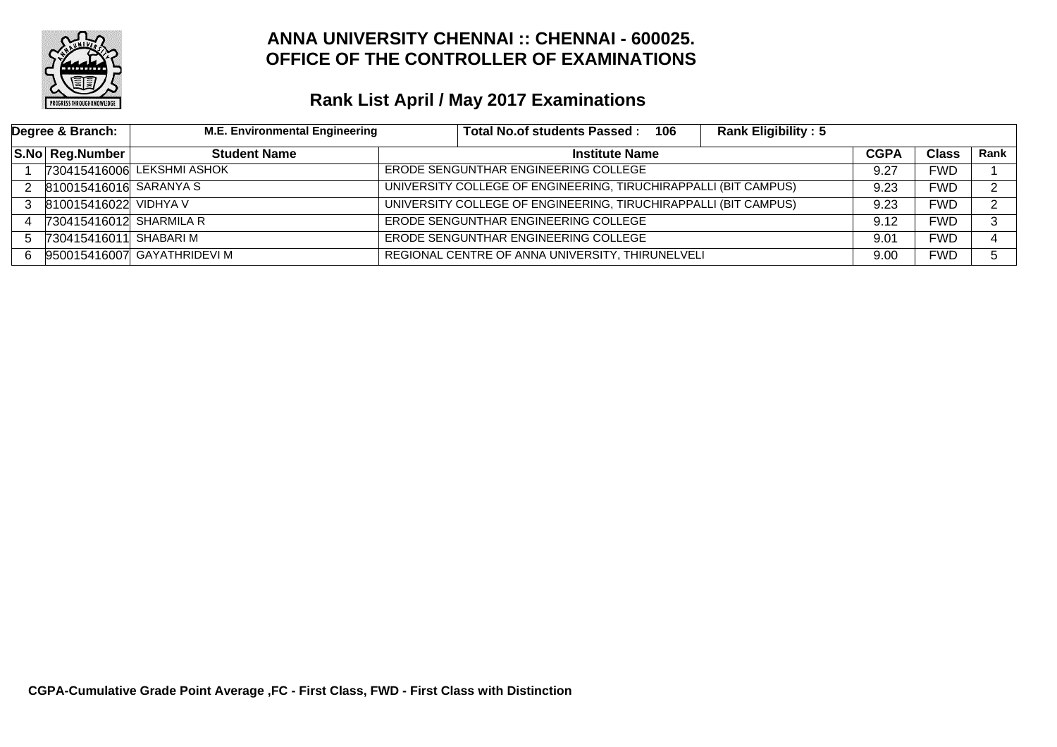# ANNA UNIVERSITY CHENNAI :: CHENNAI - 600025.
# OFFICE OF THE CONTROLLER OF EXAMINATIONS

## Rank List April / May 2017 Examinations

| Degree & Branch: | M.E. Environmental Engineering | Total No.of students Passed : 106 | Rank Eligibility : 5 | | | |
|---|---|---|---|---|---|---|
| **S.No** | **Reg.Number** | **Student Name** | **Institute Name** | **CGPA** | **Class** | **Rank** |
| 1 | 730415416006 | LEKSHMI ASHOK | ERODE SENGUNTHAR ENGINEERING COLLEGE | 9.27 | FWD | 1 |
| 2 | 810015416016 | SARANYA S | UNIVERSITY COLLEGE OF ENGINEERING, TIRUCHIRAPPALLI (BIT CAMPUS) | 9.23 | FWD | 2 |
| 3 | 810015416022 | VIDHYA V | UNIVERSITY COLLEGE OF ENGINEERING, TIRUCHIRAPPALLI (BIT CAMPUS) | 9.23 | FWD | 2 |
| 4 | 730415416012 | SHARMILA R | ERODE SENGUNTHAR ENGINEERING COLLEGE | 9.12 | FWD | 3 |
| 5 | 730415416011 | SHABARI M | ERODE SENGUNTHAR ENGINEERING COLLEGE | 9.01 | FWD | 4 |
| 6 | 950015416007 | GAYATHRIDEVI M | REGIONAL CENTRE OF ANNA UNIVERSITY, THIRUNELVELI | 9.00 | FWD | 5 |

**CGPA-Cumulative Grade Point Average ,FC - First Class, FWD - First Class with Distinction**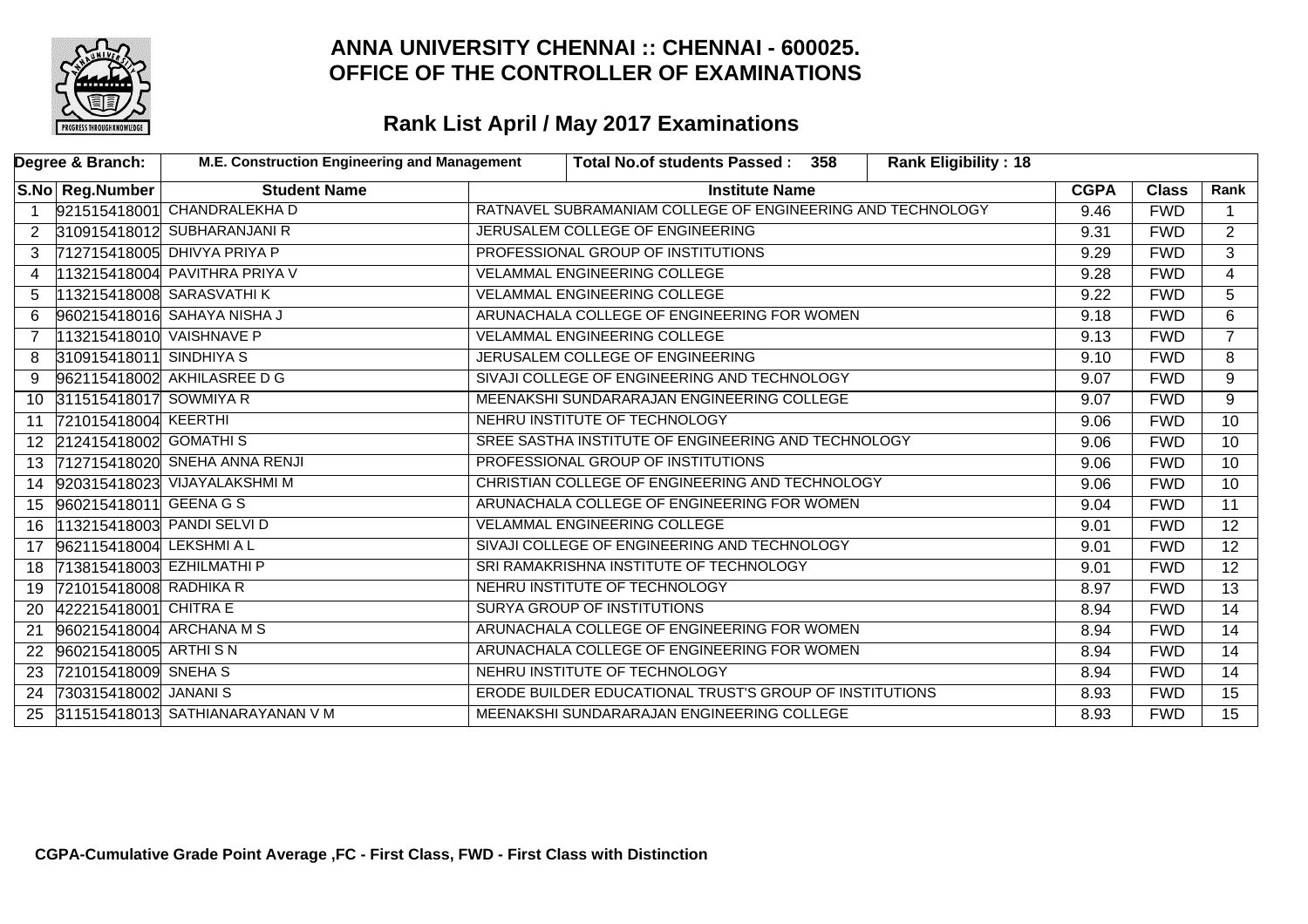# ANNA UNIVERSITY CHENNAI :: CHENNAI - 600025.
# OFFICE OF THE CONTROLLER OF EXAMINATIONS

## Rank List April / May 2017 Examinations

| Degree & Branch: | M.E. Construction Engineering and Management | Total No.of students Passed : 358 | Rank Eligibility : 18 | | | |
|---|---|---|---|---|---|---|
| **S.No** | **Reg.Number** | **Student Name** | **Institute Name** | **CGPA** | **Class** | **Rank** |
| 1 | 921515418001 | CHANDRALEKHA D | RATNAVEL SUBRAMANIAM COLLEGE OF ENGINEERING AND TECHNOLOGY | 9.46 | FWD | 1 |
| 2 | 310915418012 | SUBHARANJANI R | JERUSALEM COLLEGE OF ENGINEERING | 9.31 | FWD | 2 |
| 3 | 712715418005 | DHIVYA PRIYA P | PROFESSIONAL GROUP OF INSTITUTIONS | 9.29 | FWD | 3 |
| 4 | 113215418004 | PAVITHRA PRIYA V | VELAMMAL ENGINEERING COLLEGE | 9.28 | FWD | 4 |
| 5 | 113215418008 | SARASVATHI K | VELAMMAL ENGINEERING COLLEGE | 9.22 | FWD | 5 |
| 6 | 960215418016 | SAHAYA NISHA J | ARUNACHALA COLLEGE OF ENGINEERING FOR WOMEN | 9.18 | FWD | 6 |
| 7 | 113215418010 | VAISHNAVE P | VELAMMAL ENGINEERING COLLEGE | 9.13 | FWD | 7 |
| 8 | 310915418011 | SINDHIYA S | JERUSALEM COLLEGE OF ENGINEERING | 9.10 | FWD | 8 |
| 9 | 962115418002 | AKHILASREE D G | SIVAJI COLLEGE OF ENGINEERING AND TECHNOLOGY | 9.07 | FWD | 9 |
| 10 | 311515418017 | SOWMIYA R | MEENAKSHI SUNDARARAJAN ENGINEERING COLLEGE | 9.07 | FWD | 9 |
| 11 | 721015418004 | KEERTHI | NEHRU INSTITUTE OF TECHNOLOGY | 9.06 | FWD | 10 |
| 12 | 212415418002 | GOMATHI S | SREE SASTHA INSTITUTE OF ENGINEERING AND TECHNOLOGY | 9.06 | FWD | 10 |
| 13 | 712715418020 | SNEHA ANNA RENJI | PROFESSIONAL GROUP OF INSTITUTIONS | 9.06 | FWD | 10 |
| 14 | 920315418023 | VIJAYALAKSHMI M | CHRISTIAN COLLEGE OF ENGINEERING AND TECHNOLOGY | 9.06 | FWD | 10 |
| 15 | 960215418011 | GEENA G S | ARUNACHALA COLLEGE OF ENGINEERING FOR WOMEN | 9.04 | FWD | 11 |
| 16 | 113215418003 | PANDI SELVI D | VELAMMAL ENGINEERING COLLEGE | 9.01 | FWD | 12 |
| 17 | 962115418004 | LEKSHMI A L | SIVAJI COLLEGE OF ENGINEERING AND TECHNOLOGY | 9.01 | FWD | 12 |
| 18 | 713815418003 | EZHILMATHI P | SRI RAMAKRISHNA INSTITUTE OF TECHNOLOGY | 9.01 | FWD | 12 |
| 19 | 721015418008 | RADHIKA R | NEHRU INSTITUTE OF TECHNOLOGY | 8.97 | FWD | 13 |
| 20 | 422215418001 | CHITRA E | SURYA GROUP OF INSTITUTIONS | 8.94 | FWD | 14 |
| 21 | 960215418004 | ARCHANA M S | ARUNACHALA COLLEGE OF ENGINEERING FOR WOMEN | 8.94 | FWD | 14 |
| 22 | 960215418005 | ARTHI S N | ARUNACHALA COLLEGE OF ENGINEERING FOR WOMEN | 8.94 | FWD | 14 |
| 23 | 721015418009 | SNEHA S | NEHRU INSTITUTE OF TECHNOLOGY | 8.94 | FWD | 14 |
| 24 | 730315418002 | JANANI S | ERODE BUILDER EDUCATIONAL TRUST'S GROUP OF INSTITUTIONS | 8.93 | FWD | 15 |
| 25 | 311515418013 | SATHIANARAYANAN V M | MEENAKSHI SUNDARARAJAN ENGINEERING COLLEGE | 8.93 | FWD | 15 |

**CGPA-Cumulative Grade Point Average ,FC - First Class, FWD - First Class with Distinction**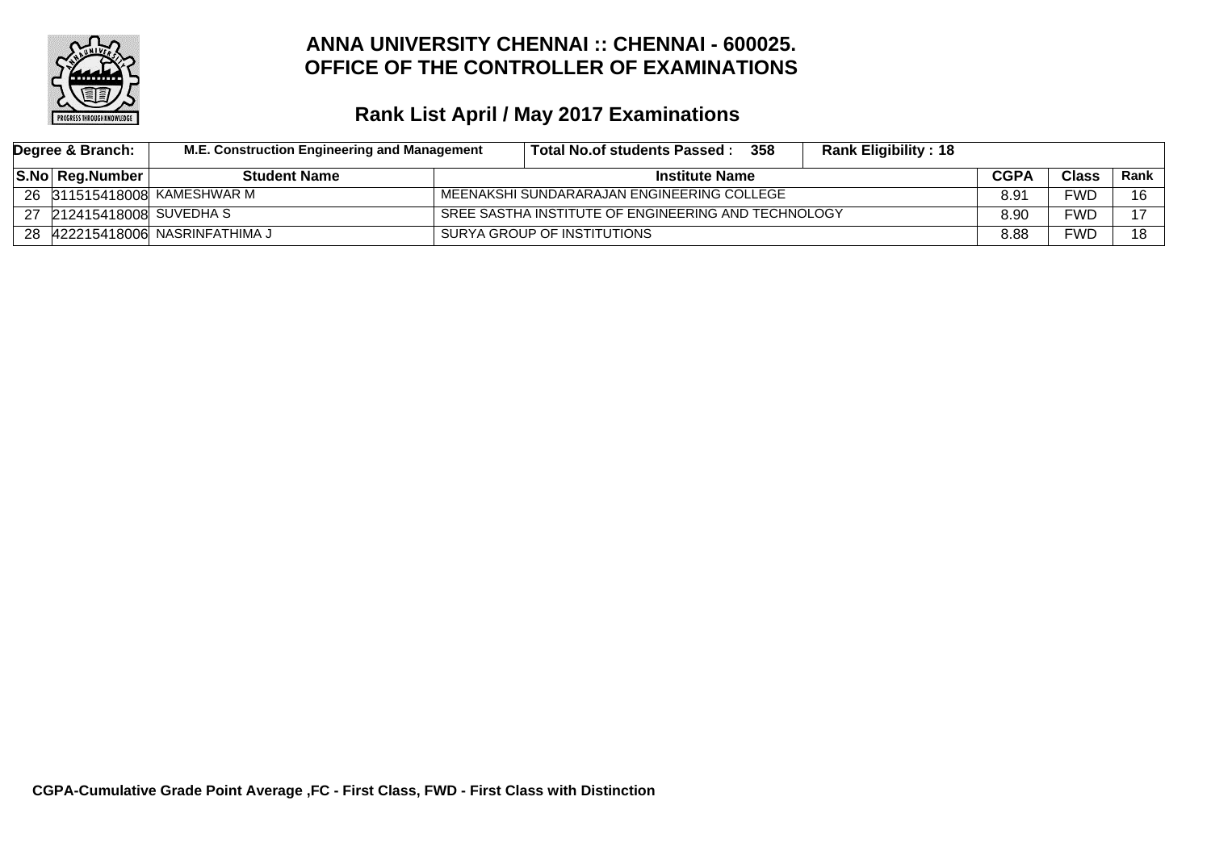# ANNA UNIVERSITY CHENNAI :: CHENNAI - 600025.
# OFFICE OF THE CONTROLLER OF EXAMINATIONS

## Rank List April / May 2017 Examinations

| Degree & Branch: | M.E. Construction Engineering and Management | | Total No.of students Passed : 358 | Rank Eligibility : 18 | | |
|---|---|---|---|---|---|---|
| **S.No** | **Reg.Number** | **Student Name** | **Institute Name** | **CGPA** | **Class** | **Rank** |
| 26 | 311515418008 | KAMESHWAR M | MEENAKSHI SUNDARARAJAN ENGINEERING COLLEGE | 8.91 | FWD | 16 |
| 27 | 212415418008 | SUVEDHA S | SREE SASTHA INSTITUTE OF ENGINEERING AND TECHNOLOGY | 8.90 | FWD | 17 |
| 28 | 422215418006 | NASRINFATHIMA J | SURYA GROUP OF INSTITUTIONS | 8.88 | FWD | 18 |

**CGPA-Cumulative Grade Point Average ,FC - First Class, FWD - First Class with Distinction**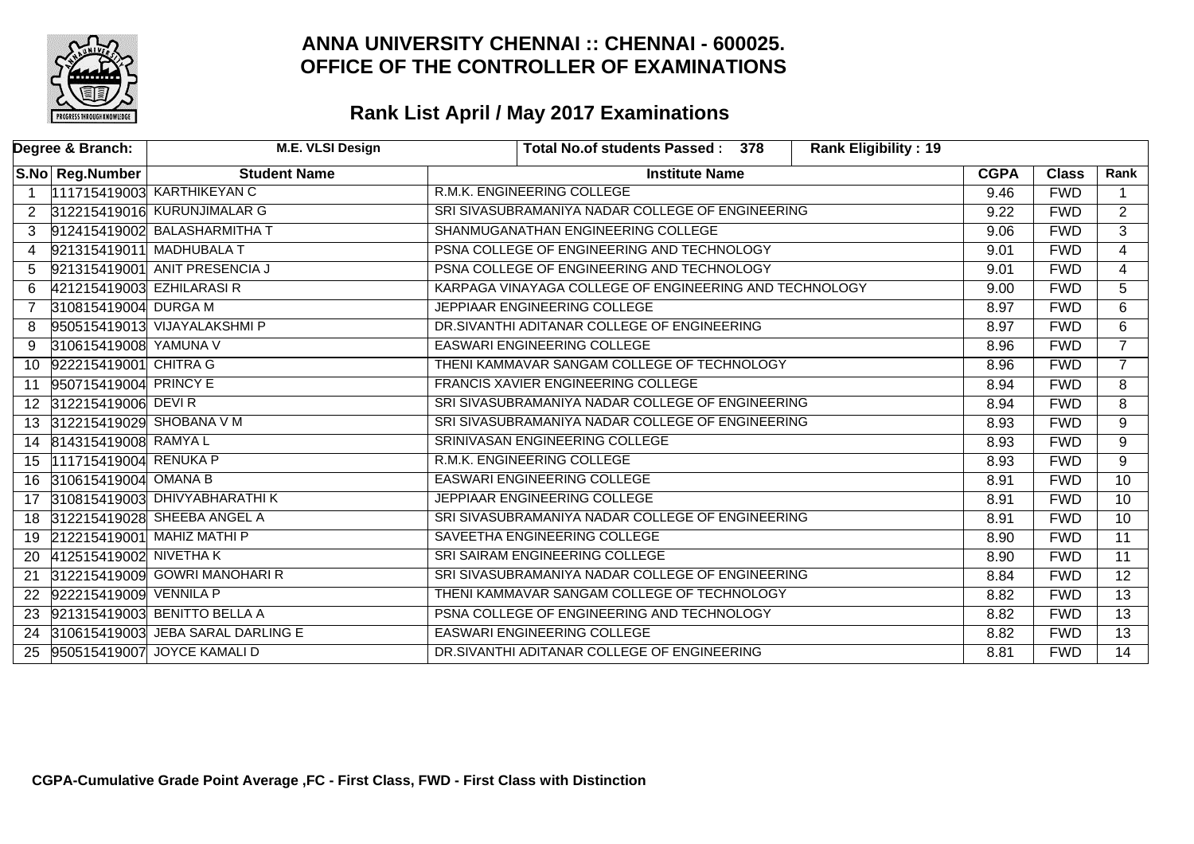# ANNA UNIVERSITY CHENNAI :: CHENNAI - 600025.
# OFFICE OF THE CONTROLLER OF EXAMINATIONS

## Rank List April / May 2017 Examinations

| Degree & Branch: | M.E. VLSI Design | Total No.of students Passed : 378 | Rank Eligibility : 19 | | | |
|---|---|---|---|---|---|---|
| **S.No** | **Reg.Number** | **Student Name** | **Institute Name** | **CGPA** | **Class** | **Rank** |
| 1 | 111715419003 | KARTHIKEYAN C | R.M.K. ENGINEERING COLLEGE | 9.46 | FWD | 1 |
| 2 | 312215419016 | KURUNJIMALAR G | SRI SIVASUBRAMANIYA NADAR COLLEGE OF ENGINEERING | 9.22 | FWD | 2 |
| 3 | 912415419002 | BALASHARMITHA T | SHANMUGANATHAN ENGINEERING COLLEGE | 9.06 | FWD | 3 |
| 4 | 921315419011 | MADHUBALA T | PSNA COLLEGE OF ENGINEERING AND TECHNOLOGY | 9.01 | FWD | 4 |
| 5 | 921315419001 | ANIT PRESENCIA J | PSNA COLLEGE OF ENGINEERING AND TECHNOLOGY | 9.01 | FWD | 4 |
| 6 | 421215419003 | EZHILARASI R | KARPAGA VINAYAGA COLLEGE OF ENGINEERING AND TECHNOLOGY | 9.00 | FWD | 5 |
| 7 | 310815419004 | DURGA M | JEPPIAAR ENGINEERING COLLEGE | 8.97 | FWD | 6 |
| 8 | 950515419013 | VIJAYALAKSHMI P | DR.SIVANTHI ADITANAR COLLEGE OF ENGINEERING | 8.97 | FWD | 6 |
| 9 | 310615419008 | YAMUNA V | EASWARI ENGINEERING COLLEGE | 8.96 | FWD | 7 |
| 10 | 922215419001 | CHITRA G | THENI KAMMAVAR SANGAM COLLEGE OF TECHNOLOGY | 8.96 | FWD | 7 |
| 11 | 950715419004 | PRINCY E | FRANCIS XAVIER ENGINEERING COLLEGE | 8.94 | FWD | 8 |
| 12 | 312215419006 | DEVI R | SRI SIVASUBRAMANIYA NADAR COLLEGE OF ENGINEERING | 8.94 | FWD | 8 |
| 13 | 312215419029 | SHOBANA V M | SRI SIVASUBRAMANIYA NADAR COLLEGE OF ENGINEERING | 8.93 | FWD | 9 |
| 14 | 814315419008 | RAMYA L | SRINIVASAN ENGINEERING COLLEGE | 8.93 | FWD | 9 |
| 15 | 111715419004 | RENUKA P | R.M.K. ENGINEERING COLLEGE | 8.93 | FWD | 9 |
| 16 | 310615419004 | OMANA B | EASWARI ENGINEERING COLLEGE | 8.91 | FWD | 10 |
| 17 | 310815419003 | DHIVYABHARATHI K | JEPPIAAR ENGINEERING COLLEGE | 8.91 | FWD | 10 |
| 18 | 312215419028 | SHEEBA ANGEL A | SRI SIVASUBRAMANIYA NADAR COLLEGE OF ENGINEERING | 8.91 | FWD | 10 |
| 19 | 212215419001 | MAHIZ MATHI P | SAVEETHA ENGINEERING COLLEGE | 8.90 | FWD | 11 |
| 20 | 412515419002 | NIVETHA K | SRI SAIRAM ENGINEERING COLLEGE | 8.90 | FWD | 11 |
| 21 | 312215419009 | GOWRI MANOHARI R | SRI SIVASUBRAMANIYA NADAR COLLEGE OF ENGINEERING | 8.84 | FWD | 12 |
| 22 | 922215419009 | VENNILA P | THENI KAMMAVAR SANGAM COLLEGE OF TECHNOLOGY | 8.82 | FWD | 13 |
| 23 | 921315419003 | BENITTO BELLA A | PSNA COLLEGE OF ENGINEERING AND TECHNOLOGY | 8.82 | FWD | 13 |
| 24 | 310615419003 | JEBA SARAL DARLING E | EASWARI ENGINEERING COLLEGE | 8.82 | FWD | 13 |
| 25 | 950515419007 | JOYCE KAMALI D | DR.SIVANTHI ADITANAR COLLEGE OF ENGINEERING | 8.81 | FWD | 14 |

**CGPA-Cumulative Grade Point Average ,FC - First Class, FWD - First Class with Distinction**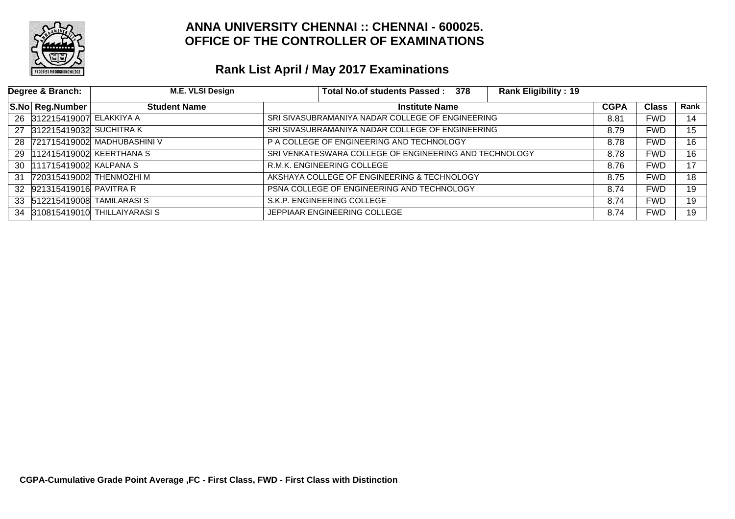# ANNA UNIVERSITY CHENNAI :: CHENNAI - 600025.
# OFFICE OF THE CONTROLLER OF EXAMINATIONS

## Rank List April / May 2017 Examinations

| Degree & Branch: | M.E. VLSI Design | Total No.of students Passed : 378 | Rank Eligibility : 19 | | | |
|---|---|---|---|---|---|---|
| **S.No** | **Reg.Number** | **Student Name** | **Institute Name** | **CGPA** | **Class** | **Rank** |
| 26 | 312215419007 | ELAKKIYA A | SRI SIVASUBRAMANIYA NADAR COLLEGE OF ENGINEERING | 8.81 | FWD | 14 |
| 27 | 312215419032 | SUCHITRA K | SRI SIVASUBRAMANIYA NADAR COLLEGE OF ENGINEERING | 8.79 | FWD | 15 |
| 28 | 721715419002 | MADHUBASHINI V | P A COLLEGE OF ENGINEERING AND TECHNOLOGY | 8.78 | FWD | 16 |
| 29 | 112415419002 | KEERTHANA S | SRI VENKATESWARA COLLEGE OF ENGINEERING AND TECHNOLOGY | 8.78 | FWD | 16 |
| 30 | 111715419002 | KALPANA S | R.M.K. ENGINEERING COLLEGE | 8.76 | FWD | 17 |
| 31 | 720315419002 | THENMOZHI M | AKSHAYA COLLEGE OF ENGINEERING & TECHNOLOGY | 8.75 | FWD | 18 |
| 32 | 921315419016 | PAVITRA R | PSNA COLLEGE OF ENGINEERING AND TECHNOLOGY | 8.74 | FWD | 19 |
| 33 | 512215419008 | TAMILARASI S | S.K.P. ENGINEERING COLLEGE | 8.74 | FWD | 19 |
| 34 | 310815419010 | THILLAIYARASI S | JEPPIAAR ENGINEERING COLLEGE | 8.74 | FWD | 19 |

**CGPA-Cumulative Grade Point Average ,FC - First Class, FWD - First Class with Distinction**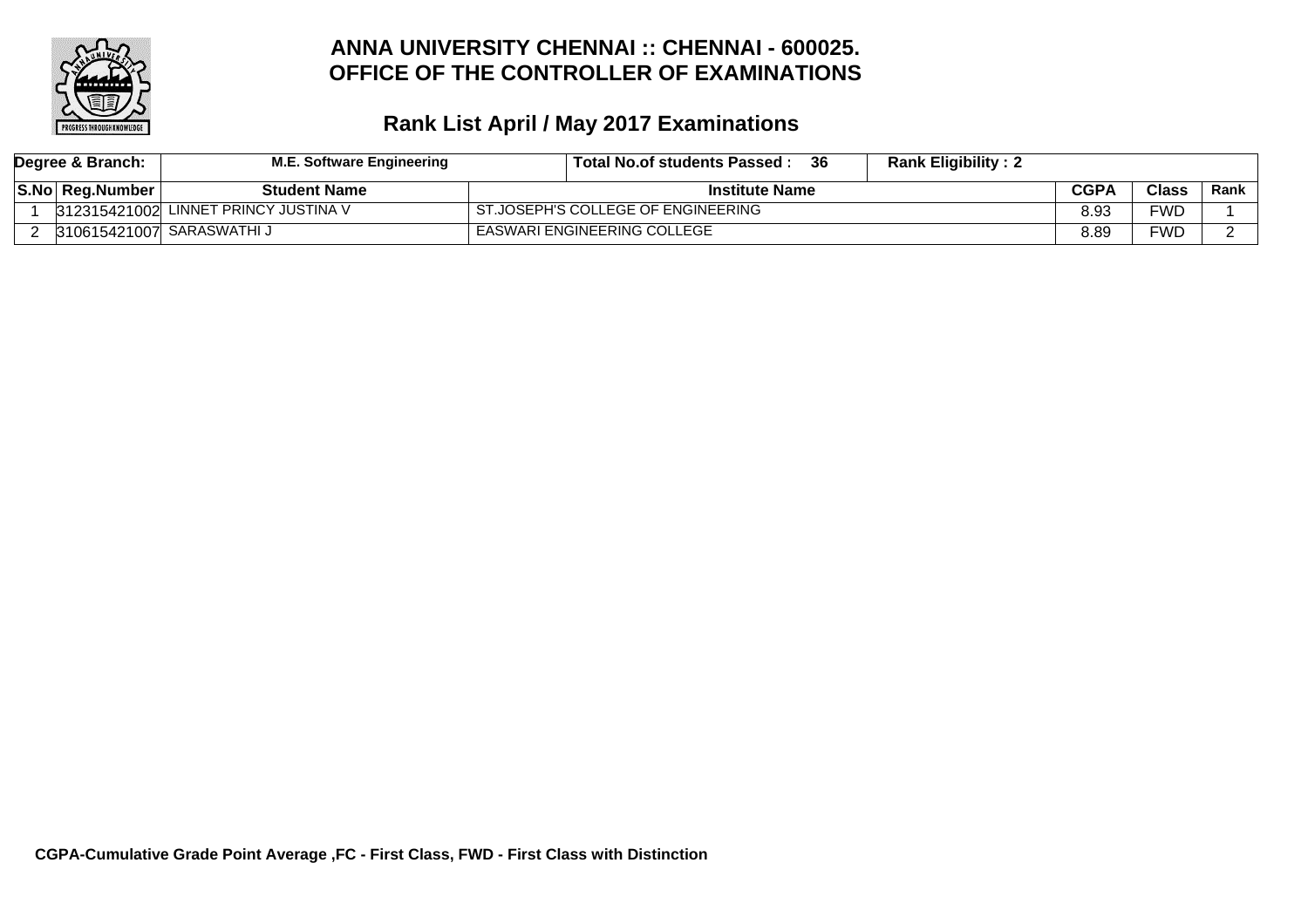# ANNA UNIVERSITY CHENNAI :: CHENNAI - 600025.
# OFFICE OF THE CONTROLLER OF EXAMINATIONS

## Rank List April / May 2017 Examinations

| Degree & Branch: | M.E. Software Engineering | Total No.of students Passed : 36 | | Rank Eligibility : 2 | | |
|---|---|---|---|---|---|---|
| **S.No** | **Reg.Number** | **Student Name** | **Institute Name** | **CGPA** | **Class** | **Rank** |
| 1 | 312315421002 | LINNET PRINCY JUSTINA V | ST.JOSEPH'S COLLEGE OF ENGINEERING | 8.93 | FWD | 1 |
| 2 | 310615421007 | SARASWATHI J | EASWARI ENGINEERING COLLEGE | 8.89 | FWD | 2 |

**CGPA-Cumulative Grade Point Average ,FC - First Class, FWD - First Class with Distinction**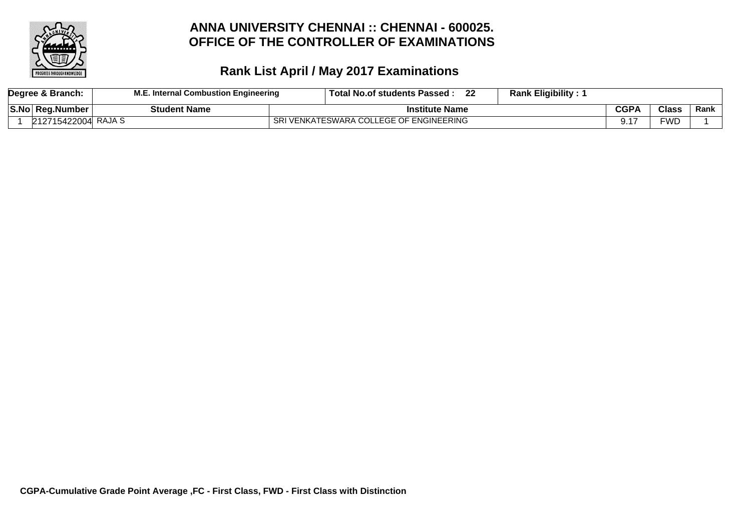# ANNA UNIVERSITY CHENNAI :: CHENNAI - 600025.
# OFFICE OF THE CONTROLLER OF EXAMINATIONS

## Rank List April / May 2017 Examinations

| Degree & Branch: | M.E. Internal Combustion Engineering | | Total No.of students Passed : 22 | Rank Eligibility : 1 | | |
|---|---|---|---|---|---|---|
| **S.No** | **Reg.Number** | **Student Name** | **Institute Name** | **CGPA** | **Class** | **Rank** |
| 1 | 212715422004 | RAJA S | SRI VENKATESWARA COLLEGE OF ENGINEERING | 9.17 | FWD | 1 |

**CGPA-Cumulative Grade Point Average ,FC - First Class, FWD - First Class with Distinction**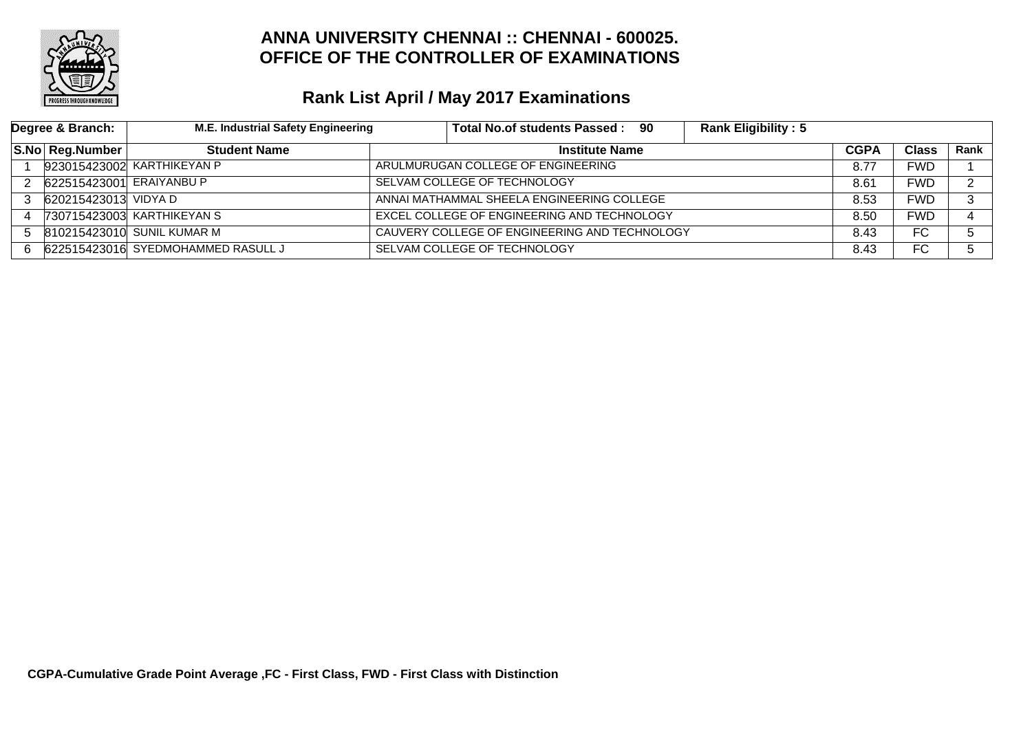# ANNA UNIVERSITY CHENNAI :: CHENNAI - 600025.
# OFFICE OF THE CONTROLLER OF EXAMINATIONS

## Rank List April / May 2017 Examinations

| Degree & Branch: | M.E. Industrial Safety Engineering | Total No.of students Passed : 90 | Rank Eligibility : 5 | | | |
|---|---|---|---|---|---|---|
| **S.No** | **Reg.Number** | **Student Name** | **Institute Name** | **CGPA** | **Class** | **Rank** |
| 1 | 923015423002 | KARTHIKEYAN P | ARULMURUGAN COLLEGE OF ENGINEERING | 8.77 | FWD | 1 |
| 2 | 622515423001 | ERAIYANBU P | SELVAM COLLEGE OF TECHNOLOGY | 8.61 | FWD | 2 |
| 3 | 620215423013 | VIDYA D | ANNAI MATHAMMAL SHEELA ENGINEERING COLLEGE | 8.53 | FWD | 3 |
| 4 | 730715423003 | KARTHIKEYAN S | EXCEL COLLEGE OF ENGINEERING AND TECHNOLOGY | 8.50 | FWD | 4 |
| 5 | 810215423010 | SUNIL KUMAR M | CAUVERY COLLEGE OF ENGINEERING AND TECHNOLOGY | 8.43 | FC | 5 |
| 6 | 622515423016 | SYEDMOHAMMED RASULL J | SELVAM COLLEGE OF TECHNOLOGY | 8.43 | FC | 5 |

**CGPA-Cumulative Grade Point Average ,FC - First Class, FWD - First Class with Distinction**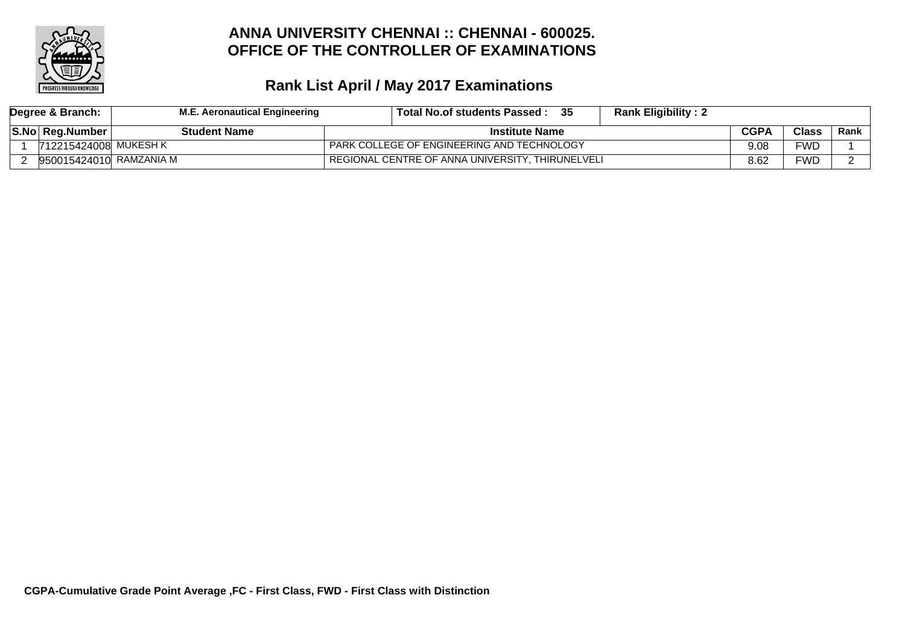# ANNA UNIVERSITY CHENNAI :: CHENNAI - 600025.
# OFFICE OF THE CONTROLLER OF EXAMINATIONS

## Rank List April / May 2017 Examinations

| Degree & Branch: | M.E. Aeronautical Engineering | Total No.of students Passed : 35 | Rank Eligibility : 2 | | | |
|---|---|---|---|---|---|---|
| **S.No** | **Reg.Number** | **Student Name** | **Institute Name** | **CGPA** | **Class** | **Rank** |
| 1 | 712215424008 | MUKESH K | PARK COLLEGE OF ENGINEERING AND TECHNOLOGY | 9.08 | FWD | 1 |
| 2 | 950015424010 | RAMZANIA M | REGIONAL CENTRE OF ANNA UNIVERSITY, THIRUNELVELI | 8.62 | FWD | 2 |

**CGPA-Cumulative Grade Point Average ,FC - First Class, FWD - First Class with Distinction**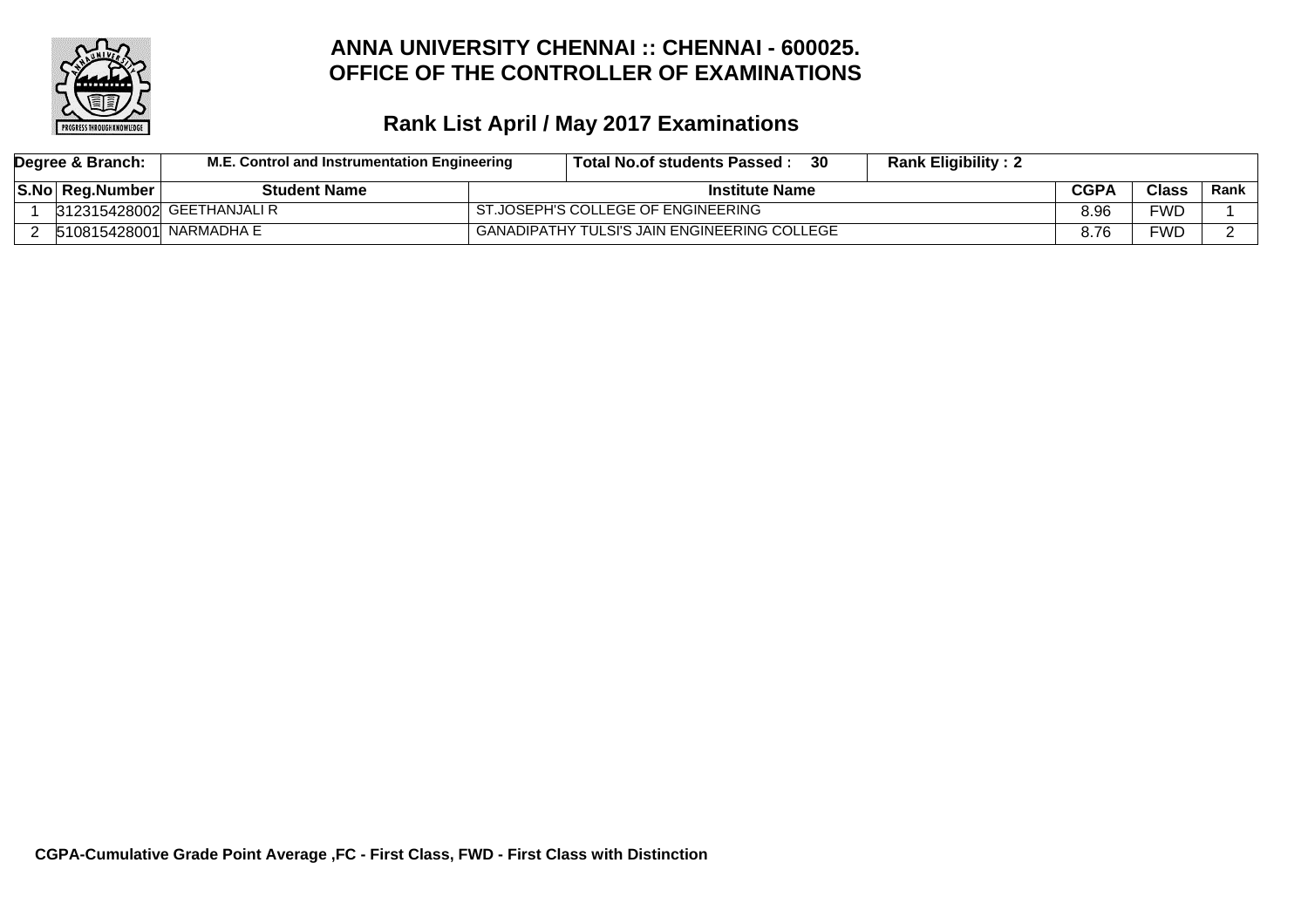# ANNA UNIVERSITY CHENNAI :: CHENNAI - 600025.
# OFFICE OF THE CONTROLLER OF EXAMINATIONS

## Rank List April / May 2017 Examinations

| Degree & Branch: | M.E. Control and Instrumentation Engineering | Total No.of students Passed : 30 | Rank Eligibility : 2 | | | |
|---|---|---|---|---|---|---|
| **S.No** | **Reg.Number** | **Student Name** | **Institute Name** | **CGPA** | **Class** | **Rank** |
| 1 | 312315428002 | GEETHANJALI R | ST.JOSEPH'S COLLEGE OF ENGINEERING | 8.96 | FWD | 1 |
| 2 | 510815428001 | NARMADHA E | GANADIPATHY TULSI'S JAIN ENGINEERING COLLEGE | 8.76 | FWD | 2 |

**CGPA-Cumulative Grade Point Average ,FC - First Class, FWD - First Class with Distinction**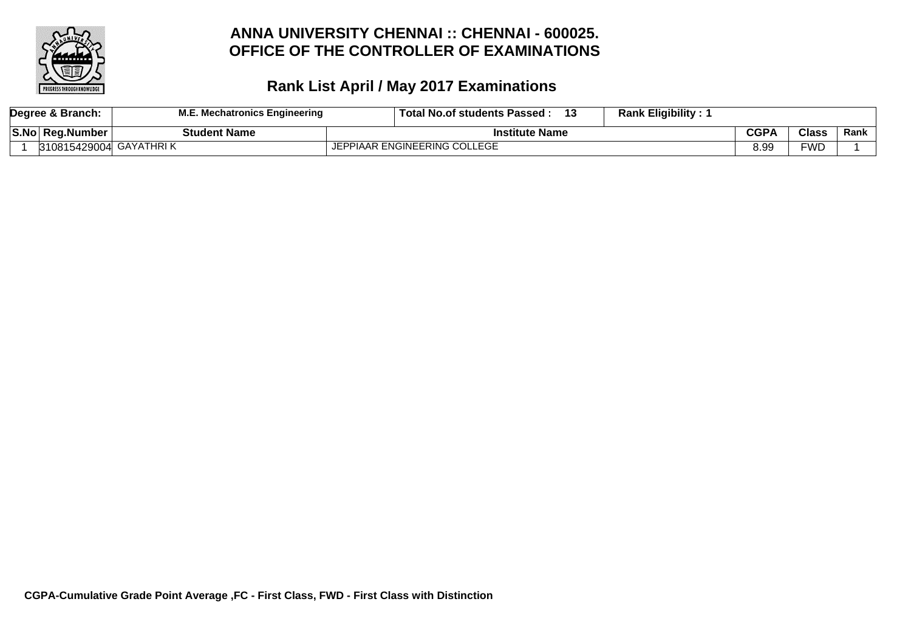# ANNA UNIVERSITY CHENNAI :: CHENNAI - 600025.
# OFFICE OF THE CONTROLLER OF EXAMINATIONS

## Rank List April / May 2017 Examinations

| Degree & Branch: | M.E. Mechatronics Engineering | Total No.of students Passed : 13 | Rank Eligibility : 1 | | | |
|---|---|---|---|---|---|---|
| **S.No** | **Reg.Number** | **Student Name** | **Institute Name** | **CGPA** | **Class** | **Rank** |
| 1 | 310815429004 | GAYATHRI K | JEPPIAAR ENGINEERING COLLEGE | 8.99 | FWD | 1 |

**CGPA-Cumulative Grade Point Average ,FC - First Class, FWD - First Class with Distinction**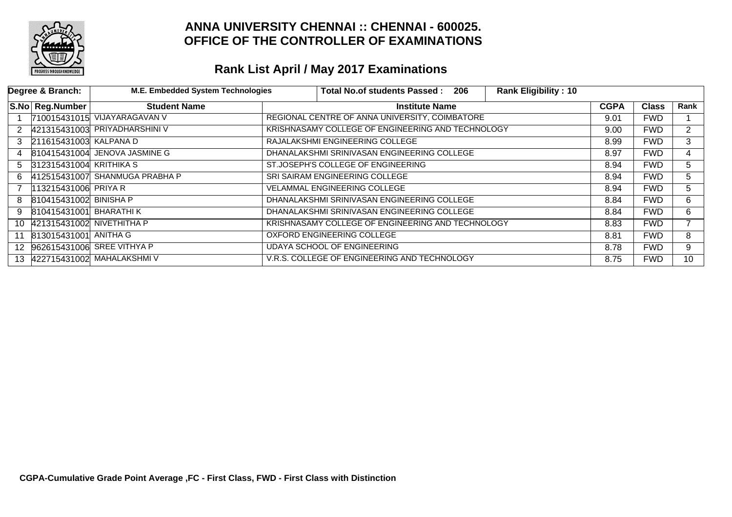# ANNA UNIVERSITY CHENNAI :: CHENNAI - 600025.
## OFFICE OF THE CONTROLLER OF EXAMINATIONS

## Rank List April / May 2017 Examinations

| Degree & Branch: | M.E. Embedded System Technologies | Total No.of students Passed : 206 | Rank Eligibility : 10 | | |
|---|---|---|---|---|---|

| S.No | Reg.Number | Student Name | Institute Name | CGPA | Class | Rank |
|---|---|---|---|---|---|---|
| 1 | 710015431015 | VIJAYARAGAVAN V | REGIONAL CENTRE OF ANNA UNIVERSITY, COIMBATORE | 9.01 | FWD | 1 |
| 2 | 421315431003 | PRIYADHARSHINI V | KRISHNASAMY COLLEGE OF ENGINEERING AND TECHNOLOGY | 9.00 | FWD | 2 |
| 3 | 211615431003 | KALPANA D | RAJALAKSHMI ENGINEERING COLLEGE | 8.99 | FWD | 3 |
| 4 | 810415431004 | JENOVA JASMINE G | DHANALAKSHMI SRINIVASAN ENGINEERING COLLEGE | 8.97 | FWD | 4 |
| 5 | 312315431004 | KRITHIKA S | ST.JOSEPH'S COLLEGE OF ENGINEERING | 8.94 | FWD | 5 |
| 6 | 412515431007 | SHANMUGA PRABHA P | SRI SAIRAM ENGINEERING COLLEGE | 8.94 | FWD | 5 |
| 7 | 113215431006 | PRIYA R | VELAMMAL ENGINEERING COLLEGE | 8.94 | FWD | 5 |
| 8 | 810415431002 | BINISHA P | DHANALAKSHMI SRINIVASAN ENGINEERING COLLEGE | 8.84 | FWD | 6 |
| 9 | 810415431001 | BHARATHI K | DHANALAKSHMI SRINIVASAN ENGINEERING COLLEGE | 8.84 | FWD | 6 |
| 10 | 421315431002 | NIVETHITHA P | KRISHNASAMY COLLEGE OF ENGINEERING AND TECHNOLOGY | 8.83 | FWD | 7 |
| 11 | 813015431001 | ANITHA G | OXFORD ENGINEERING COLLEGE | 8.81 | FWD | 8 |
| 12 | 962615431006 | SREE VITHYA P | UDAYA SCHOOL OF ENGINEERING | 8.78 | FWD | 9 |
| 13 | 422715431002 | MAHALAKSHMI V | V.R.S. COLLEGE OF ENGINEERING AND TECHNOLOGY | 8.75 | FWD | 10 |

**CGPA-Cumulative Grade Point Average ,FC - First Class, FWD - First Class with Distinction**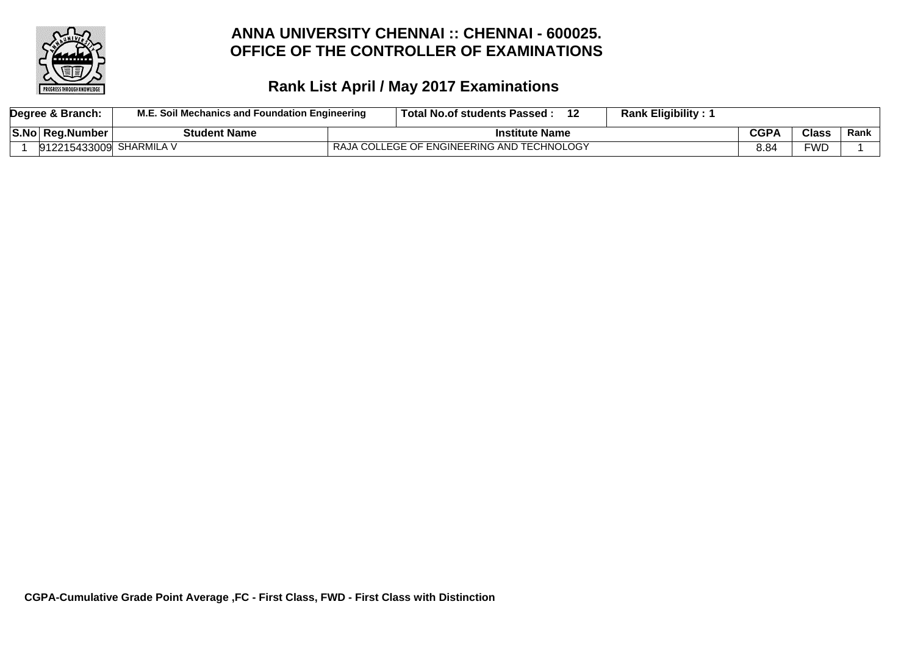# ANNA UNIVERSITY CHENNAI :: CHENNAI - 600025.
# OFFICE OF THE CONTROLLER OF EXAMINATIONS

## Rank List April / May 2017 Examinations

| Degree & Branch: | M.E. Soil Mechanics and Foundation Engineering | Total No.of students Passed : 12 | Rank Eligibility : 1 | | | |
|---|---|---|---|---|---|---|
| **S.No** | **Reg.Number** | **Student Name** | **Institute Name** | **CGPA** | **Class** | **Rank** |
| 1 | 912215433009 | SHARMILA V | RAJA COLLEGE OF ENGINEERING AND TECHNOLOGY | 8.84 | FWD | 1 |

**CGPA-Cumulative Grade Point Average ,FC - First Class, FWD - First Class with Distinction**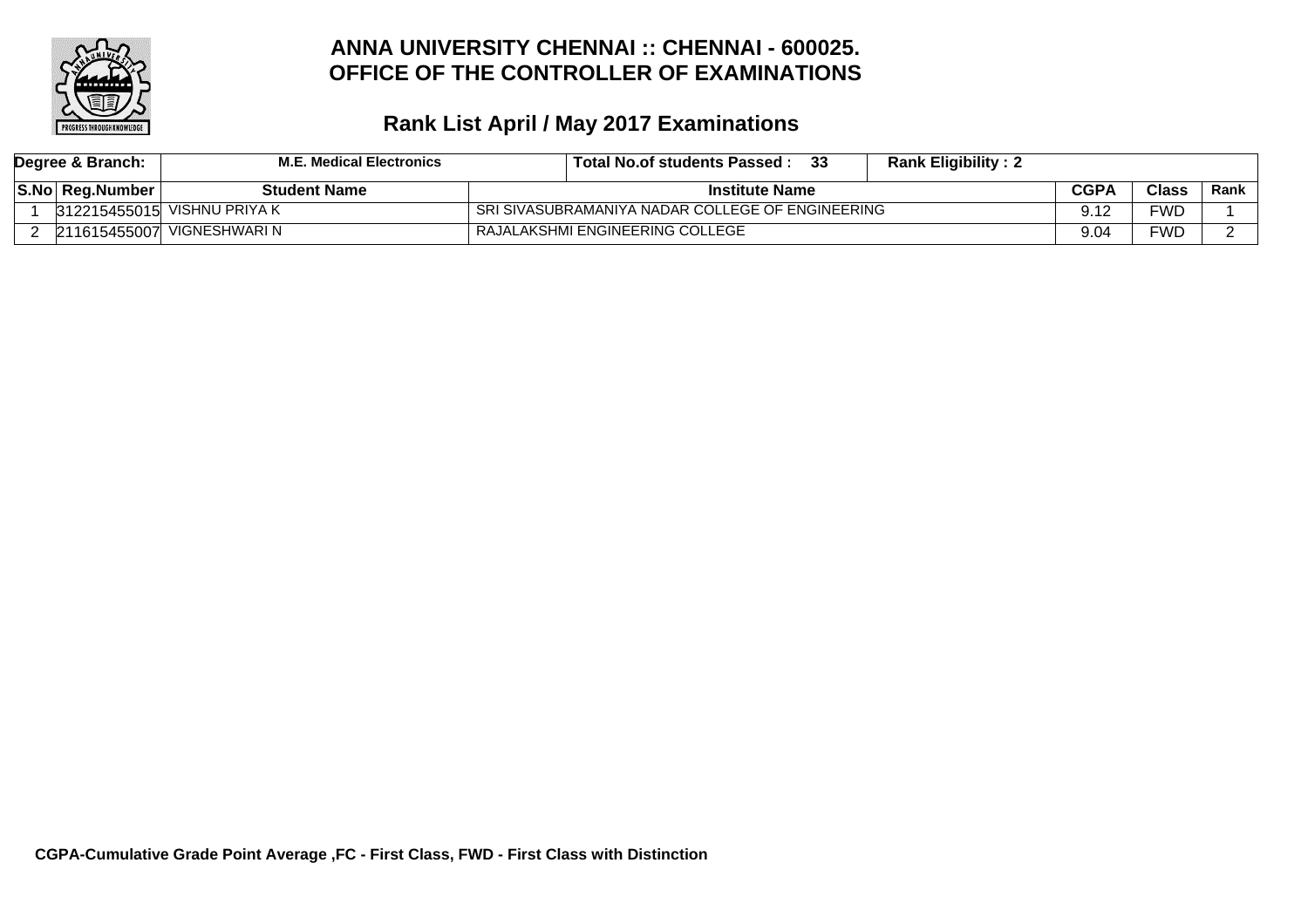# ANNA UNIVERSITY CHENNAI :: CHENNAI - 600025.
# OFFICE OF THE CONTROLLER OF EXAMINATIONS

## Rank List April / May 2017 Examinations

| Degree & Branch: | M.E. Medical Electronics | | Total No.of students Passed : 33 | Rank Eligibility : 2 | | |
|---|---|---|---|---|---|---|
| **S.No** | **Reg.Number** | **Student Name** | **Institute Name** | **CGPA** | **Class** | **Rank** |
| 1 | 312215455015 | VISHNU PRIYA K | SRI SIVASUBRAMANIYA NADAR COLLEGE OF ENGINEERING | 9.12 | FWD | 1 |
| 2 | 211615455007 | VIGNESHWARI N | RAJALAKSHMI ENGINEERING COLLEGE | 9.04 | FWD | 2 |

**CGPA-Cumulative Grade Point Average ,FC - First Class, FWD - First Class with Distinction**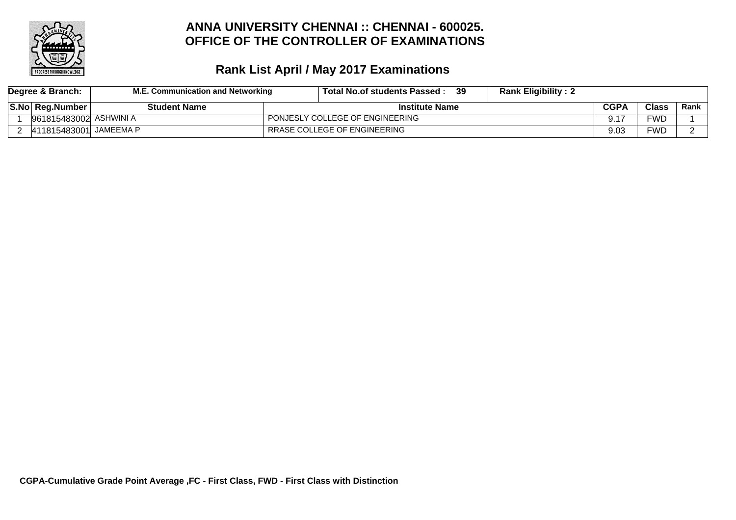# ANNA UNIVERSITY CHENNAI :: CHENNAI - 600025.
# OFFICE OF THE CONTROLLER OF EXAMINATIONS

## Rank List April / May 2017 Examinations

| Degree & Branch: | M.E. Communication and Networking | Total No.of students Passed : 39 | Rank Eligibility : 2 | | | |
|---|---|---|---|---|---|---|
| **S.No** | **Reg.Number** | **Student Name** | **Institute Name** | **CGPA** | **Class** | **Rank** |
| 1 | 961815483002 | ASHWINI A | PONJESLY COLLEGE OF ENGINEERING | 9.17 | FWD | 1 |
| 2 | 411815483001 | JAMEEMA P | RRASE COLLEGE OF ENGINEERING | 9.03 | FWD | 2 |

**CGPA-Cumulative Grade Point Average ,FC - First Class, FWD - First Class with Distinction**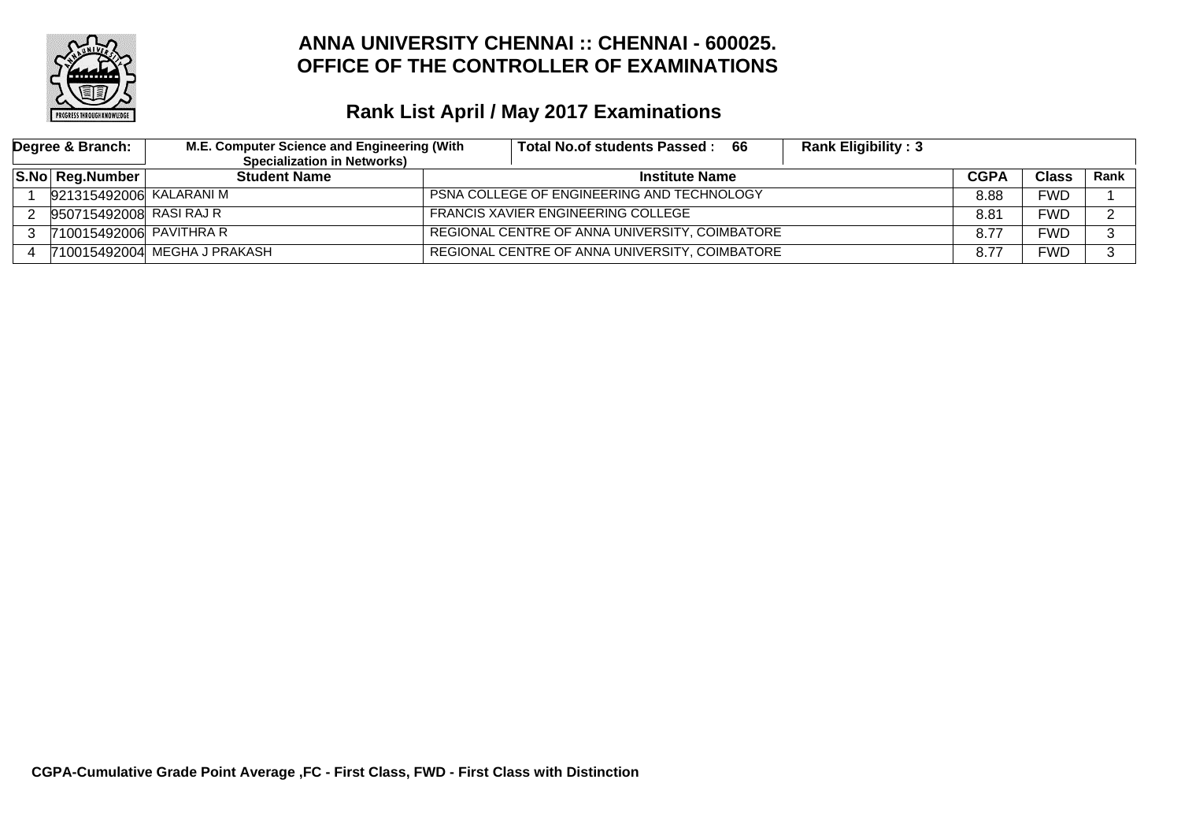# ANNA UNIVERSITY CHENNAI :: CHENNAI - 600025.
# OFFICE OF THE CONTROLLER OF EXAMINATIONS

## Rank List April / May 2017 Examinations

| Degree & Branch: | M.E. Computer Science and Engineering (With Specialization in Networks) | Total No.of students Passed : 66 | Rank Eligibility : 3 | | | |
|---|---|---|---|---|---|---|
| **S.No** | **Reg.Number** | **Student Name** | **Institute Name** | **CGPA** | **Class** | **Rank** |
| 1 | 921315492006 | KALARANI M | PSNA COLLEGE OF ENGINEERING AND TECHNOLOGY | 8.88 | FWD | 1 |
| 2 | 950715492008 | RASI RAJ R | FRANCIS XAVIER ENGINEERING COLLEGE | 8.81 | FWD | 2 |
| 3 | 710015492006 | PAVITHRA R | REGIONAL CENTRE OF ANNA UNIVERSITY, COIMBATORE | 8.77 | FWD | 3 |
| 4 | 710015492004 | MEGHA J PRAKASH | REGIONAL CENTRE OF ANNA UNIVERSITY, COIMBATORE | 8.77 | FWD | 3 |

**CGPA-Cumulative Grade Point Average ,FC - First Class, FWD - First Class with Distinction**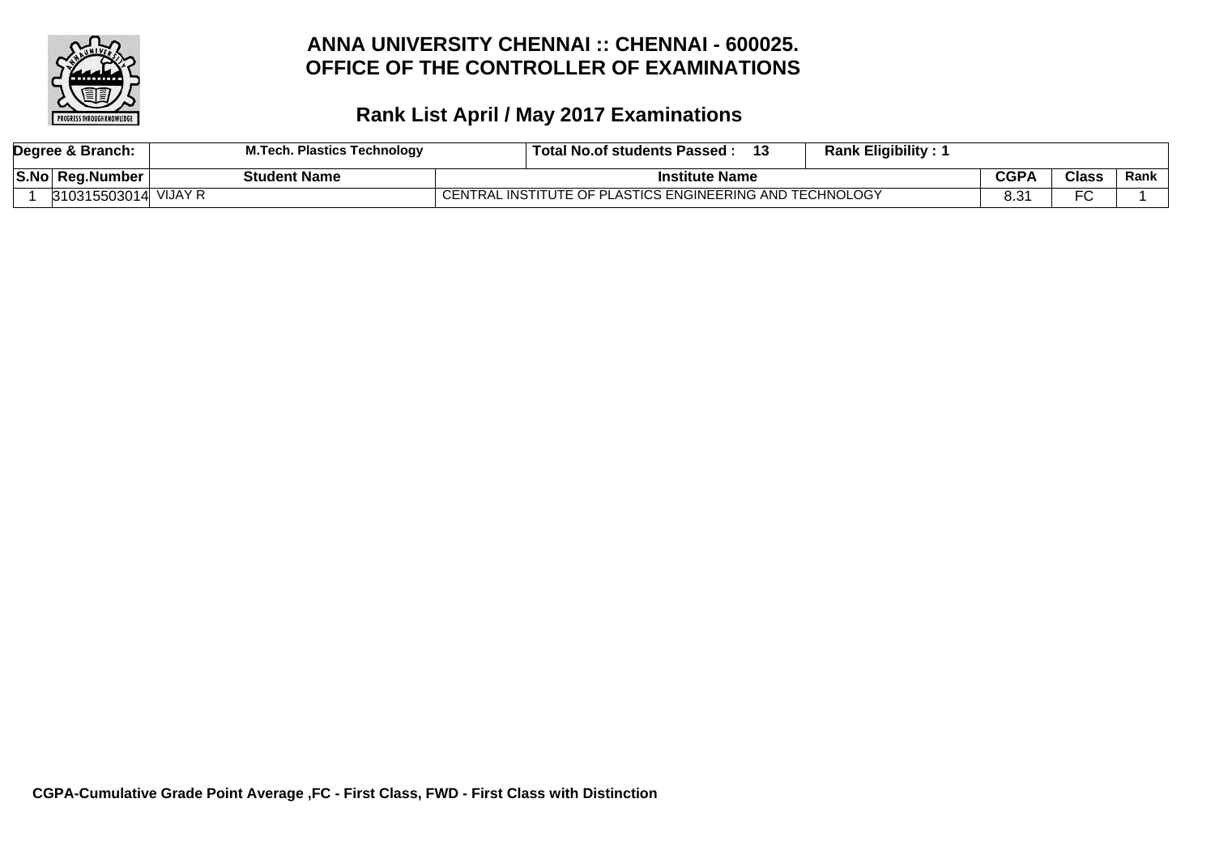# ANNA UNIVERSITY CHENNAI :: CHENNAI - 600025.
# OFFICE OF THE CONTROLLER OF EXAMINATIONS

## Rank List April / May 2017 Examinations

| Degree & Branch: | M.Tech. Plastics Technology | Total No.of students Passed : 13 | Rank Eligibility : 1 | | | |
|---|---|---|---|---|---|---|
| **S.No** | **Reg.Number** | **Student Name** | **Institute Name** | **CGPA** | **Class** | **Rank** |
| 1 | 310315503014 | VIJAY R | CENTRAL INSTITUTE OF PLASTICS ENGINEERING AND TECHNOLOGY | 8.31 | FC | 1 |

**CGPA-Cumulative Grade Point Average ,FC - First Class, FWD - First Class with Distinction**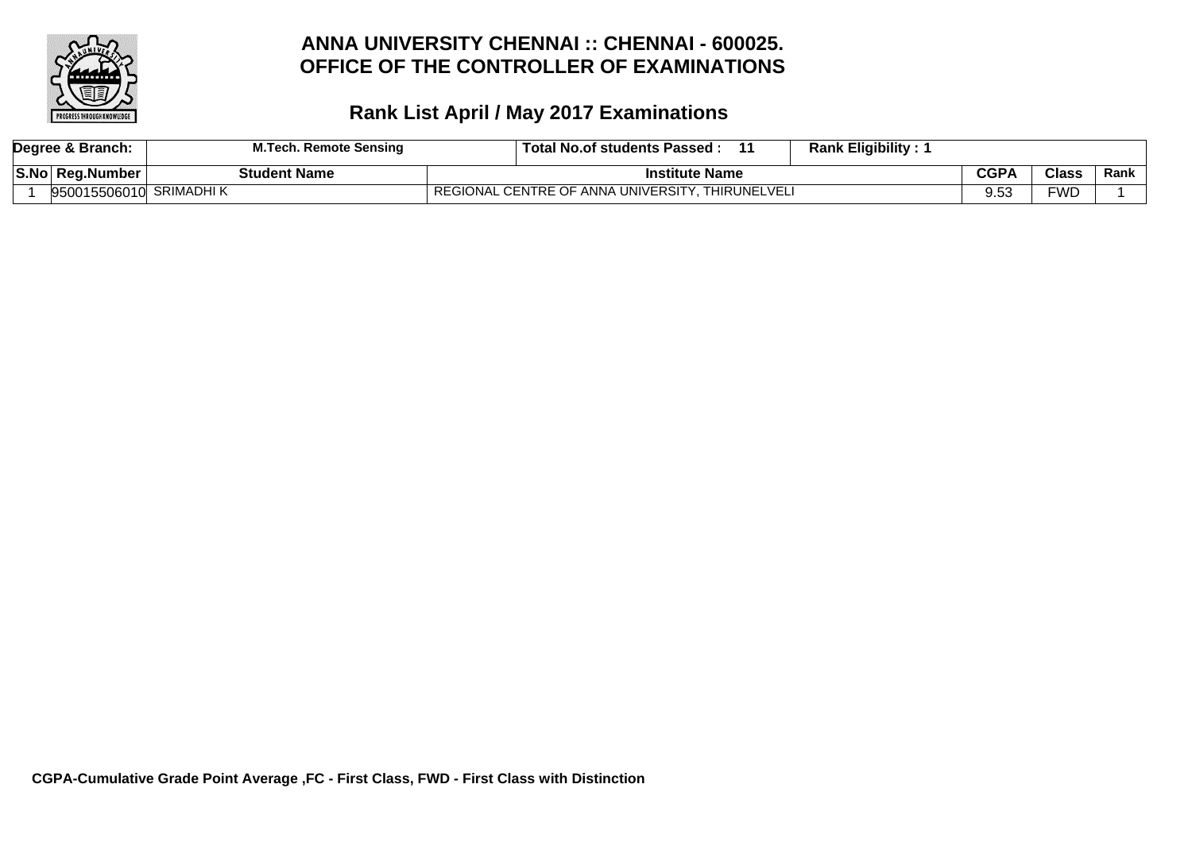# ANNA UNIVERSITY CHENNAI :: CHENNAI - 600025.
# OFFICE OF THE CONTROLLER OF EXAMINATIONS

## Rank List April / May 2017 Examinations

| Degree & Branch: | M.Tech. Remote Sensing | Total No.of students Passed : 11 | Rank Eligibility : 1 | | |
|---|---|---|---|---|---|
| **S.No** | **Reg.Number** | **Student Name** | **Institute Name** | **CGPA** | **Class** | **Rank** |
| 1 | 950015506010 | SRIMADHI K | REGIONAL CENTRE OF ANNA UNIVERSITY, THIRUNELVELI | 9.53 | FWD | 1 |

**CGPA-Cumulative Grade Point Average ,FC - First Class, FWD - First Class with Distinction**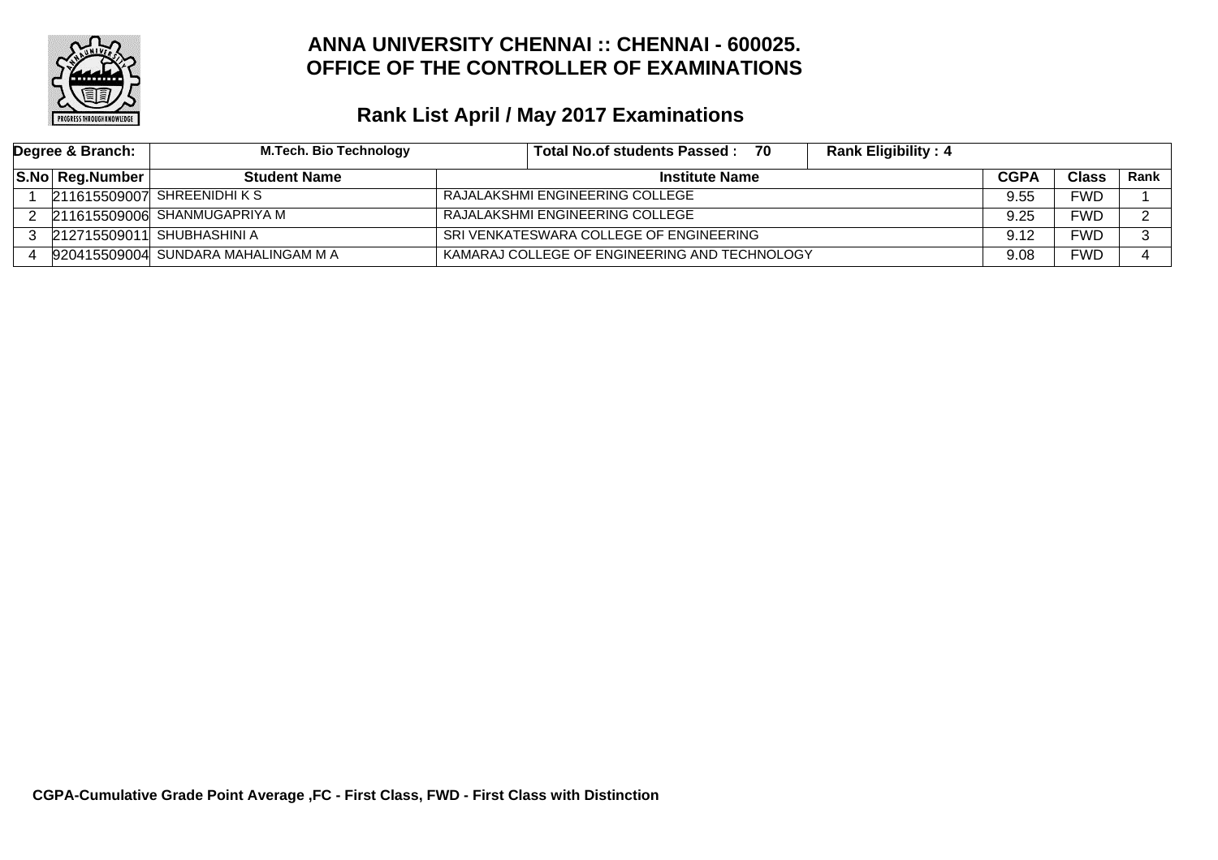# ANNA UNIVERSITY CHENNAI :: CHENNAI - 600025.
# OFFICE OF THE CONTROLLER OF EXAMINATIONS

## Rank List April / May 2017 Examinations

| Degree & Branch: | M.Tech. Bio Technology | Total No.of students Passed : 70 | Rank Eligibility : 4 | | | |
|---|---|---|---|---|---|---|
| **S.No** | **Reg.Number** | **Student Name** | **Institute Name** | **CGPA** | **Class** | **Rank** |
| 1 | 211615509007 | SHREENIDHI K S | RAJALAKSHMI ENGINEERING COLLEGE | 9.55 | FWD | 1 |
| 2 | 211615509006 | SHANMUGAPRIYA M | RAJALAKSHMI ENGINEERING COLLEGE | 9.25 | FWD | 2 |
| 3 | 212715509011 | SHUBHASHINI A | SRI VENKATESWARA COLLEGE OF ENGINEERING | 9.12 | FWD | 3 |
| 4 | 920415509004 | SUNDARA MAHALINGAM M A | KAMARAJ COLLEGE OF ENGINEERING AND TECHNOLOGY | 9.08 | FWD | 4 |

**CGPA-Cumulative Grade Point Average ,FC - First Class, FWD - First Class with Distinction**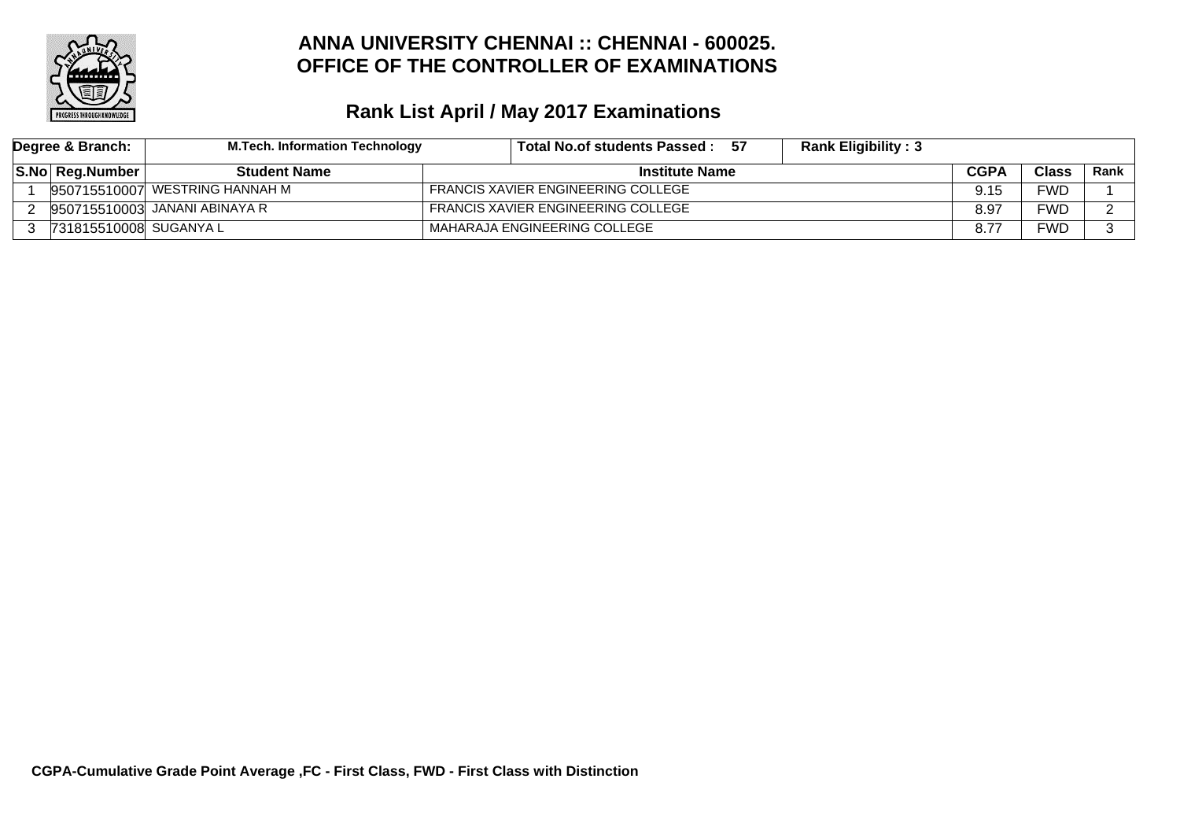# ANNA UNIVERSITY CHENNAI :: CHENNAI - 600025.
# OFFICE OF THE CONTROLLER OF EXAMINATIONS

## Rank List April / May 2017 Examinations

| Degree & Branch: | M.Tech. Information Technology | Total No.of students Passed : 57 | Rank Eligibility : 3 | | | |
|---|---|---|---|---|---|---|
| **S.No** | **Reg.Number** | **Student Name** | **Institute Name** | **CGPA** | **Class** | **Rank** |
| 1 | 950715510007 | WESTRING HANNAH M | FRANCIS XAVIER ENGINEERING COLLEGE | 9.15 | FWD | 1 |
| 2 | 950715510003 | JANANI ABINAYA R | FRANCIS XAVIER ENGINEERING COLLEGE | 8.97 | FWD | 2 |
| 3 | 731815510008 | SUGANYA L | MAHARAJA ENGINEERING COLLEGE | 8.77 | FWD | 3 |

**CGPA-Cumulative Grade Point Average ,FC - First Class, FWD - First Class with Distinction**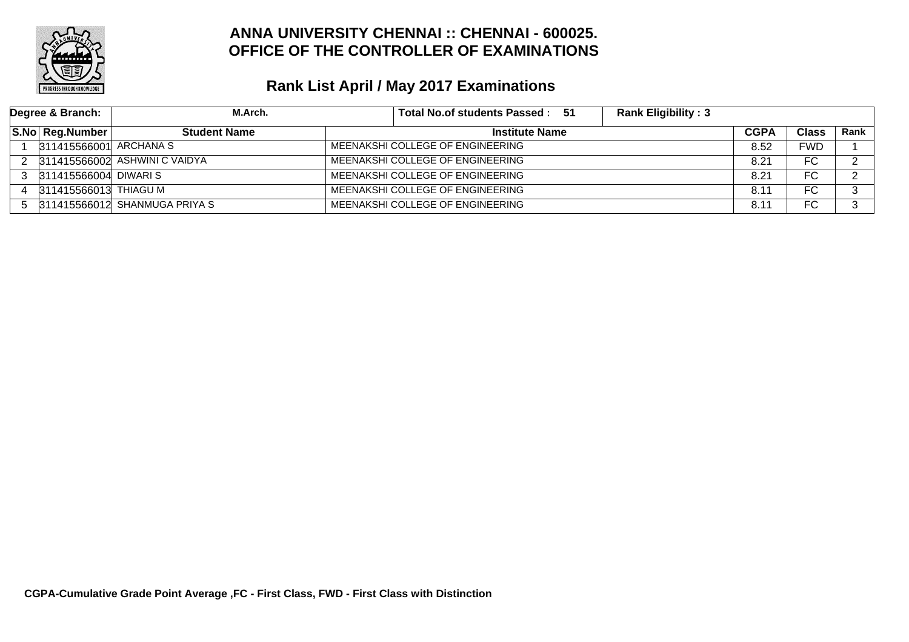# ANNA UNIVERSITY CHENNAI :: CHENNAI - 600025.
# OFFICE OF THE CONTROLLER OF EXAMINATIONS

## Rank List April / May 2017 Examinations

| Degree & Branch: | M.Arch. | Total No.of students Passed : 51 | Rank Eligibility : 3 | | | |
|---|---|---|---|---|---|---|
| **S.No** | **Reg.Number** | **Student Name** | **Institute Name** | **CGPA** | **Class** | **Rank** |
| 1 | 311415566001 | ARCHANA S | MEENAKSHI COLLEGE OF ENGINEERING | 8.52 | FWD | 1 |
| 2 | 311415566002 | ASHWINI C VAIDYA | MEENAKSHI COLLEGE OF ENGINEERING | 8.21 | FC | 2 |
| 3 | 311415566004 | DIWARI S | MEENAKSHI COLLEGE OF ENGINEERING | 8.21 | FC | 2 |
| 4 | 311415566013 | THIAGU M | MEENAKSHI COLLEGE OF ENGINEERING | 8.11 | FC | 3 |
| 5 | 311415566012 | SHANMUGA PRIYA S | MEENAKSHI COLLEGE OF ENGINEERING | 8.11 | FC | 3 |

**CGPA-Cumulative Grade Point Average ,FC - First Class, FWD - First Class with Distinction**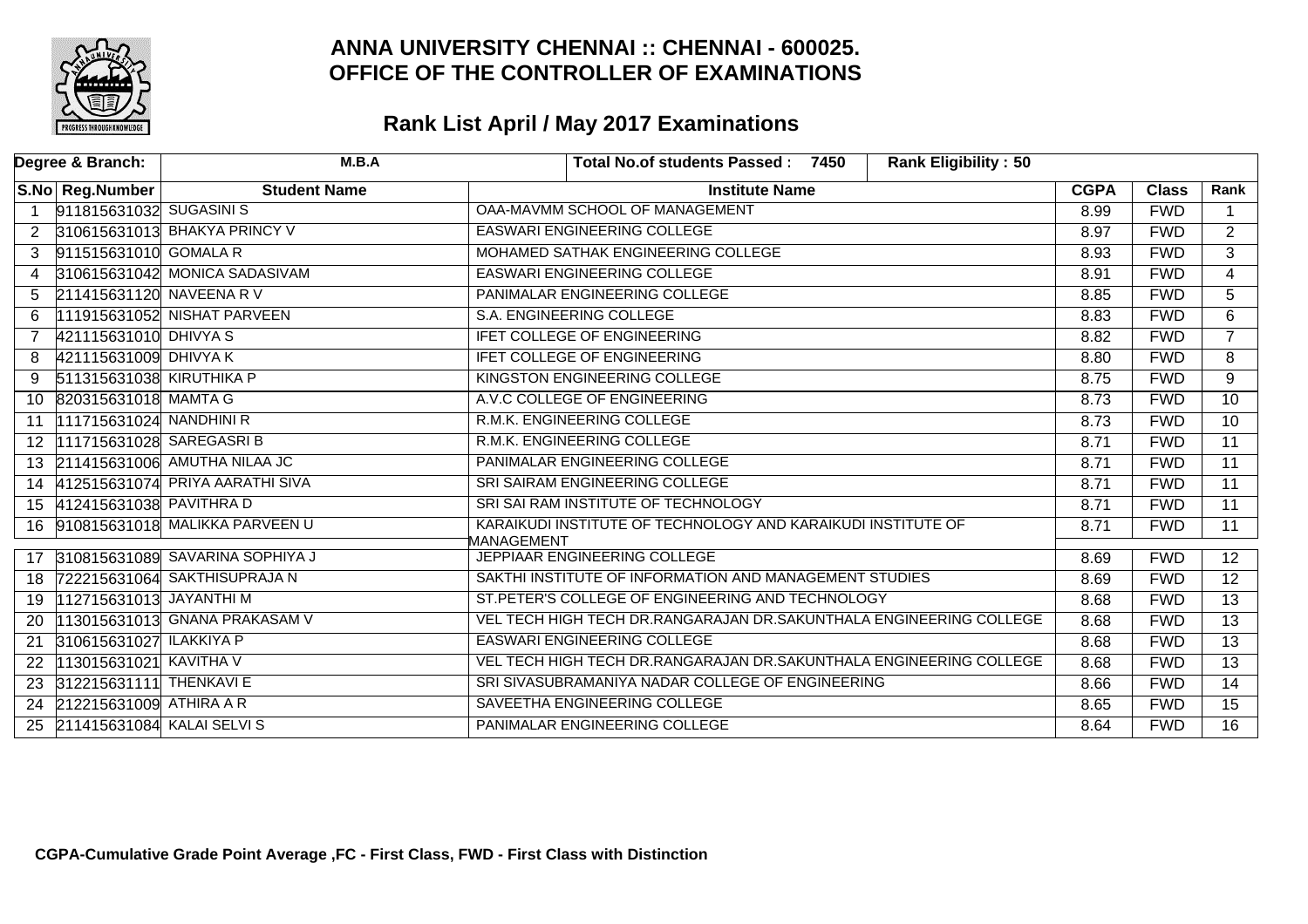# ANNA UNIVERSITY CHENNAI :: CHENNAI - 600025.
# OFFICE OF THE CONTROLLER OF EXAMINATIONS

## Rank List April / May 2017 Examinations

| Degree & Branch: | M.B.A | Total No.of students Passed : 7450 | Rank Eligibility : 50 | | | |
|---|---|---|---|---|---|---|

| S.No | Reg.Number | Student Name | Institute Name | CGPA | Class | Rank |
|---|---|---|---|---|---|---|
| 1 | 911815631032 | SUGASINI S | OAA-MAVMM SCHOOL OF MANAGEMENT | 8.99 | FWD | 1 |
| 2 | 310615631013 | BHAKYA PRINCY V | EASWARI ENGINEERING COLLEGE | 8.97 | FWD | 2 |
| 3 | 911515631010 | GOMALA R | MOHAMED SATHAK ENGINEERING COLLEGE | 8.93 | FWD | 3 |
| 4 | 310615631042 | MONICA SADASIVAM | EASWARI ENGINEERING COLLEGE | 8.91 | FWD | 4 |
| 5 | 211415631120 | NAVEENA R V | PANIMALAR ENGINEERING COLLEGE | 8.85 | FWD | 5 |
| 6 | 111915631052 | NISHAT PARVEEN | S.A. ENGINEERING COLLEGE | 8.83 | FWD | 6 |
| 7 | 421115631010 | DHIVYA S | IFET COLLEGE OF ENGINEERING | 8.82 | FWD | 7 |
| 8 | 421115631009 | DHIVYA K | IFET COLLEGE OF ENGINEERING | 8.80 | FWD | 8 |
| 9 | 511315631038 | KIRUTHIKA P | KINGSTON ENGINEERING COLLEGE | 8.75 | FWD | 9 |
| 10 | 820315631018 | MAMTA G | A.V.C COLLEGE OF ENGINEERING | 8.73 | FWD | 10 |
| 11 | 111715631024 | NANDHINI R | R.M.K. ENGINEERING COLLEGE | 8.73 | FWD | 10 |
| 12 | 111715631028 | SAREGASRI B | R.M.K. ENGINEERING COLLEGE | 8.71 | FWD | 11 |
| 13 | 211415631006 | AMUTHA NILAA JC | PANIMALAR ENGINEERING COLLEGE | 8.71 | FWD | 11 |
| 14 | 412515631074 | PRIYA AARATHI SIVA | SRI SAIRAM ENGINEERING COLLEGE | 8.71 | FWD | 11 |
| 15 | 412415631038 | PAVITHRA D | SRI SAI RAM INSTITUTE OF TECHNOLOGY | 8.71 | FWD | 11 |
| 16 | 910815631018 | MALIKKA PARVEEN U | KARAIKUDI INSTITUTE OF TECHNOLOGY AND KARAIKUDI INSTITUTE OF MANAGEMENT | 8.71 | FWD | 11 |
| 17 | 310815631089 | SAVARINA SOPHIYA J | JEPPIAAR ENGINEERING COLLEGE | 8.69 | FWD | 12 |
| 18 | 722215631064 | SAKTHISUPRAJA N | SAKTHI INSTITUTE OF INFORMATION AND MANAGEMENT STUDIES | 8.69 | FWD | 12 |
| 19 | 112715631013 | JAYANTHI M | ST.PETER'S COLLEGE OF ENGINEERING AND TECHNOLOGY | 8.68 | FWD | 13 |
| 20 | 113015631013 | GNANA PRAKASAM V | VEL TECH HIGH TECH DR.RANGARAJAN DR.SAKUNTHALA ENGINEERING COLLEGE | 8.68 | FWD | 13 |
| 21 | 310615631027 | ILAKKIYA P | EASWARI ENGINEERING COLLEGE | 8.68 | FWD | 13 |
| 22 | 113015631021 | KAVITHA V | VEL TECH HIGH TECH DR.RANGARAJAN DR.SAKUNTHALA ENGINEERING COLLEGE | 8.68 | FWD | 13 |
| 23 | 312215631111 | THENKAVI E | SRI SIVASUBRAMANIYA NADAR COLLEGE OF ENGINEERING | 8.66 | FWD | 14 |
| 24 | 212215631009 | ATHIRA A R | SAVEETHA ENGINEERING COLLEGE | 8.65 | FWD | 15 |
| 25 | 211415631084 | KALAI SELVI S | PANIMALAR ENGINEERING COLLEGE | 8.64 | FWD | 16 |

**CGPA-Cumulative Grade Point Average ,FC - First Class, FWD - First Class with Distinction**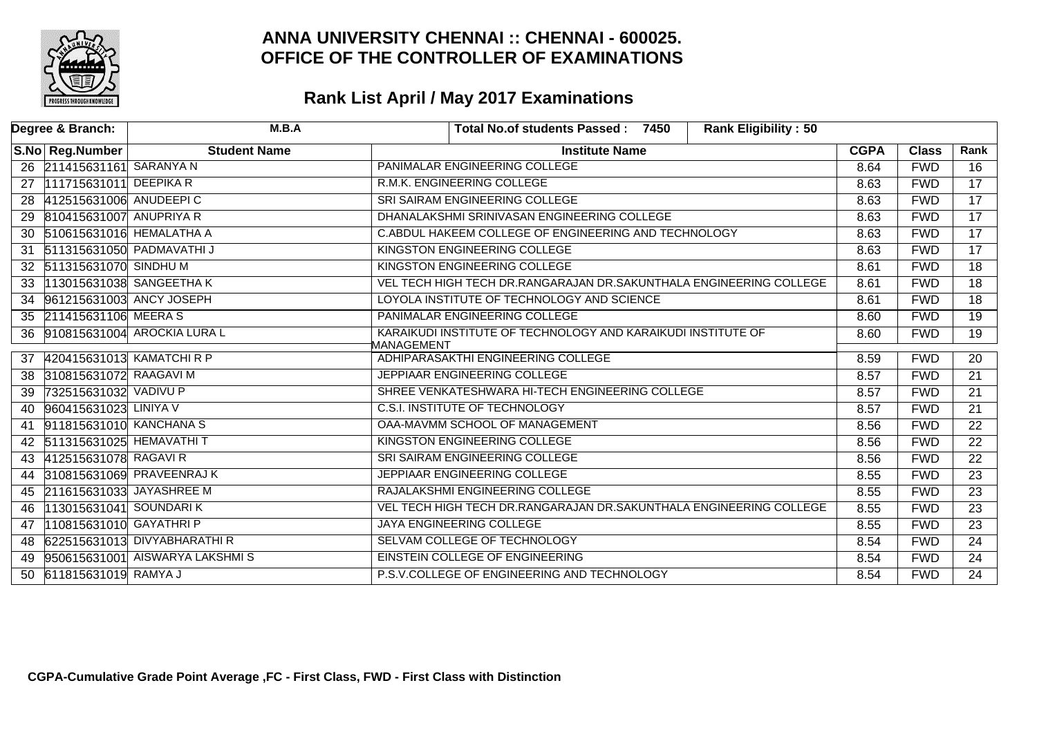# ANNA UNIVERSITY CHENNAI :: CHENNAI - 600025.
# OFFICE OF THE CONTROLLER OF EXAMINATIONS

## Rank List April / May 2017 Examinations

| Degree & Branch: | M.B.A | Total No.of students Passed : 7450 | Rank Eligibility : 50 | | | |
|---|---|---|---|---|---|---|
| **S.No** | **Reg.Number** | **Student Name** | **Institute Name** | **CGPA** | **Class** | **Rank** |
| 26 | 211415631161 | SARANYA N | PANIMALAR ENGINEERING COLLEGE | 8.64 | FWD | 16 |
| 27 | 111715631011 | DEEPIKA R | R.M.K. ENGINEERING COLLEGE | 8.63 | FWD | 17 |
| 28 | 412515631006 | ANUDEEPI C | SRI SAIRAM ENGINEERING COLLEGE | 8.63 | FWD | 17 |
| 29 | 810415631007 | ANUPRIYA R | DHANALAKSHMI SRINIVASAN ENGINEERING COLLEGE | 8.63 | FWD | 17 |
| 30 | 510615631016 | HEMALATHA A | C.ABDUL HAKEEM COLLEGE OF ENGINEERING AND TECHNOLOGY | 8.63 | FWD | 17 |
| 31 | 511315631050 | PADMAVATHI J | KINGSTON ENGINEERING COLLEGE | 8.63 | FWD | 17 |
| 32 | 511315631070 | SINDHU M | KINGSTON ENGINEERING COLLEGE | 8.61 | FWD | 18 |
| 33 | 113015631038 | SANGEETHA K | VEL TECH HIGH TECH DR.RANGARAJAN DR.SAKUNTHALA ENGINEERING COLLEGE | 8.61 | FWD | 18 |
| 34 | 961215631003 | ANCY JOSEPH | LOYOLA INSTITUTE OF TECHNOLOGY AND SCIENCE | 8.61 | FWD | 18 |
| 35 | 211415631106 | MEERA S | PANIMALAR ENGINEERING COLLEGE | 8.60 | FWD | 19 |
| 36 | 910815631004 | AROCKIA LURA L | KARAIKUDI INSTITUTE OF TECHNOLOGY AND KARAIKUDI INSTITUTE OF MANAGEMENT | 8.60 | FWD | 19 |
| 37 | 420415631013 | KAMATCHI R P | ADHIPARASAKTHI ENGINEERING COLLEGE | 8.59 | FWD | 20 |
| 38 | 310815631072 | RAAGAVI M | JEPPIAAR ENGINEERING COLLEGE | 8.57 | FWD | 21 |
| 39 | 732515631032 | VADIVU P | SHREE VENKATESHWARA HI-TECH ENGINEERING COLLEGE | 8.57 | FWD | 21 |
| 40 | 960415631023 | LINIYA V | C.S.I. INSTITUTE OF TECHNOLOGY | 8.57 | FWD | 21 |
| 41 | 911815631010 | KANCHANA S | OAA-MAVMM SCHOOL OF MANAGEMENT | 8.56 | FWD | 22 |
| 42 | 511315631025 | HEMAVATHI T | KINGSTON ENGINEERING COLLEGE | 8.56 | FWD | 22 |
| 43 | 412515631078 | RAGAVI R | SRI SAIRAM ENGINEERING COLLEGE | 8.56 | FWD | 22 |
| 44 | 310815631069 | PRAVEENRAJ K | JEPPIAAR ENGINEERING COLLEGE | 8.55 | FWD | 23 |
| 45 | 211615631033 | JAYASHREE M | RAJALAKSHMI ENGINEERING COLLEGE | 8.55 | FWD | 23 |
| 46 | 113015631041 | SOUNDARI K | VEL TECH HIGH TECH DR.RANGARAJAN DR.SAKUNTHALA ENGINEERING COLLEGE | 8.55 | FWD | 23 |
| 47 | 110815631010 | GAYATHRI P | JAYA ENGINEERING COLLEGE | 8.55 | FWD | 23 |
| 48 | 622515631013 | DIVYABHARATHI R | SELVAM COLLEGE OF TECHNOLOGY | 8.54 | FWD | 24 |
| 49 | 950615631001 | AISWARYA LAKSHMI S | EINSTEIN COLLEGE OF ENGINEERING | 8.54 | FWD | 24 |
| 50 | 611815631019 | RAMYA J | P.S.V.COLLEGE OF ENGINEERING AND TECHNOLOGY | 8.54 | FWD | 24 |

**CGPA-Cumulative Grade Point Average ,FC - First Class, FWD - First Class with Distinction**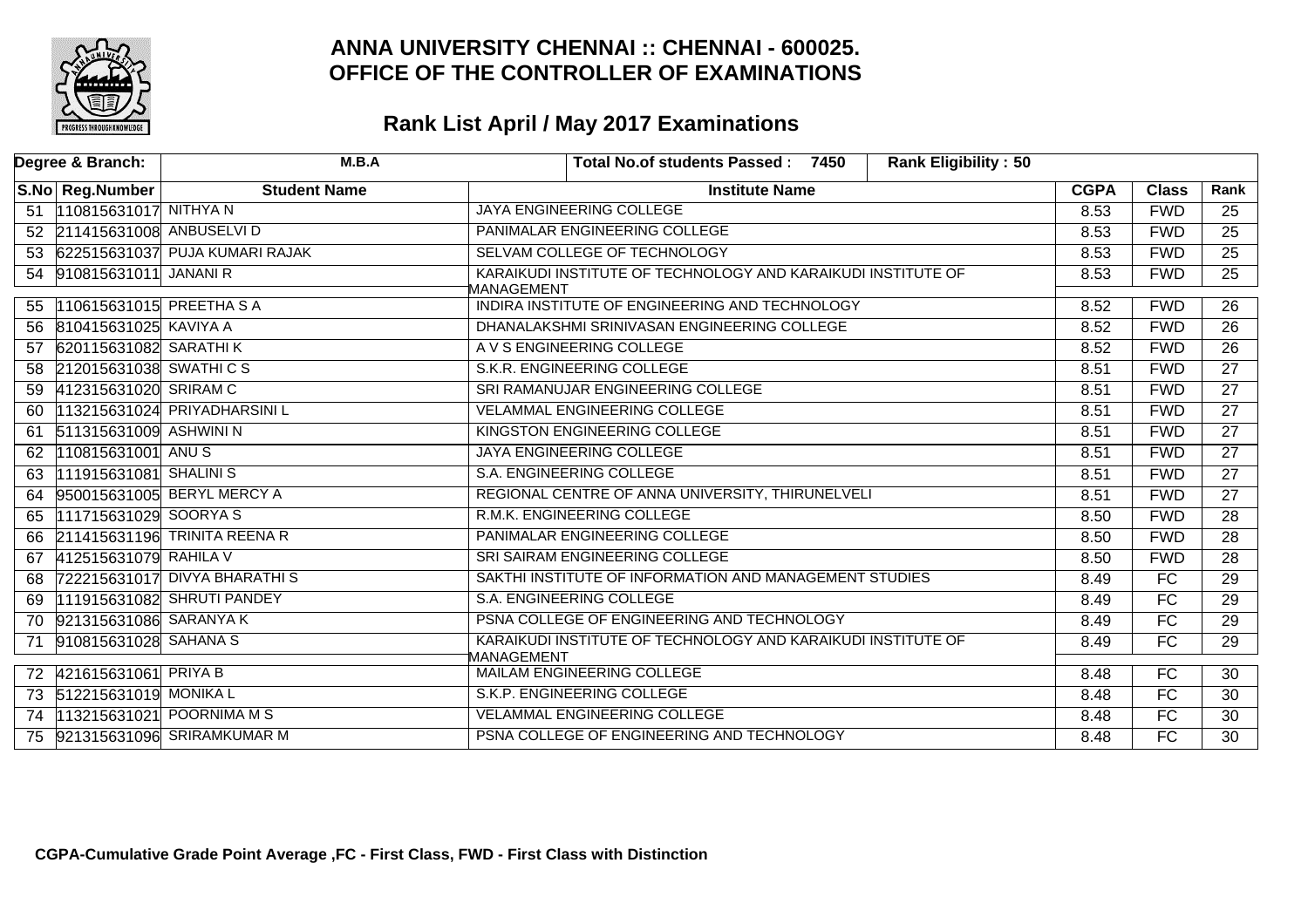# ANNA UNIVERSITY CHENNAI :: CHENNAI - 600025.
# OFFICE OF THE CONTROLLER OF EXAMINATIONS

## Rank List April / May 2017 Examinations

| Degree & Branch: | M.B.A | Total No.of students Passed : 7450 | Rank Eligibility : 50 | | | |
|---|---|---|---|---|---|---|

| S.No | Reg.Number | Student Name | Institute Name | CGPA | Class | Rank |
|---|---|---|---|---|---|---|
| 51 | 110815631017 | NITHYA N | JAYA ENGINEERING COLLEGE | 8.53 | FWD | 25 |
| 52 | 211415631008 | ANBUSELVI D | PANIMALAR ENGINEERING COLLEGE | 8.53 | FWD | 25 |
| 53 | 622515631037 | PUJA KUMARI RAJAK | SELVAM COLLEGE OF TECHNOLOGY | 8.53 | FWD | 25 |
| 54 | 910815631011 | JANANI R | KARAIKUDI INSTITUTE OF TECHNOLOGY AND KARAIKUDI INSTITUTE OF MANAGEMENT | 8.53 | FWD | 25 |
| 55 | 110615631015 | PREETHA S A | INDIRA INSTITUTE OF ENGINEERING AND TECHNOLOGY | 8.52 | FWD | 26 |
| 56 | 810415631025 | KAVIYA A | DHANALAKSHMI SRINIVASAN ENGINEERING COLLEGE | 8.52 | FWD | 26 |
| 57 | 620115631082 | SARATHI K | A V S ENGINEERING COLLEGE | 8.52 | FWD | 26 |
| 58 | 212015631038 | SWATHI C S | S.K.R. ENGINEERING COLLEGE | 8.51 | FWD | 27 |
| 59 | 412315631020 | SRIRAM C | SRI RAMANUJAR ENGINEERING COLLEGE | 8.51 | FWD | 27 |
| 60 | 113215631024 | PRIYADHARSINI L | VELAMMAL ENGINEERING COLLEGE | 8.51 | FWD | 27 |
| 61 | 511315631009 | ASHWINI N | KINGSTON ENGINEERING COLLEGE | 8.51 | FWD | 27 |
| 62 | 110815631001 | ANU S | JAYA ENGINEERING COLLEGE | 8.51 | FWD | 27 |
| 63 | 111915631081 | SHALINI S | S.A. ENGINEERING COLLEGE | 8.51 | FWD | 27 |
| 64 | 950015631005 | BERYL MERCY A | REGIONAL CENTRE OF ANNA UNIVERSITY, THIRUNELVELI | 8.51 | FWD | 27 |
| 65 | 111715631029 | SOORYA S | R.M.K. ENGINEERING COLLEGE | 8.50 | FWD | 28 |
| 66 | 211415631196 | TRINITA REENA R | PANIMALAR ENGINEERING COLLEGE | 8.50 | FWD | 28 |
| 67 | 412515631079 | RAHILA V | SRI SAIRAM ENGINEERING COLLEGE | 8.50 | FWD | 28 |
| 68 | 722215631017 | DIVYA BHARATHI S | SAKTHI INSTITUTE OF INFORMATION AND MANAGEMENT STUDIES | 8.49 | FC | 29 |
| 69 | 111915631082 | SHRUTI PANDEY | S.A. ENGINEERING COLLEGE | 8.49 | FC | 29 |
| 70 | 921315631086 | SARANYA K | PSNA COLLEGE OF ENGINEERING AND TECHNOLOGY | 8.49 | FC | 29 |
| 71 | 910815631028 | SAHANA S | KARAIKUDI INSTITUTE OF TECHNOLOGY AND KARAIKUDI INSTITUTE OF MANAGEMENT | 8.49 | FC | 29 |
| 72 | 421615631061 | PRIYA B | MAILAM ENGINEERING COLLEGE | 8.48 | FC | 30 |
| 73 | 512215631019 | MONIKA L | S.K.P. ENGINEERING COLLEGE | 8.48 | FC | 30 |
| 74 | 113215631021 | POORNIMA M S | VELAMMAL ENGINEERING COLLEGE | 8.48 | FC | 30 |
| 75 | 921315631096 | SRIRAMKUMAR M | PSNA COLLEGE OF ENGINEERING AND TECHNOLOGY | 8.48 | FC | 30 |

**CGPA-Cumulative Grade Point Average ,FC - First Class, FWD - First Class with Distinction**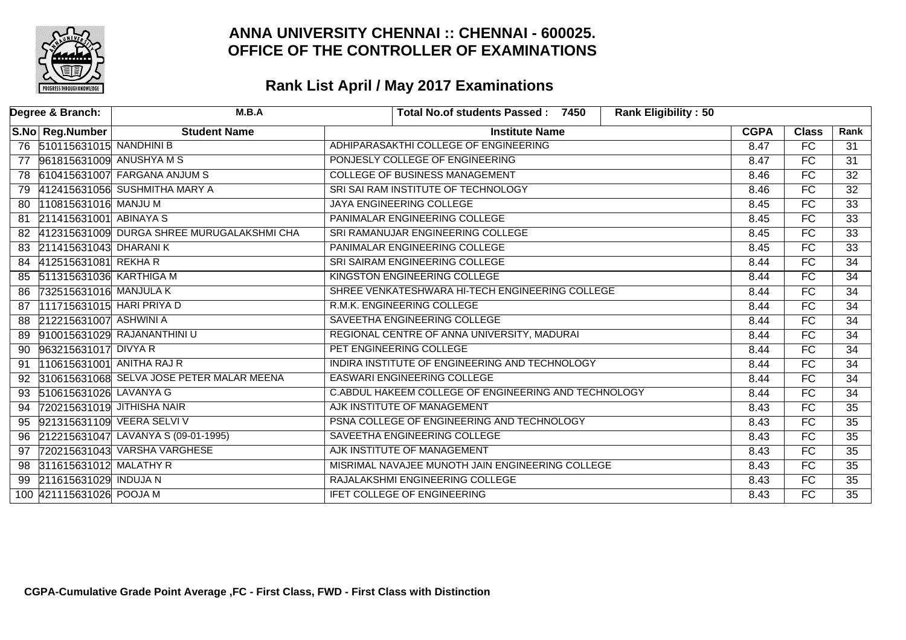# ANNA UNIVERSITY CHENNAI :: CHENNAI - 600025.
# OFFICE OF THE CONTROLLER OF EXAMINATIONS

## Rank List April / May 2017 Examinations

| Degree & Branch: | M.B.A | Total No.of students Passed : 7450 | Rank Eligibility : 50 | | | |
|---|---|---|---|---|---|---|

| S.No | Reg.Number | Student Name | Institute Name | CGPA | Class | Rank |
|---|---|---|---|---|---|---|
| 76 | 510115631015 | NANDHINI B | ADHIPARASAKTHI COLLEGE OF ENGINEERING | 8.47 | FC | 31 |
| 77 | 961815631009 | ANUSHYA M S | PONJESLY COLLEGE OF ENGINEERING | 8.47 | FC | 31 |
| 78 | 610415631007 | FARGANA ANJUM S | COLLEGE OF BUSINESS MANAGEMENT | 8.46 | FC | 32 |
| 79 | 412415631056 | SUSHMITHA MARY A | SRI SAI RAM INSTITUTE OF TECHNOLOGY | 8.46 | FC | 32 |
| 80 | 110815631016 | MANJU M | JAYA ENGINEERING COLLEGE | 8.45 | FC | 33 |
| 81 | 211415631001 | ABINAYA S | PANIMALAR ENGINEERING COLLEGE | 8.45 | FC | 33 |
| 82 | 412315631009 | DURGA SHREE MURUGALAKSHMI CHA | SRI RAMANUJAR ENGINEERING COLLEGE | 8.45 | FC | 33 |
| 83 | 211415631043 | DHARANI K | PANIMALAR ENGINEERING COLLEGE | 8.45 | FC | 33 |
| 84 | 412515631081 | REKHA R | SRI SAIRAM ENGINEERING COLLEGE | 8.44 | FC | 34 |
| 85 | 511315631036 | KARTHIGA M | KINGSTON ENGINEERING COLLEGE | 8.44 | FC | 34 |
| 86 | 732515631016 | MANJULA K | SHREE VENKATESHWARA HI-TECH ENGINEERING COLLEGE | 8.44 | FC | 34 |
| 87 | 111715631015 | HARI PRIYA D | R.M.K. ENGINEERING COLLEGE | 8.44 | FC | 34 |
| 88 | 212215631007 | ASHWINI A | SAVEETHA ENGINEERING COLLEGE | 8.44 | FC | 34 |
| 89 | 910015631029 | RAJANANTHINI U | REGIONAL CENTRE OF ANNA UNIVERSITY, MADURAI | 8.44 | FC | 34 |
| 90 | 963215631017 | DIVYA R | PET ENGINEERING COLLEGE | 8.44 | FC | 34 |
| 91 | 110615631001 | ANITHA RAJ R | INDIRA INSTITUTE OF ENGINEERING AND TECHNOLOGY | 8.44 | FC | 34 |
| 92 | 310615631068 | SELVA JOSE PETER MALAR MEENA | EASWARI ENGINEERING COLLEGE | 8.44 | FC | 34 |
| 93 | 510615631026 | LAVANYA G | C.ABDUL HAKEEM COLLEGE OF ENGINEERING AND TECHNOLOGY | 8.44 | FC | 34 |
| 94 | 720215631019 | JITHISHA NAIR | AJK INSTITUTE OF MANAGEMENT | 8.43 | FC | 35 |
| 95 | 921315631109 | VEERA SELVI V | PSNA COLLEGE OF ENGINEERING AND TECHNOLOGY | 8.43 | FC | 35 |
| 96 | 212215631047 | LAVANYA S (09-01-1995) | SAVEETHA ENGINEERING COLLEGE | 8.43 | FC | 35 |
| 97 | 720215631043 | VARSHA VARGHESE | AJK INSTITUTE OF MANAGEMENT | 8.43 | FC | 35 |
| 98 | 311615631012 | MALATHY R | MISRIMAL NAVAJEE MUNOTH JAIN ENGINEERING COLLEGE | 8.43 | FC | 35 |
| 99 | 211615631029 | INDUJA N | RAJALAKSHMI ENGINEERING COLLEGE | 8.43 | FC | 35 |
| 100 | 421115631026 | POOJA M | IFET COLLEGE OF ENGINEERING | 8.43 | FC | 35 |

**CGPA-Cumulative Grade Point Average ,FC - First Class, FWD - First Class with Distinction**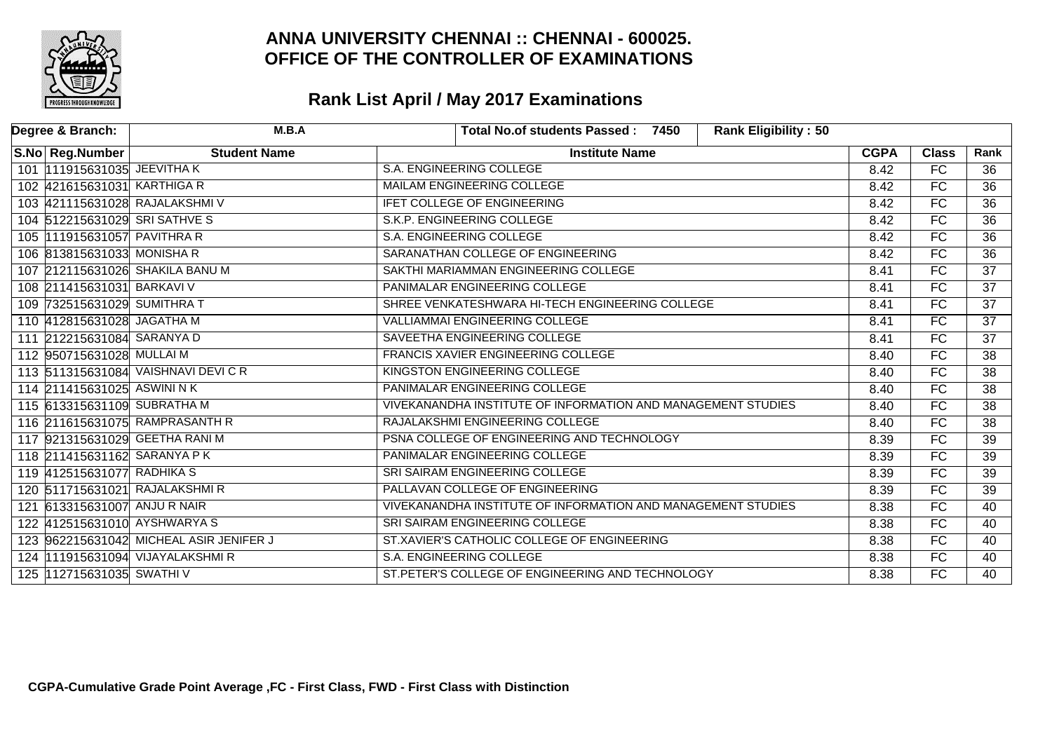# ANNA UNIVERSITY CHENNAI :: CHENNAI - 600025.
# OFFICE OF THE CONTROLLER OF EXAMINATIONS

## Rank List April / May 2017 Examinations

| Degree & Branch: | M.B.A | Total No.of students Passed : 7450 | Rank Eligibility : 50 | | | |
|---|---|---|---|---|---|---|
| **S.No** | **Reg.Number** | **Student Name** | **Institute Name** | **CGPA** | **Class** | **Rank** |
| 101 | 111915631035 | JEEVITHA K | S.A. ENGINEERING COLLEGE | 8.42 | FC | 36 |
| 102 | 421615631031 | KARTHIGA R | MAILAM ENGINEERING COLLEGE | 8.42 | FC | 36 |
| 103 | 421115631028 | RAJALAKSHMI V | IFET COLLEGE OF ENGINEERING | 8.42 | FC | 36 |
| 104 | 512215631029 | SRI SATHVE S | S.K.P. ENGINEERING COLLEGE | 8.42 | FC | 36 |
| 105 | 111915631057 | PAVITHRA R | S.A. ENGINEERING COLLEGE | 8.42 | FC | 36 |
| 106 | 813815631033 | MONISHA R | SARANATHAN COLLEGE OF ENGINEERING | 8.42 | FC | 36 |
| 107 | 212115631026 | SHAKILA BANU M | SAKTHI MARIAMMAN ENGINEERING COLLEGE | 8.41 | FC | 37 |
| 108 | 211415631031 | BARKAVI V | PANIMALAR ENGINEERING COLLEGE | 8.41 | FC | 37 |
| 109 | 732515631029 | SUMITHRA T | SHREE VENKATESHWARA HI-TECH ENGINEERING COLLEGE | 8.41 | FC | 37 |
| 110 | 412815631028 | JAGATHA M | VALLIAMMAI ENGINEERING COLLEGE | 8.41 | FC | 37 |
| 111 | 212215631084 | SARANYA D | SAVEETHA ENGINEERING COLLEGE | 8.41 | FC | 37 |
| 112 | 950715631028 | MULLAI M | FRANCIS XAVIER ENGINEERING COLLEGE | 8.40 | FC | 38 |
| 113 | 511315631084 | VAISHNAVI DEVI C R | KINGSTON ENGINEERING COLLEGE | 8.40 | FC | 38 |
| 114 | 211415631025 | ASWINI N K | PANIMALAR ENGINEERING COLLEGE | 8.40 | FC | 38 |
| 115 | 613315631109 | SUBRATHA M | VIVEKANANDHA INSTITUTE OF INFORMATION AND MANAGEMENT STUDIES | 8.40 | FC | 38 |
| 116 | 211615631075 | RAMPRASANTH R | RAJALAKSHMI ENGINEERING COLLEGE | 8.40 | FC | 38 |
| 117 | 921315631029 | GEETHA RANI M | PSNA COLLEGE OF ENGINEERING AND TECHNOLOGY | 8.39 | FC | 39 |
| 118 | 211415631162 | SARANYA P K | PANIMALAR ENGINEERING COLLEGE | 8.39 | FC | 39 |
| 119 | 412515631077 | RADHIKA S | SRI SAIRAM ENGINEERING COLLEGE | 8.39 | FC | 39 |
| 120 | 511715631021 | RAJALAKSHMI R | PALLAVAN COLLEGE OF ENGINEERING | 8.39 | FC | 39 |
| 121 | 613315631007 | ANJU R NAIR | VIVEKANANDHA INSTITUTE OF INFORMATION AND MANAGEMENT STUDIES | 8.38 | FC | 40 |
| 122 | 412515631010 | AYSHWARYA S | SRI SAIRAM ENGINEERING COLLEGE | 8.38 | FC | 40 |
| 123 | 962215631042 | MICHEAL ASIR JENIFER J | ST.XAVIER'S CATHOLIC COLLEGE OF ENGINEERING | 8.38 | FC | 40 |
| 124 | 111915631094 | VIJAYALAKSHMI R | S.A. ENGINEERING COLLEGE | 8.38 | FC | 40 |
| 125 | 112715631035 | SWATHI V | ST.PETER'S COLLEGE OF ENGINEERING AND TECHNOLOGY | 8.38 | FC | 40 |

**CGPA-Cumulative Grade Point Average ,FC - First Class, FWD - First Class with Distinction**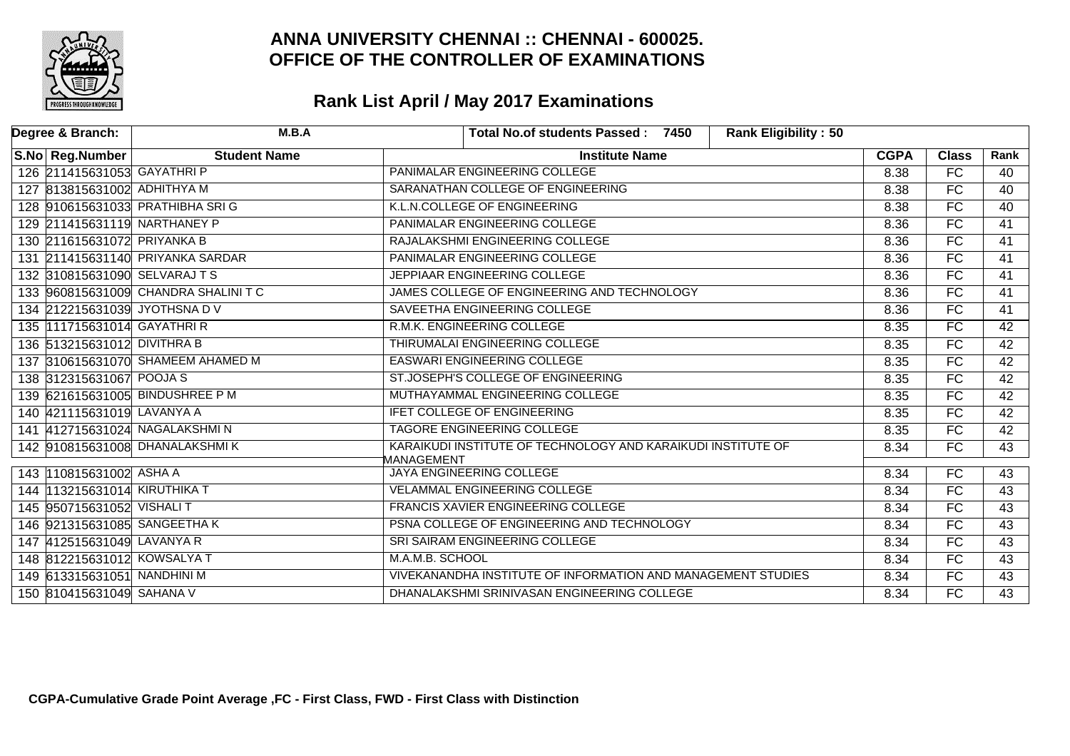# ANNA UNIVERSITY CHENNAI :: CHENNAI - 600025.
# OFFICE OF THE CONTROLLER OF EXAMINATIONS

## Rank List April / May 2017 Examinations

| Degree & Branch: | M.B.A | Total No.of students Passed : 7450 | Rank Eligibility : 50 | | | |
|---|---|---|---|---|---|---|

| S.No | Reg.Number | Student Name | Institute Name | CGPA | Class | Rank |
|---|---|---|---|---|---|---|
| 126 | 211415631053 | GAYATHRI P | PANIMALAR ENGINEERING COLLEGE | 8.38 | FC | 40 |
| 127 | 813815631002 | ADHITHYA M | SARANATHAN COLLEGE OF ENGINEERING | 8.38 | FC | 40 |
| 128 | 910615631033 | PRATHIBHA SRI G | K.L.N.COLLEGE OF ENGINEERING | 8.38 | FC | 40 |
| 129 | 211415631119 | NARTHANEY P | PANIMALAR ENGINEERING COLLEGE | 8.36 | FC | 41 |
| 130 | 211615631072 | PRIYANKA B | RAJALAKSHMI ENGINEERING COLLEGE | 8.36 | FC | 41 |
| 131 | 211415631140 | PRIYANKA SARDAR | PANIMALAR ENGINEERING COLLEGE | 8.36 | FC | 41 |
| 132 | 310815631090 | SELVARAJ T S | JEPPIAAR ENGINEERING COLLEGE | 8.36 | FC | 41 |
| 133 | 960815631009 | CHANDRA SHALINI T C | JAMES COLLEGE OF ENGINEERING AND TECHNOLOGY | 8.36 | FC | 41 |
| 134 | 212215631039 | JYOTHSNA D V | SAVEETHA ENGINEERING COLLEGE | 8.36 | FC | 41 |
| 135 | 111715631014 | GAYATHRI R | R.M.K. ENGINEERING COLLEGE | 8.35 | FC | 42 |
| 136 | 513215631012 | DIVITHRA B | THIRUMALAI ENGINEERING COLLEGE | 8.35 | FC | 42 |
| 137 | 310615631070 | SHAMEEM AHAMED M | EASWARI ENGINEERING COLLEGE | 8.35 | FC | 42 |
| 138 | 312315631067 | POOJA S | ST.JOSEPH'S COLLEGE OF ENGINEERING | 8.35 | FC | 42 |
| 139 | 621615631005 | BINDUSHREE P M | MUTHAYAMMAL ENGINEERING COLLEGE | 8.35 | FC | 42 |
| 140 | 421115631019 | LAVANYA A | IFET COLLEGE OF ENGINEERING | 8.35 | FC | 42 |
| 141 | 412715631024 | NAGALAKSHMI N | TAGORE ENGINEERING COLLEGE | 8.35 | FC | 42 |
| 142 | 910815631008 | DHANALAKSHMI K | KARAIKUDI INSTITUTE OF TECHNOLOGY AND KARAIKUDI INSTITUTE OF MANAGEMENT | 8.34 | FC | 43 |
| 143 | 110815631002 | ASHA A | JAYA ENGINEERING COLLEGE | 8.34 | FC | 43 |
| 144 | 113215631014 | KIRUTHIKA T | VELAMMAL ENGINEERING COLLEGE | 8.34 | FC | 43 |
| 145 | 950715631052 | VISHALI T | FRANCIS XAVIER ENGINEERING COLLEGE | 8.34 | FC | 43 |
| 146 | 921315631085 | SANGEETHA K | PSNA COLLEGE OF ENGINEERING AND TECHNOLOGY | 8.34 | FC | 43 |
| 147 | 412515631049 | LAVANYA R | SRI SAIRAM ENGINEERING COLLEGE | 8.34 | FC | 43 |
| 148 | 812215631012 | KOWSALYA T | M.A.M.B. SCHOOL | 8.34 | FC | 43 |
| 149 | 613315631051 | NANDHINI M | VIVEKANANDHA INSTITUTE OF INFORMATION AND MANAGEMENT STUDIES | 8.34 | FC | 43 |
| 150 | 810415631049 | SAHANA V | DHANALAKSHMI SRINIVASAN ENGINEERING COLLEGE | 8.34 | FC | 43 |

**CGPA-Cumulative Grade Point Average ,FC - First Class, FWD - First Class with Distinction**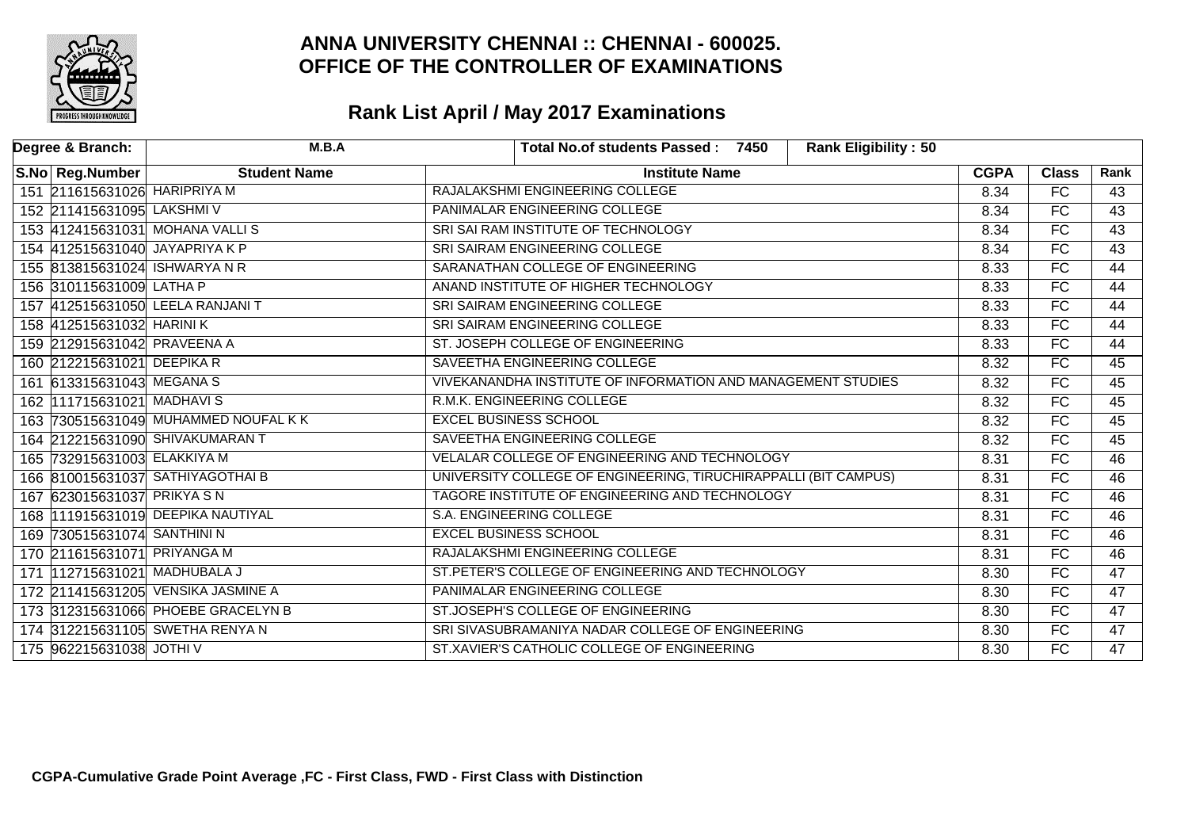# ANNA UNIVERSITY CHENNAI :: CHENNAI - 600025.
# OFFICE OF THE CONTROLLER OF EXAMINATIONS

## Rank List April / May 2017 Examinations

| Degree & Branch: | M.B.A | Total No.of students Passed : 7450 | Rank Eligibility : 50 | | | |
|---|---|---|---|---|---|---|

| S.No | Reg.Number | Student Name | Institute Name | CGPA | Class | Rank |
|---|---|---|---|---|---|---|
| 151 | 211615631026 | HARIPRIYA M | RAJALAKSHMI ENGINEERING COLLEGE | 8.34 | FC | 43 |
| 152 | 211415631095 | LAKSHMI V | PANIMALAR ENGINEERING COLLEGE | 8.34 | FC | 43 |
| 153 | 412415631031 | MOHANA VALLI S | SRI SAI RAM INSTITUTE OF TECHNOLOGY | 8.34 | FC | 43 |
| 154 | 412515631040 | JAYAPRIYA K P | SRI SAIRAM ENGINEERING COLLEGE | 8.34 | FC | 43 |
| 155 | 813815631024 | ISHWARYA N R | SARANATHAN COLLEGE OF ENGINEERING | 8.33 | FC | 44 |
| 156 | 310115631009 | LATHA P | ANAND INSTITUTE OF HIGHER TECHNOLOGY | 8.33 | FC | 44 |
| 157 | 412515631050 | LEELA RANJANI T | SRI SAIRAM ENGINEERING COLLEGE | 8.33 | FC | 44 |
| 158 | 412515631032 | HARINI K | SRI SAIRAM ENGINEERING COLLEGE | 8.33 | FC | 44 |
| 159 | 212915631042 | PRAVEENA A | ST. JOSEPH COLLEGE OF ENGINEERING | 8.33 | FC | 44 |
| 160 | 212215631021 | DEEPIKA R | SAVEETHA ENGINEERING COLLEGE | 8.32 | FC | 45 |
| 161 | 613315631043 | MEGANA S | VIVEKANANDHA INSTITUTE OF INFORMATION AND MANAGEMENT STUDIES | 8.32 | FC | 45 |
| 162 | 111715631021 | MADHAVI S | R.M.K. ENGINEERING COLLEGE | 8.32 | FC | 45 |
| 163 | 730515631049 | MUHAMMED NOUFAL K K | EXCEL BUSINESS SCHOOL | 8.32 | FC | 45 |
| 164 | 212215631090 | SHIVAKUMARAN T | SAVEETHA ENGINEERING COLLEGE | 8.32 | FC | 45 |
| 165 | 732915631003 | ELAKKIYA M | VELALAR COLLEGE OF ENGINEERING AND TECHNOLOGY | 8.31 | FC | 46 |
| 166 | 810015631037 | SATHIYAGOTHAI B | UNIVERSITY COLLEGE OF ENGINEERING, TIRUCHIRAPPALLI (BIT CAMPUS) | 8.31 | FC | 46 |
| 167 | 623015631037 | PRIKYA S N | TAGORE INSTITUTE OF ENGINEERING AND TECHNOLOGY | 8.31 | FC | 46 |
| 168 | 111915631019 | DEEPIKA NAUTIYAL | S.A. ENGINEERING COLLEGE | 8.31 | FC | 46 |
| 169 | 730515631074 | SANTHINI N | EXCEL BUSINESS SCHOOL | 8.31 | FC | 46 |
| 170 | 211615631071 | PRIYANGA M | RAJALAKSHMI ENGINEERING COLLEGE | 8.31 | FC | 46 |
| 171 | 112715631021 | MADHUBALA J | ST.PETER'S COLLEGE OF ENGINEERING AND TECHNOLOGY | 8.30 | FC | 47 |
| 172 | 211415631205 | VENSIKA JASMINE A | PANIMALAR ENGINEERING COLLEGE | 8.30 | FC | 47 |
| 173 | 312315631066 | PHOEBE GRACELYN B | ST.JOSEPH'S COLLEGE OF ENGINEERING | 8.30 | FC | 47 |
| 174 | 312215631105 | SWETHA RENYA N | SRI SIVASUBRAMANIYA NADAR COLLEGE OF ENGINEERING | 8.30 | FC | 47 |
| 175 | 962215631038 | JOTHI V | ST.XAVIER'S CATHOLIC COLLEGE OF ENGINEERING | 8.30 | FC | 47 |

**CGPA-Cumulative Grade Point Average ,FC - First Class, FWD - First Class with Distinction**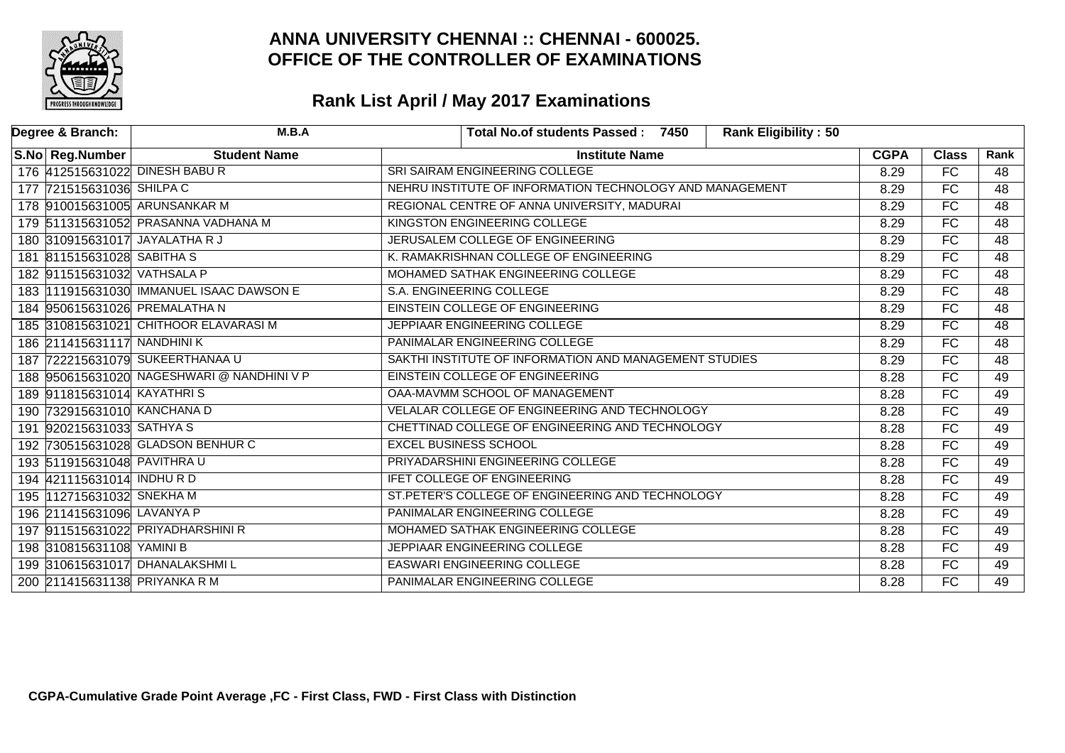# ANNA UNIVERSITY CHENNAI :: CHENNAI - 600025.
# OFFICE OF THE CONTROLLER OF EXAMINATIONS

## Rank List April / May 2017 Examinations

| Degree & Branch: | M.B.A | Total No.of students Passed : 7450 | Rank Eligibility : 50 | | | |
|---|---|---|---|---|---|---|
| **S.No** | **Reg.Number** | **Student Name** | **Institute Name** | **CGPA** | **Class** | **Rank** |
| 176 | 412515631022 | DINESH BABU R | SRI SAIRAM ENGINEERING COLLEGE | 8.29 | FC | 48 |
| 177 | 721515631036 | SHILPA C | NEHRU INSTITUTE OF INFORMATION TECHNOLOGY AND MANAGEMENT | 8.29 | FC | 48 |
| 178 | 910015631005 | ARUNSANKAR M | REGIONAL CENTRE OF ANNA UNIVERSITY, MADURAI | 8.29 | FC | 48 |
| 179 | 511315631052 | PRASANNA VADHANA M | KINGSTON ENGINEERING COLLEGE | 8.29 | FC | 48 |
| 180 | 310915631017 | JAYALATHA R J | JERUSALEM COLLEGE OF ENGINEERING | 8.29 | FC | 48 |
| 181 | 811515631028 | SABITHA S | K. RAMAKRISHNAN COLLEGE OF ENGINEERING | 8.29 | FC | 48 |
| 182 | 911515631032 | VATHSALA P | MOHAMED SATHAK ENGINEERING COLLEGE | 8.29 | FC | 48 |
| 183 | 111915631030 | IMMANUEL ISAAC DAWSON E | S.A. ENGINEERING COLLEGE | 8.29 | FC | 48 |
| 184 | 950615631026 | PREMALATHA N | EINSTEIN COLLEGE OF ENGINEERING | 8.29 | FC | 48 |
| 185 | 310815631021 | CHITHOOR ELAVARASI M | JEPPIAAR ENGINEERING COLLEGE | 8.29 | FC | 48 |
| 186 | 211415631117 | NANDHINI K | PANIMALAR ENGINEERING COLLEGE | 8.29 | FC | 48 |
| 187 | 722215631079 | SUKEERTHANAA U | SAKTHI INSTITUTE OF INFORMATION AND MANAGEMENT STUDIES | 8.29 | FC | 48 |
| 188 | 950615631020 | NAGESHWARI @ NANDHINI V P | EINSTEIN COLLEGE OF ENGINEERING | 8.28 | FC | 49 |
| 189 | 911815631014 | KAYATHRI S | OAA-MAVMM SCHOOL OF MANAGEMENT | 8.28 | FC | 49 |
| 190 | 732915631010 | KANCHANA D | VELALAR COLLEGE OF ENGINEERING AND TECHNOLOGY | 8.28 | FC | 49 |
| 191 | 920215631033 | SATHYA S | CHETTINAD COLLEGE OF ENGINEERING AND TECHNOLOGY | 8.28 | FC | 49 |
| 192 | 730515631028 | GLADSON BENHUR C | EXCEL BUSINESS SCHOOL | 8.28 | FC | 49 |
| 193 | 511915631048 | PAVITHRA U | PRIYADARSHINI ENGINEERING COLLEGE | 8.28 | FC | 49 |
| 194 | 421115631014 | INDHU R D | IFET COLLEGE OF ENGINEERING | 8.28 | FC | 49 |
| 195 | 112715631032 | SNEKHA M | ST.PETER'S COLLEGE OF ENGINEERING AND TECHNOLOGY | 8.28 | FC | 49 |
| 196 | 211415631096 | LAVANYA P | PANIMALAR ENGINEERING COLLEGE | 8.28 | FC | 49 |
| 197 | 911515631022 | PRIYADHARSHINI R | MOHAMED SATHAK ENGINEERING COLLEGE | 8.28 | FC | 49 |
| 198 | 310815631108 | YAMINI B | JEPPIAAR ENGINEERING COLLEGE | 8.28 | FC | 49 |
| 199 | 310615631017 | DHANALAKSHMI L | EASWARI ENGINEERING COLLEGE | 8.28 | FC | 49 |
| 200 | 211415631138 | PRIYANKA R M | PANIMALAR ENGINEERING COLLEGE | 8.28 | FC | 49 |

**CGPA-Cumulative Grade Point Average ,FC - First Class, FWD - First Class with Distinction**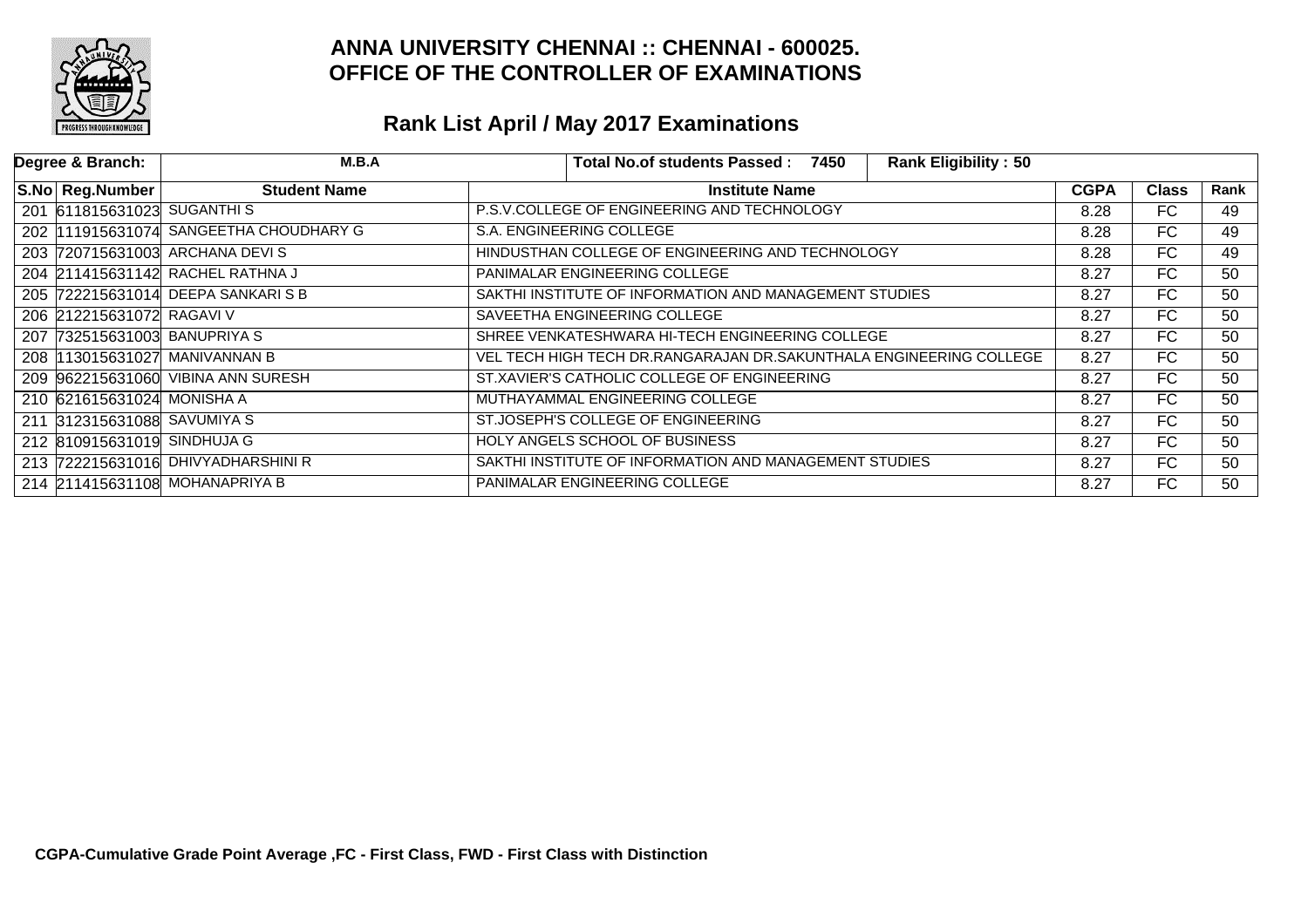# ANNA UNIVERSITY CHENNAI :: CHENNAI - 600025.
# OFFICE OF THE CONTROLLER OF EXAMINATIONS

## Rank List April / May 2017 Examinations

| Degree & Branch: | M.B.A | Total No.of students Passed : 7450 | Rank Eligibility : 50 | | | |
|---|---|---|---|---|---|---|
| **S.No** | **Reg.Number** | **Student Name** | **Institute Name** | **CGPA** | **Class** | **Rank** |
| 201 | 611815631023 | SUGANTHI S | P.S.V.COLLEGE OF ENGINEERING AND TECHNOLOGY | 8.28 | FC | 49 |
| 202 | 111915631074 | SANGEETHA CHOUDHARY G | S.A. ENGINEERING COLLEGE | 8.28 | FC | 49 |
| 203 | 720715631003 | ARCHANA DEVI S | HINDUSTHAN COLLEGE OF ENGINEERING AND TECHNOLOGY | 8.28 | FC | 49 |
| 204 | 211415631142 | RACHEL RATHNA J | PANIMALAR ENGINEERING COLLEGE | 8.27 | FC | 50 |
| 205 | 722215631014 | DEEPA SANKARI S B | SAKTHI INSTITUTE OF INFORMATION AND MANAGEMENT STUDIES | 8.27 | FC | 50 |
| 206 | 212215631072 | RAGAVI V | SAVEETHA ENGINEERING COLLEGE | 8.27 | FC | 50 |
| 207 | 732515631003 | BANUPRIYA S | SHREE VENKATESHWARA HI-TECH ENGINEERING COLLEGE | 8.27 | FC | 50 |
| 208 | 113015631027 | MANIVANNAN B | VEL TECH HIGH TECH DR.RANGARAJAN DR.SAKUNTHALA ENGINEERING COLLEGE | 8.27 | FC | 50 |
| 209 | 962215631060 | VIBINA ANN SURESH | ST.XAVIER'S CATHOLIC COLLEGE OF ENGINEERING | 8.27 | FC | 50 |
| 210 | 621615631024 | MONISHA A | MUTHAYAMMAL ENGINEERING COLLEGE | 8.27 | FC | 50 |
| 211 | 312315631088 | SAVUMIYA S | ST.JOSEPH'S COLLEGE OF ENGINEERING | 8.27 | FC | 50 |
| 212 | 810915631019 | SINDHUJA G | HOLY ANGELS SCHOOL OF BUSINESS | 8.27 | FC | 50 |
| 213 | 722215631016 | DHIVYADHARSHINI R | SAKTHI INSTITUTE OF INFORMATION AND MANAGEMENT STUDIES | 8.27 | FC | 50 |
| 214 | 211415631108 | MOHANAPRIYA B | PANIMALAR ENGINEERING COLLEGE | 8.27 | FC | 50 |

**CGPA-Cumulative Grade Point Average ,FC - First Class, FWD - First Class with Distinction**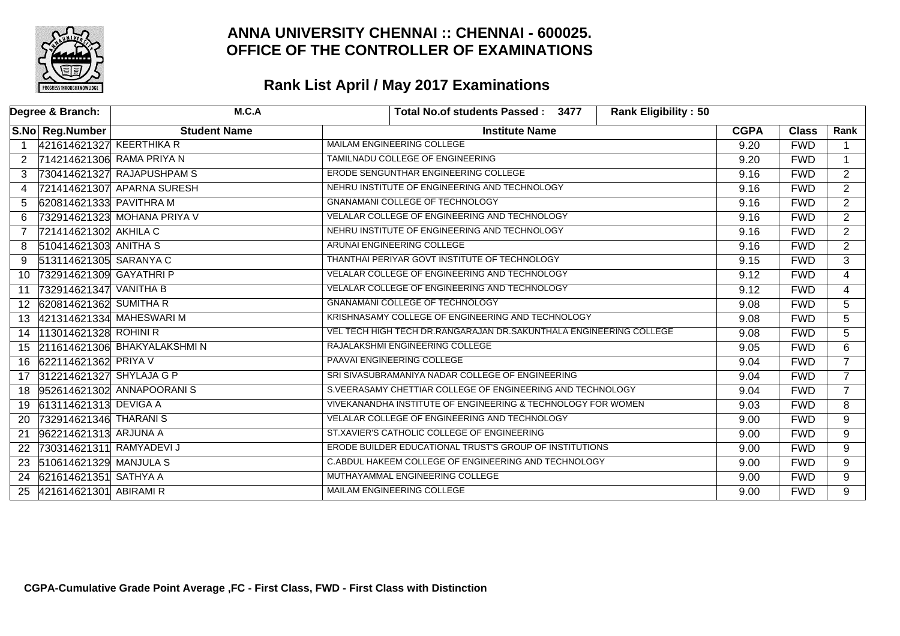# ANNA UNIVERSITY CHENNAI :: CHENNAI - 600025.
# OFFICE OF THE CONTROLLER OF EXAMINATIONS

## Rank List April / May 2017 Examinations

| Degree & Branch: | M.C.A | | Total No.of students Passed : 3477 | Rank Eligibility : 50 | | |
|---|---|---|---|---|---|---|

| S.No | Reg.Number | Student Name | Institute Name | CGPA | Class | Rank |
|---|---|---|---|---|---|---|
| 1 | 421614621327 | KEERTHIKA R | MAILAM ENGINEERING COLLEGE | 9.20 | FWD | 1 |
| 2 | 714214621306 | RAMA PRIYA N | TAMILNADU COLLEGE OF ENGINEERING | 9.20 | FWD | 1 |
| 3 | 730414621327 | RAJAPUSHPAM S | ERODE SENGUNTHAR ENGINEERING COLLEGE | 9.16 | FWD | 2 |
| 4 | 721414621307 | APARNA SURESH | NEHRU INSTITUTE OF ENGINEERING AND TECHNOLOGY | 9.16 | FWD | 2 |
| 5 | 620814621333 | PAVITHRA M | GNANAMANI COLLEGE OF TECHNOLOGY | 9.16 | FWD | 2 |
| 6 | 732914621323 | MOHANA PRIYA V | VELALAR COLLEGE OF ENGINEERING AND TECHNOLOGY | 9.16 | FWD | 2 |
| 7 | 721414621302 | AKHILA C | NEHRU INSTITUTE OF ENGINEERING AND TECHNOLOGY | 9.16 | FWD | 2 |
| 8 | 510414621303 | ANITHA S | ARUNAI ENGINEERING COLLEGE | 9.16 | FWD | 2 |
| 9 | 513114621305 | SARANYA C | THANTHAI PERIYAR GOVT INSTITUTE OF TECHNOLOGY | 9.15 | FWD | 3 |
| 10 | 732914621309 | GAYATHRI P | VELALAR COLLEGE OF ENGINEERING AND TECHNOLOGY | 9.12 | FWD | 4 |
| 11 | 732914621347 | VANITHA B | VELALAR COLLEGE OF ENGINEERING AND TECHNOLOGY | 9.12 | FWD | 4 |
| 12 | 620814621362 | SUMITHA R | GNANAMANI COLLEGE OF TECHNOLOGY | 9.08 | FWD | 5 |
| 13 | 421314621334 | MAHESWARI M | KRISHNASAMY COLLEGE OF ENGINEERING AND TECHNOLOGY | 9.08 | FWD | 5 |
| 14 | 113014621328 | ROHINI R | VEL TECH HIGH TECH DR.RANGARAJAN DR.SAKUNTHALA ENGINEERING COLLEGE | 9.08 | FWD | 5 |
| 15 | 211614621306 | BHAKYALAKSHMI N | RAJALAKSHMI ENGINEERING COLLEGE | 9.05 | FWD | 6 |
| 16 | 622114621362 | PRIYA V | PAAVAI ENGINEERING COLLEGE | 9.04 | FWD | 7 |
| 17 | 312214621327 | SHYLAJA G P | SRI SIVASUBRAMANIYA NADAR COLLEGE OF ENGINEERING | 9.04 | FWD | 7 |
| 18 | 952614621302 | ANNAPOORANI S | S.VEERASAMY CHETTIAR COLLEGE OF ENGINEERING AND TECHNOLOGY | 9.04 | FWD | 7 |
| 19 | 613114621313 | DEVIGA A | VIVEKANANDHA INSTITUTE OF ENGINEERING & TECHNOLOGY FOR WOMEN | 9.03 | FWD | 8 |
| 20 | 732914621346 | THARANI S | VELALAR COLLEGE OF ENGINEERING AND TECHNOLOGY | 9.00 | FWD | 9 |
| 21 | 962214621313 | ARJUNA A | ST.XAVIER'S CATHOLIC COLLEGE OF ENGINEERING | 9.00 | FWD | 9 |
| 22 | 730314621311 | RAMYADEVI J | ERODE BUILDER EDUCATIONAL TRUST'S GROUP OF INSTITUTIONS | 9.00 | FWD | 9 |
| 23 | 510614621329 | MANJULA S | C.ABDUL HAKEEM COLLEGE OF ENGINEERING AND TECHNOLOGY | 9.00 | FWD | 9 |
| 24 | 621614621351 | SATHYA A | MUTHAYAMMAL ENGINEERING COLLEGE | 9.00 | FWD | 9 |
| 25 | 421614621301 | ABIRAMI R | MAILAM ENGINEERING COLLEGE | 9.00 | FWD | 9 |

**CGPA-Cumulative Grade Point Average ,FC - First Class, FWD - First Class with Distinction**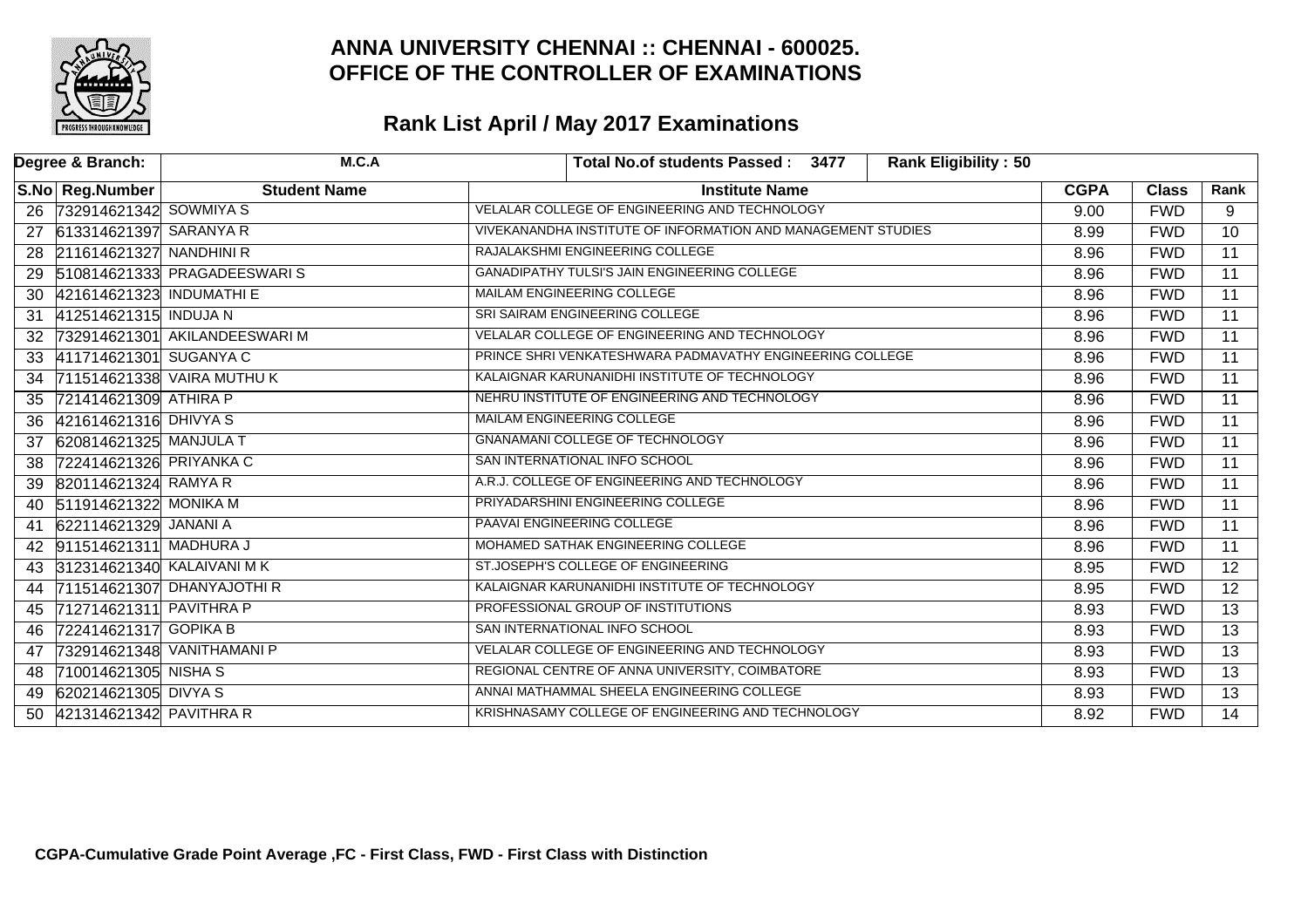# ANNA UNIVERSITY CHENNAI :: CHENNAI - 600025.
# OFFICE OF THE CONTROLLER OF EXAMINATIONS

## Rank List April / May 2017 Examinations

| Degree & Branch: | M.C.A | Total No.of students Passed : 3477 | Rank Eligibility : 50 | | | |
|---|---|---|---|---|---|---|
| **S.No** | **Reg.Number** | **Student Name** | **Institute Name** | **CGPA** | **Class** | **Rank** |
| 26 | 732914621342 | SOWMIYA S | VELALAR COLLEGE OF ENGINEERING AND TECHNOLOGY | 9.00 | FWD | 9 |
| 27 | 613314621397 | SARANYA R | VIVEKANANDHA INSTITUTE OF INFORMATION AND MANAGEMENT STUDIES | 8.99 | FWD | 10 |
| 28 | 211614621327 | NANDHINI R | RAJALAKSHMI ENGINEERING COLLEGE | 8.96 | FWD | 11 |
| 29 | 510814621333 | PRAGADEESWARI S | GANADIPATHY TULSI'S JAIN ENGINEERING COLLEGE | 8.96 | FWD | 11 |
| 30 | 421614621323 | INDUMATHI E | MAILAM ENGINEERING COLLEGE | 8.96 | FWD | 11 |
| 31 | 412514621315 | INDUJA N | SRI SAIRAM ENGINEERING COLLEGE | 8.96 | FWD | 11 |
| 32 | 732914621301 | AKILANDEESWARI M | VELALAR COLLEGE OF ENGINEERING AND TECHNOLOGY | 8.96 | FWD | 11 |
| 33 | 411714621301 | SUGANYA C | PRINCE SHRI VENKATESHWARA PADMAVATHY ENGINEERING COLLEGE | 8.96 | FWD | 11 |
| 34 | 711514621338 | VAIRA MUTHU K | KALAIGNAR KARUNANIDHI INSTITUTE OF TECHNOLOGY | 8.96 | FWD | 11 |
| 35 | 721414621309 | ATHIRA P | NEHRU INSTITUTE OF ENGINEERING AND TECHNOLOGY | 8.96 | FWD | 11 |
| 36 | 421614621316 | DHIVYA S | MAILAM ENGINEERING COLLEGE | 8.96 | FWD | 11 |
| 37 | 620814621325 | MANJULA T | GNANAMANI COLLEGE OF TECHNOLOGY | 8.96 | FWD | 11 |
| 38 | 722414621326 | PRIYANKA C | SAN INTERNATIONAL INFO SCHOOL | 8.96 | FWD | 11 |
| 39 | 820114621324 | RAMYA R | A.R.J. COLLEGE OF ENGINEERING AND TECHNOLOGY | 8.96 | FWD | 11 |
| 40 | 511914621322 | MONIKA M | PRIYADARSHINI ENGINEERING COLLEGE | 8.96 | FWD | 11 |
| 41 | 622114621329 | JANANI A | PAAVAI ENGINEERING COLLEGE | 8.96 | FWD | 11 |
| 42 | 911514621311 | MADHURA J | MOHAMED SATHAK ENGINEERING COLLEGE | 8.96 | FWD | 11 |
| 43 | 312314621340 | KALAIVANI M K | ST.JOSEPH'S COLLEGE OF ENGINEERING | 8.95 | FWD | 12 |
| 44 | 711514621307 | DHANYAJOTHI R | KALAIGNAR KARUNANIDHI INSTITUTE OF TECHNOLOGY | 8.95 | FWD | 12 |
| 45 | 712714621311 | PAVITHRA P | PROFESSIONAL GROUP OF INSTITUTIONS | 8.93 | FWD | 13 |
| 46 | 722414621317 | GOPIKA B | SAN INTERNATIONAL INFO SCHOOL | 8.93 | FWD | 13 |
| 47 | 732914621348 | VANITHAMANI P | VELALAR COLLEGE OF ENGINEERING AND TECHNOLOGY | 8.93 | FWD | 13 |
| 48 | 710014621305 | NISHA S | REGIONAL CENTRE OF ANNA UNIVERSITY, COIMBATORE | 8.93 | FWD | 13 |
| 49 | 620214621305 | DIVYA S | ANNAI MATHAMMAL SHEELA ENGINEERING COLLEGE | 8.93 | FWD | 13 |
| 50 | 421314621342 | PAVITHRA R | KRISHNASAMY COLLEGE OF ENGINEERING AND TECHNOLOGY | 8.92 | FWD | 14 |

**CGPA-Cumulative Grade Point Average ,FC - First Class, FWD - First Class with Distinction**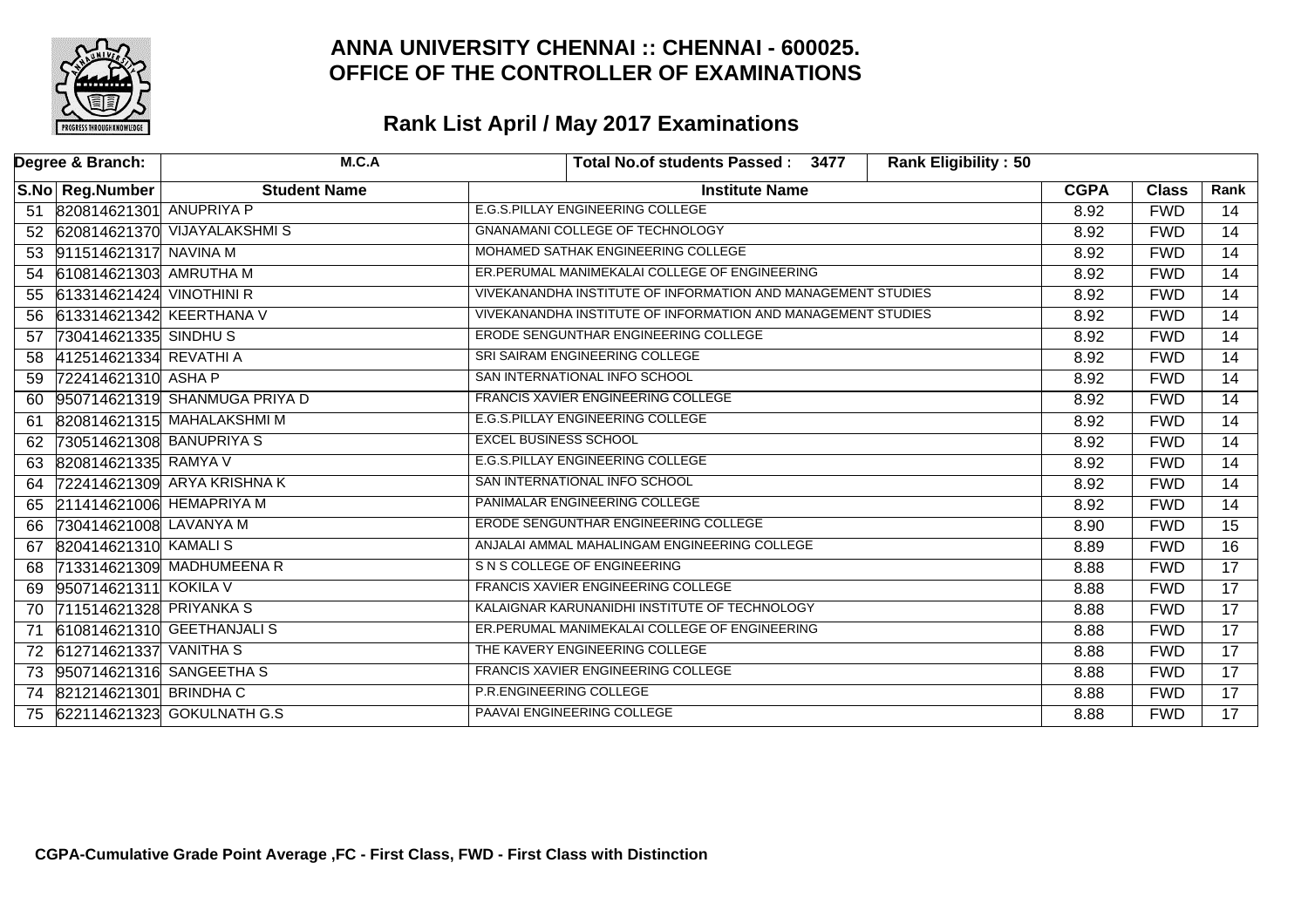# ANNA UNIVERSITY CHENNAI :: CHENNAI - 600025.
# OFFICE OF THE CONTROLLER OF EXAMINATIONS

## Rank List April / May 2017 Examinations

| Degree & Branch: | M.C.A | Total No.of students Passed : 3477 | Rank Eligibility : 50 | | | |
|---|---|---|---|---|---|---|

| S.No | Reg.Number | Student Name | Institute Name | CGPA | Class | Rank |
|---|---|---|---|---|---|---|
| 51 | 820814621301 | ANUPRIYA P | E.G.S.PILLAY ENGINEERING COLLEGE | 8.92 | FWD | 14 |
| 52 | 620814621370 | VIJAYALAKSHMI S | GNANAMANI COLLEGE OF TECHNOLOGY | 8.92 | FWD | 14 |
| 53 | 911514621317 | NAVINA M | MOHAMED SATHAK ENGINEERING COLLEGE | 8.92 | FWD | 14 |
| 54 | 610814621303 | AMRUTHA M | ER.PERUMAL MANIMEKALAI COLLEGE OF ENGINEERING | 8.92 | FWD | 14 |
| 55 | 613314621424 | VINOTHINI R | VIVEKANANDHA INSTITUTE OF INFORMATION AND MANAGEMENT STUDIES | 8.92 | FWD | 14 |
| 56 | 613314621342 | KEERTHANA V | VIVEKANANDHA INSTITUTE OF INFORMATION AND MANAGEMENT STUDIES | 8.92 | FWD | 14 |
| 57 | 730414621335 | SINDHU S | ERODE SENGUNTHAR ENGINEERING COLLEGE | 8.92 | FWD | 14 |
| 58 | 412514621334 | REVATHI A | SRI SAIRAM ENGINEERING COLLEGE | 8.92 | FWD | 14 |
| 59 | 722414621310 | ASHA P | SAN INTERNATIONAL INFO SCHOOL | 8.92 | FWD | 14 |
| 60 | 950714621319 | SHANMUGA PRIYA D | FRANCIS XAVIER ENGINEERING COLLEGE | 8.92 | FWD | 14 |
| 61 | 820814621315 | MAHALAKSHMI M | E.G.S.PILLAY ENGINEERING COLLEGE | 8.92 | FWD | 14 |
| 62 | 730514621308 | BANUPRIYA S | EXCEL BUSINESS SCHOOL | 8.92 | FWD | 14 |
| 63 | 820814621335 | RAMYA V | E.G.S.PILLAY ENGINEERING COLLEGE | 8.92 | FWD | 14 |
| 64 | 722414621309 | ARYA KRISHNA K | SAN INTERNATIONAL INFO SCHOOL | 8.92 | FWD | 14 |
| 65 | 211414621006 | HEMAPRIYA M | PANIMALAR ENGINEERING COLLEGE | 8.92 | FWD | 14 |
| 66 | 730414621008 | LAVANYA M | ERODE SENGUNTHAR ENGINEERING COLLEGE | 8.90 | FWD | 15 |
| 67 | 820414621310 | KAMALI S | ANJALAI AMMAL MAHALINGAM ENGINEERING COLLEGE | 8.89 | FWD | 16 |
| 68 | 713314621309 | MADHUMEENA R | S N S COLLEGE OF ENGINEERING | 8.88 | FWD | 17 |
| 69 | 950714621311 | KOKILA V | FRANCIS XAVIER ENGINEERING COLLEGE | 8.88 | FWD | 17 |
| 70 | 711514621328 | PRIYANKA S | KALAIGNAR KARUNANIDHI INSTITUTE OF TECHNOLOGY | 8.88 | FWD | 17 |
| 71 | 610814621310 | GEETHANJALI S | ER.PERUMAL MANIMEKALAI COLLEGE OF ENGINEERING | 8.88 | FWD | 17 |
| 72 | 612714621337 | VANITHA S | THE KAVERY ENGINEERING COLLEGE | 8.88 | FWD | 17 |
| 73 | 950714621316 | SANGEETHA S | FRANCIS XAVIER ENGINEERING COLLEGE | 8.88 | FWD | 17 |
| 74 | 821214621301 | BRINDHA C | P.R.ENGINEERING COLLEGE | 8.88 | FWD | 17 |
| 75 | 622114621323 | GOKULNATH G.S | PAAVAI ENGINEERING COLLEGE | 8.88 | FWD | 17 |

**CGPA-Cumulative Grade Point Average ,FC - First Class, FWD - First Class with Distinction**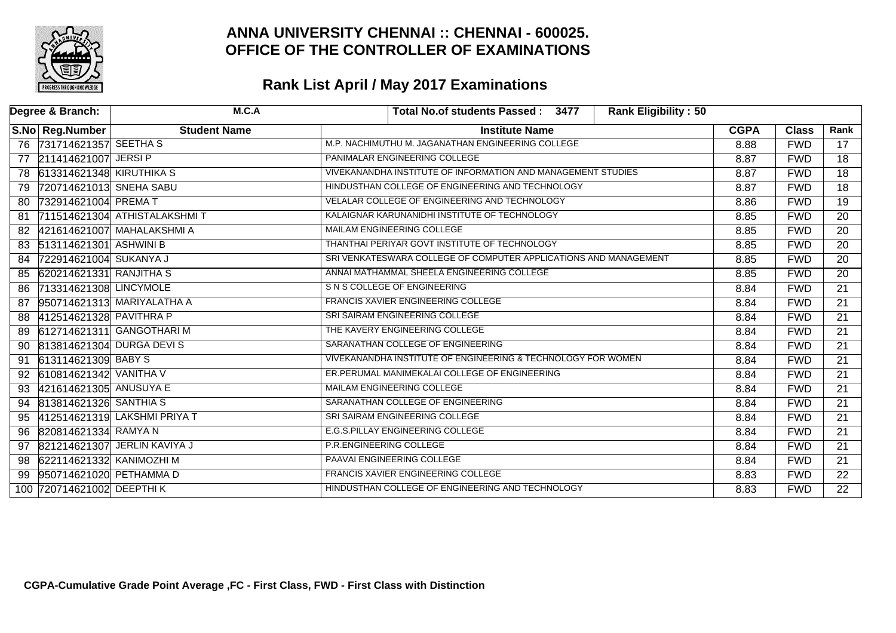# ANNA UNIVERSITY CHENNAI :: CHENNAI - 600025.
# OFFICE OF THE CONTROLLER OF EXAMINATIONS

## Rank List April / May 2017 Examinations

| Degree & Branch: | M.C.A | Total No.of students Passed : 3477 | Rank Eligibility : 50 | | | |
|---|---|---|---|---|---|---|
| **S.No** | **Reg.Number** | **Student Name** | **Institute Name** | **CGPA** | **Class** | **Rank** |
| 76 | 731714621357 | SEETHA S | M.P. NACHIMUTHU M. JAGANATHAN ENGINEERING COLLEGE | 8.88 | FWD | 17 |
| 77 | 211414621007 | JERSI P | PANIMALAR ENGINEERING COLLEGE | 8.87 | FWD | 18 |
| 78 | 613314621348 | KIRUTHIKA S | VIVEKANANDHA INSTITUTE OF INFORMATION AND MANAGEMENT STUDIES | 8.87 | FWD | 18 |
| 79 | 720714621013 | SNEHA SABU | HINDUSTHAN COLLEGE OF ENGINEERING AND TECHNOLOGY | 8.87 | FWD | 18 |
| 80 | 732914621004 | PREMA T | VELALAR COLLEGE OF ENGINEERING AND TECHNOLOGY | 8.86 | FWD | 19 |
| 81 | 711514621304 | ATHISTALAKSHMI T | KALAIGNAR KARUNANIDHI INSTITUTE OF TECHNOLOGY | 8.85 | FWD | 20 |
| 82 | 421614621007 | MAHALAKSHMI A | MAILAM ENGINEERING COLLEGE | 8.85 | FWD | 20 |
| 83 | 513114621301 | ASHWINI B | THANTHAI PERIYAR GOVT INSTITUTE OF TECHNOLOGY | 8.85 | FWD | 20 |
| 84 | 722914621004 | SUKANYA J | SRI VENKATESWARA COLLEGE OF COMPUTER APPLICATIONS AND MANAGEMENT | 8.85 | FWD | 20 |
| 85 | 620214621331 | RANJITHA S | ANNAI MATHAMMAL SHEELA ENGINEERING COLLEGE | 8.85 | FWD | 20 |
| 86 | 713314621308 | LINCYMOLE | S N S COLLEGE OF ENGINEERING | 8.84 | FWD | 21 |
| 87 | 950714621313 | MARIYALATHA A | FRANCIS XAVIER ENGINEERING COLLEGE | 8.84 | FWD | 21 |
| 88 | 412514621328 | PAVITHRA P | SRI SAIRAM ENGINEERING COLLEGE | 8.84 | FWD | 21 |
| 89 | 612714621311 | GANGOTHARI M | THE KAVERY ENGINEERING COLLEGE | 8.84 | FWD | 21 |
| 90 | 813814621304 | DURGA DEVI S | SARANATHAN COLLEGE OF ENGINEERING | 8.84 | FWD | 21 |
| 91 | 613114621309 | BABY S | VIVEKANANDHA INSTITUTE OF ENGINEERING & TECHNOLOGY FOR WOMEN | 8.84 | FWD | 21 |
| 92 | 610814621342 | VANITHA V | ER.PERUMAL MANIMEKALAI COLLEGE OF ENGINEERING | 8.84 | FWD | 21 |
| 93 | 421614621305 | ANUSUYA E | MAILAM ENGINEERING COLLEGE | 8.84 | FWD | 21 |
| 94 | 813814621326 | SANTHIA S | SARANATHAN COLLEGE OF ENGINEERING | 8.84 | FWD | 21 |
| 95 | 412514621319 | LAKSHMI PRIYA T | SRI SAIRAM ENGINEERING COLLEGE | 8.84 | FWD | 21 |
| 96 | 820814621334 | RAMYA N | E.G.S.PILLAY ENGINEERING COLLEGE | 8.84 | FWD | 21 |
| 97 | 821214621307 | JERLIN KAVIYA J | P.R.ENGINEERING COLLEGE | 8.84 | FWD | 21 |
| 98 | 622114621332 | KANIMOZHI M | PAAVAI ENGINEERING COLLEGE | 8.84 | FWD | 21 |
| 99 | 950714621020 | PETHAMMA D | FRANCIS XAVIER ENGINEERING COLLEGE | 8.83 | FWD | 22 |
| 100 | 720714621002 | DEEPTHI K | HINDUSTHAN COLLEGE OF ENGINEERING AND TECHNOLOGY | 8.83 | FWD | 22 |

**CGPA-Cumulative Grade Point Average ,FC - First Class, FWD - First Class with Distinction**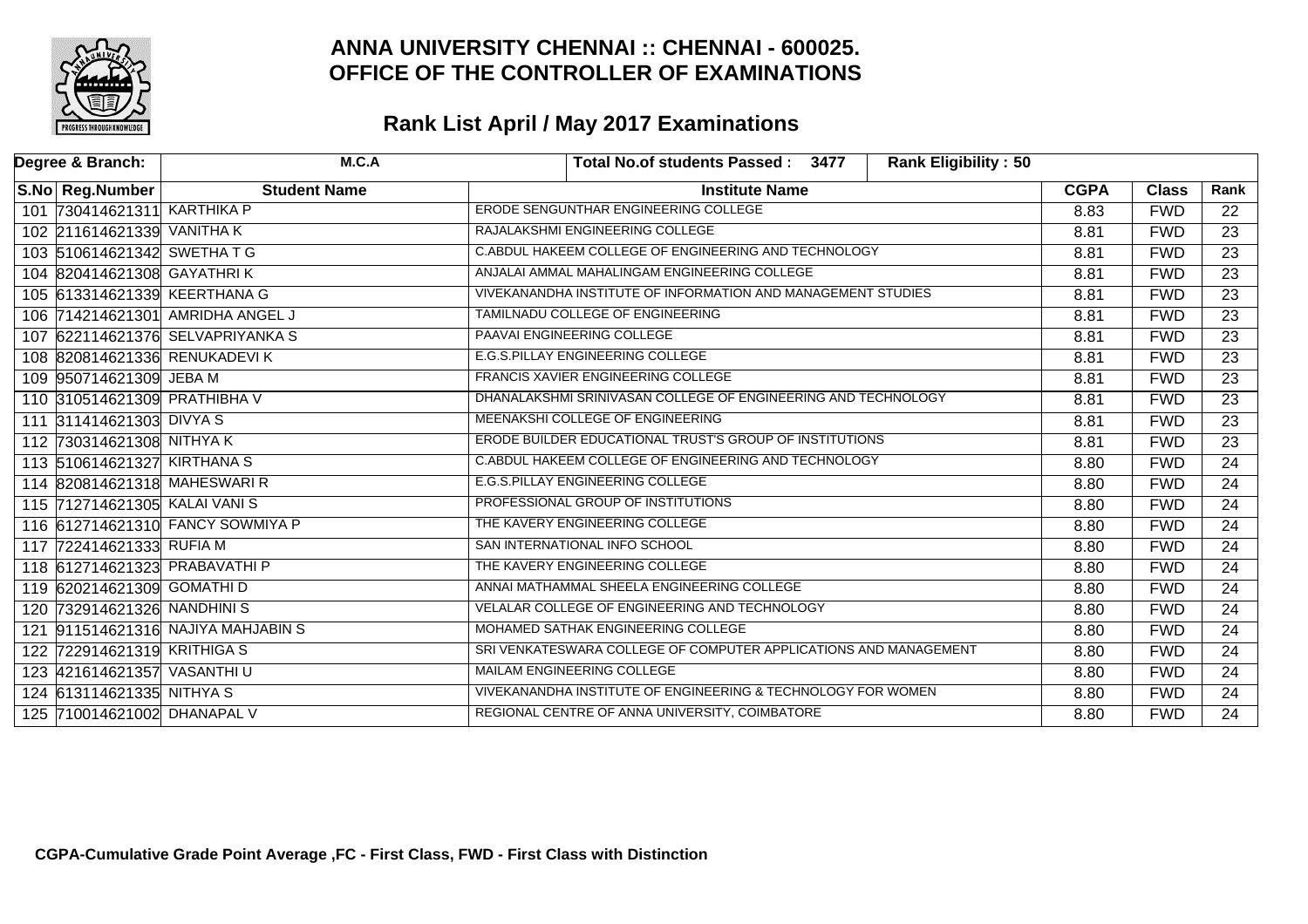# ANNA UNIVERSITY CHENNAI :: CHENNAI - 600025.
# OFFICE OF THE CONTROLLER OF EXAMINATIONS

## Rank List April / May 2017 Examinations

| Degree & Branch: | M.C.A | Total No.of students Passed : 3477 | Rank Eligibility : 50 | | | |
|---|---|---|---|---|---|---|

| S.No | Reg.Number | Student Name | Institute Name | CGPA | Class | Rank |
|---|---|---|---|---|---|---|
| 101 | 730414621311 | KARTHIKA P | ERODE SENGUNTHAR ENGINEERING COLLEGE | 8.83 | FWD | 22 |
| 102 | 211614621339 | VANITHA K | RAJALAKSHMI ENGINEERING COLLEGE | 8.81 | FWD | 23 |
| 103 | 510614621342 | SWETHA T G | C.ABDUL HAKEEM COLLEGE OF ENGINEERING AND TECHNOLOGY | 8.81 | FWD | 23 |
| 104 | 820414621308 | GAYATHRI K | ANJALAI AMMAL MAHALINGAM ENGINEERING COLLEGE | 8.81 | FWD | 23 |
| 105 | 613314621339 | KEERTHANA G | VIVEKANANDHA INSTITUTE OF INFORMATION AND MANAGEMENT STUDIES | 8.81 | FWD | 23 |
| 106 | 714214621301 | AMRIDHA ANGEL J | TAMILNADU COLLEGE OF ENGINEERING | 8.81 | FWD | 23 |
| 107 | 622114621376 | SELVAPRIYANKA S | PAAVAI ENGINEERING COLLEGE | 8.81 | FWD | 23 |
| 108 | 820814621336 | RENUKADEVI K | E.G.S.PILLAY ENGINEERING COLLEGE | 8.81 | FWD | 23 |
| 109 | 950714621309 | JEBA M | FRANCIS XAVIER ENGINEERING COLLEGE | 8.81 | FWD | 23 |
| 110 | 310514621309 | PRATHIBHA V | DHANALAKSHMI SRINIVASAN COLLEGE OF ENGINEERING AND TECHNOLOGY | 8.81 | FWD | 23 |
| 111 | 311414621303 | DIVYA S | MEENAKSHI COLLEGE OF ENGINEERING | 8.81 | FWD | 23 |
| 112 | 730314621308 | NITHYA K | ERODE BUILDER EDUCATIONAL TRUST'S GROUP OF INSTITUTIONS | 8.81 | FWD | 23 |
| 113 | 510614621327 | KIRTHANA S | C.ABDUL HAKEEM COLLEGE OF ENGINEERING AND TECHNOLOGY | 8.80 | FWD | 24 |
| 114 | 820814621318 | MAHESWARI R | E.G.S.PILLAY ENGINEERING COLLEGE | 8.80 | FWD | 24 |
| 115 | 712714621305 | KALAI VANI S | PROFESSIONAL GROUP OF INSTITUTIONS | 8.80 | FWD | 24 |
| 116 | 612714621310 | FANCY SOWMIYA P | THE KAVERY ENGINEERING COLLEGE | 8.80 | FWD | 24 |
| 117 | 722414621333 | RUFIA M | SAN INTERNATIONAL INFO SCHOOL | 8.80 | FWD | 24 |
| 118 | 612714621323 | PRABAVATHI P | THE KAVERY ENGINEERING COLLEGE | 8.80 | FWD | 24 |
| 119 | 620214621309 | GOMATHI D | ANNAI MATHAMMAL SHEELA ENGINEERING COLLEGE | 8.80 | FWD | 24 |
| 120 | 732914621326 | NANDHINI S | VELALAR COLLEGE OF ENGINEERING AND TECHNOLOGY | 8.80 | FWD | 24 |
| 121 | 911514621316 | NAJIYA MAHJABIN S | MOHAMED SATHAK ENGINEERING COLLEGE | 8.80 | FWD | 24 |
| 122 | 722914621319 | KRITHIGA S | SRI VENKATESWARA COLLEGE OF COMPUTER APPLICATIONS AND MANAGEMENT | 8.80 | FWD | 24 |
| 123 | 421614621357 | VASANTHI U | MAILAM ENGINEERING COLLEGE | 8.80 | FWD | 24 |
| 124 | 613114621335 | NITHYA S | VIVEKANANDHA INSTITUTE OF ENGINEERING & TECHNOLOGY FOR WOMEN | 8.80 | FWD | 24 |
| 125 | 710014621002 | DHANAPAL V | REGIONAL CENTRE OF ANNA UNIVERSITY, COIMBATORE | 8.80 | FWD | 24 |

**CGPA-Cumulative Grade Point Average ,FC - First Class, FWD - First Class with Distinction**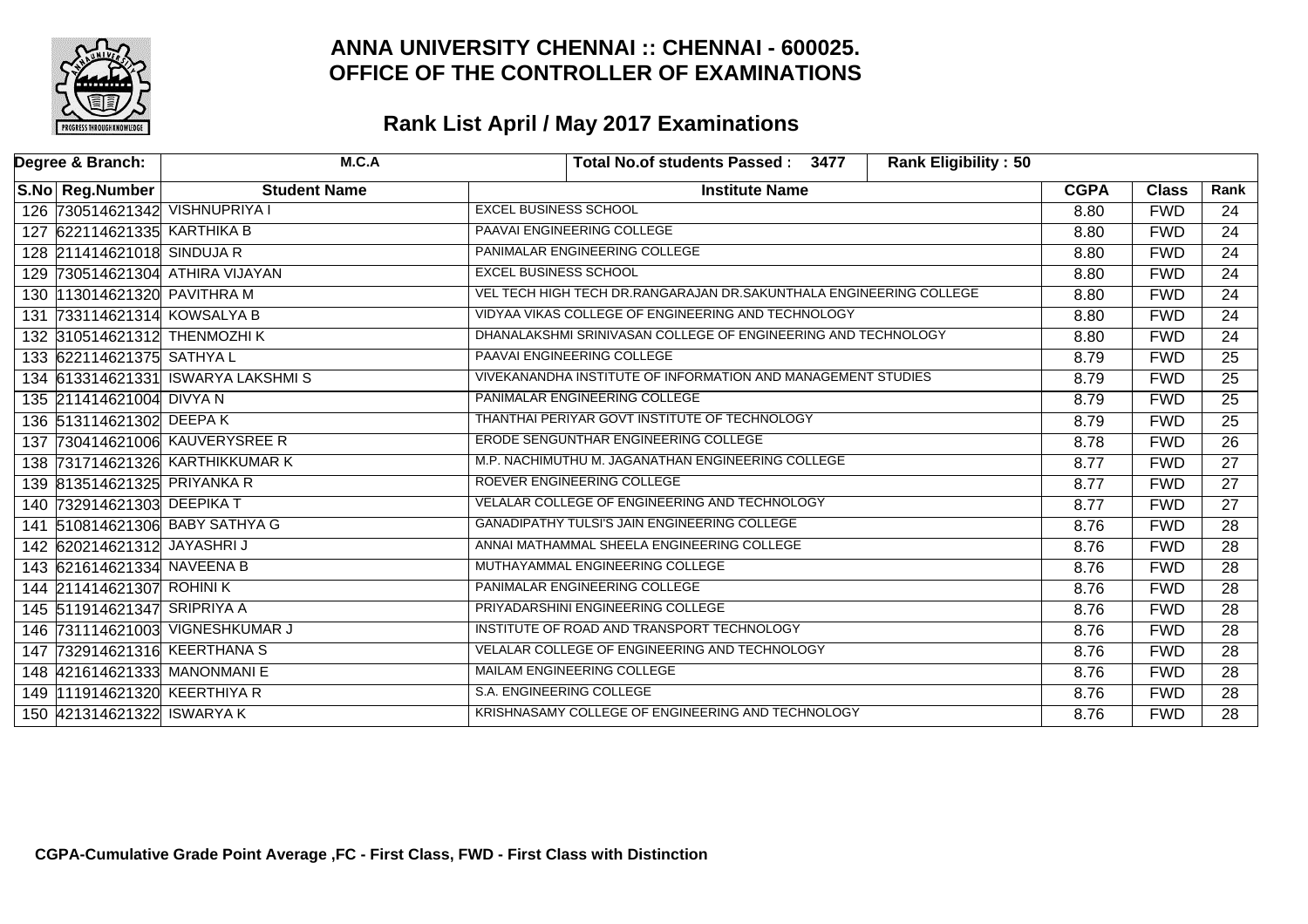# ANNA UNIVERSITY CHENNAI :: CHENNAI - 600025.
# OFFICE OF THE CONTROLLER OF EXAMINATIONS

## Rank List April / May 2017 Examinations

| Degree & Branch: | M.C.A | Total No.of students Passed : 3477 | Rank Eligibility : 50 | | | |
|---|---|---|---|---|---|---|
| **S.No** | **Reg.Number** | **Student Name** | **Institute Name** | **CGPA** | **Class** | **Rank** |
| 126 | 730514621342 | VISHNUPRIYA I | EXCEL BUSINESS SCHOOL | 8.80 | FWD | 24 |
| 127 | 622114621335 | KARTHIKA B | PAAVAI ENGINEERING COLLEGE | 8.80 | FWD | 24 |
| 128 | 211414621018 | SINDUJA R | PANIMALAR ENGINEERING COLLEGE | 8.80 | FWD | 24 |
| 129 | 730514621304 | ATHIRA VIJAYAN | EXCEL BUSINESS SCHOOL | 8.80 | FWD | 24 |
| 130 | 113014621320 | PAVITHRA M | VEL TECH HIGH TECH DR.RANGARAJAN DR.SAKUNTHALA ENGINEERING COLLEGE | 8.80 | FWD | 24 |
| 131 | 733114621314 | KOWSALYA B | VIDYAA VIKAS COLLEGE OF ENGINEERING AND TECHNOLOGY | 8.80 | FWD | 24 |
| 132 | 310514621312 | THENMOZHI K | DHANALAKSHMI SRINIVASAN COLLEGE OF ENGINEERING AND TECHNOLOGY | 8.80 | FWD | 24 |
| 133 | 622114621375 | SATHYA L | PAAVAI ENGINEERING COLLEGE | 8.79 | FWD | 25 |
| 134 | 613314621331 | ISWARYA LAKSHMI S | VIVEKANANDHA INSTITUTE OF INFORMATION AND MANAGEMENT STUDIES | 8.79 | FWD | 25 |
| 135 | 211414621004 | DIVYA N | PANIMALAR ENGINEERING COLLEGE | 8.79 | FWD | 25 |
| 136 | 513114621302 | DEEPA K | THANTHAI PERIYAR GOVT INSTITUTE OF TECHNOLOGY | 8.79 | FWD | 25 |
| 137 | 730414621006 | KAUVERYSREE R | ERODE SENGUNTHAR ENGINEERING COLLEGE | 8.78 | FWD | 26 |
| 138 | 731714621326 | KARTHIKKUMAR K | M.P. NACHIMUTHU M. JAGANATHAN ENGINEERING COLLEGE | 8.77 | FWD | 27 |
| 139 | 813514621325 | PRIYANKA R | ROEVER ENGINEERING COLLEGE | 8.77 | FWD | 27 |
| 140 | 732914621303 | DEEPIKA T | VELALAR COLLEGE OF ENGINEERING AND TECHNOLOGY | 8.77 | FWD | 27 |
| 141 | 510814621306 | BABY SATHYA G | GANADIPATHY TULSI'S JAIN ENGINEERING COLLEGE | 8.76 | FWD | 28 |
| 142 | 620214621312 | JAYASHRI J | ANNAI MATHAMMAL SHEELA ENGINEERING COLLEGE | 8.76 | FWD | 28 |
| 143 | 621614621334 | NAVEENA B | MUTHAYAMMAL ENGINEERING COLLEGE | 8.76 | FWD | 28 |
| 144 | 211414621307 | ROHINI K | PANIMALAR ENGINEERING COLLEGE | 8.76 | FWD | 28 |
| 145 | 511914621347 | SRIPRIYA A | PRIYADARSHINI ENGINEERING COLLEGE | 8.76 | FWD | 28 |
| 146 | 731114621003 | VIGNESHKUMAR J | INSTITUTE OF ROAD AND TRANSPORT TECHNOLOGY | 8.76 | FWD | 28 |
| 147 | 732914621316 | KEERTHANA S | VELALAR COLLEGE OF ENGINEERING AND TECHNOLOGY | 8.76 | FWD | 28 |
| 148 | 421614621333 | MANONMANI E | MAILAM ENGINEERING COLLEGE | 8.76 | FWD | 28 |
| 149 | 111914621320 | KEERTHIYA R | S.A. ENGINEERING COLLEGE | 8.76 | FWD | 28 |
| 150 | 421314621322 | ISWARYA K | KRISHNASAMY COLLEGE OF ENGINEERING AND TECHNOLOGY | 8.76 | FWD | 28 |

**CGPA-Cumulative Grade Point Average ,FC - First Class, FWD - First Class with Distinction**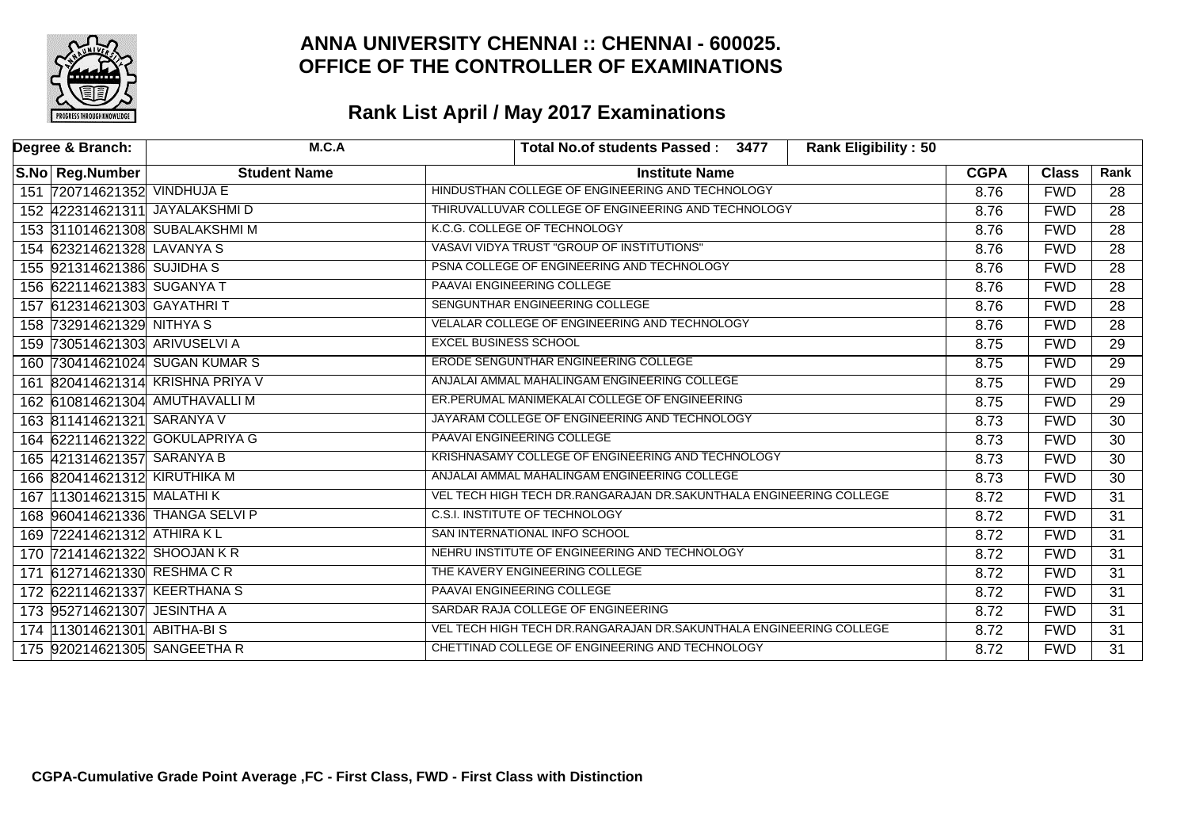# ANNA UNIVERSITY CHENNAI :: CHENNAI - 600025.
# OFFICE OF THE CONTROLLER OF EXAMINATIONS

## Rank List April / May 2017 Examinations

| Degree & Branch: | M.C.A | Total No.of students Passed : 3477 | Rank Eligibility : 50 | | | |
|---|---|---|---|---|---|---|

| S.No | Reg.Number | Student Name | Institute Name | CGPA | Class | Rank |
|---|---|---|---|---|---|---|
| 151 | 720714621352 | VINDHUJA E | HINDUSTHAN COLLEGE OF ENGINEERING AND TECHNOLOGY | 8.76 | FWD | 28 |
| 152 | 422314621311 | JAYALAKSHMI D | THIRUVALLUVAR COLLEGE OF ENGINEERING AND TECHNOLOGY | 8.76 | FWD | 28 |
| 153 | 311014621308 | SUBALAKSHMI M | K.C.G. COLLEGE OF TECHNOLOGY | 8.76 | FWD | 28 |
| 154 | 623214621328 | LAVANYA S | VASAVI VIDYA TRUST "GROUP OF INSTITUTIONS" | 8.76 | FWD | 28 |
| 155 | 921314621386 | SUJIDHA S | PSNA COLLEGE OF ENGINEERING AND TECHNOLOGY | 8.76 | FWD | 28 |
| 156 | 622114621383 | SUGANYA T | PAAVAI ENGINEERING COLLEGE | 8.76 | FWD | 28 |
| 157 | 612314621303 | GAYATHRI T | SENGUNTHAR ENGINEERING COLLEGE | 8.76 | FWD | 28 |
| 158 | 732914621329 | NITHYA S | VELALAR COLLEGE OF ENGINEERING AND TECHNOLOGY | 8.76 | FWD | 28 |
| 159 | 730514621303 | ARIVUSELVI A | EXCEL BUSINESS SCHOOL | 8.75 | FWD | 29 |
| 160 | 730414621024 | SUGAN KUMAR S | ERODE SENGUNTHAR ENGINEERING COLLEGE | 8.75 | FWD | 29 |
| 161 | 820414621314 | KRISHNA PRIYA V | ANJALAI AMMAL MAHALINGAM ENGINEERING COLLEGE | 8.75 | FWD | 29 |
| 162 | 610814621304 | AMUTHAVALLI M | ER.PERUMAL MANIMEKALAI COLLEGE OF ENGINEERING | 8.75 | FWD | 29 |
| 163 | 811414621321 | SARANYA V | JAYARAM COLLEGE OF ENGINEERING AND TECHNOLOGY | 8.73 | FWD | 30 |
| 164 | 622114621322 | GOKULAPRIYA G | PAAVAI ENGINEERING COLLEGE | 8.73 | FWD | 30 |
| 165 | 421314621357 | SARANYA B | KRISHNASAMY COLLEGE OF ENGINEERING AND TECHNOLOGY | 8.73 | FWD | 30 |
| 166 | 820414621312 | KIRUTHIKA M | ANJALAI AMMAL MAHALINGAM ENGINEERING COLLEGE | 8.73 | FWD | 30 |
| 167 | 113014621315 | MALATHI K | VEL TECH HIGH TECH DR.RANGARAJAN DR.SAKUNTHALA ENGINEERING COLLEGE | 8.72 | FWD | 31 |
| 168 | 960414621336 | THANGA SELVI P | C.S.I. INSTITUTE OF TECHNOLOGY | 8.72 | FWD | 31 |
| 169 | 722414621312 | ATHIRA K L | SAN INTERNATIONAL INFO SCHOOL | 8.72 | FWD | 31 |
| 170 | 721414621322 | SHOOJAN K R | NEHRU INSTITUTE OF ENGINEERING AND TECHNOLOGY | 8.72 | FWD | 31 |
| 171 | 612714621330 | RESHMA C R | THE KAVERY ENGINEERING COLLEGE | 8.72 | FWD | 31 |
| 172 | 622114621337 | KEERTHANA S | PAAVAI ENGINEERING COLLEGE | 8.72 | FWD | 31 |
| 173 | 952714621307 | JESINTHA A | SARDAR RAJA COLLEGE OF ENGINEERING | 8.72 | FWD | 31 |
| 174 | 113014621301 | ABITHA-BI S | VEL TECH HIGH TECH DR.RANGARAJAN DR.SAKUNTHALA ENGINEERING COLLEGE | 8.72 | FWD | 31 |
| 175 | 920214621305 | SANGEETHA R | CHETTINAD COLLEGE OF ENGINEERING AND TECHNOLOGY | 8.72 | FWD | 31 |

**CGPA-Cumulative Grade Point Average ,FC - First Class, FWD - First Class with Distinction**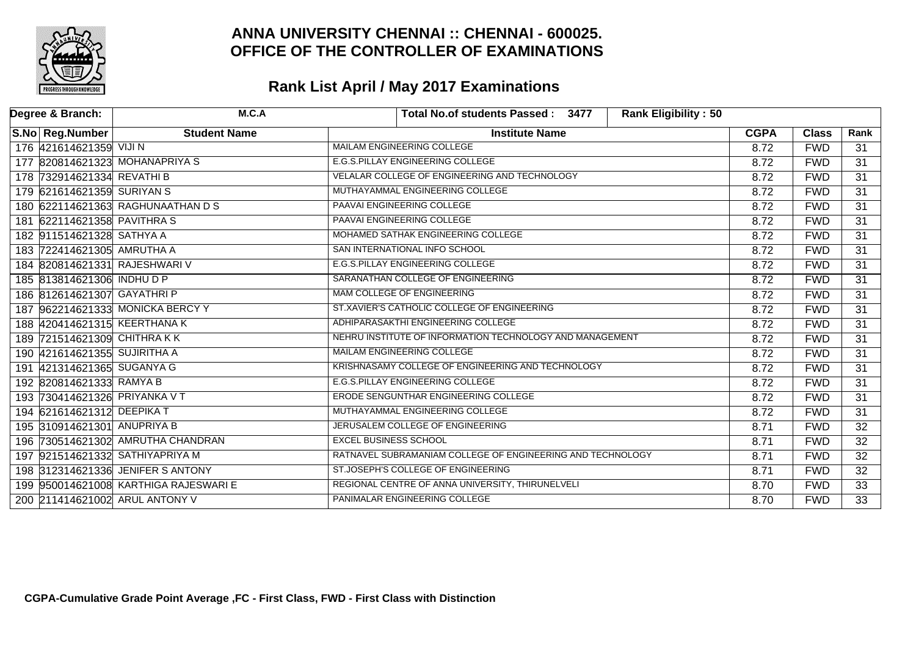# ANNA UNIVERSITY CHENNAI :: CHENNAI - 600025.
# OFFICE OF THE CONTROLLER OF EXAMINATIONS

## Rank List April / May 2017 Examinations

| Degree & Branch: | M.C.A | Total No.of students Passed : 3477 | Rank Eligibility : 50 | | | |
|---|---|---|---|---|---|---|
| **S.No** | **Reg.Number** | **Student Name** | **Institute Name** | **CGPA** | **Class** | **Rank** |
| 176 | 421614621359 | VIJI N | MAILAM ENGINEERING COLLEGE | 8.72 | FWD | 31 |
| 177 | 820814621323 | MOHANAPRIYA S | E.G.S.PILLAY ENGINEERING COLLEGE | 8.72 | FWD | 31 |
| 178 | 732914621334 | REVATHI B | VELALAR COLLEGE OF ENGINEERING AND TECHNOLOGY | 8.72 | FWD | 31 |
| 179 | 621614621359 | SURIYAN S | MUTHAYAMMAL ENGINEERING COLLEGE | 8.72 | FWD | 31 |
| 180 | 622114621363 | RAGHUNAATHAN D S | PAAVAI ENGINEERING COLLEGE | 8.72 | FWD | 31 |
| 181 | 622114621358 | PAVITHRA S | PAAVAI ENGINEERING COLLEGE | 8.72 | FWD | 31 |
| 182 | 911514621328 | SATHYA A | MOHAMED SATHAK ENGINEERING COLLEGE | 8.72 | FWD | 31 |
| 183 | 722414621305 | AMRUTHA A | SAN INTERNATIONAL INFO SCHOOL | 8.72 | FWD | 31 |
| 184 | 820814621331 | RAJESHWARI V | E.G.S.PILLAY ENGINEERING COLLEGE | 8.72 | FWD | 31 |
| 185 | 813814621306 | INDHU D P | SARANATHAN COLLEGE OF ENGINEERING | 8.72 | FWD | 31 |
| 186 | 812614621307 | GAYATHRI P | MAM COLLEGE OF ENGINEERING | 8.72 | FWD | 31 |
| 187 | 962214621333 | MONICKA BERCY Y | ST.XAVIER'S CATHOLIC COLLEGE OF ENGINEERING | 8.72 | FWD | 31 |
| 188 | 420414621315 | KEERTHANA K | ADHIPARASAKTHI ENGINEERING COLLEGE | 8.72 | FWD | 31 |
| 189 | 721514621309 | CHITHRA K K | NEHRU INSTITUTE OF INFORMATION TECHNOLOGY AND MANAGEMENT | 8.72 | FWD | 31 |
| 190 | 421614621355 | SUJIRITHA A | MAILAM ENGINEERING COLLEGE | 8.72 | FWD | 31 |
| 191 | 421314621365 | SUGANYA G | KRISHNASAMY COLLEGE OF ENGINEERING AND TECHNOLOGY | 8.72 | FWD | 31 |
| 192 | 820814621333 | RAMYA B | E.G.S.PILLAY ENGINEERING COLLEGE | 8.72 | FWD | 31 |
| 193 | 730414621326 | PRIYANKA V T | ERODE SENGUNTHAR ENGINEERING COLLEGE | 8.72 | FWD | 31 |
| 194 | 621614621312 | DEEPIKA T | MUTHAYAMMAL ENGINEERING COLLEGE | 8.72 | FWD | 31 |
| 195 | 310914621301 | ANUPRIYA B | JERUSALEM COLLEGE OF ENGINEERING | 8.71 | FWD | 32 |
| 196 | 730514621302 | AMRUTHA CHANDRAN | EXCEL BUSINESS SCHOOL | 8.71 | FWD | 32 |
| 197 | 921514621332 | SATHIYAPRIYA M | RATNAVEL SUBRAMANIAM COLLEGE OF ENGINEERING AND TECHNOLOGY | 8.71 | FWD | 32 |
| 198 | 312314621336 | JENIFER S ANTONY | ST.JOSEPH'S COLLEGE OF ENGINEERING | 8.71 | FWD | 32 |
| 199 | 950014621008 | KARTHIGA RAJESWARI E | REGIONAL CENTRE OF ANNA UNIVERSITY, THIRUNELVELI | 8.70 | FWD | 33 |
| 200 | 211414621002 | ARUL ANTONY V | PANIMALAR ENGINEERING COLLEGE | 8.70 | FWD | 33 |

**CGPA-Cumulative Grade Point Average ,FC - First Class, FWD - First Class with Distinction**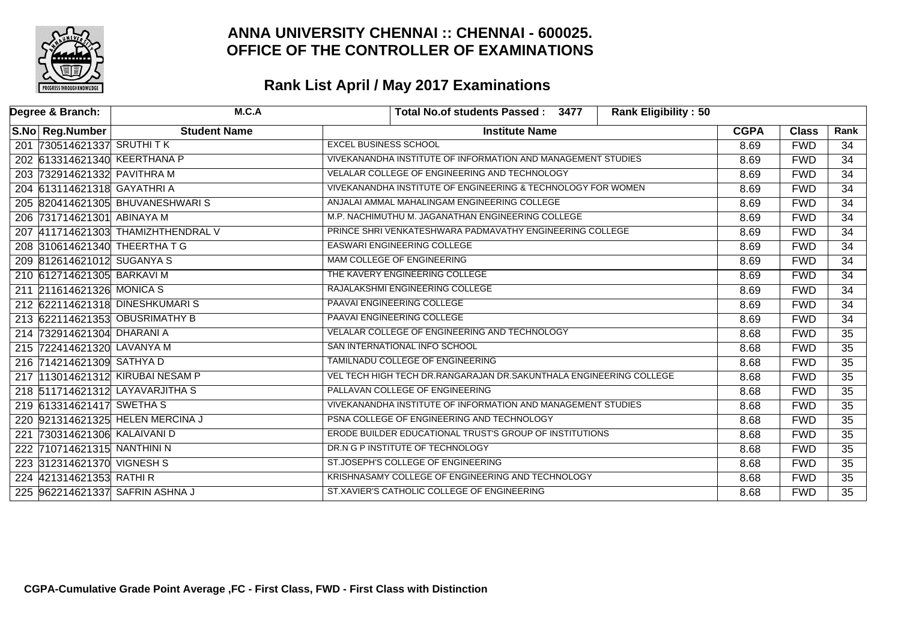# ANNA UNIVERSITY CHENNAI :: CHENNAI - 600025.
## OFFICE OF THE CONTROLLER OF EXAMINATIONS

## Rank List April / May 2017 Examinations

| Degree & Branch: | M.C.A | Total No.of students Passed : 3477 | Rank Eligibility : 50 | | | |
|---|---|---|---|---|---|---|
| **S.No Reg.Number** | **Student Name** | **Institute Name** | | **CGPA** | **Class** | **Rank** |
| 201 730514621337 | SRUTHI T K | EXCEL BUSINESS SCHOOL | | 8.69 | FWD | 34 |
| 202 613314621340 | KEERTHANA P | VIVEKANANDHA INSTITUTE OF INFORMATION AND MANAGEMENT STUDIES | | 8.69 | FWD | 34 |
| 203 732914621332 | PAVITHRA M | VELALAR COLLEGE OF ENGINEERING AND TECHNOLOGY | | 8.69 | FWD | 34 |
| 204 613114621318 | GAYATHRI A | VIVEKANANDHA INSTITUTE OF ENGINEERING & TECHNOLOGY FOR WOMEN | | 8.69 | FWD | 34 |
| 205 820414621305 | BHUVANESHWARI S | ANJALAI AMMAL MAHALINGAM ENGINEERING COLLEGE | | 8.69 | FWD | 34 |
| 206 731714621301 | ABINAYA M | M.P. NACHIMUTHU M. JAGANATHAN ENGINEERING COLLEGE | | 8.69 | FWD | 34 |
| 207 411714621303 | THAMIZHTHENDRAL V | PRINCE SHRI VENKATESHWARA PADMAVATHY ENGINEERING COLLEGE | | 8.69 | FWD | 34 |
| 208 310614621340 | THEERTHA T G | EASWARI ENGINEERING COLLEGE | | 8.69 | FWD | 34 |
| 209 812614621012 | SUGANYA S | MAM COLLEGE OF ENGINEERING | | 8.69 | FWD | 34 |
| 210 612714621305 | BARKAVI M | THE KAVERY ENGINEERING COLLEGE | | 8.69 | FWD | 34 |
| 211 211614621326 | MONICA S | RAJALAKSHMI ENGINEERING COLLEGE | | 8.69 | FWD | 34 |
| 212 622114621318 | DINESHKUMARI S | PAAVAI ENGINEERING COLLEGE | | 8.69 | FWD | 34 |
| 213 622114621353 | OBUSRIMATHY B | PAAVAI ENGINEERING COLLEGE | | 8.69 | FWD | 34 |
| 214 732914621304 | DHARANI A | VELALAR COLLEGE OF ENGINEERING AND TECHNOLOGY | | 8.68 | FWD | 35 |
| 215 722414621320 | LAVANYA M | SAN INTERNATIONAL INFO SCHOOL | | 8.68 | FWD | 35 |
| 216 714214621309 | SATHYA D | TAMILNADU COLLEGE OF ENGINEERING | | 8.68 | FWD | 35 |
| 217 113014621312 | KIRUBAI NESAM P | VEL TECH HIGH TECH DR.RANGARAJAN DR.SAKUNTHALA ENGINEERING COLLEGE | | 8.68 | FWD | 35 |
| 218 511714621312 | LAYAVARJITHA S | PALLAVAN COLLEGE OF ENGINEERING | | 8.68 | FWD | 35 |
| 219 613314621417 | SWETHA S | VIVEKANANDHA INSTITUTE OF INFORMATION AND MANAGEMENT STUDIES | | 8.68 | FWD | 35 |
| 220 921314621325 | HELEN MERCINA J | PSNA COLLEGE OF ENGINEERING AND TECHNOLOGY | | 8.68 | FWD | 35 |
| 221 730314621306 | KALAIVANI D | ERODE BUILDER EDUCATIONAL TRUST'S GROUP OF INSTITUTIONS | | 8.68 | FWD | 35 |
| 222 710714621315 | NANTHINI N | DR.N G P INSTITUTE OF TECHNOLOGY | | 8.68 | FWD | 35 |
| 223 312314621370 | VIGNESH S | ST.JOSEPH'S COLLEGE OF ENGINEERING | | 8.68 | FWD | 35 |
| 224 421314621353 | RATHI R | KRISHNASAMY COLLEGE OF ENGINEERING AND TECHNOLOGY | | 8.68 | FWD | 35 |
| 225 962214621337 | SAFRIN ASHNA J | ST.XAVIER'S CATHOLIC COLLEGE OF ENGINEERING | | 8.68 | FWD | 35 |

**CGPA-Cumulative Grade Point Average ,FC - First Class, FWD - First Class with Distinction**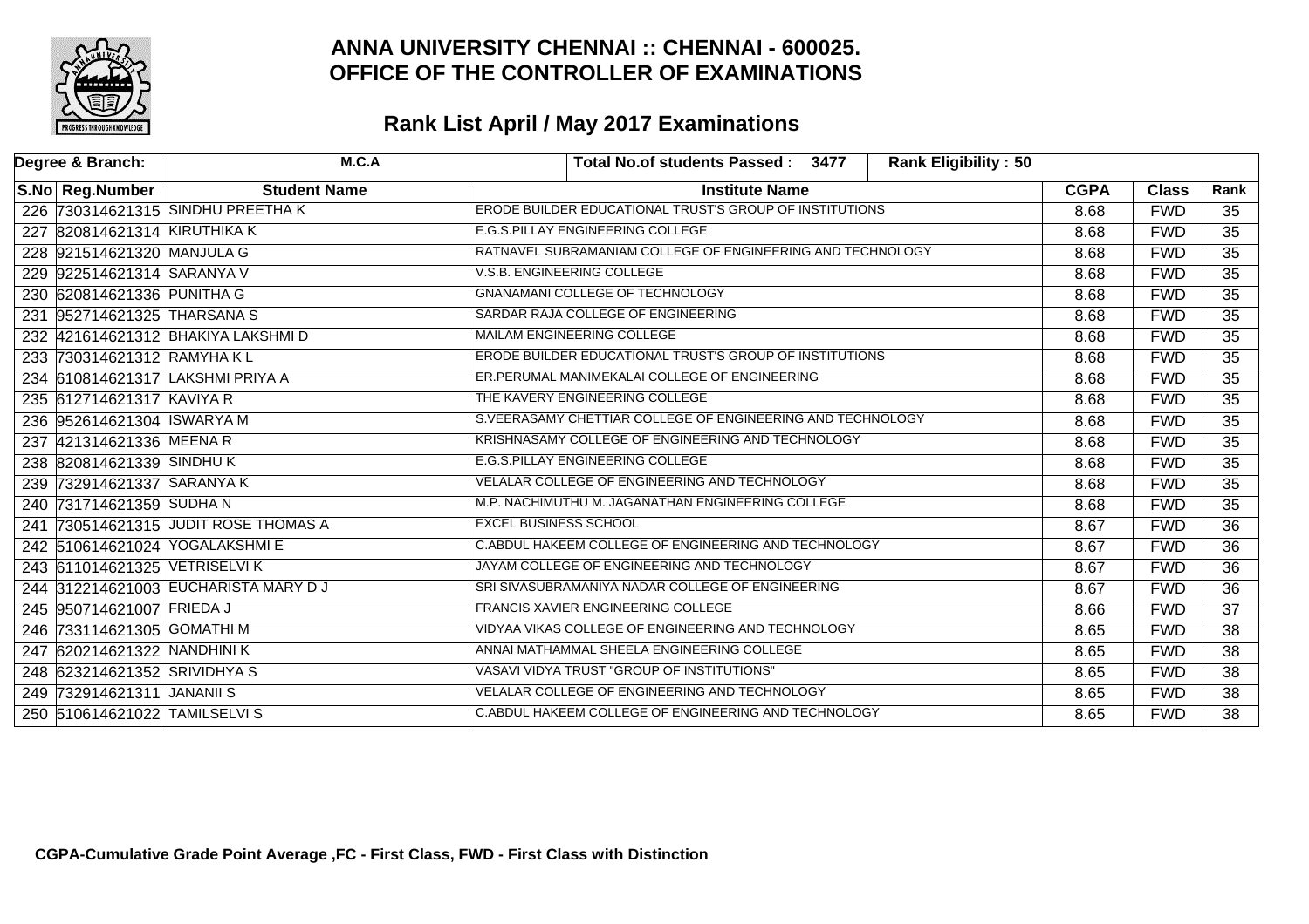# ANNA UNIVERSITY CHENNAI :: CHENNAI - 600025.
# OFFICE OF THE CONTROLLER OF EXAMINATIONS

## Rank List April / May 2017 Examinations

| Degree & Branch: | M.C.A | Total No.of students Passed : 3477 | Rank Eligibility : 50 | | | |
|---|---|---|---|---|---|---|
| **S.No Reg.Number** | **Student Name** | **Institute Name** | | **CGPA** | **Class** | **Rank** |
| 226 730314621315 | SINDHU PREETHA K | ERODE BUILDER EDUCATIONAL TRUST'S GROUP OF INSTITUTIONS | | 8.68 | FWD | 35 |
| 227 820814621314 | KIRUTHIKA K | E.G.S.PILLAY ENGINEERING COLLEGE | | 8.68 | FWD | 35 |
| 228 921514621320 | MANJULA G | RATNAVEL SUBRAMANIAM COLLEGE OF ENGINEERING AND TECHNOLOGY | | 8.68 | FWD | 35 |
| 229 922514621314 | SARANYA V | V.S.B. ENGINEERING COLLEGE | | 8.68 | FWD | 35 |
| 230 620814621336 | PUNITHA G | GNANAMANI COLLEGE OF TECHNOLOGY | | 8.68 | FWD | 35 |
| 231 952714621325 | THARSANA S | SARDAR RAJA COLLEGE OF ENGINEERING | | 8.68 | FWD | 35 |
| 232 421614621312 | BHAKIYA LAKSHMI D | MAILAM ENGINEERING COLLEGE | | 8.68 | FWD | 35 |
| 233 730314621312 | RAMYHA K L | ERODE BUILDER EDUCATIONAL TRUST'S GROUP OF INSTITUTIONS | | 8.68 | FWD | 35 |
| 234 610814621317 | LAKSHMI PRIYA A | ER.PERUMAL MANIMEKALAI COLLEGE OF ENGINEERING | | 8.68 | FWD | 35 |
| 235 612714621317 | KAVIYA R | THE KAVERY ENGINEERING COLLEGE | | 8.68 | FWD | 35 |
| 236 952614621304 | ISWARYA M | S.VEERASAMY CHETTIAR COLLEGE OF ENGINEERING AND TECHNOLOGY | | 8.68 | FWD | 35 |
| 237 421314621336 | MEENA R | KRISHNASAMY COLLEGE OF ENGINEERING AND TECHNOLOGY | | 8.68 | FWD | 35 |
| 238 820814621339 | SINDHU K | E.G.S.PILLAY ENGINEERING COLLEGE | | 8.68 | FWD | 35 |
| 239 732914621337 | SARANYA K | VELALAR COLLEGE OF ENGINEERING AND TECHNOLOGY | | 8.68 | FWD | 35 |
| 240 731714621359 | SUDHA N | M.P. NACHIMUTHU M. JAGANATHAN ENGINEERING COLLEGE | | 8.68 | FWD | 35 |
| 241 730514621315 | JUDIT ROSE THOMAS A | EXCEL BUSINESS SCHOOL | | 8.67 | FWD | 36 |
| 242 510614621024 | YOGALAKSHMI E | C.ABDUL HAKEEM COLLEGE OF ENGINEERING AND TECHNOLOGY | | 8.67 | FWD | 36 |
| 243 611014621325 | VETRISELVI K | JAYAM COLLEGE OF ENGINEERING AND TECHNOLOGY | | 8.67 | FWD | 36 |
| 244 312214621003 | EUCHARISTA MARY D J | SRI SIVASUBRAMANIYA NADAR COLLEGE OF ENGINEERING | | 8.67 | FWD | 36 |
| 245 950714621007 | FRIEDA J | FRANCIS XAVIER ENGINEERING COLLEGE | | 8.66 | FWD | 37 |
| 246 733114621305 | GOMATHI M | VIDYAA VIKAS COLLEGE OF ENGINEERING AND TECHNOLOGY | | 8.65 | FWD | 38 |
| 247 620214621322 | NANDHINI K | ANNAI MATHAMMAL SHEELA ENGINEERING COLLEGE | | 8.65 | FWD | 38 |
| 248 623214621352 | SRIVIDHYA S | VASAVI VIDYA TRUST "GROUP OF INSTITUTIONS" | | 8.65 | FWD | 38 |
| 249 732914621311 | JANANII S | VELALAR COLLEGE OF ENGINEERING AND TECHNOLOGY | | 8.65 | FWD | 38 |
| 250 510614621022 | TAMILSELVI S | C.ABDUL HAKEEM COLLEGE OF ENGINEERING AND TECHNOLOGY | | 8.65 | FWD | 38 |

**CGPA-Cumulative Grade Point Average ,FC - First Class, FWD - First Class with Distinction**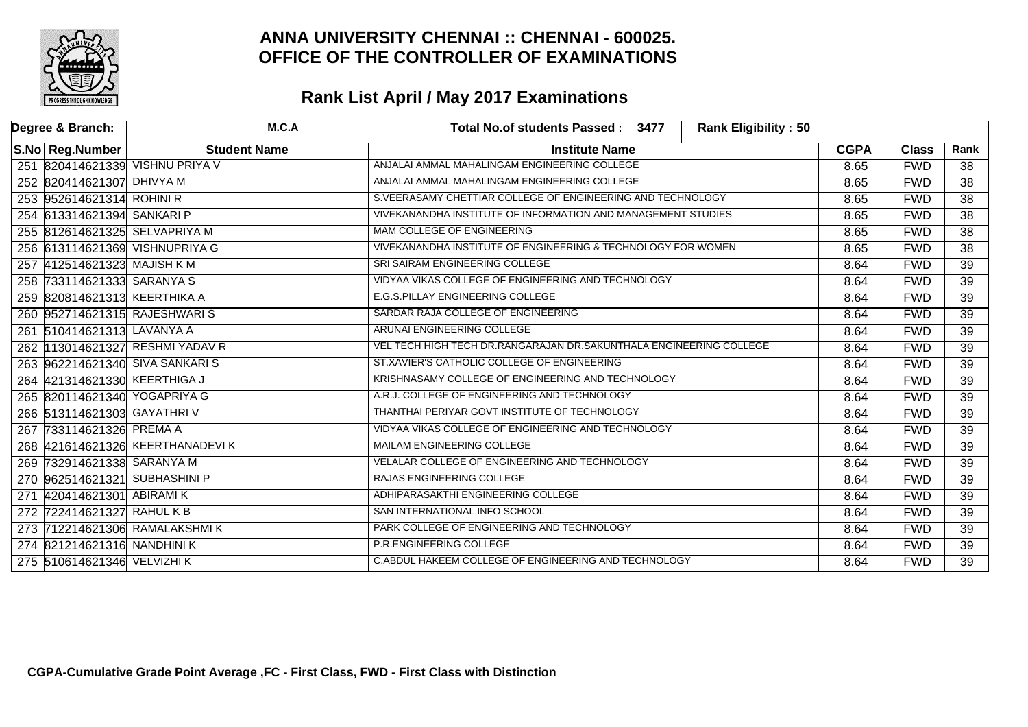# ANNA UNIVERSITY CHENNAI :: CHENNAI - 600025.
# OFFICE OF THE CONTROLLER OF EXAMINATIONS

## Rank List April / May 2017 Examinations

| Degree & Branch: | M.C.A | Total No.of students Passed : 3477 | Rank Eligibility : 50 | | | |
|---|---|---|---|---|---|---|
| **S.No Reg.Number** | **Student Name** | **Institute Name** | | **CGPA** | **Class** | **Rank** |
| 251 820414621339 | VISHNU PRIYA V | ANJALAI AMMAL MAHALINGAM ENGINEERING COLLEGE | | 8.65 | FWD | 38 |
| 252 820414621307 | DHIVYA M | ANJALAI AMMAL MAHALINGAM ENGINEERING COLLEGE | | 8.65 | FWD | 38 |
| 253 952614621314 | ROHINI R | S.VEERASAMY CHETTIAR COLLEGE OF ENGINEERING AND TECHNOLOGY | | 8.65 | FWD | 38 |
| 254 613314621394 | SANKARI P | VIVEKANANDHA INSTITUTE OF INFORMATION AND MANAGEMENT STUDIES | | 8.65 | FWD | 38 |
| 255 812614621325 | SELVAPRIYA M | MAM COLLEGE OF ENGINEERING | | 8.65 | FWD | 38 |
| 256 613114621369 | VISHNUPRIYA G | VIVEKANANDHA INSTITUTE OF ENGINEERING & TECHNOLOGY FOR WOMEN | | 8.65 | FWD | 38 |
| 257 412514621323 | MAJISH K M | SRI SAIRAM ENGINEERING COLLEGE | | 8.64 | FWD | 39 |
| 258 733114621333 | SARANYA S | VIDYAA VIKAS COLLEGE OF ENGINEERING AND TECHNOLOGY | | 8.64 | FWD | 39 |
| 259 820814621313 | KEERTHIKA A | E.G.S.PILLAY ENGINEERING COLLEGE | | 8.64 | FWD | 39 |
| 260 952714621315 | RAJESHWARI S | SARDAR RAJA COLLEGE OF ENGINEERING | | 8.64 | FWD | 39 |
| 261 510414621313 | LAVANYA A | ARUNAI ENGINEERING COLLEGE | | 8.64 | FWD | 39 |
| 262 113014621327 | RESHMI YADAV R | VEL TECH HIGH TECH DR.RANGARAJAN DR.SAKUNTHALA ENGINEERING COLLEGE | | 8.64 | FWD | 39 |
| 263 962214621340 | SIVA SANKARI S | ST.XAVIER'S CATHOLIC COLLEGE OF ENGINEERING | | 8.64 | FWD | 39 |
| 264 421314621330 | KEERTHIGA J | KRISHNASAMY COLLEGE OF ENGINEERING AND TECHNOLOGY | | 8.64 | FWD | 39 |
| 265 820114621340 | YOGAPRIYA G | A.R.J. COLLEGE OF ENGINEERING AND TECHNOLOGY | | 8.64 | FWD | 39 |
| 266 513114621303 | GAYATHRI V | THANTHAI PERIYAR GOVT INSTITUTE OF TECHNOLOGY | | 8.64 | FWD | 39 |
| 267 733114621326 | PREMA A | VIDYAA VIKAS COLLEGE OF ENGINEERING AND TECHNOLOGY | | 8.64 | FWD | 39 |
| 268 421614621326 | KEERTHANADEVI K | MAILAM ENGINEERING COLLEGE | | 8.64 | FWD | 39 |
| 269 732914621338 | SARANYA M | VELALAR COLLEGE OF ENGINEERING AND TECHNOLOGY | | 8.64 | FWD | 39 |
| 270 962514621321 | SUBHASHINI P | RAJAS ENGINEERING COLLEGE | | 8.64 | FWD | 39 |
| 271 420414621301 | ABIRAMI K | ADHIPARASAKTHI ENGINEERING COLLEGE | | 8.64 | FWD | 39 |
| 272 722414621327 | RAHUL K B | SAN INTERNATIONAL INFO SCHOOL | | 8.64 | FWD | 39 |
| 273 712214621306 | RAMALAKSHMI K | PARK COLLEGE OF ENGINEERING AND TECHNOLOGY | | 8.64 | FWD | 39 |
| 274 821214621316 | NANDHINI K | P.R.ENGINEERING COLLEGE | | 8.64 | FWD | 39 |
| 275 510614621346 | VELVIZHI K | C.ABDUL HAKEEM COLLEGE OF ENGINEERING AND TECHNOLOGY | | 8.64 | FWD | 39 |

**CGPA-Cumulative Grade Point Average ,FC - First Class, FWD - First Class with Distinction**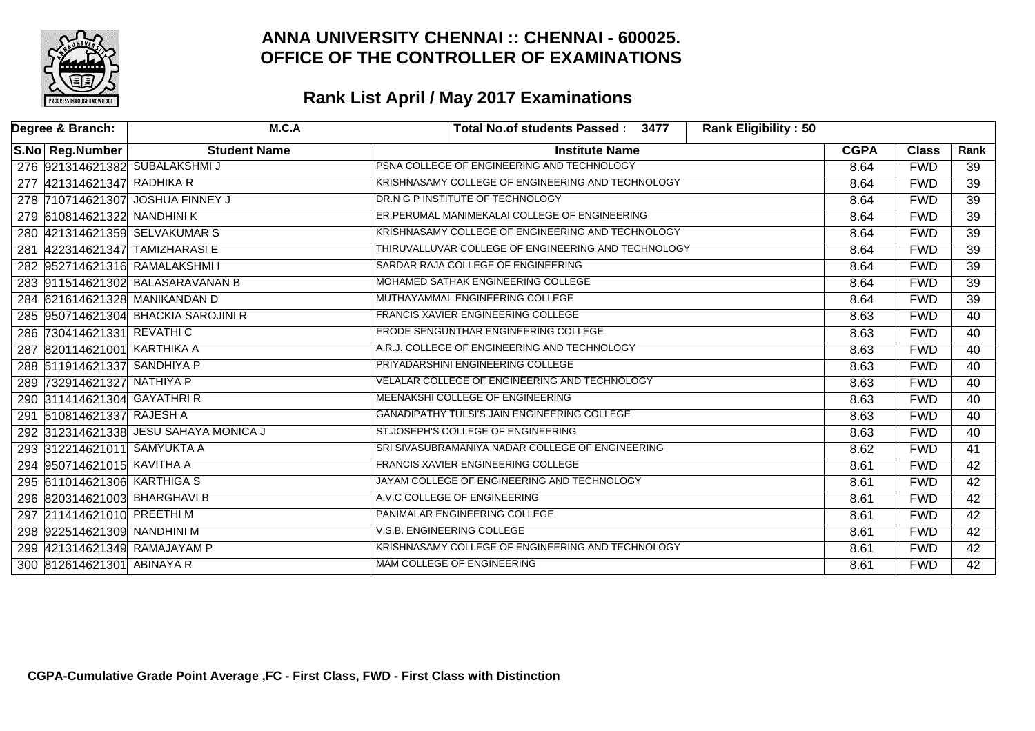# ANNA UNIVERSITY CHENNAI :: CHENNAI - 600025.
# OFFICE OF THE CONTROLLER OF EXAMINATIONS

## Rank List April / May 2017 Examinations

| Degree & Branch: | M.C.A | Total No.of students Passed : 3477 | Rank Eligibility : 50 | | | |
|---|---|---|---|---|---|---|
| **S.No** | **Reg.Number** | **Student Name** | **Institute Name** | **CGPA** | **Class** | **Rank** |
| 276 | 921314621382 | SUBALAKSHMI J | PSNA COLLEGE OF ENGINEERING AND TECHNOLOGY | 8.64 | FWD | 39 |
| 277 | 421314621347 | RADHIKA R | KRISHNASAMY COLLEGE OF ENGINEERING AND TECHNOLOGY | 8.64 | FWD | 39 |
| 278 | 710714621307 | JOSHUA FINNEY J | DR.N G P INSTITUTE OF TECHNOLOGY | 8.64 | FWD | 39 |
| 279 | 610814621322 | NANDHINI K | ER.PERUMAL MANIMEKALAI COLLEGE OF ENGINEERING | 8.64 | FWD | 39 |
| 280 | 421314621359 | SELVAKUMAR S | KRISHNASAMY COLLEGE OF ENGINEERING AND TECHNOLOGY | 8.64 | FWD | 39 |
| 281 | 422314621347 | TAMIZHARASI E | THIRUVALLUVAR COLLEGE OF ENGINEERING AND TECHNOLOGY | 8.64 | FWD | 39 |
| 282 | 952714621316 | RAMALAKSHMI I | SARDAR RAJA COLLEGE OF ENGINEERING | 8.64 | FWD | 39 |
| 283 | 911514621302 | BALASARAVANAN B | MOHAMED SATHAK ENGINEERING COLLEGE | 8.64 | FWD | 39 |
| 284 | 621614621328 | MANIKANDAN D | MUTHAYAMMAL ENGINEERING COLLEGE | 8.64 | FWD | 39 |
| 285 | 950714621304 | BHACKIA SAROJINI R | FRANCIS XAVIER ENGINEERING COLLEGE | 8.63 | FWD | 40 |
| 286 | 730414621331 | REVATHI C | ERODE SENGUNTHAR ENGINEERING COLLEGE | 8.63 | FWD | 40 |
| 287 | 820114621001 | KARTHIKA A | A.R.J. COLLEGE OF ENGINEERING AND TECHNOLOGY | 8.63 | FWD | 40 |
| 288 | 511914621337 | SANDHIYA P | PRIYADARSHINI ENGINEERING COLLEGE | 8.63 | FWD | 40 |
| 289 | 732914621327 | NATHIYA P | VELALAR COLLEGE OF ENGINEERING AND TECHNOLOGY | 8.63 | FWD | 40 |
| 290 | 311414621304 | GAYATHRI R | MEENAKSHI COLLEGE OF ENGINEERING | 8.63 | FWD | 40 |
| 291 | 510814621337 | RAJESH A | GANADIPATHY TULSI'S JAIN ENGINEERING COLLEGE | 8.63 | FWD | 40 |
| 292 | 312314621338 | JESU SAHAYA MONICA J | ST.JOSEPH'S COLLEGE OF ENGINEERING | 8.63 | FWD | 40 |
| 293 | 312214621011 | SAMYUKTA A | SRI SIVASUBRAMANIYA NADAR COLLEGE OF ENGINEERING | 8.62 | FWD | 41 |
| 294 | 950714621015 | KAVITHA A | FRANCIS XAVIER ENGINEERING COLLEGE | 8.61 | FWD | 42 |
| 295 | 611014621306 | KARTHIGA S | JAYAM COLLEGE OF ENGINEERING AND TECHNOLOGY | 8.61 | FWD | 42 |
| 296 | 820314621003 | BHARGHAVI B | A.V.C COLLEGE OF ENGINEERING | 8.61 | FWD | 42 |
| 297 | 211414621010 | PREETHI M | PANIMALAR ENGINEERING COLLEGE | 8.61 | FWD | 42 |
| 298 | 922514621309 | NANDHINI M | V.S.B. ENGINEERING COLLEGE | 8.61 | FWD | 42 |
| 299 | 421314621349 | RAMAJAYAM P | KRISHNASAMY COLLEGE OF ENGINEERING AND TECHNOLOGY | 8.61 | FWD | 42 |
| 300 | 812614621301 | ABINAYA R | MAM COLLEGE OF ENGINEERING | 8.61 | FWD | 42 |

**CGPA-Cumulative Grade Point Average ,FC - First Class, FWD - First Class with Distinction**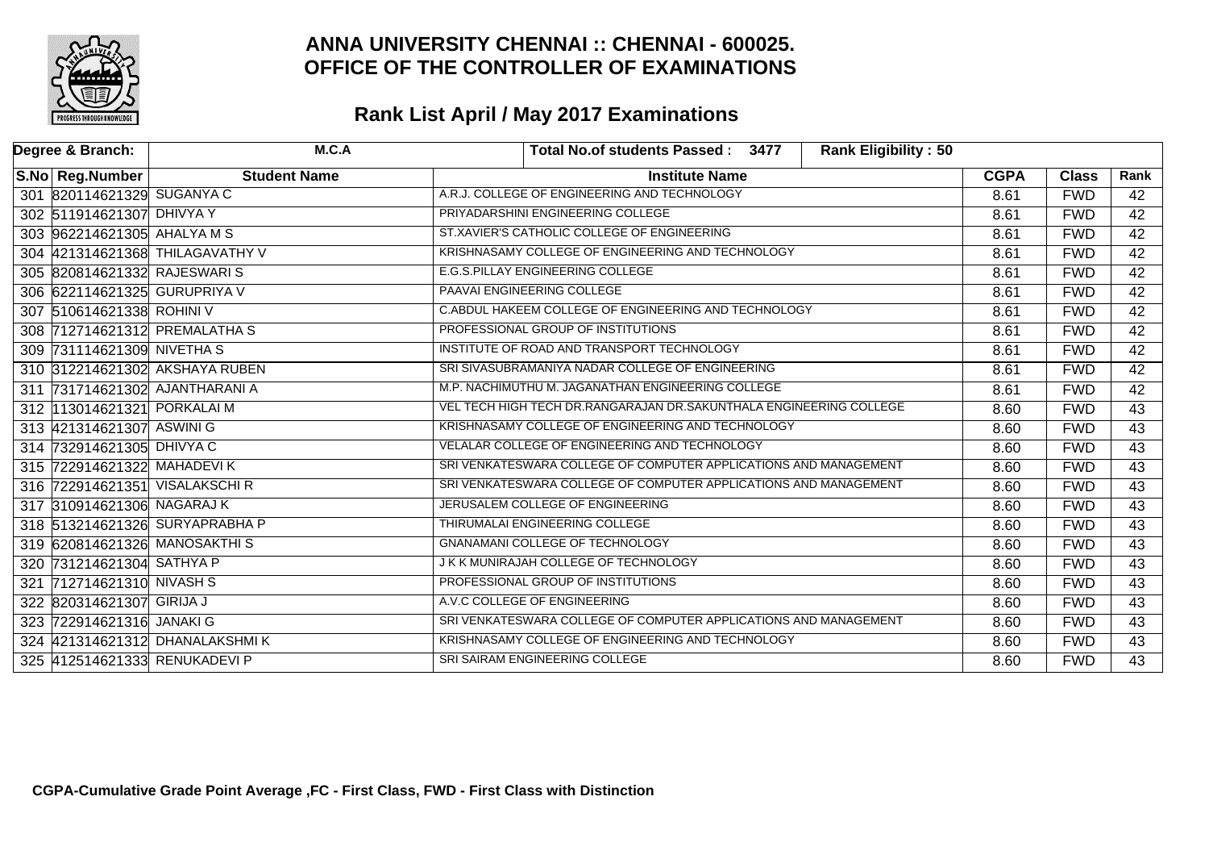# ANNA UNIVERSITY CHENNAI :: CHENNAI - 600025.
# OFFICE OF THE CONTROLLER OF EXAMINATIONS

## Rank List April / May 2017 Examinations

| Degree & Branch: | M.C.A | | Total No.of students Passed : 3477 | Rank Eligibility : 50 | | |
|---|---|---|---|---|---|---|

| S.No | Reg.Number | Student Name | Institute Name | CGPA | Class | Rank |
|---|---|---|---|---|---|---|
| 301 | 820114621329 | SUGANYA C | A.R.J. COLLEGE OF ENGINEERING AND TECHNOLOGY | 8.61 | FWD | 42 |
| 302 | 511914621307 | DHIVYA Y | PRIYADARSHINI ENGINEERING COLLEGE | 8.61 | FWD | 42 |
| 303 | 962214621305 | AHALYA M S | ST.XAVIER'S CATHOLIC COLLEGE OF ENGINEERING | 8.61 | FWD | 42 |
| 304 | 421314621368 | THILAGAVATHY V | KRISHNASAMY COLLEGE OF ENGINEERING AND TECHNOLOGY | 8.61 | FWD | 42 |
| 305 | 820814621332 | RAJESWARI S | E.G.S.PILLAY ENGINEERING COLLEGE | 8.61 | FWD | 42 |
| 306 | 622114621325 | GURUPRIYA V | PAAVAI ENGINEERING COLLEGE | 8.61 | FWD | 42 |
| 307 | 510614621338 | ROHINI V | C.ABDUL HAKEEM COLLEGE OF ENGINEERING AND TECHNOLOGY | 8.61 | FWD | 42 |
| 308 | 712714621312 | PREMALATHA S | PROFESSIONAL GROUP OF INSTITUTIONS | 8.61 | FWD | 42 |
| 309 | 731114621309 | NIVETHA S | INSTITUTE OF ROAD AND TRANSPORT TECHNOLOGY | 8.61 | FWD | 42 |
| 310 | 312214621302 | AKSHAYA RUBEN | SRI SIVASUBRAMANIYA NADAR COLLEGE OF ENGINEERING | 8.61 | FWD | 42 |
| 311 | 731714621302 | AJANTHARANI A | M.P. NACHIMUTHU M. JAGANATHAN ENGINEERING COLLEGE | 8.61 | FWD | 42 |
| 312 | 113014621321 | PORKALAI M | VEL TECH HIGH TECH DR.RANGARAJAN DR.SAKUNTHALA ENGINEERING COLLEGE | 8.60 | FWD | 43 |
| 313 | 421314621307 | ASWINI G | KRISHNASAMY COLLEGE OF ENGINEERING AND TECHNOLOGY | 8.60 | FWD | 43 |
| 314 | 732914621305 | DHIVYA C | VELALAR COLLEGE OF ENGINEERING AND TECHNOLOGY | 8.60 | FWD | 43 |
| 315 | 722914621322 | MAHADEVI K | SRI VENKATESWARA COLLEGE OF COMPUTER APPLICATIONS AND MANAGEMENT | 8.60 | FWD | 43 |
| 316 | 722914621351 | VISALAKSCHI R | SRI VENKATESWARA COLLEGE OF COMPUTER APPLICATIONS AND MANAGEMENT | 8.60 | FWD | 43 |
| 317 | 310914621306 | NAGARAJ K | JERUSALEM COLLEGE OF ENGINEERING | 8.60 | FWD | 43 |
| 318 | 513214621326 | SURYAPRABHA P | THIRUMALAI ENGINEERING COLLEGE | 8.60 | FWD | 43 |
| 319 | 620814621326 | MANOSAKTHI S | GNANAMANI COLLEGE OF TECHNOLOGY | 8.60 | FWD | 43 |
| 320 | 731214621304 | SATHYA P | J K K MUNIRAJAH COLLEGE OF TECHNOLOGY | 8.60 | FWD | 43 |
| 321 | 712714621310 | NIVASH S | PROFESSIONAL GROUP OF INSTITUTIONS | 8.60 | FWD | 43 |
| 322 | 820314621307 | GIRIJA J | A.V.C COLLEGE OF ENGINEERING | 8.60 | FWD | 43 |
| 323 | 722914621316 | JANAKI G | SRI VENKATESWARA COLLEGE OF COMPUTER APPLICATIONS AND MANAGEMENT | 8.60 | FWD | 43 |
| 324 | 421314621312 | DHANALAKSHMI K | KRISHNASAMY COLLEGE OF ENGINEERING AND TECHNOLOGY | 8.60 | FWD | 43 |
| 325 | 412514621333 | RENUKADEVI P | SRI SAIRAM ENGINEERING COLLEGE | 8.60 | FWD | 43 |

**CGPA-Cumulative Grade Point Average ,FC - First Class, FWD - First Class with Distinction**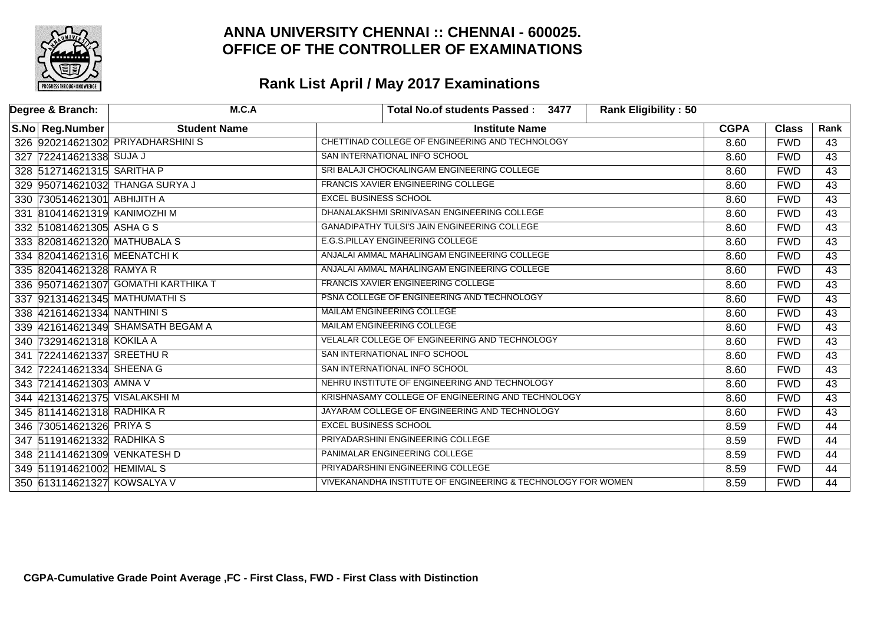# ANNA UNIVERSITY CHENNAI :: CHENNAI - 600025.
# OFFICE OF THE CONTROLLER OF EXAMINATIONS

## Rank List April / May 2017 Examinations

| Degree & Branch: | M.C.A | Total No.of students Passed : 3477 | Rank Eligibility : 50 | | | |
|---|---|---|---|---|---|---|
| **S.No Reg.Number** | **Student Name** | **Institute Name** | | **CGPA** | **Class** | **Rank** |
| 326 920214621302 | PRIYADHARSHINI S | CHETTINAD COLLEGE OF ENGINEERING AND TECHNOLOGY | | 8.60 | FWD | 43 |
| 327 722414621338 | SUJA J | SAN INTERNATIONAL INFO SCHOOL | | 8.60 | FWD | 43 |
| 328 512714621315 | SARITHA P | SRI BALAJI CHOCKALINGAM ENGINEERING COLLEGE | | 8.60 | FWD | 43 |
| 329 950714621032 | THANGA SURYA J | FRANCIS XAVIER ENGINEERING COLLEGE | | 8.60 | FWD | 43 |
| 330 730514621301 | ABHIJITH A | EXCEL BUSINESS SCHOOL | | 8.60 | FWD | 43 |
| 331 810414621319 | KANIMOZHI M | DHANALAKSHMI SRINIVASAN ENGINEERING COLLEGE | | 8.60 | FWD | 43 |
| 332 510814621305 | ASHA G S | GANADIPATHY TULSI'S JAIN ENGINEERING COLLEGE | | 8.60 | FWD | 43 |
| 333 820814621320 | MATHUBALA S | E.G.S.PILLAY ENGINEERING COLLEGE | | 8.60 | FWD | 43 |
| 334 820414621316 | MEENATCHI K | ANJALAI AMMAL MAHALINGAM ENGINEERING COLLEGE | | 8.60 | FWD | 43 |
| 335 820414621328 | RAMYA R | ANJALAI AMMAL MAHALINGAM ENGINEERING COLLEGE | | 8.60 | FWD | 43 |
| 336 950714621307 | GOMATHI KARTHIKA T | FRANCIS XAVIER ENGINEERING COLLEGE | | 8.60 | FWD | 43 |
| 337 921314621345 | MATHUMATHI S | PSNA COLLEGE OF ENGINEERING AND TECHNOLOGY | | 8.60 | FWD | 43 |
| 338 421614621334 | NANTHINI S | MAILAM ENGINEERING COLLEGE | | 8.60 | FWD | 43 |
| 339 421614621349 | SHAMSATH BEGAM A | MAILAM ENGINEERING COLLEGE | | 8.60 | FWD | 43 |
| 340 732914621318 | KOKILA A | VELALAR COLLEGE OF ENGINEERING AND TECHNOLOGY | | 8.60 | FWD | 43 |
| 341 722414621337 | SREETHU R | SAN INTERNATIONAL INFO SCHOOL | | 8.60 | FWD | 43 |
| 342 722414621334 | SHEENA G | SAN INTERNATIONAL INFO SCHOOL | | 8.60 | FWD | 43 |
| 343 721414621303 | AMNA V | NEHRU INSTITUTE OF ENGINEERING AND TECHNOLOGY | | 8.60 | FWD | 43 |
| 344 421314621375 | VISALAKSHI M | KRISHNASAMY COLLEGE OF ENGINEERING AND TECHNOLOGY | | 8.60 | FWD | 43 |
| 345 811414621318 | RADHIKA R | JAYARAM COLLEGE OF ENGINEERING AND TECHNOLOGY | | 8.60 | FWD | 43 |
| 346 730514621326 | PRIYA S | EXCEL BUSINESS SCHOOL | | 8.59 | FWD | 44 |
| 347 511914621332 | RADHIKA S | PRIYADARSHINI ENGINEERING COLLEGE | | 8.59 | FWD | 44 |
| 348 211414621309 | VENKATESH D | PANIMALAR ENGINEERING COLLEGE | | 8.59 | FWD | 44 |
| 349 511914621002 | HEMIMAL S | PRIYADARSHINI ENGINEERING COLLEGE | | 8.59 | FWD | 44 |
| 350 613114621327 | KOWSALYA V | VIVEKANANDHA INSTITUTE OF ENGINEERING & TECHNOLOGY FOR WOMEN | | 8.59 | FWD | 44 |

**CGPA-Cumulative Grade Point Average ,FC - First Class, FWD - First Class with Distinction**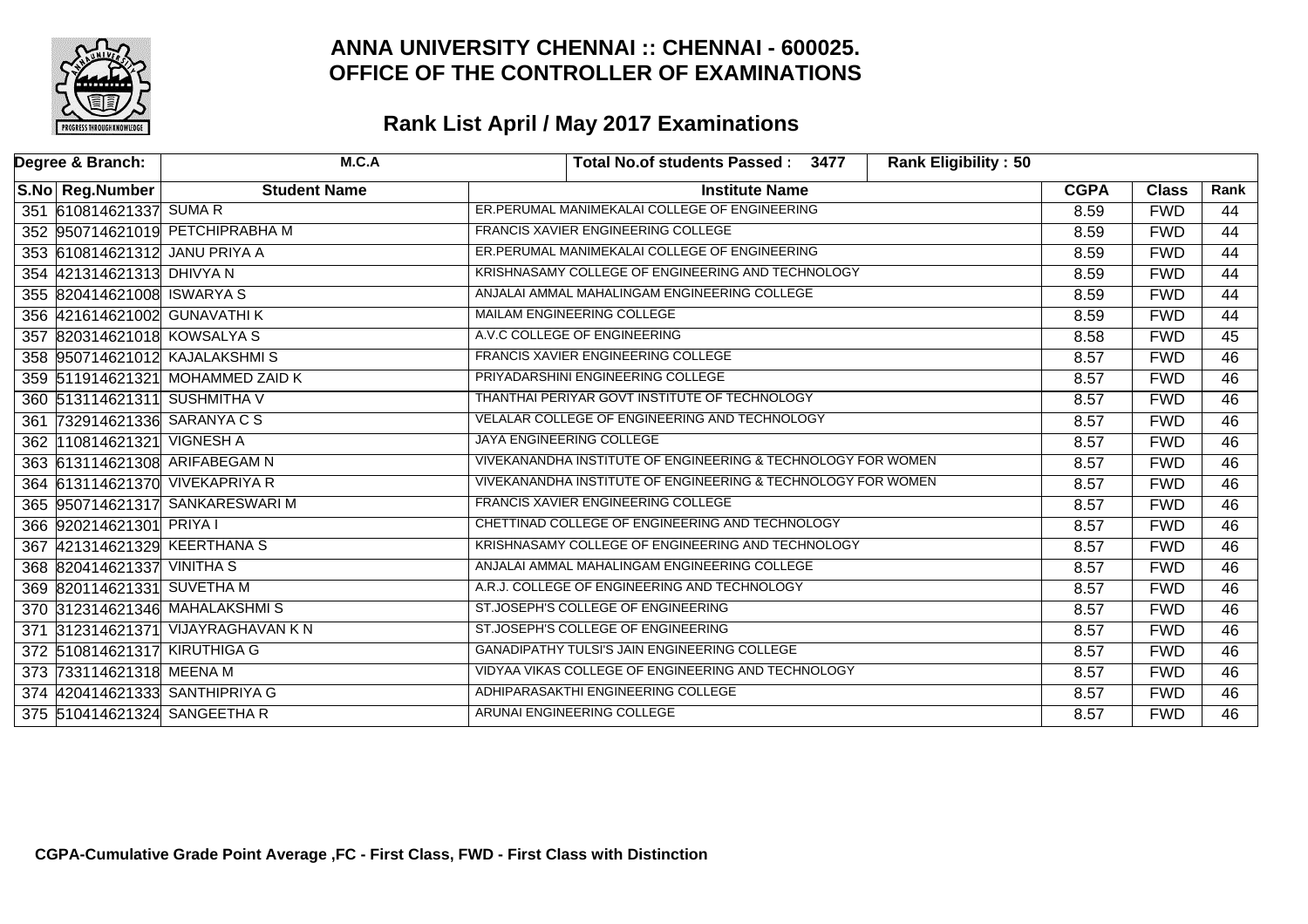# ANNA UNIVERSITY CHENNAI :: CHENNAI - 600025.
# OFFICE OF THE CONTROLLER OF EXAMINATIONS

## Rank List April / May 2017 Examinations

| Degree & Branch: | M.C.A | Total No.of students Passed : 3477 | Rank Eligibility : 50 | | | |
|---|---|---|---|---|---|---|
| **S.No Reg.Number** | **Student Name** | **Institute Name** | | **CGPA** | **Class** | **Rank** |
| 351 610814621337 | SUMA R | ER.PERUMAL MANIMEKALAI COLLEGE OF ENGINEERING | | 8.59 | FWD | 44 |
| 352 950714621019 | PETCHIPRABHA M | FRANCIS XAVIER ENGINEERING COLLEGE | | 8.59 | FWD | 44 |
| 353 610814621312 | JANU PRIYA A | ER.PERUMAL MANIMEKALAI COLLEGE OF ENGINEERING | | 8.59 | FWD | 44 |
| 354 421314621313 | DHIVYA N | KRISHNASAMY COLLEGE OF ENGINEERING AND TECHNOLOGY | | 8.59 | FWD | 44 |
| 355 820414621008 | ISWARYA S | ANJALAI AMMAL MAHALINGAM ENGINEERING COLLEGE | | 8.59 | FWD | 44 |
| 356 421614621002 | GUNAVATHI K | MAILAM ENGINEERING COLLEGE | | 8.59 | FWD | 44 |
| 357 820314621018 | KOWSALYA S | A.V.C COLLEGE OF ENGINEERING | | 8.58 | FWD | 45 |
| 358 950714621012 | KAJALAKSHMI S | FRANCIS XAVIER ENGINEERING COLLEGE | | 8.57 | FWD | 46 |
| 359 511914621321 | MOHAMMED ZAID K | PRIYADARSHINI ENGINEERING COLLEGE | | 8.57 | FWD | 46 |
| 360 513114621311 | SUSHMITHA V | THANTHAI PERIYAR GOVT INSTITUTE OF TECHNOLOGY | | 8.57 | FWD | 46 |
| 361 732914621336 | SARANYA C S | VELALAR COLLEGE OF ENGINEERING AND TECHNOLOGY | | 8.57 | FWD | 46 |
| 362 110814621321 | VIGNESH A | JAYA ENGINEERING COLLEGE | | 8.57 | FWD | 46 |
| 363 613114621308 | ARIFABEGAM N | VIVEKANANDHA INSTITUTE OF ENGINEERING & TECHNOLOGY FOR WOMEN | | 8.57 | FWD | 46 |
| 364 613114621370 | VIVEKAPRIYA R | VIVEKANANDHA INSTITUTE OF ENGINEERING & TECHNOLOGY FOR WOMEN | | 8.57 | FWD | 46 |
| 365 950714621317 | SANKARESWARI M | FRANCIS XAVIER ENGINEERING COLLEGE | | 8.57 | FWD | 46 |
| 366 920214621301 | PRIYA I | CHETTINAD COLLEGE OF ENGINEERING AND TECHNOLOGY | | 8.57 | FWD | 46 |
| 367 421314621329 | KEERTHANA S | KRISHNASAMY COLLEGE OF ENGINEERING AND TECHNOLOGY | | 8.57 | FWD | 46 |
| 368 820414621337 | VINITHA S | ANJALAI AMMAL MAHALINGAM ENGINEERING COLLEGE | | 8.57 | FWD | 46 |
| 369 820114621331 | SUVETHA M | A.R.J. COLLEGE OF ENGINEERING AND TECHNOLOGY | | 8.57 | FWD | 46 |
| 370 312314621346 | MAHALAKSHMI S | ST.JOSEPH'S COLLEGE OF ENGINEERING | | 8.57 | FWD | 46 |
| 371 312314621371 | VIJAYRAGHAVAN K N | ST.JOSEPH'S COLLEGE OF ENGINEERING | | 8.57 | FWD | 46 |
| 372 510814621317 | KIRUTHIGA G | GANADIPATHY TULSI'S JAIN ENGINEERING COLLEGE | | 8.57 | FWD | 46 |
| 373 733114621318 | MEENA M | VIDYAA VIKAS COLLEGE OF ENGINEERING AND TECHNOLOGY | | 8.57 | FWD | 46 |
| 374 420414621333 | SANTHIPRIYA G | ADHIPARASAKTHI ENGINEERING COLLEGE | | 8.57 | FWD | 46 |
| 375 510414621324 | SANGEETHA R | ARUNAI ENGINEERING COLLEGE | | 8.57 | FWD | 46 |

**CGPA-Cumulative Grade Point Average ,FC - First Class, FWD - First Class with Distinction**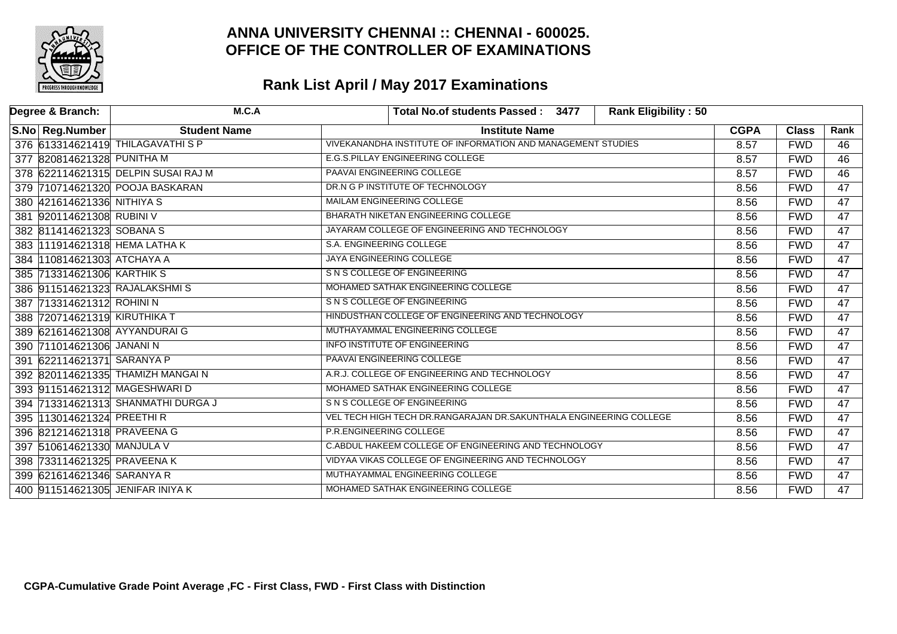# ANNA UNIVERSITY CHENNAI :: CHENNAI - 600025.
# OFFICE OF THE CONTROLLER OF EXAMINATIONS

## Rank List April / May 2017 Examinations

| Degree & Branch: | M.C.A | Total No.of students Passed : 3477 | Rank Eligibility : 50 | | | |
|---|---|---|---|---|---|---|
| **S.No** | **Reg.Number** | **Student Name** | **Institute Name** | **CGPA** | **Class** | **Rank** |
| 376 | 613314621419 | THILAGAVATHI S P | VIVEKANANDHA INSTITUTE OF INFORMATION AND MANAGEMENT STUDIES | 8.57 | FWD | 46 |
| 377 | 820814621328 | PUNITHA M | E.G.S.PILLAY ENGINEERING COLLEGE | 8.57 | FWD | 46 |
| 378 | 622114621315 | DELPIN SUSAI RAJ M | PAAVAI ENGINEERING COLLEGE | 8.57 | FWD | 46 |
| 379 | 710714621320 | POOJA BASKARAN | DR.N G P INSTITUTE OF TECHNOLOGY | 8.56 | FWD | 47 |
| 380 | 421614621336 | NITHIYA S | MAILAM ENGINEERING COLLEGE | 8.56 | FWD | 47 |
| 381 | 920114621308 | RUBINI V | BHARATH NIKETAN ENGINEERING COLLEGE | 8.56 | FWD | 47 |
| 382 | 811414621323 | SOBANA S | JAYARAM COLLEGE OF ENGINEERING AND TECHNOLOGY | 8.56 | FWD | 47 |
| 383 | 111914621318 | HEMA LATHA K | S.A. ENGINEERING COLLEGE | 8.56 | FWD | 47 |
| 384 | 110814621303 | ATCHAYA A | JAYA ENGINEERING COLLEGE | 8.56 | FWD | 47 |
| 385 | 713314621306 | KARTHIK S | S N S COLLEGE OF ENGINEERING | 8.56 | FWD | 47 |
| 386 | 911514621323 | RAJALAKSHMI S | MOHAMED SATHAK ENGINEERING COLLEGE | 8.56 | FWD | 47 |
| 387 | 713314621312 | ROHINI N | S N S COLLEGE OF ENGINEERING | 8.56 | FWD | 47 |
| 388 | 720714621319 | KIRUTHIKA T | HINDUSTHAN COLLEGE OF ENGINEERING AND TECHNOLOGY | 8.56 | FWD | 47 |
| 389 | 621614621308 | AYYANDURAI G | MUTHAYAMMAL ENGINEERING COLLEGE | 8.56 | FWD | 47 |
| 390 | 711014621306 | JANANI N | INFO INSTITUTE OF ENGINEERING | 8.56 | FWD | 47 |
| 391 | 622114621371 | SARANYA P | PAAVAI ENGINEERING COLLEGE | 8.56 | FWD | 47 |
| 392 | 820114621335 | THAMIZH MANGAI N | A.R.J. COLLEGE OF ENGINEERING AND TECHNOLOGY | 8.56 | FWD | 47 |
| 393 | 911514621312 | MAGESHWARI D | MOHAMED SATHAK ENGINEERING COLLEGE | 8.56 | FWD | 47 |
| 394 | 713314621313 | SHANMATHI DURGA J | S N S COLLEGE OF ENGINEERING | 8.56 | FWD | 47 |
| 395 | 113014621324 | PREETHI R | VEL TECH HIGH TECH DR.RANGARAJAN DR.SAKUNTHALA ENGINEERING COLLEGE | 8.56 | FWD | 47 |
| 396 | 821214621318 | PRAVEENA G | P.R.ENGINEERING COLLEGE | 8.56 | FWD | 47 |
| 397 | 510614621330 | MANJULA V | C.ABDUL HAKEEM COLLEGE OF ENGINEERING AND TECHNOLOGY | 8.56 | FWD | 47 |
| 398 | 733114621325 | PRAVEENA K | VIDYAA VIKAS COLLEGE OF ENGINEERING AND TECHNOLOGY | 8.56 | FWD | 47 |
| 399 | 621614621346 | SARANYA R | MUTHAYAMMAL ENGINEERING COLLEGE | 8.56 | FWD | 47 |
| 400 | 911514621305 | JENIFAR INIYA K | MOHAMED SATHAK ENGINEERING COLLEGE | 8.56 | FWD | 47 |

**CGPA-Cumulative Grade Point Average ,FC - First Class, FWD - First Class with Distinction**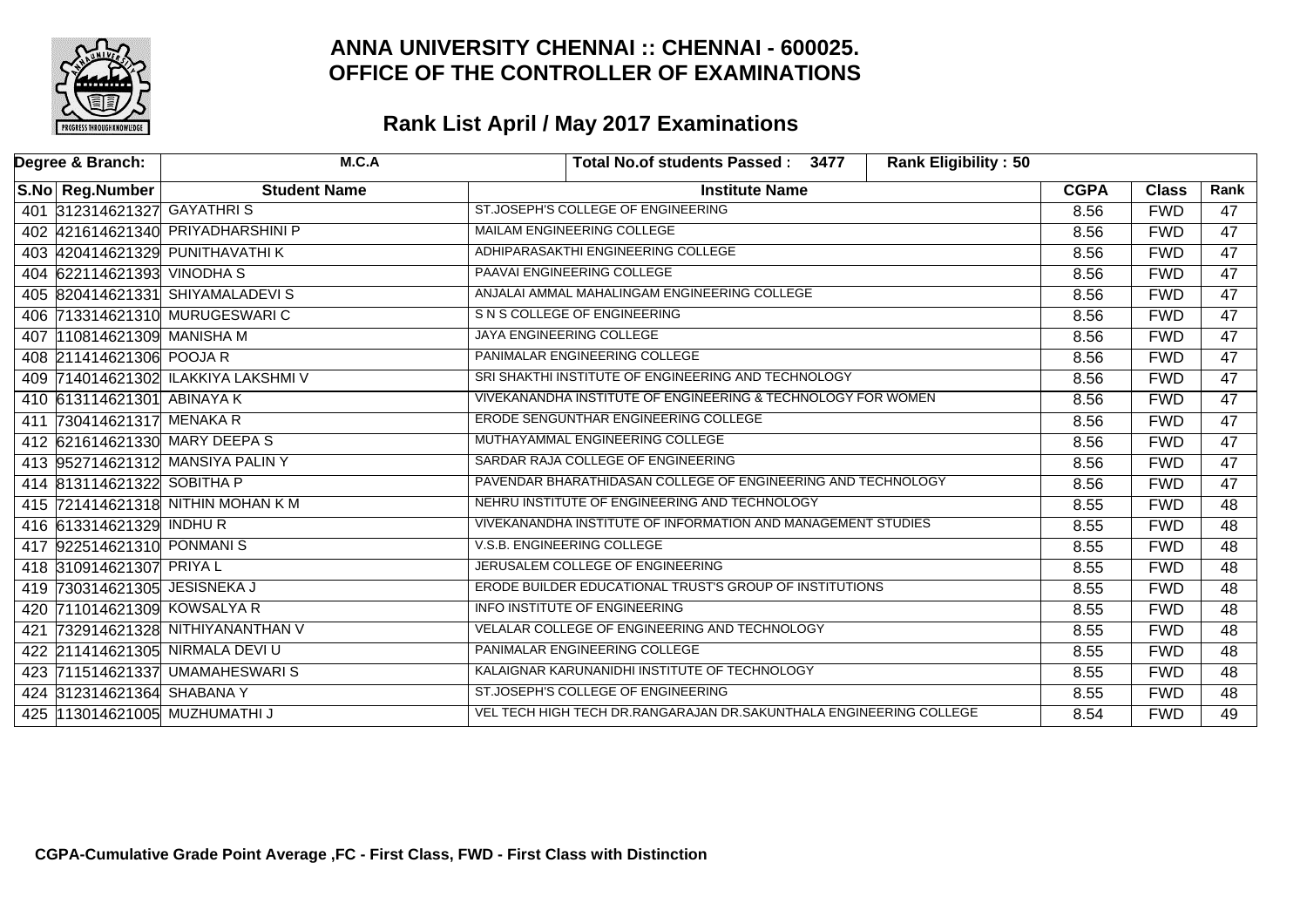# ANNA UNIVERSITY CHENNAI :: CHENNAI - 600025.
# OFFICE OF THE CONTROLLER OF EXAMINATIONS

## Rank List April / May 2017 Examinations

| Degree & Branch: | M.C.A | Total No.of students Passed : 3477 | Rank Eligibility : 50 | | | |
|---|---|---|---|---|---|---|

| S.No | Reg.Number | Student Name | Institute Name | CGPA | Class | Rank |
|---|---|---|---|---|---|---|
| 401 | 312314621327 | GAYATHRI S | ST.JOSEPH'S COLLEGE OF ENGINEERING | 8.56 | FWD | 47 |
| 402 | 421614621340 | PRIYADHARSHINI P | MAILAM ENGINEERING COLLEGE | 8.56 | FWD | 47 |
| 403 | 420414621329 | PUNITHAVATHI K | ADHIPARASAKTHI ENGINEERING COLLEGE | 8.56 | FWD | 47 |
| 404 | 622114621393 | VINODHA S | PAAVAI ENGINEERING COLLEGE | 8.56 | FWD | 47 |
| 405 | 820414621331 | SHIYAMALADEVI S | ANJALAI AMMAL MAHALINGAM ENGINEERING COLLEGE | 8.56 | FWD | 47 |
| 406 | 713314621310 | MURUGESWARI C | S N S COLLEGE OF ENGINEERING | 8.56 | FWD | 47 |
| 407 | 110814621309 | MANISHA M | JAYA ENGINEERING COLLEGE | 8.56 | FWD | 47 |
| 408 | 211414621306 | POOJA R | PANIMALAR ENGINEERING COLLEGE | 8.56 | FWD | 47 |
| 409 | 714014621302 | ILAKKIYA LAKSHMI V | SRI SHAKTHI INSTITUTE OF ENGINEERING AND TECHNOLOGY | 8.56 | FWD | 47 |
| 410 | 613114621301 | ABINAYA K | VIVEKANANDHA INSTITUTE OF ENGINEERING & TECHNOLOGY FOR WOMEN | 8.56 | FWD | 47 |
| 411 | 730414621317 | MENAKA R | ERODE SENGUNTHAR ENGINEERING COLLEGE | 8.56 | FWD | 47 |
| 412 | 621614621330 | MARY DEEPA S | MUTHAYAMMAL ENGINEERING COLLEGE | 8.56 | FWD | 47 |
| 413 | 952714621312 | MANSIYA PALIN Y | SARDAR RAJA COLLEGE OF ENGINEERING | 8.56 | FWD | 47 |
| 414 | 813114621322 | SOBITHA P | PAVENDAR BHARATHIDASAN COLLEGE OF ENGINEERING AND TECHNOLOGY | 8.56 | FWD | 47 |
| 415 | 721414621318 | NITHIN MOHAN K M | NEHRU INSTITUTE OF ENGINEERING AND TECHNOLOGY | 8.55 | FWD | 48 |
| 416 | 613314621329 | INDHU R | VIVEKANANDHA INSTITUTE OF INFORMATION AND MANAGEMENT STUDIES | 8.55 | FWD | 48 |
| 417 | 922514621310 | PONMANI S | V.S.B. ENGINEERING COLLEGE | 8.55 | FWD | 48 |
| 418 | 310914621307 | PRIYA L | JERUSALEM COLLEGE OF ENGINEERING | 8.55 | FWD | 48 |
| 419 | 730314621305 | JESISNEKA J | ERODE BUILDER EDUCATIONAL TRUST'S GROUP OF INSTITUTIONS | 8.55 | FWD | 48 |
| 420 | 711014621309 | KOWSALYA R | INFO INSTITUTE OF ENGINEERING | 8.55 | FWD | 48 |
| 421 | 732914621328 | NITHIYANANTHAN V | VELALAR COLLEGE OF ENGINEERING AND TECHNOLOGY | 8.55 | FWD | 48 |
| 422 | 211414621305 | NIRMALA DEVI U | PANIMALAR ENGINEERING COLLEGE | 8.55 | FWD | 48 |
| 423 | 711514621337 | UMAMAHESWARI S | KALAIGNAR KARUNANIDHI INSTITUTE OF TECHNOLOGY | 8.55 | FWD | 48 |
| 424 | 312314621364 | SHABANA Y | ST.JOSEPH'S COLLEGE OF ENGINEERING | 8.55 | FWD | 48 |
| 425 | 113014621005 | MUZHUMATHI J | VEL TECH HIGH TECH DR.RANGARAJAN DR.SAKUNTHALA ENGINEERING COLLEGE | 8.54 | FWD | 49 |

**CGPA-Cumulative Grade Point Average ,FC - First Class, FWD - First Class with Distinction**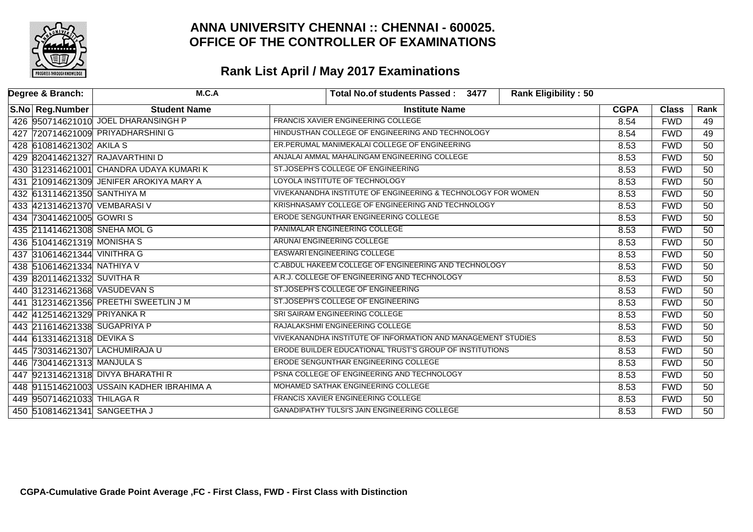# ANNA UNIVERSITY CHENNAI :: CHENNAI - 600025.
# OFFICE OF THE CONTROLLER OF EXAMINATIONS

## Rank List April / May 2017 Examinations

| Degree & Branch: | M.C.A | Total No.of students Passed : 3477 | Rank Eligibility : 50 | | | |
|---|---|---|---|---|---|---|
| **S.No** | **Reg.Number** | **Student Name** | **Institute Name** | **CGPA** | **Class** | **Rank** |
| 426 | 950714621010 | JOEL DHARANSINGH P | FRANCIS XAVIER ENGINEERING COLLEGE | 8.54 | FWD | 49 |
| 427 | 720714621009 | PRIYADHARSHINI G | HINDUSTHAN COLLEGE OF ENGINEERING AND TECHNOLOGY | 8.54 | FWD | 49 |
| 428 | 610814621302 | AKILA S | ER.PERUMAL MANIMEKALAI COLLEGE OF ENGINEERING | 8.53 | FWD | 50 |
| 429 | 820414621327 | RAJAVARTHINI D | ANJALAI AMMAL MAHALINGAM ENGINEERING COLLEGE | 8.53 | FWD | 50 |
| 430 | 312314621001 | CHANDRA UDAYA KUMARI K | ST.JOSEPH'S COLLEGE OF ENGINEERING | 8.53 | FWD | 50 |
| 431 | 210914621309 | JENIFER AROKIYA MARY A | LOYOLA INSTITUTE OF TECHNOLOGY | 8.53 | FWD | 50 |
| 432 | 613114621350 | SANTHIYA M | VIVEKANANDHA INSTITUTE OF ENGINEERING & TECHNOLOGY FOR WOMEN | 8.53 | FWD | 50 |
| 433 | 421314621370 | VEMBARASI V | KRISHNASAMY COLLEGE OF ENGINEERING AND TECHNOLOGY | 8.53 | FWD | 50 |
| 434 | 730414621005 | GOWRI S | ERODE SENGUNTHAR ENGINEERING COLLEGE | 8.53 | FWD | 50 |
| 435 | 211414621308 | SNEHA MOL G | PANIMALAR ENGINEERING COLLEGE | 8.53 | FWD | 50 |
| 436 | 510414621319 | MONISHA S | ARUNAI ENGINEERING COLLEGE | 8.53 | FWD | 50 |
| 437 | 310614621344 | VINITHRA G | EASWARI ENGINEERING COLLEGE | 8.53 | FWD | 50 |
| 438 | 510614621334 | NATHIYA V | C.ABDUL HAKEEM COLLEGE OF ENGINEERING AND TECHNOLOGY | 8.53 | FWD | 50 |
| 439 | 820114621332 | SUVITHA R | A.R.J. COLLEGE OF ENGINEERING AND TECHNOLOGY | 8.53 | FWD | 50 |
| 440 | 312314621368 | VASUDEVAN S | ST.JOSEPH'S COLLEGE OF ENGINEERING | 8.53 | FWD | 50 |
| 441 | 312314621356 | PREETHI SWEETLIN J M | ST.JOSEPH'S COLLEGE OF ENGINEERING | 8.53 | FWD | 50 |
| 442 | 412514621329 | PRIYANKA R | SRI SAIRAM ENGINEERING COLLEGE | 8.53 | FWD | 50 |
| 443 | 211614621338 | SUGAPRIYA P | RAJALAKSHMI ENGINEERING COLLEGE | 8.53 | FWD | 50 |
| 444 | 613314621318 | DEVIKA S | VIVEKANANDHA INSTITUTE OF INFORMATION AND MANAGEMENT STUDIES | 8.53 | FWD | 50 |
| 445 | 730314621307 | LACHUMIRAJA U | ERODE BUILDER EDUCATIONAL TRUST'S GROUP OF INSTITUTIONS | 8.53 | FWD | 50 |
| 446 | 730414621313 | MANJULA S | ERODE SENGUNTHAR ENGINEERING COLLEGE | 8.53 | FWD | 50 |
| 447 | 921314621318 | DIVYA BHARATHI R | PSNA COLLEGE OF ENGINEERING AND TECHNOLOGY | 8.53 | FWD | 50 |
| 448 | 911514621003 | USSAIN KADHER IBRAHIMA A | MOHAMED SATHAK ENGINEERING COLLEGE | 8.53 | FWD | 50 |
| 449 | 950714621033 | THILAGA R | FRANCIS XAVIER ENGINEERING COLLEGE | 8.53 | FWD | 50 |
| 450 | 510814621341 | SANGEETHA J | GANADIPATHY TULSI'S JAIN ENGINEERING COLLEGE | 8.53 | FWD | 50 |

**CGPA-Cumulative Grade Point Average ,FC - First Class, FWD - First Class with Distinction**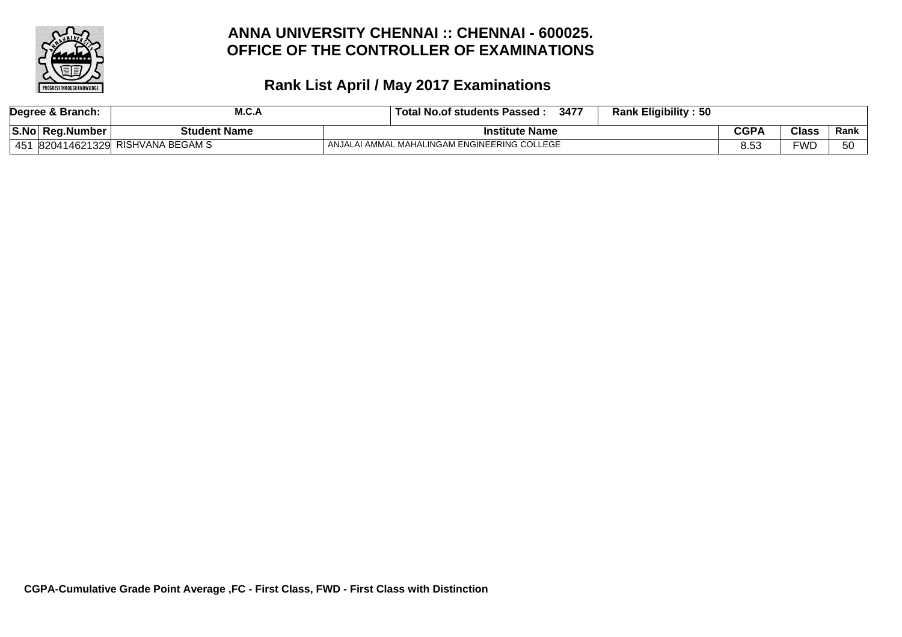# ANNA UNIVERSITY CHENNAI :: CHENNAI - 600025.
# OFFICE OF THE CONTROLLER OF EXAMINATIONS

## Rank List April / May 2017 Examinations

| Degree & Branch: | | M.C.A | Total No.of students Passed : 3477 | Rank Eligibility : 50 | | |
|---|---|---|---|---|---|---|
| **S.No** | **Reg.Number** | **Student Name** | **Institute Name** | **CGPA** | **Class** | **Rank** |
| 451 | 820414621329 | RISHVANA BEGAM S | ANJALAI AMMAL MAHALINGAM ENGINEERING COLLEGE | 8.53 | FWD | 50 |

**CGPA-Cumulative Grade Point Average ,FC - First Class, FWD - First Class with Distinction**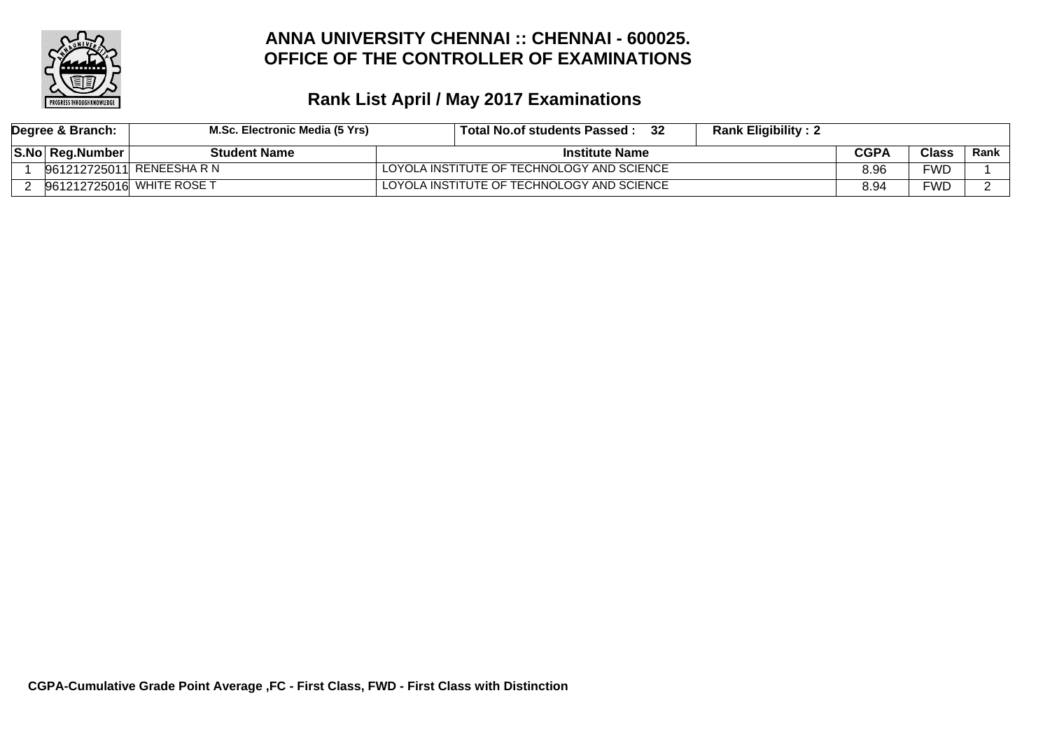# ANNA UNIVERSITY CHENNAI :: CHENNAI - 600025.
# OFFICE OF THE CONTROLLER OF EXAMINATIONS

## Rank List April / May 2017 Examinations

| Degree & Branch: | M.Sc. Electronic Media (5 Yrs) | Total No.of students Passed : 32 | Rank Eligibility : 2 | | | |
|---|---|---|---|---|---|---|
| **S.No** | **Reg.Number** | **Student Name** | **Institute Name** | **CGPA** | **Class** | **Rank** |
| 1 | 961212725011 | RENEESHA R N | LOYOLA INSTITUTE OF TECHNOLOGY AND SCIENCE | 8.96 | FWD | 1 |
| 2 | 961212725016 | WHITE ROSE T | LOYOLA INSTITUTE OF TECHNOLOGY AND SCIENCE | 8.94 | FWD | 2 |

**CGPA-Cumulative Grade Point Average ,FC - First Class, FWD - First Class with Distinction**